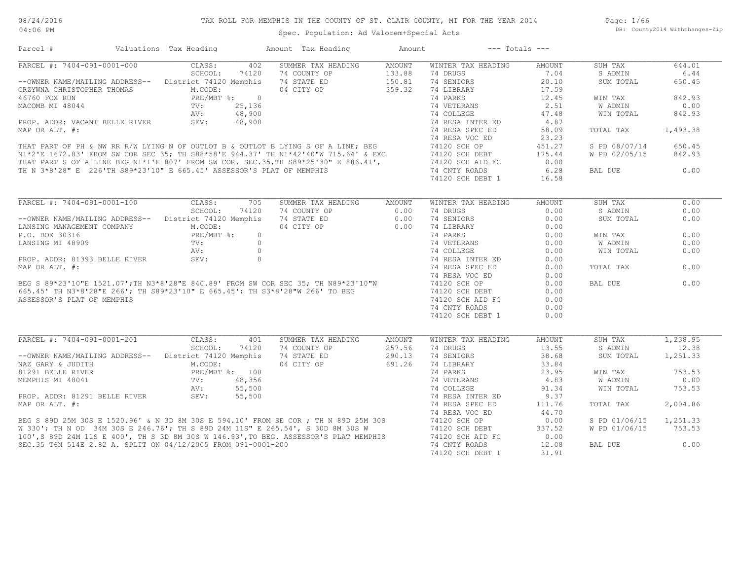# TAX ROLL FOR MEMPHIS IN THE COUNTY OF ST. CLAIR COUNTY, MI FOR THE YEAR 2014

Spec. Population: Ad Valorem+Special Acts

08/24/2016
04:06 PM

DB: County2014 Withchanges-Zip

| Parcel # | Valuations | Tax Heading | Amount | Tax Heading | Amount | --- Totals --- | |
|---|---|---|---|---|---|---|---|

## PARCEL #: 7404-091-0001-000

| Field | Value | SUMMER TAX HEADING | AMOUNT | WINTER TAX HEADING | AMOUNT | TOTALS | |
|---|---|---|---|---|---|---|---|
| CLASS: | 402 | 74 COUNTY OP | 133.88 | 74 DRUGS | 7.04 | SUM TAX | 644.01 |
| SCHOOL: | 74120 | 74 STATE ED | 150.81 | 74 SENIORS | 20.10 | S ADMIN | 6.44 |
| District 74120 Memphis | | 04 CITY OP | 359.32 | 74 LIBRARY | 17.59 | SUM TOTAL | 650.45 |
| M.CODE: | | | | 74 PARKS | 12.45 | WIN TAX | 842.93 |
| PRE/MBT %: | 0 | | | 74 VETERANS | 2.51 | W ADMIN | 0.00 |
| TV: | 25,136 | | | 74 COLLEGE | 47.48 | WIN TOTAL | 842.93 |
| AV: | 48,900 | | | 74 RESA INTER ED | 4.87 | | |
| SEV: | 48,900 | | | 74 RESA SPEC ED | 58.09 | TOTAL TAX | 1,493.38 |
| | | | | 74 RESA VOC ED | 23.23 | | |
| | | | | 74120 SCH OP | 451.27 | S PD 08/07/14 | 650.45 |
| | | | | 74120 SCH DEBT | 175.44 | W PD 02/05/15 | 842.93 |
| | | | | 74120 SCH AID FC | 0.00 | | |
| | | | | 74 CNTY ROADS | 6.28 | BAL DUE | 0.00 |
| | | | | 74120 SCH DEBT 1 | 16.58 | | |

--OWNER NAME/MAILING ADDRESS--
GRZYWNA CHRISTOPHER THOMAS
46760 FOX RUN
MACOMB MI 48044

PROP. ADDR: VACANT BELLE RIVER
MAP OR ALT. #:

THAT PART OF PH & NW RR R/W LYING N OF OUTLOT B & OUTLOT B LYING S OF A LINE; BEG N1*2'E 1672.83' FROM SW COR SEC 35; TH S88*58'E 944.37' TH N1*42'40"W 715.64' & EXC THAT PART S OF A LINE BEG N1*1'E 807' FROM SW COR. SEC.35,TH S89*25'30" E 886.41', TH N 3*8'28" E 226'TH S89*23'10" E 665.45' ASSESSOR'S PLAT OF MEMPHIS

## PARCEL #: 7404-091-0001-100

| Field | Value | SUMMER TAX HEADING | AMOUNT | WINTER TAX HEADING | AMOUNT | TOTALS | |
|---|---|---|---|---|---|---|---|
| CLASS: | 705 | 74 COUNTY OP | 0.00 | 74 DRUGS | 0.00 | SUM TAX | 0.00 |
| SCHOOL: | 74120 | 74 STATE ED | 0.00 | 74 SENIORS | 0.00 | S ADMIN | 0.00 |
| District 74120 Memphis | | 04 CITY OP | 0.00 | 74 LIBRARY | 0.00 | SUM TOTAL | 0.00 |
| M.CODE: | | | | 74 PARKS | 0.00 | WIN TAX | 0.00 |
| PRE/MBT %: | 0 | | | 74 VETERANS | 0.00 | W ADMIN | 0.00 |
| TV: | 0 | | | 74 COLLEGE | 0.00 | WIN TOTAL | 0.00 |
| AV: | 0 | | | 74 RESA INTER ED | 0.00 | | |
| SEV: | 0 | | | 74 RESA SPEC ED | 0.00 | TOTAL TAX | 0.00 |
| | | | | 74 RESA VOC ED | 0.00 | | |
| | | | | 74120 SCH OP | 0.00 | BAL DUE | 0.00 |
| | | | | 74120 SCH DEBT | 0.00 | | |
| | | | | 74120 SCH AID FC | 0.00 | | |
| | | | | 74 CNTY ROADS | 0.00 | | |
| | | | | 74120 SCH DEBT 1 | 0.00 | | |

--OWNER NAME/MAILING ADDRESS--
LANSING MANAGEMENT COMPANY
P.O. BOX 30316
LANSING MI 48909

PROP. ADDR: 81393 BELLE RIVER
MAP OR ALT. #:

BEG S 89*23'10"E 1521.07';TH N3*8'28"E 840.89' FROM SW COR SEC 35; TH N89*23'10"W 665.45' TH N3*8'28"E 266'; TH S89*23'10" E 665.45'; TH S3*8'28"W 266' TO BEG ASSESSOR'S PLAT OF MEMPHIS

## PARCEL #: 7404-091-0001-201

| Field | Value | SUMMER TAX HEADING | AMOUNT | WINTER TAX HEADING | AMOUNT | TOTALS | |
|---|---|---|---|---|---|---|---|
| CLASS: | 401 | 74 COUNTY OP | 257.56 | 74 DRUGS | 13.55 | SUM TAX | 1,238.95 |
| SCHOOL: | 74120 | 74 STATE ED | 290.13 | 74 SENIORS | 38.68 | S ADMIN | 12.38 |
| District 74120 Memphis | | 04 CITY OP | 691.26 | 74 LIBRARY | 33.84 | SUM TOTAL | 1,251.33 |
| M.CODE: | | | | 74 PARKS | 23.95 | WIN TAX | 753.53 |
| PRE/MBT %: | 100 | | | 74 VETERANS | 4.83 | W ADMIN | 0.00 |
| TV: | 48,356 | | | 74 COLLEGE | 91.34 | WIN TOTAL | 753.53 |
| AV: | 55,500 | | | 74 RESA INTER ED | 9.37 | | |
| SEV: | 55,500 | | | 74 RESA SPEC ED | 111.76 | TOTAL TAX | 2,004.86 |
| | | | | 74 RESA VOC ED | 44.70 | | |
| | | | | 74120 SCH OP | 0.00 | S PD 01/06/15 | 1,251.33 |
| | | | | 74120 SCH DEBT | 337.52 | W PD 01/06/15 | 753.53 |
| | | | | 74120 SCH AID FC | 0.00 | | |
| | | | | 74 CNTY ROADS | 12.08 | BAL DUE | 0.00 |
| | | | | 74120 SCH DEBT 1 | 31.91 | | |

--OWNER NAME/MAILING ADDRESS--
NAZ GARY & JUDITH
81291 BELLE RIVER
MEMPHIS MI 48041

PROP. ADDR: 81291 BELLE RIVER
MAP OR ALT. #:

BEG S 89D 25M 30S E 1520.96' & N 3D 8M 30S E 594.10' FROM SE COR ; TH N 89D 25M 30S W 330'; TH N OD 34M 30S E 246.76'; TH S 89D 24M 11S" E 265.54', S 30D 8M 30S W 100',S 89D 24M 11S E 400', TH S 3D 8M 30S W 146.93',TO BEG. ASSESSOR'S PLAT MEMPHIS SEC.35 T6N 514E 2.82 A. SPLIT ON 04/12/2005 FROM 091-0001-200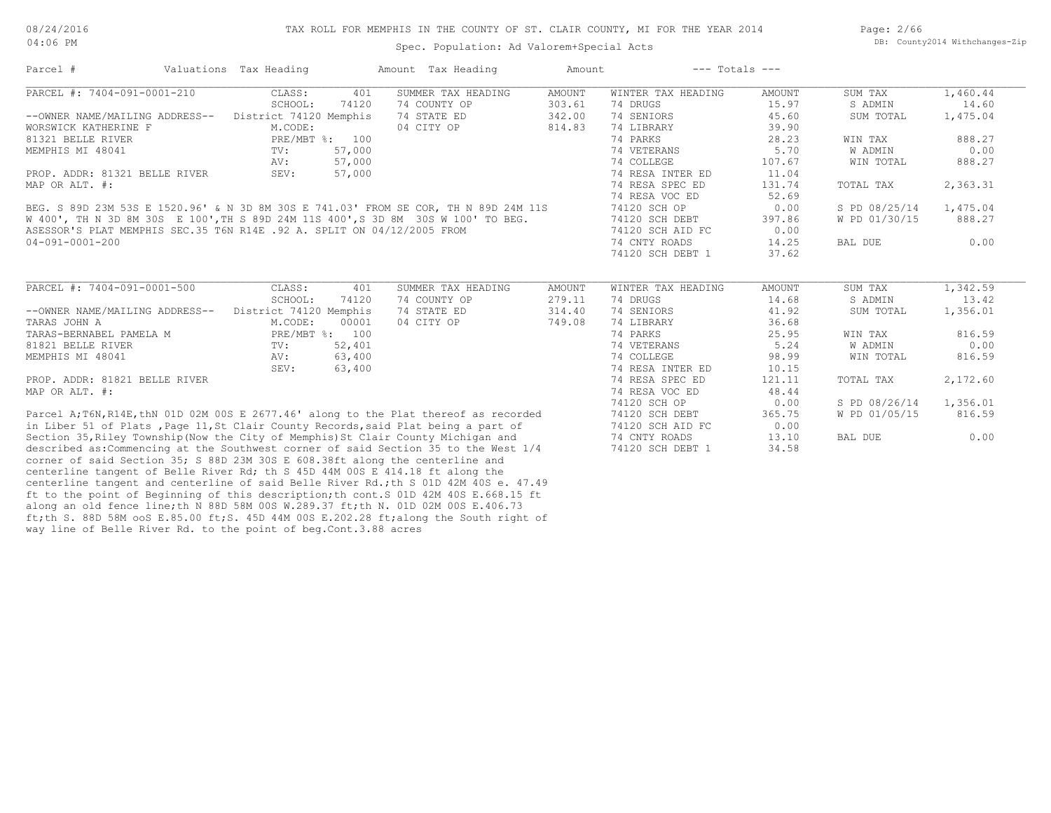# TAX ROLL FOR MEMPHIS IN THE COUNTY OF ST. CLAIR COUNTY, MI FOR THE YEAR 2014

Spec. Population: Ad Valorem+Special Acts

| Parcel # | Valuations | Tax Heading | Amount | Tax Heading | Amount | --- Totals --- | |
|---|---|---|---|---|---|---|---|
| PARCEL #: 7404-091-0001-210 | CLASS: 401 | SUMMER TAX HEADING | AMOUNT | WINTER TAX HEADING | AMOUNT | SUM TAX | 1,460.44 |
| | SCHOOL: 74120 | 74 COUNTY OP | 303.61 | 74 DRUGS | 15.97 | S ADMIN | 14.60 |
| --OWNER NAME/MAILING ADDRESS-- | District 74120 Memphis | 74 STATE ED | 342.00 | 74 SENIORS | 45.60 | SUM TOTAL | 1,475.04 |
| WORSWICK KATHERINE F | M.CODE: | 04 CITY OP | 814.83 | 74 LIBRARY | 39.90 | | |
| 81321 BELLE RIVER | PRE/MBT %: 100 | | | 74 PARKS | 28.23 | WIN TAX | 888.27 |
| MEMPHIS MI 48041 | TV: 57,000 | | | 74 VETERANS | 5.70 | W ADMIN | 0.00 |
| | AV: 57,000 | | | 74 COLLEGE | 107.67 | WIN TOTAL | 888.27 |
| PROP. ADDR: 81321 BELLE RIVER | SEV: 57,000 | | | 74 RESA INTER ED | 11.04 | | |
| MAP OR ALT. #: | | | | 74 RESA SPEC ED | 131.74 | TOTAL TAX | 2,363.31 |
| | | | | 74 RESA VOC ED | 52.69 | | |
| | | | | 74120 SCH OP | 0.00 | S PD 08/25/14 | 1,475.04 |
| | | | | 74120 SCH DEBT | 397.86 | W PD 01/30/15 | 888.27 |
| | | | | 74120 SCH AID FC | 0.00 | | |
| | | | | 74 CNTY ROADS | 14.25 | BAL DUE | 0.00 |
| | | | | 74120 SCH DEBT 1 | 37.62 | | |

BEG. S 89D 23M 53S E 1520.96' & N 3D 8M 30S E 741.03' FROM SE COR, TH N 89D 24M 11S W 400', TH N 3D 8M 30S E 100',TH S 89D 24M 11S 400',S 3D 8M 30S W 100' TO BEG. ASESSOR'S PLAT MEMPHIS SEC.35 T6N R14E .92 A. SPLIT ON 04/12/2005 FROM 04-091-0001-200

| Parcel # | Valuations | Tax Heading | Amount | Tax Heading | Amount | --- Totals --- | |
|---|---|---|---|---|---|---|---|
| PARCEL #: 7404-091-0001-500 | CLASS: 401 | SUMMER TAX HEADING | AMOUNT | WINTER TAX HEADING | AMOUNT | SUM TAX | 1,342.59 |
| | SCHOOL: 74120 | 74 COUNTY OP | 279.11 | 74 DRUGS | 14.68 | S ADMIN | 13.42 |
| --OWNER NAME/MAILING ADDRESS-- | District 74120 Memphis | 74 STATE ED | 314.40 | 74 SENIORS | 41.92 | SUM TOTAL | 1,356.01 |
| TARAS JOHN A | M.CODE: 00001 | 04 CITY OP | 749.08 | 74 LIBRARY | 36.68 | | |
| TARAS-BERNABEL PAMELA M | PRE/MBT %: 100 | | | 74 PARKS | 25.95 | WIN TAX | 816.59 |
| 81821 BELLE RIVER | TV: 52,401 | | | 74 VETERANS | 5.24 | W ADMIN | 0.00 |
| MEMPHIS MI 48041 | AV: 63,400 | | | 74 COLLEGE | 98.99 | WIN TOTAL | 816.59 |
| | SEV: 63,400 | | | 74 RESA INTER ED | 10.15 | | |
| PROP. ADDR: 81821 BELLE RIVER | | | | 74 RESA SPEC ED | 121.11 | TOTAL TAX | 2,172.60 |
| MAP OR ALT. #: | | | | 74 RESA VOC ED | 48.44 | | |
| | | | | 74120 SCH OP | 0.00 | S PD 08/26/14 | 1,356.01 |
| | | | | 74120 SCH DEBT | 365.75 | W PD 01/05/15 | 816.59 |
| | | | | 74120 SCH AID FC | 0.00 | | |
| | | | | 74 CNTY ROADS | 13.10 | BAL DUE | 0.00 |
| | | | | 74120 SCH DEBT 1 | 34.58 | | |

Parcel A;T6N,R14E,thN 01D 02M 00S E 2677.46' along to the Plat thereof as recorded in Liber 51 of Plats ,Page 11,St Clair County Records,said Plat being a part of Section 35,Riley Township(Now the City of Memphis)St Clair County Michigan and described as:Commencing at the Southwest corner of said Section 35 to the West 1/4 corner of said Section 35; S 88D 23M 30S E 608.38ft along the centerline and centerline tangent of Belle River Rd; th S 45D 44M 00S E 414.18 ft along the centerline tangent and centerline of said Belle River Rd.;th S 01D 42M 40S e. 47.49 ft to the point of Beginning of this description;th cont.S 01D 42M 40S E.668.15 ft along an old fence line;th N 88D 58M 00S W.289.37 ft;th N. 01D 02M 00S E.406.73 ft;th S. 88D 58M ooS E.85.00 ft;S. 45D 44M 00S E.202.28 ft;along the South right of way line of Belle River Rd. to the point of beg.Cont.3.88 acres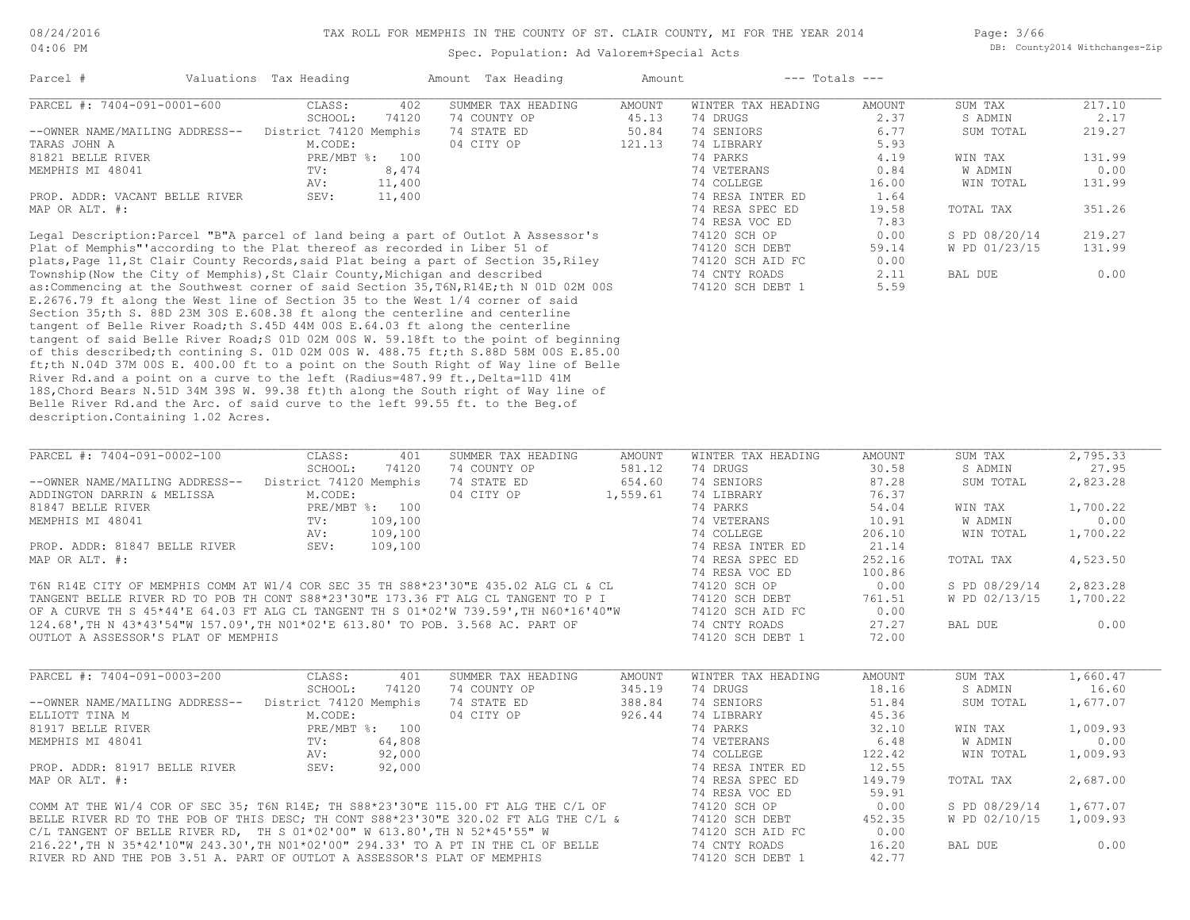# TAX ROLL FOR MEMPHIS IN THE COUNTY OF ST. CLAIR COUNTY, MI FOR THE YEAR 2014

Spec. Population: Ad Valorem+Special Acts

| Parcel # | Valuations | Tax Heading | Amount | Tax Heading | Amount | --- Totals --- | |
|---|---|---|---|---|---|---|---|
| PARCEL #: 7404-091-0001-600 | CLASS: 402 | SUMMER TAX HEADING | AMOUNT | WINTER TAX HEADING | AMOUNT | SUM TAX | 217.10 |
| | SCHOOL: 74120 | 74 COUNTY OP | 45.13 | 74 DRUGS | 2.37 | S ADMIN | 2.17 |
| --OWNER NAME/MAILING ADDRESS-- | District 74120 Memphis | 74 STATE ED | 50.84 | 74 SENIORS | 6.77 | SUM TOTAL | 219.27 |
| TARAS JOHN A | M.CODE: | 04 CITY OP | 121.13 | 74 LIBRARY | 5.93 | | |
| 81821 BELLE RIVER | PRE/MBT %: 100 | | | 74 PARKS | 4.19 | WIN TAX | 131.99 |
| MEMPHIS MI 48041 | TV: 8,474 | | | 74 VETERANS | 0.84 | W ADMIN | 0.00 |
| | AV: 11,400 | | | 74 COLLEGE | 16.00 | WIN TOTAL | 131.99 |
| PROP. ADDR: VACANT BELLE RIVER | SEV: 11,400 | | | 74 RESA INTER ED | 1.64 | | |
| MAP OR ALT. #: | | | | 74 RESA SPEC ED | 19.58 | TOTAL TAX | 351.26 |
| | | | | 74 RESA VOC ED | 7.83 | | |
| | | | | 74120 SCH OP | 0.00 | S PD 08/20/14 | 219.27 |
| | | | | 74120 SCH DEBT | 59.14 | W PD 01/23/15 | 131.99 |
| | | | | 74120 SCH AID FC | 0.00 | | |
| | | | | 74 CNTY ROADS | 2.11 | BAL DUE | 0.00 |
| | | | | 74120 SCH DEBT 1 | 5.59 | | |

Legal Description:Parcel "B"A parcel of land being a part of Outlot A Assessor's Plat of Memphis"'according to the Plat thereof as recorded in Liber 51 of plats,Page 11,St Clair County Records,said Plat being a part of Section 35,Riley Township(Now the City of Memphis),St Clair County,Michigan and described as:Commencing at the Southwest corner of said Section 35,T6N,R14E;th N 01D 02M 00S E.2676.79 ft along the West line of Section 35 to the West 1/4 corner of said Section 35;th S. 88D 23M 30S E.608.38 ft along the centerline and centerline tangent of Belle River Road;th S.45D 44M 00S E.64.03 ft along the centerline tangent of said Belle River Road;S 01D 02M 00S W. 59.18ft to the point of beginning of this described;th contining S. 01D 02M 00S W. 488.75 ft;th S.88D 58M 00S E.85.00 ft;th N.04D 37M 00S E. 400.00 ft to a point on the South Right of Way line of Belle River Rd.and a point on a curve to the left (Radius=487.99 ft.,Delta=11D 41M 18S,Chord Bears N.51D 34M 39S W. 99.38 ft)th along the South right of Way line of Belle River Rd.and the Arc. of said curve to the left 99.55 ft. to the Beg.of description.Containing 1.02 Acres.

| Parcel # | Valuations | Tax Heading | Amount | Tax Heading | Amount | --- Totals --- | |
|---|---|---|---|---|---|---|---|
| PARCEL #: 7404-091-0002-100 | CLASS: 401 | SUMMER TAX HEADING | AMOUNT | WINTER TAX HEADING | AMOUNT | SUM TAX | 2,795.33 |
| | SCHOOL: 74120 | 74 COUNTY OP | 581.12 | 74 DRUGS | 30.58 | S ADMIN | 27.95 |
| --OWNER NAME/MAILING ADDRESS-- | District 74120 Memphis | 74 STATE ED | 654.60 | 74 SENIORS | 87.28 | SUM TOTAL | 2,823.28 |
| ADDINGTON DARRIN & MELISSA | M.CODE: | 04 CITY OP | 1,559.61 | 74 LIBRARY | 76.37 | | |
| 81847 BELLE RIVER | PRE/MBT %: 100 | | | 74 PARKS | 54.04 | WIN TAX | 1,700.22 |
| MEMPHIS MI 48041 | TV: 109,100 | | | 74 VETERANS | 10.91 | W ADMIN | 0.00 |
| | AV: 109,100 | | | 74 COLLEGE | 206.10 | WIN TOTAL | 1,700.22 |
| PROP. ADDR: 81847 BELLE RIVER | SEV: 109,100 | | | 74 RESA INTER ED | 21.14 | | |
| MAP OR ALT. #: | | | | 74 RESA SPEC ED | 252.16 | TOTAL TAX | 4,523.50 |
| | | | | 74 RESA VOC ED | 100.86 | | |
| | | | | 74120 SCH OP | 0.00 | S PD 08/29/14 | 2,823.28 |
| | | | | 74120 SCH DEBT | 761.51 | W PD 02/13/15 | 1,700.22 |
| | | | | 74120 SCH AID FC | 0.00 | | |
| | | | | 74 CNTY ROADS | 27.27 | BAL DUE | 0.00 |
| | | | | 74120 SCH DEBT 1 | 72.00 | | |

T6N R14E CITY OF MEMPHIS COMM AT W1/4 COR SEC 35 TH S88*23'30"E 435.02 ALG CL & CL TANGENT BELLE RIVER RD TO POB TH CONT S88*23'30"E 173.36 FT ALG CL TANGENT TO P I OF A CURVE TH S 45*44'E 64.03 FT ALG CL TANGENT TH S 01*02'W 739.59',TH N60*16'40"W 124.68',TH N 43*43'54"W 157.09',TH N01*02'E 613.80' TO POB. 3.568 AC. PART OF OUTLOT A ASSESSOR'S PLAT OF MEMPHIS

| Parcel # | Valuations | Tax Heading | Amount | Tax Heading | Amount | --- Totals --- | |
|---|---|---|---|---|---|---|---|
| PARCEL #: 7404-091-0003-200 | CLASS: 401 | SUMMER TAX HEADING | AMOUNT | WINTER TAX HEADING | AMOUNT | SUM TAX | 1,660.47 |
| | SCHOOL: 74120 | 74 COUNTY OP | 345.19 | 74 DRUGS | 18.16 | S ADMIN | 16.60 |
| --OWNER NAME/MAILING ADDRESS-- | District 74120 Memphis | 74 STATE ED | 388.84 | 74 SENIORS | 51.84 | SUM TOTAL | 1,677.07 |
| ELLIOTT TINA M | M.CODE: | 04 CITY OP | 926.44 | 74 LIBRARY | 45.36 | | |
| 81917 BELLE RIVER | PRE/MBT %: 100 | | | 74 PARKS | 32.10 | WIN TAX | 1,009.93 |
| MEMPHIS MI 48041 | TV: 64,808 | | | 74 VETERANS | 6.48 | W ADMIN | 0.00 |
| | AV: 92,000 | | | 74 COLLEGE | 122.42 | WIN TOTAL | 1,009.93 |
| PROP. ADDR: 81917 BELLE RIVER | SEV: 92,000 | | | 74 RESA INTER ED | 12.55 | | |
| MAP OR ALT. #: | | | | 74 RESA SPEC ED | 149.79 | TOTAL TAX | 2,687.00 |
| | | | | 74 RESA VOC ED | 59.91 | | |
| | | | | 74120 SCH OP | 0.00 | S PD 08/29/14 | 1,677.07 |
| | | | | 74120 SCH DEBT | 452.35 | W PD 02/10/15 | 1,009.93 |
| | | | | 74120 SCH AID FC | 0.00 | | |
| | | | | 74 CNTY ROADS | 16.20 | BAL DUE | 0.00 |
| | | | | 74120 SCH DEBT 1 | 42.77 | | |

COMM AT THE W1/4 COR OF SEC 35; T6N R14E; TH S88*23'30"E 115.00 FT ALG THE C/L OF BELLE RIVER RD TO THE POB OF THIS DESC; TH CONT S88*23'30"E 320.02 FT ALG THE C/L & C/L TANGENT OF BELLE RIVER RD, TH S 01*02'00" W 613.80',TH N 52*45'55" W 216.22',TH N 35*42'10"W 243.30',TH N01*02'00" 294.33' TO A PT IN THE CL OF BELLE RIVER RD AND THE POB 3.51 A. PART OF OUTLOT A ASSESSOR'S PLAT OF MEMPHIS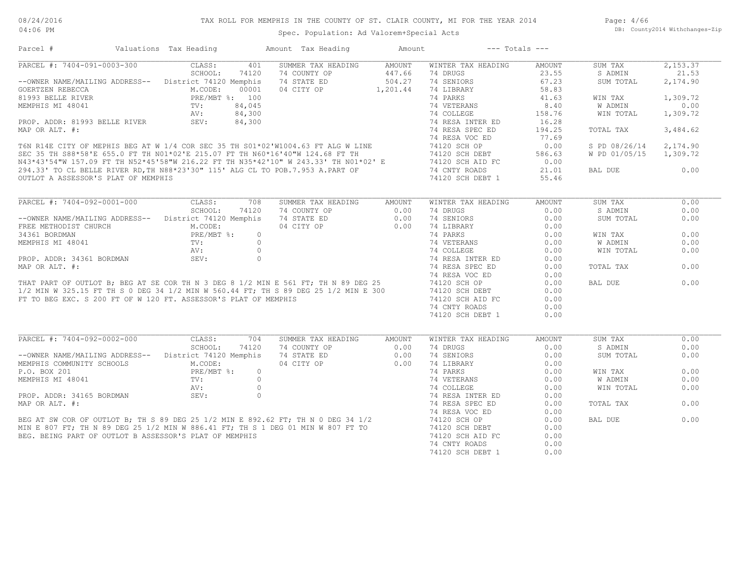# TAX ROLL FOR MEMPHIS IN THE COUNTY OF ST. CLAIR COUNTY, MI FOR THE YEAR 2014

Spec. Population: Ad Valorem+Special Acts

DB: County2014 Withchanges-Zip

| Parcel # | Valuations | Tax Heading | Amount | Tax Heading | Amount | --- Totals --- | |
|---|---|---|---|---|---|---|---|

## PARCEL #: 7404-091-0003-300

| | | | | | | | |
|---|---|---|---|---|---|---|---|
| CLASS: | 401 | SUMMER TAX HEADING | AMOUNT | WINTER TAX HEADING | AMOUNT | SUM TAX | 2,153.37 |
| SCHOOL: | 74120 | 74 COUNTY OP | 447.66 | 74 DRUGS | 23.55 | S ADMIN | 21.53 |
| District 74120 Memphis | | 74 STATE ED | 504.27 | 74 SENIORS | 67.23 | SUM TOTAL | 2,174.90 |
| M.CODE: | 00001 | 04 CITY OP | 1,201.44 | 74 LIBRARY | 58.83 | | |
| PRE/MBT %: | 100 | | | 74 PARKS | 41.63 | WIN TAX | 1,309.72 |
| TV: | 84,045 | | | 74 VETERANS | 8.40 | W ADMIN | 0.00 |
| AV: | 84,300 | | | 74 COLLEGE | 158.76 | WIN TOTAL | 1,309.72 |
| SEV: | 84,300 | | | 74 RESA INTER ED | 16.28 | | |
| | | | | 74 RESA SPEC ED | 194.25 | TOTAL TAX | 3,484.62 |
| | | | | 74 RESA VOC ED | 77.69 | | |
| | | | | 74120 SCH OP | 0.00 | S PD 08/26/14 | 2,174.90 |
| | | | | 74120 SCH DEBT | 586.63 | W PD 01/05/15 | 1,309.72 |
| | | | | 74120 SCH AID FC | 0.00 | | |
| | | | | 74 CNTY ROADS | 21.01 | BAL DUE | 0.00 |
| | | | | 74120 SCH DEBT 1 | 55.46 | | |

--OWNER NAME/MAILING ADDRESS--
GOERTZEN REBECCA
81993 BELLE RIVER
MEMPHIS MI 48041

PROP. ADDR: 81993 BELLE RIVER
MAP OR ALT. #:

T6N R14E CITY OF MEPHIS BEG AT W 1/4 COR SEC 35 TH S01*02'W1004.63 FT ALG W LINE SEC 35 TH S88*58'E 655.0 FT TH N01*02'E 215.07 FT TH N60*16'40"W 124.68 FT TH N43*43'54"W 157.09 FT TH N52*45'58"W 216.22 FT TH N35*42'10" W 243.33' TH N01*02' E 294.33' TO CL BELLE RIVER RD,TH N88*23'30" 115' ALG CL TO POB.7.953 A.PART OF OUTLOT A ASSESSOR'S PLAT OF MEMPHIS

## PARCEL #: 7404-092-0001-000

| | | | | | | | |
|---|---|---|---|---|---|---|---|
| CLASS: | 708 | SUMMER TAX HEADING | AMOUNT | WINTER TAX HEADING | AMOUNT | SUM TAX | 0.00 |
| SCHOOL: | 74120 | 74 COUNTY OP | 0.00 | 74 DRUGS | 0.00 | S ADMIN | 0.00 |
| District 74120 Memphis | | 74 STATE ED | 0.00 | 74 SENIORS | 0.00 | SUM TOTAL | 0.00 |
| M.CODE: | | 04 CITY OP | 0.00 | 74 LIBRARY | 0.00 | | |
| PRE/MBT %: | 0 | | | 74 PARKS | 0.00 | WIN TAX | 0.00 |
| TV: | 0 | | | 74 VETERANS | 0.00 | W ADMIN | 0.00 |
| AV: | 0 | | | 74 COLLEGE | 0.00 | WIN TOTAL | 0.00 |
| SEV: | 0 | | | 74 RESA INTER ED | 0.00 | | |
| | | | | 74 RESA SPEC ED | 0.00 | TOTAL TAX | 0.00 |
| | | | | 74 RESA VOC ED | 0.00 | | |
| | | | | 74120 SCH OP | 0.00 | BAL DUE | 0.00 |
| | | | | 74120 SCH DEBT | 0.00 | | |
| | | | | 74120 SCH AID FC | 0.00 | | |
| | | | | 74 CNTY ROADS | 0.00 | | |
| | | | | 74120 SCH DEBT 1 | 0.00 | | |

--OWNER NAME/MAILING ADDRESS--
FREE METHODIST CHURCH
34361 BORDMAN
MEMPHIS MI 48041

PROP. ADDR: 34361 BORDMAN
MAP OR ALT. #:

THAT PART OF OUTLOT B; BEG AT SE COR TH N 3 DEG 8 1/2 MIN E 561 FT; TH N 89 DEG 25 1/2 MIN W 325.15 FT TH S 0 DEG 34 1/2 MIN W 560.44 FT; TH S 89 DEG 25 1/2 MIN E 300 FT TO BEG EXC. S 200 FT OF W 120 FT. ASSESSOR'S PLAT OF MEMPHIS

## PARCEL #: 7404-092-0002-000

| | | | | | | | |
|---|---|---|---|---|---|---|---|
| CLASS: | 704 | SUMMER TAX HEADING | AMOUNT | WINTER TAX HEADING | AMOUNT | SUM TAX | 0.00 |
| SCHOOL: | 74120 | 74 COUNTY OP | 0.00 | 74 DRUGS | 0.00 | S ADMIN | 0.00 |
| District 74120 Memphis | | 74 STATE ED | 0.00 | 74 SENIORS | 0.00 | SUM TOTAL | 0.00 |
| M.CODE: | | 04 CITY OP | 0.00 | 74 LIBRARY | 0.00 | | |
| PRE/MBT %: | 0 | | | 74 PARKS | 0.00 | WIN TAX | 0.00 |
| TV: | 0 | | | 74 VETERANS | 0.00 | W ADMIN | 0.00 |
| AV: | 0 | | | 74 COLLEGE | 0.00 | WIN TOTAL | 0.00 |
| SEV: | 0 | | | 74 RESA INTER ED | 0.00 | | |
| | | | | 74 RESA SPEC ED | 0.00 | TOTAL TAX | 0.00 |
| | | | | 74 RESA VOC ED | 0.00 | | |
| | | | | 74120 SCH OP | 0.00 | BAL DUE | 0.00 |
| | | | | 74120 SCH DEBT | 0.00 | | |
| | | | | 74120 SCH AID FC | 0.00 | | |
| | | | | 74 CNTY ROADS | 0.00 | | |
| | | | | 74120 SCH DEBT 1 | 0.00 | | |

--OWNER NAME/MAILING ADDRESS--
MEMPHIS COMMUNITY SCHOOLS
P.O. BOX 201
MEMPHIS MI 48041

PROP. ADDR: 34165 BORDMAN
MAP OR ALT. #:

BEG AT SW COR OF OUTLOT B; TH S 89 DEG 25 1/2 MIN E 892.62 FT; TH N 0 DEG 34 1/2 MIN E 807 FT; TH N 89 DEG 25 1/2 MIN W 886.41 FT; TH S 1 DEG 01 MIN W 807 FT TO BEG. BEING PART OF OUTLOT B ASSESSOR'S PLAT OF MEMPHIS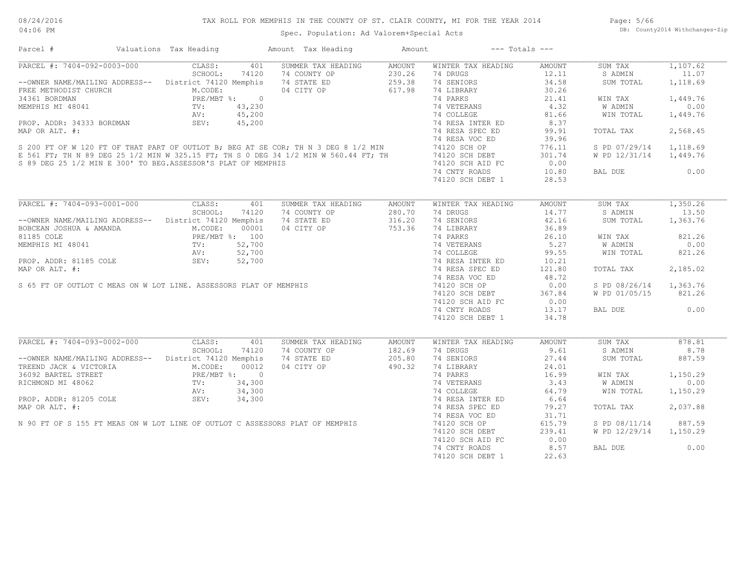TAX ROLL FOR MEMPHIS IN THE COUNTY OF ST. CLAIR COUNTY, MI FOR THE YEAR 2014

Spec. Population: Ad Valorem+Special Acts

DB: County2014 Withchanges-Zip

08/24/2016 04:06 PM

| Parcel # | Valuations | Tax Heading | Amount | Tax Heading | Amount | --- Totals --- | |
|---|---|---|---|---|---|---|---|

## PARCEL #: 7404-092-0003-000

| | | | | | | | |
|---|---|---|---|---|---|---|---|
| CLASS: | 401 | SUMMER TAX HEADING | AMOUNT | WINTER TAX HEADING | AMOUNT | SUM TAX | 1,107.62 |
| SCHOOL: | 74120 | 74 COUNTY OP | 230.26 | 74 DRUGS | 12.11 | S ADMIN | 11.07 |
| District 74120 Memphis | | 74 STATE ED | 259.38 | 74 SENIORS | 34.58 | SUM TOTAL | 1,118.69 |
| M.CODE: | | 04 CITY OP | 617.98 | 74 LIBRARY | 30.26 | | |
| PRE/MBT %: | 0 | | | 74 PARKS | 21.41 | WIN TAX | 1,449.76 |
| TV: | 43,230 | | | 74 VETERANS | 4.32 | W ADMIN | 0.00 |
| AV: | 45,200 | | | 74 COLLEGE | 81.66 | WIN TOTAL | 1,449.76 |
| SEV: | 45,200 | | | 74 RESA INTER ED | 8.37 | | |
| | | | | 74 RESA SPEC ED | 99.91 | TOTAL TAX | 2,568.45 |
| | | | | 74 RESA VOC ED | 39.96 | | |
| | | | | 74120 SCH OP | 776.11 | S PD 07/29/14 | 1,118.69 |
| | | | | 74120 SCH DEBT | 301.74 | W PD 12/31/14 | 1,449.76 |
| | | | | 74120 SCH AID FC | 0.00 | | |
| | | | | 74 CNTY ROADS | 10.80 | BAL DUE | 0.00 |
| | | | | 74120 SCH DEBT 1 | 28.53 | | |

--OWNER NAME/MAILING ADDRESS--
FREE METHODIST CHURCH
34361 BORDMAN
MEMPHIS MI 48041

PROP. ADDR: 34333 BORDMAN
MAP OR ALT. #:

S 200 FT OF W 120 FT OF THAT PART OF OUTLOT B; BEG AT SE COR; TH N 3 DEG 8 1/2 MIN E 561 FT; TH N 89 DEG 25 1/2 MIN W 325.15 FT; TH S 0 DEG 34 1/2 MIN W 560.44 FT; TH S 89 DEG 25 1/2 MIN E 300' TO BEG.ASSESSOR'S PLAT OF MEMPHIS

## PARCEL #: 7404-093-0001-000

| | | | | | | | |
|---|---|---|---|---|---|---|---|
| CLASS: | 401 | SUMMER TAX HEADING | AMOUNT | WINTER TAX HEADING | AMOUNT | SUM TAX | 1,350.26 |
| SCHOOL: | 74120 | 74 COUNTY OP | 280.70 | 74 DRUGS | 14.77 | S ADMIN | 13.50 |
| District 74120 Memphis | | 74 STATE ED | 316.20 | 74 SENIORS | 42.16 | SUM TOTAL | 1,363.76 |
| M.CODE: | 00001 | 04 CITY OP | 753.36 | 74 LIBRARY | 36.89 | | |
| PRE/MBT %: | 100 | | | 74 PARKS | 26.10 | WIN TAX | 821.26 |
| TV: | 52,700 | | | 74 VETERANS | 5.27 | W ADMIN | 0.00 |
| AV: | 52,700 | | | 74 COLLEGE | 99.55 | WIN TOTAL | 821.26 |
| SEV: | 52,700 | | | 74 RESA INTER ED | 10.21 | | |
| | | | | 74 RESA SPEC ED | 121.80 | TOTAL TAX | 2,185.02 |
| | | | | 74 RESA VOC ED | 48.72 | | |
| | | | | 74120 SCH OP | 0.00 | S PD 08/26/14 | 1,363.76 |
| | | | | 74120 SCH DEBT | 367.84 | W PD 01/05/15 | 821.26 |
| | | | | 74120 SCH AID FC | 0.00 | | |
| | | | | 74 CNTY ROADS | 13.17 | BAL DUE | 0.00 |
| | | | | 74120 SCH DEBT 1 | 34.78 | | |

--OWNER NAME/MAILING ADDRESS--
BOBCEAN JOSHUA & AMANDA
81185 COLE
MEMPHIS MI 48041

PROP. ADDR: 81185 COLE
MAP OR ALT. #:

S 65 FT OF OUTLOT C MEAS ON W LOT LINE. ASSESSORS PLAT OF MEMPHIS

## PARCEL #: 7404-093-0002-000

| | | | | | | | |
|---|---|---|---|---|---|---|---|
| CLASS: | 401 | SUMMER TAX HEADING | AMOUNT | WINTER TAX HEADING | AMOUNT | SUM TAX | 878.81 |
| SCHOOL: | 74120 | 74 COUNTY OP | 182.69 | 74 DRUGS | 9.61 | S ADMIN | 8.78 |
| District 74120 Memphis | | 74 STATE ED | 205.80 | 74 SENIORS | 27.44 | SUM TOTAL | 887.59 |
| M.CODE: | 00012 | 04 CITY OP | 490.32 | 74 LIBRARY | 24.01 | | |
| PRE/MBT %: | 0 | | | 74 PARKS | 16.99 | WIN TAX | 1,150.29 |
| TV: | 34,300 | | | 74 VETERANS | 3.43 | W ADMIN | 0.00 |
| AV: | 34,300 | | | 74 COLLEGE | 64.79 | WIN TOTAL | 1,150.29 |
| SEV: | 34,300 | | | 74 RESA INTER ED | 6.64 | | |
| | | | | 74 RESA SPEC ED | 79.27 | TOTAL TAX | 2,037.88 |
| | | | | 74 RESA VOC ED | 31.71 | | |
| | | | | 74120 SCH OP | 615.79 | S PD 08/11/14 | 887.59 |
| | | | | 74120 SCH DEBT | 239.41 | W PD 12/29/14 | 1,150.29 |
| | | | | 74120 SCH AID FC | 0.00 | | |
| | | | | 74 CNTY ROADS | 8.57 | BAL DUE | 0.00 |
| | | | | 74120 SCH DEBT 1 | 22.63 | | |

--OWNER NAME/MAILING ADDRESS--
TREEND JACK & VICTORIA
36092 BARTEL STREET
RICHMOND MI 48062

PROP. ADDR: 81205 COLE
MAP OR ALT. #:

N 90 FT OF S 155 FT MEAS ON W LOT LINE OF OUTLOT C ASSESSORS PLAT OF MEMPHIS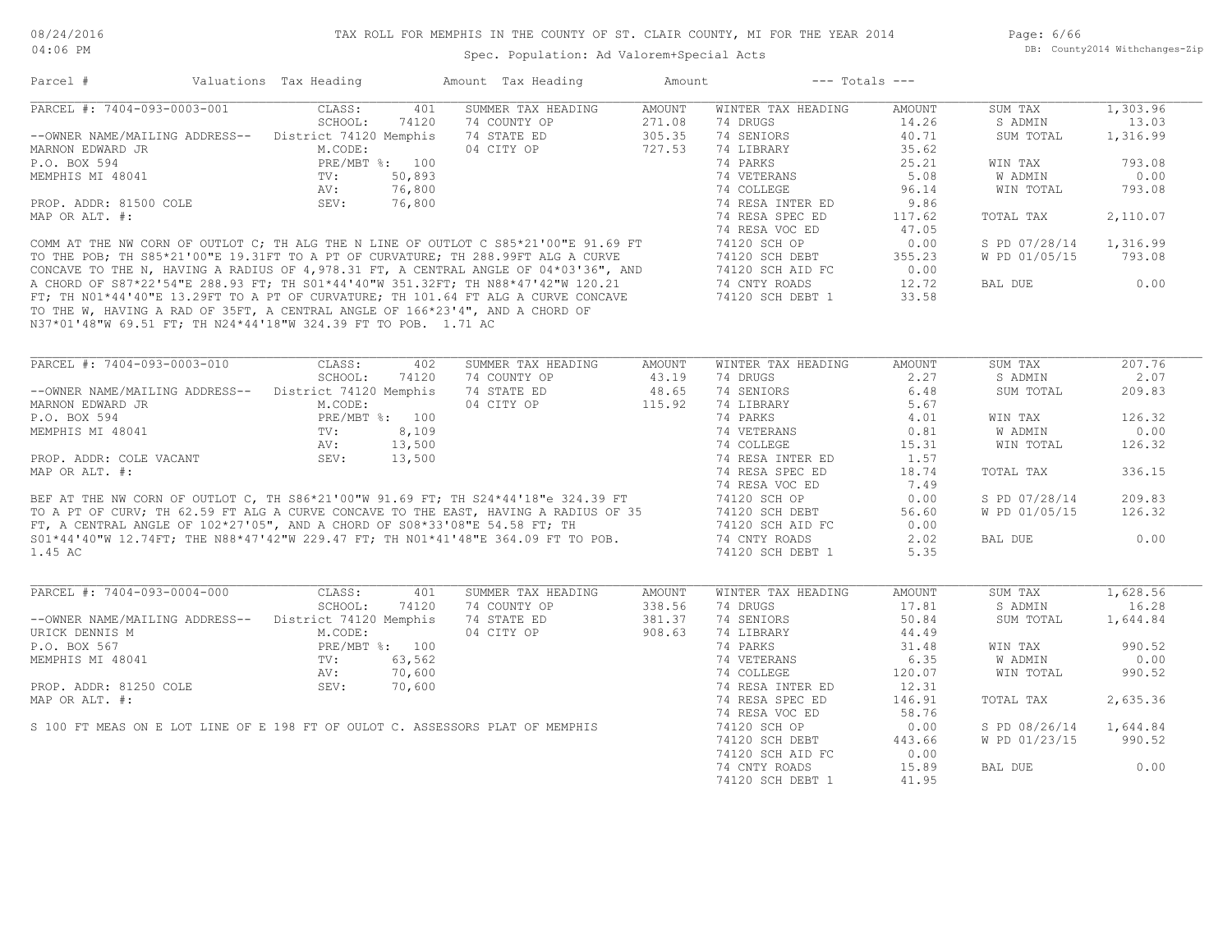TAX ROLL FOR MEMPHIS IN THE COUNTY OF ST. CLAIR COUNTY, MI FOR THE YEAR 2014

Spec. Population: Ad Valorem+Special Acts

DB: County2014 Withchanges-Zip

| Parcel # | Valuations | Tax Heading | Amount | Tax Heading | Amount | --- Totals --- | |
|---|---|---|---|---|---|---|---|

## PARCEL #: 7404-093-0003-001

| | | | | | | | |
|---|---|---|---|---|---|---|---|
| CLASS: | 401 | SUMMER TAX HEADING | AMOUNT | WINTER TAX HEADING | AMOUNT | SUM TAX | 1,303.96 |
| SCHOOL: | 74120 | 74 COUNTY OP | 271.08 | 74 DRUGS | 14.26 | S ADMIN | 13.03 |
| District 74120 Memphis | | 74 STATE ED | 305.35 | 74 SENIORS | 40.71 | SUM TOTAL | 1,316.99 |
| M.CODE: | | 04 CITY OP | 727.53 | 74 LIBRARY | 35.62 | | |
| PRE/MBT %: | 100 | | | 74 PARKS | 25.21 | WIN TAX | 793.08 |
| TV: | 50,893 | | | 74 VETERANS | 5.08 | W ADMIN | 0.00 |
| AV: | 76,800 | | | 74 COLLEGE | 96.14 | WIN TOTAL | 793.08 |
| SEV: | 76,800 | | | 74 RESA INTER ED | 9.86 | | |
| | | | | 74 RESA SPEC ED | 117.62 | TOTAL TAX | 2,110.07 |
| | | | | 74 RESA VOC ED | 47.05 | | |
| | | | | 74120 SCH OP | 0.00 | S PD 07/28/14 | 1,316.99 |
| | | | | 74120 SCH DEBT | 355.23 | W PD 01/05/15 | 793.08 |
| | | | | 74120 SCH AID FC | 0.00 | | |
| | | | | 74 CNTY ROADS | 12.72 | BAL DUE | 0.00 |
| | | | | 74120 SCH DEBT 1 | 33.58 | | |

--OWNER NAME/MAILING ADDRESS--
MARNON EDWARD JR
P.O. BOX 594
MEMPHIS MI 48041

PROP. ADDR: 81500 COLE
MAP OR ALT. #:

COMM AT THE NW CORN OF OUTLOT C; TH ALG THE N LINE OF OUTLOT C S85*21'00"E 91.69 FT TO THE POB; TH S85*21'00"E 19.31FT TO A PT OF CURVATURE; TH 288.99FT ALG A CURVE CONCAVE TO THE N, HAVING A RADIUS OF 4,978.31 FT, A CENTRAL ANGLE OF 04*03'36", AND A CHORD OF S87*22'54"E 288.93 FT; TH S01*44'40"W 351.32FT; TH N88*47'42"W 120.21 FT; TH N01*44'40"E 13.29FT TO A PT OF CURVATURE; TH 101.64 FT ALG A CURVE CONCAVE TO THE W, HAVING A RAD OF 35FT, A CENTRAL ANGLE OF 166*23'4", AND A CHORD OF N37*01'48"W 69.51 FT; TH N24*44'18"W 324.39 FT TO POB. 1.71 AC

## PARCEL #: 7404-093-0003-010

| | | | | | | | |
|---|---|---|---|---|---|---|---|
| CLASS: | 402 | SUMMER TAX HEADING | AMOUNT | WINTER TAX HEADING | AMOUNT | SUM TAX | 207.76 |
| SCHOOL: | 74120 | 74 COUNTY OP | 43.19 | 74 DRUGS | 2.27 | S ADMIN | 2.07 |
| District 74120 Memphis | | 74 STATE ED | 48.65 | 74 SENIORS | 6.48 | SUM TOTAL | 209.83 |
| M.CODE: | | 04 CITY OP | 115.92 | 74 LIBRARY | 5.67 | | |
| PRE/MBT %: | 100 | | | 74 PARKS | 4.01 | WIN TAX | 126.32 |
| TV: | 8,109 | | | 74 VETERANS | 0.81 | W ADMIN | 0.00 |
| AV: | 13,500 | | | 74 COLLEGE | 15.31 | WIN TOTAL | 126.32 |
| SEV: | 13,500 | | | 74 RESA INTER ED | 1.57 | | |
| | | | | 74 RESA SPEC ED | 18.74 | TOTAL TAX | 336.15 |
| | | | | 74 RESA VOC ED | 7.49 | | |
| | | | | 74120 SCH OP | 0.00 | S PD 07/28/14 | 209.83 |
| | | | | 74120 SCH DEBT | 56.60 | W PD 01/05/15 | 126.32 |
| | | | | 74120 SCH AID FC | 0.00 | | |
| | | | | 74 CNTY ROADS | 2.02 | BAL DUE | 0.00 |
| | | | | 74120 SCH DEBT 1 | 5.35 | | |

--OWNER NAME/MAILING ADDRESS--
MARNON EDWARD JR
P.O. BOX 594
MEMPHIS MI 48041

PROP. ADDR: COLE VACANT
MAP OR ALT. #:

BEF AT THE NW CORN OF OUTLOT C, TH S86*21'00"W 91.69 FT; TH S24*44'18"e 324.39 FT TO A PT OF CURV; TH 62.59 FT ALG A CURVE CONCAVE TO THE EAST, HAVING A RADIUS OF 35 FT, A CENTRAL ANGLE OF 102*27'05", AND A CHORD OF S08*33'08"E 54.58 FT; TH S01*44'40"W 12.74FT; THE N88*47'42"W 229.47 FT; TH N01*41'48"E 364.09 FT TO POB. 1.45 AC

## PARCEL #: 7404-093-0004-000

| | | | | | | | |
|---|---|---|---|---|---|---|---|
| CLASS: | 401 | SUMMER TAX HEADING | AMOUNT | WINTER TAX HEADING | AMOUNT | SUM TAX | 1,628.56 |
| SCHOOL: | 74120 | 74 COUNTY OP | 338.56 | 74 DRUGS | 17.81 | S ADMIN | 16.28 |
| District 74120 Memphis | | 74 STATE ED | 381.37 | 74 SENIORS | 50.84 | SUM TOTAL | 1,644.84 |
| M.CODE: | | 04 CITY OP | 908.63 | 74 LIBRARY | 44.49 | | |
| PRE/MBT %: | 100 | | | 74 PARKS | 31.48 | WIN TAX | 990.52 |
| TV: | 63,562 | | | 74 VETERANS | 6.35 | W ADMIN | 0.00 |
| AV: | 70,600 | | | 74 COLLEGE | 120.07 | WIN TOTAL | 990.52 |
| SEV: | 70,600 | | | 74 RESA INTER ED | 12.31 | | |
| | | | | 74 RESA SPEC ED | 146.91 | TOTAL TAX | 2,635.36 |
| | | | | 74 RESA VOC ED | 58.76 | | |
| | | | | 74120 SCH OP | 0.00 | S PD 08/26/14 | 1,644.84 |
| | | | | 74120 SCH DEBT | 443.66 | W PD 01/23/15 | 990.52 |
| | | | | 74120 SCH AID FC | 0.00 | | |
| | | | | 74 CNTY ROADS | 15.89 | BAL DUE | 0.00 |
| | | | | 74120 SCH DEBT 1 | 41.95 | | |

--OWNER NAME/MAILING ADDRESS--
URICK DENNIS M
P.O. BOX 567
MEMPHIS MI 48041

PROP. ADDR: 81250 COLE
MAP OR ALT. #:

S 100 FT MEAS ON E LOT LINE OF E 198 FT OF OULOT C. ASSESSORS PLAT OF MEMPHIS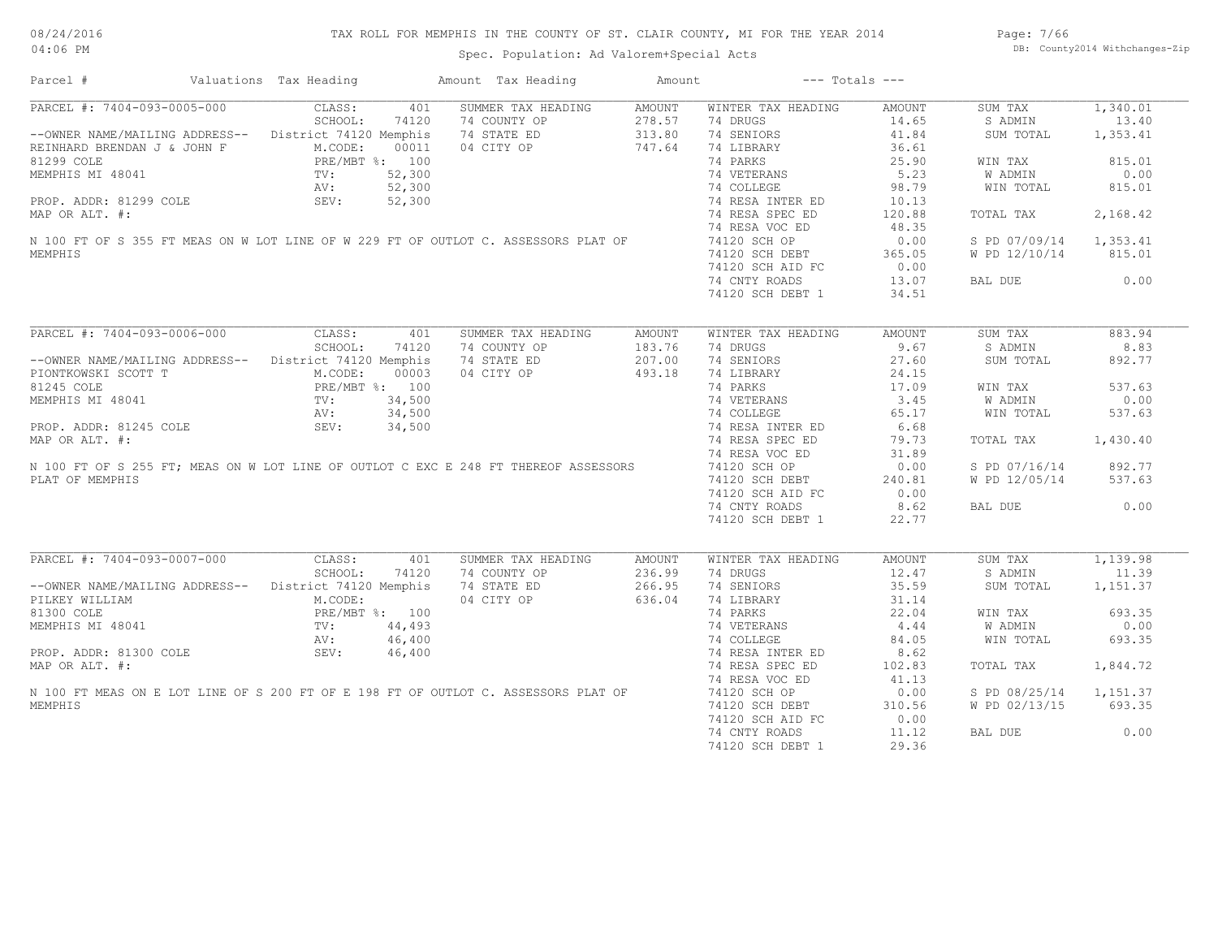# TAX ROLL FOR MEMPHIS IN THE COUNTY OF ST. CLAIR COUNTY, MI FOR THE YEAR 2014

Spec. Population: Ad Valorem+Special Acts

08/24/2016 04:06 PM — DB: County2014 Withchanges-Zip

| Parcel # | Valuations | Tax Heading | Amount | Tax Heading | Amount | --- Totals --- | |
|---|---|---|---|---|---|---|---|

## PARCEL #: 7404-093-0005-000

| Field | Value | SUMMER TAX HEADING | AMOUNT | WINTER TAX HEADING | AMOUNT | Totals | |
|---|---|---|---|---|---|---|---|
| CLASS: | 401 | 74 COUNTY OP | 278.57 | 74 DRUGS | 14.65 | SUM TAX | 1,340.01 |
| SCHOOL: | 74120 | 74 STATE ED | 313.80 | 74 SENIORS | 41.84 | S ADMIN | 13.40 |
| District 74120 Memphis | | 04 CITY OP | 747.64 | 74 LIBRARY | 36.61 | SUM TOTAL | 1,353.41 |
| M.CODE: | 00011 | | | 74 PARKS | 25.90 | | |
| PRE/MBT %: | 100 | | | 74 VETERANS | 5.23 | WIN TAX | 815.01 |
| TV: | 52,300 | | | 74 COLLEGE | 98.79 | W ADMIN | 0.00 |
| AV: | 52,300 | | | 74 RESA INTER ED | 10.13 | WIN TOTAL | 815.01 |
| SEV: | 52,300 | | | 74 RESA SPEC ED | 120.88 | | |
| | | | | 74 RESA VOC ED | 48.35 | TOTAL TAX | 2,168.42 |
| | | | | 74120 SCH OP | 0.00 | | |
| | | | | 74120 SCH DEBT | 365.05 | S PD 07/09/14 | 1,353.41 |
| | | | | 74120 SCH AID FC | 0.00 | W PD 12/10/14 | 815.01 |
| | | | | 74 CNTY ROADS | 13.07 | | |
| | | | | 74120 SCH DEBT 1 | 34.51 | BAL DUE | 0.00 |

--OWNER NAME/MAILING ADDRESS--
REINHARD BRENDAN J & JOHN F
81299 COLE
MEMPHIS MI 48041

PROP. ADDR: 81299 COLE
MAP OR ALT. #:

N 100 FT OF S 355 FT MEAS ON W LOT LINE OF W 229 FT OF OUTLOT C. ASSESSORS PLAT OF MEMPHIS

## PARCEL #: 7404-093-0006-000

| Field | Value | SUMMER TAX HEADING | AMOUNT | WINTER TAX HEADING | AMOUNT | Totals | |
|---|---|---|---|---|---|---|---|
| CLASS: | 401 | 74 COUNTY OP | 183.76 | 74 DRUGS | 9.67 | SUM TAX | 883.94 |
| SCHOOL: | 74120 | 74 STATE ED | 207.00 | 74 SENIORS | 27.60 | S ADMIN | 8.83 |
| District 74120 Memphis | | 04 CITY OP | 493.18 | 74 LIBRARY | 24.15 | SUM TOTAL | 892.77 |
| M.CODE: | 00003 | | | 74 PARKS | 17.09 | | |
| PRE/MBT %: | 100 | | | 74 VETERANS | 3.45 | WIN TAX | 537.63 |
| TV: | 34,500 | | | 74 COLLEGE | 65.17 | W ADMIN | 0.00 |
| AV: | 34,500 | | | 74 RESA INTER ED | 6.68 | WIN TOTAL | 537.63 |
| SEV: | 34,500 | | | 74 RESA SPEC ED | 79.73 | | |
| | | | | 74 RESA VOC ED | 31.89 | TOTAL TAX | 1,430.40 |
| | | | | 74120 SCH OP | 0.00 | | |
| | | | | 74120 SCH DEBT | 240.81 | S PD 07/16/14 | 892.77 |
| | | | | 74120 SCH AID FC | 0.00 | W PD 12/05/14 | 537.63 |
| | | | | 74 CNTY ROADS | 8.62 | | |
| | | | | 74120 SCH DEBT 1 | 22.77 | BAL DUE | 0.00 |

--OWNER NAME/MAILING ADDRESS--
PIONTKOWSKI SCOTT T
81245 COLE
MEMPHIS MI 48041

PROP. ADDR: 81245 COLE
MAP OR ALT. #:

N 100 FT OF S 255 FT; MEAS ON W LOT LINE OF OUTLOT C EXC E 248 FT THEREOF ASSESSORS PLAT OF MEMPHIS

## PARCEL #: 7404-093-0007-000

| Field | Value | SUMMER TAX HEADING | AMOUNT | WINTER TAX HEADING | AMOUNT | Totals | |
|---|---|---|---|---|---|---|---|
| CLASS: | 401 | 74 COUNTY OP | 236.99 | 74 DRUGS | 12.47 | SUM TAX | 1,139.98 |
| SCHOOL: | 74120 | 74 STATE ED | 266.95 | 74 SENIORS | 35.59 | S ADMIN | 11.39 |
| District 74120 Memphis | | 04 CITY OP | 636.04 | 74 LIBRARY | 31.14 | SUM TOTAL | 1,151.37 |
| M.CODE: | | | | 74 PARKS | 22.04 | | |
| PRE/MBT %: | 100 | | | 74 VETERANS | 4.44 | WIN TAX | 693.35 |
| TV: | 44,493 | | | 74 COLLEGE | 84.05 | W ADMIN | 0.00 |
| AV: | 46,400 | | | 74 RESA INTER ED | 8.62 | WIN TOTAL | 693.35 |
| SEV: | 46,400 | | | 74 RESA SPEC ED | 102.83 | | |
| | | | | 74 RESA VOC ED | 41.13 | TOTAL TAX | 1,844.72 |
| | | | | 74120 SCH OP | 0.00 | | |
| | | | | 74120 SCH DEBT | 310.56 | S PD 08/25/14 | 1,151.37 |
| | | | | 74120 SCH AID FC | 0.00 | W PD 02/13/15 | 693.35 |
| | | | | 74 CNTY ROADS | 11.12 | | |
| | | | | 74120 SCH DEBT 1 | 29.36 | BAL DUE | 0.00 |

--OWNER NAME/MAILING ADDRESS--
PILKEY WILLIAM
81300 COLE
MEMPHIS MI 48041

PROP. ADDR: 81300 COLE
MAP OR ALT. #:

N 100 FT MEAS ON E LOT LINE OF S 200 FT OF E 198 FT OF OUTLOT C. ASSESSORS PLAT OF MEMPHIS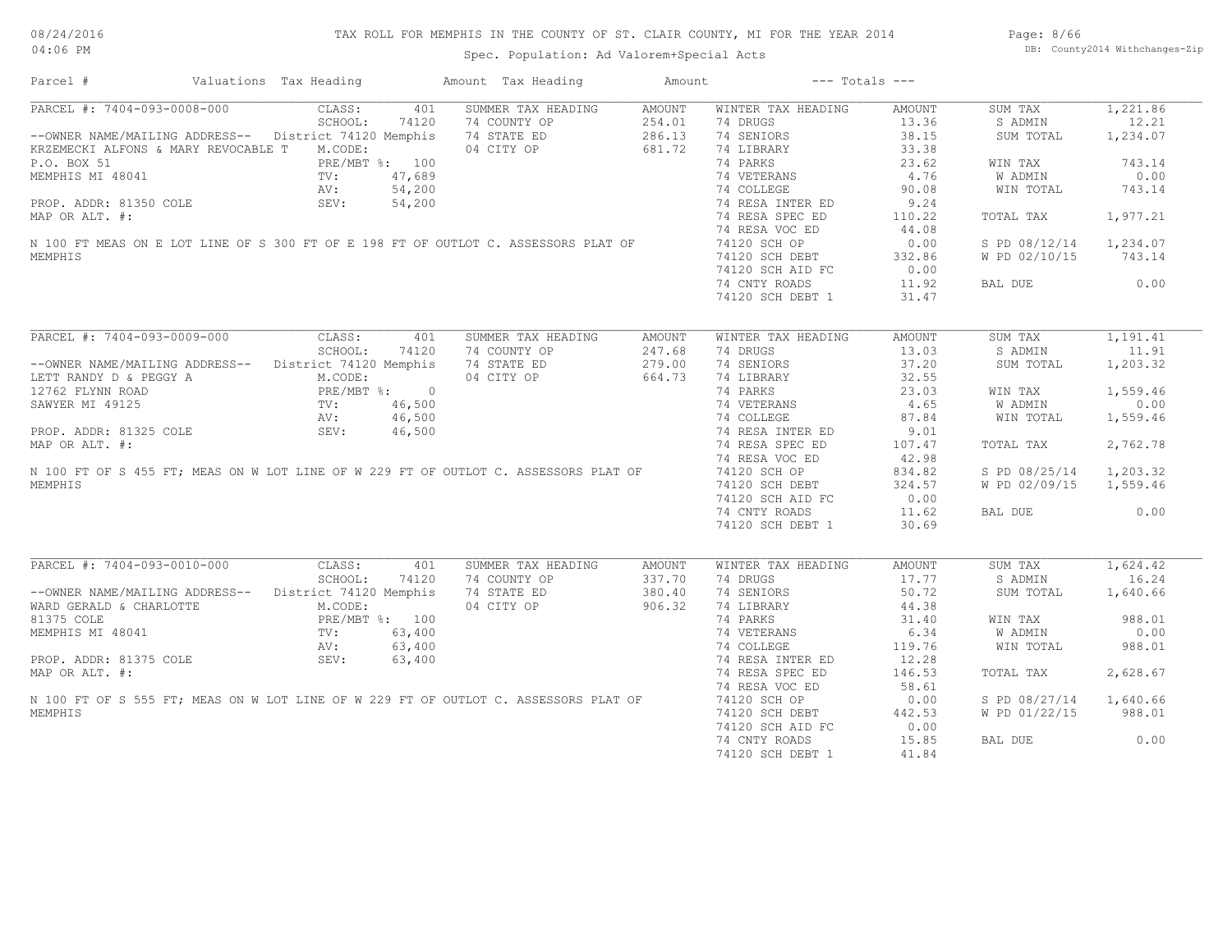# TAX ROLL FOR MEMPHIS IN THE COUNTY OF ST. CLAIR COUNTY, MI FOR THE YEAR 2014

Spec. Population: Ad Valorem+Special Acts

08/24/2016 04:06 PM — DB: County2014 Withchanges-Zip

| Parcel # | Valuations | Tax Heading | Amount | Tax Heading | Amount | --- Totals --- | |
|---|---|---|---|---|---|---|---|

---

**PARCEL #: 7404-093-0008-000**

--OWNER NAME/MAILING ADDRESS--
KRZEMECKI ALFONS & MARY REVOCABLE T
P.O. BOX 51
MEMPHIS MI 48041

PROP. ADDR: 81350 COLE
MAP OR ALT. #:

| Valuations | | Summer Tax Heading | Amount | Winter Tax Heading | Amount | Totals | |
|---|---|---|---|---|---|---|---|
| CLASS: | 401 | 74 COUNTY OP | 254.01 | 74 DRUGS | 13.36 | SUM TAX | 1,221.86 |
| SCHOOL: | 74120 | 74 STATE ED | 286.13 | 74 SENIORS | 38.15 | S ADMIN | 12.21 |
| District 74120 Memphis | | 04 CITY OP | 681.72 | 74 LIBRARY | 33.38 | SUM TOTAL | 1,234.07 |
| M.CODE: | | | | 74 PARKS | 23.62 | WIN TAX | 743.14 |
| PRE/MBT %: | 100 | | | 74 VETERANS | 4.76 | W ADMIN | 0.00 |
| TV: | 47,689 | | | 74 COLLEGE | 90.08 | WIN TOTAL | 743.14 |
| AV: | 54,200 | | | 74 RESA INTER ED | 9.24 | | |
| SEV: | 54,200 | | | 74 RESA SPEC ED | 110.22 | TOTAL TAX | 1,977.21 |
| | | | | 74 RESA VOC ED | 44.08 | | |
| | | | | 74120 SCH OP | 0.00 | S PD 08/12/14 | 1,234.07 |
| | | | | 74120 SCH DEBT | 332.86 | W PD 02/10/15 | 743.14 |
| | | | | 74120 SCH AID FC | 0.00 | | |
| | | | | 74 CNTY ROADS | 11.92 | BAL DUE | 0.00 |
| | | | | 74120 SCH DEBT 1 | 31.47 | | |

N 100 FT MEAS ON E LOT LINE OF S 300 FT OF E 198 FT OF OUTLOT C. ASSESSORS PLAT OF MEMPHIS

---

**PARCEL #: 7404-093-0009-000**

--OWNER NAME/MAILING ADDRESS--
LETT RANDY D & PEGGY A
12762 FLYNN ROAD
SAWYER MI 49125

PROP. ADDR: 81325 COLE
MAP OR ALT. #:

| Valuations | | Summer Tax Heading | Amount | Winter Tax Heading | Amount | Totals | |
|---|---|---|---|---|---|---|---|
| CLASS: | 401 | 74 COUNTY OP | 247.68 | 74 DRUGS | 13.03 | SUM TAX | 1,191.41 |
| SCHOOL: | 74120 | 74 STATE ED | 279.00 | 74 SENIORS | 37.20 | S ADMIN | 11.91 |
| District 74120 Memphis | | 04 CITY OP | 664.73 | 74 LIBRARY | 32.55 | SUM TOTAL | 1,203.32 |
| M.CODE: | | | | 74 PARKS | 23.03 | WIN TAX | 1,559.46 |
| PRE/MBT %: | 0 | | | 74 VETERANS | 4.65 | W ADMIN | 0.00 |
| TV: | 46,500 | | | 74 COLLEGE | 87.84 | WIN TOTAL | 1,559.46 |
| AV: | 46,500 | | | 74 RESA INTER ED | 9.01 | | |
| SEV: | 46,500 | | | 74 RESA SPEC ED | 107.47 | TOTAL TAX | 2,762.78 |
| | | | | 74 RESA VOC ED | 42.98 | | |
| | | | | 74120 SCH OP | 834.82 | S PD 08/25/14 | 1,203.32 |
| | | | | 74120 SCH DEBT | 324.57 | W PD 02/09/15 | 1,559.46 |
| | | | | 74120 SCH AID FC | 0.00 | | |
| | | | | 74 CNTY ROADS | 11.62 | BAL DUE | 0.00 |
| | | | | 74120 SCH DEBT 1 | 30.69 | | |

N 100 FT OF S 455 FT; MEAS ON W LOT LINE OF W 229 FT OF OUTLOT C. ASSESSORS PLAT OF MEMPHIS

---

**PARCEL #: 7404-093-0010-000**

--OWNER NAME/MAILING ADDRESS--
WARD GERALD & CHARLOTTE
81375 COLE
MEMPHIS MI 48041

PROP. ADDR: 81375 COLE
MAP OR ALT. #:

| Valuations | | Summer Tax Heading | Amount | Winter Tax Heading | Amount | Totals | |
|---|---|---|---|---|---|---|---|
| CLASS: | 401 | 74 COUNTY OP | 337.70 | 74 DRUGS | 17.77 | SUM TAX | 1,624.42 |
| SCHOOL: | 74120 | 74 STATE ED | 380.40 | 74 SENIORS | 50.72 | S ADMIN | 16.24 |
| District 74120 Memphis | | 04 CITY OP | 906.32 | 74 LIBRARY | 44.38 | SUM TOTAL | 1,640.66 |
| M.CODE: | | | | 74 PARKS | 31.40 | WIN TAX | 988.01 |
| PRE/MBT %: | 100 | | | 74 VETERANS | 6.34 | W ADMIN | 0.00 |
| TV: | 63,400 | | | 74 COLLEGE | 119.76 | WIN TOTAL | 988.01 |
| AV: | 63,400 | | | 74 RESA INTER ED | 12.28 | | |
| SEV: | 63,400 | | | 74 RESA SPEC ED | 146.53 | TOTAL TAX | 2,628.67 |
| | | | | 74 RESA VOC ED | 58.61 | | |
| | | | | 74120 SCH OP | 0.00 | S PD 08/27/14 | 1,640.66 |
| | | | | 74120 SCH DEBT | 442.53 | W PD 01/22/15 | 988.01 |
| | | | | 74120 SCH AID FC | 0.00 | | |
| | | | | 74 CNTY ROADS | 15.85 | BAL DUE | 0.00 |
| | | | | 74120 SCH DEBT 1 | 41.84 | | |

N 100 FT OF S 555 FT; MEAS ON W LOT LINE OF W 229 FT OF OUTLOT C. ASSESSORS PLAT OF MEMPHIS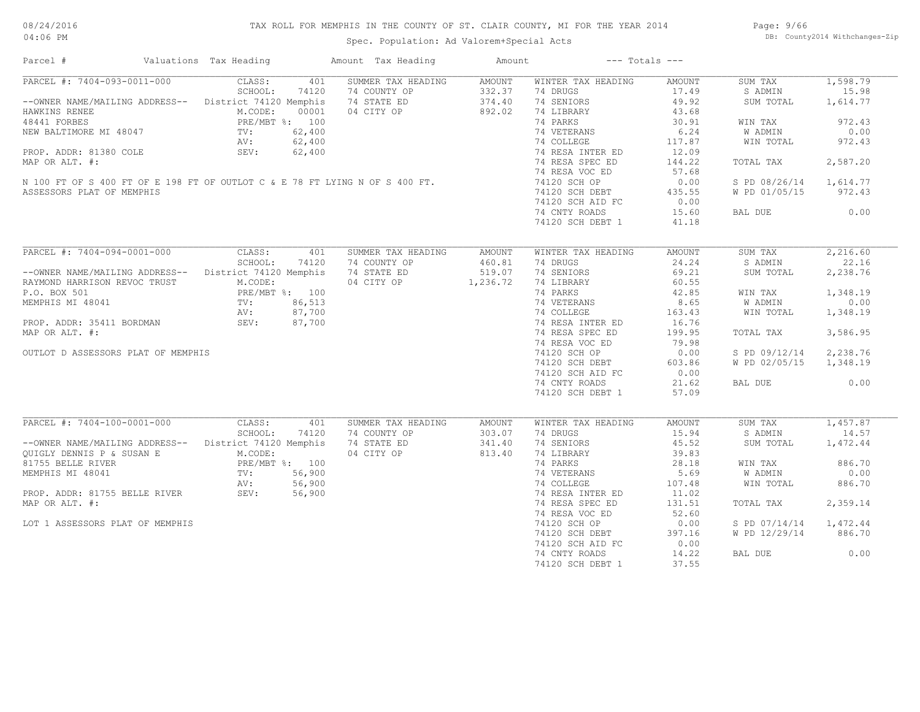TAX ROLL FOR MEMPHIS IN THE COUNTY OF ST. CLAIR COUNTY, MI FOR THE YEAR 2014

Spec. Population: Ad Valorem+Special Acts

| Parcel # | Valuations | Tax Heading | Amount | Tax Heading | Amount | --- Totals --- | |
|---|---|---|---|---|---|---|---|
| PARCEL #: 7404-093-0011-000 | CLASS: 401 | SUMMER TAX HEADING | AMOUNT | WINTER TAX HEADING | AMOUNT | SUM TAX | 1,598.79 |
| | SCHOOL: 74120 | 74 COUNTY OP | 332.37 | 74 DRUGS | 17.49 | S ADMIN | 15.98 |
| --OWNER NAME/MAILING ADDRESS-- | District 74120 Memphis | 74 STATE ED | 374.40 | 74 SENIORS | 49.92 | SUM TOTAL | 1,614.77 |
| HAWKINS RENEE | M.CODE: 00001 | 04 CITY OP | 892.02 | 74 LIBRARY | 43.68 | | |
| 48441 FORBES | PRE/MBT %: 100 | | | 74 PARKS | 30.91 | WIN TAX | 972.43 |
| NEW BALTIMORE MI 48047 | TV: 62,400 | | | 74 VETERANS | 6.24 | W ADMIN | 0.00 |
| | AV: 62,400 | | | 74 COLLEGE | 117.87 | WIN TOTAL | 972.43 |
| PROP. ADDR: 81380 COLE | SEV: 62,400 | | | 74 RESA INTER ED | 12.09 | | |
| MAP OR ALT. #: | | | | 74 RESA SPEC ED | 144.22 | TOTAL TAX | 2,587.20 |
| | | | | 74 RESA VOC ED | 57.68 | | |
| N 100 FT OF S 400 FT OF E 198 FT OF OUTLOT C & E 78 FT LYING N OF S 400 FT. | | | | 74120 SCH OP | 0.00 | S PD 08/26/14 | 1,614.77 |
| ASSESSORS PLAT OF MEMPHIS | | | | 74120 SCH DEBT | 435.55 | W PD 01/05/15 | 972.43 |
| | | | | 74120 SCH AID FC | 0.00 | | |
| | | | | 74 CNTY ROADS | 15.60 | BAL DUE | 0.00 |
| | | | | 74120 SCH DEBT 1 | 41.18 | | |
| PARCEL #: 7404-094-0001-000 | CLASS: 401 | SUMMER TAX HEADING | AMOUNT | WINTER TAX HEADING | AMOUNT | SUM TAX | 2,216.60 |
| | SCHOOL: 74120 | 74 COUNTY OP | 460.81 | 74 DRUGS | 24.24 | S ADMIN | 22.16 |
| --OWNER NAME/MAILING ADDRESS-- | District 74120 Memphis | 74 STATE ED | 519.07 | 74 SENIORS | 69.21 | SUM TOTAL | 2,238.76 |
| RAYMOND HARRISON REVOC TRUST | M.CODE: | 04 CITY OP | 1,236.72 | 74 LIBRARY | 60.55 | | |
| P.O. BOX 501 | PRE/MBT %: 100 | | | 74 PARKS | 42.85 | WIN TAX | 1,348.19 |
| MEMPHIS MI 48041 | TV: 86,513 | | | 74 VETERANS | 8.65 | W ADMIN | 0.00 |
| | AV: 87,700 | | | 74 COLLEGE | 163.43 | WIN TOTAL | 1,348.19 |
| PROP. ADDR: 35411 BORDMAN | SEV: 87,700 | | | 74 RESA INTER ED | 16.76 | | |
| MAP OR ALT. #: | | | | 74 RESA SPEC ED | 199.95 | TOTAL TAX | 3,586.95 |
| | | | | 74 RESA VOC ED | 79.98 | | |
| OUTLOT D ASSESSORS PLAT OF MEMPHIS | | | | 74120 SCH OP | 0.00 | S PD 09/12/14 | 2,238.76 |
| | | | | 74120 SCH DEBT | 603.86 | W PD 02/05/15 | 1,348.19 |
| | | | | 74120 SCH AID FC | 0.00 | | |
| | | | | 74 CNTY ROADS | 21.62 | BAL DUE | 0.00 |
| | | | | 74120 SCH DEBT 1 | 57.09 | | |
| PARCEL #: 7404-100-0001-000 | CLASS: 401 | SUMMER TAX HEADING | AMOUNT | WINTER TAX HEADING | AMOUNT | SUM TAX | 1,457.87 |
| | SCHOOL: 74120 | 74 COUNTY OP | 303.07 | 74 DRUGS | 15.94 | S ADMIN | 14.57 |
| --OWNER NAME/MAILING ADDRESS-- | District 74120 Memphis | 74 STATE ED | 341.40 | 74 SENIORS | 45.52 | SUM TOTAL | 1,472.44 |
| QUIGLY DENNIS P & SUSAN E | M.CODE: | 04 CITY OP | 813.40 | 74 LIBRARY | 39.83 | | |
| 81755 BELLE RIVER | PRE/MBT %: 100 | | | 74 PARKS | 28.18 | WIN TAX | 886.70 |
| MEMPHIS MI 48041 | TV: 56,900 | | | 74 VETERANS | 5.69 | W ADMIN | 0.00 |
| | AV: 56,900 | | | 74 COLLEGE | 107.48 | WIN TOTAL | 886.70 |
| PROP. ADDR: 81755 BELLE RIVER | SEV: 56,900 | | | 74 RESA INTER ED | 11.02 | | |
| MAP OR ALT. #: | | | | 74 RESA SPEC ED | 131.51 | TOTAL TAX | 2,359.14 |
| | | | | 74 RESA VOC ED | 52.60 | | |
| LOT 1 ASSESSORS PLAT OF MEMPHIS | | | | 74120 SCH OP | 0.00 | S PD 07/14/14 | 1,472.44 |
| | | | | 74120 SCH DEBT | 397.16 | W PD 12/29/14 | 886.70 |
| | | | | 74120 SCH AID FC | 0.00 | | |
| | | | | 74 CNTY ROADS | 14.22 | BAL DUE | 0.00 |
| | | | | 74120 SCH DEBT 1 | 37.55 | | |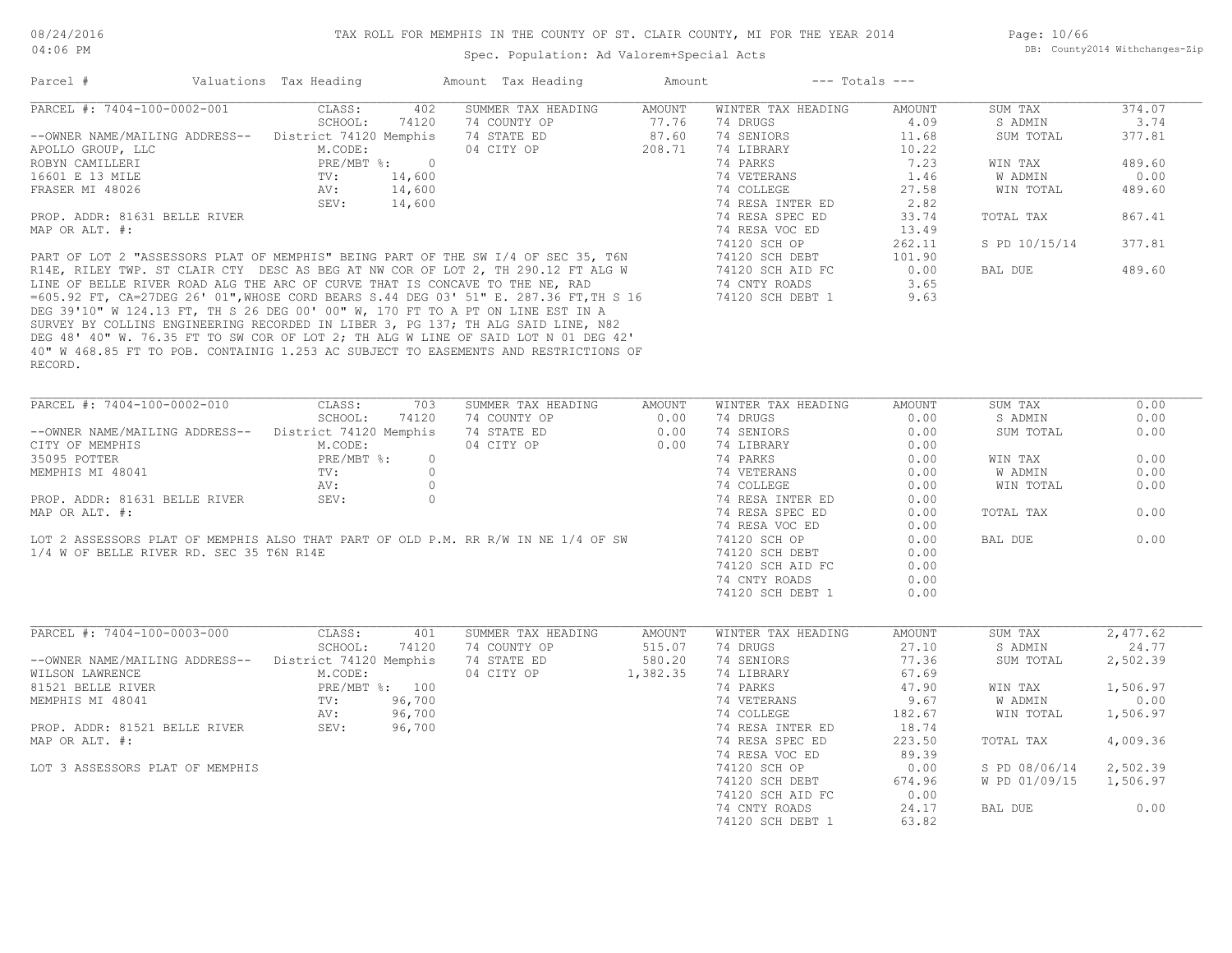# TAX ROLL FOR MEMPHIS IN THE COUNTY OF ST. CLAIR COUNTY, MI FOR THE YEAR 2014

Spec. Population: Ad Valorem+Special Acts

08/24/2016 04:06 PM — DB: County2014 Withchanges-Zip

| Parcel # | Valuations | Tax Heading | Amount | Tax Heading | Amount | --- Totals --- | |
|---|---|---|---|---|---|---|---|

---

## PARCEL #: 7404-100-0002-001

| Valuations | | Summer Tax Heading | Amount | Winter Tax Heading | Amount | Totals | |
|---|---|---|---|---|---|---|---|
| CLASS: | 402 | 74 COUNTY OP | 77.76 | 74 DRUGS | 4.09 | SUM TAX | 374.07 |
| SCHOOL: | 74120 | 74 STATE ED | 87.60 | 74 SENIORS | 11.68 | S ADMIN | 3.74 |
| District 74120 Memphis | | 04 CITY OP | 208.71 | 74 LIBRARY | 10.22 | SUM TOTAL | 377.81 |
| M.CODE: | | | | 74 PARKS | 7.23 | WIN TAX | 489.60 |
| PRE/MBT %: | 0 | | | 74 VETERANS | 1.46 | W ADMIN | 0.00 |
| TV: | 14,600 | | | 74 COLLEGE | 27.58 | WIN TOTAL | 489.60 |
| AV: | 14,600 | | | 74 RESA INTER ED | 2.82 | | |
| SEV: | 14,600 | | | 74 RESA SPEC ED | 33.74 | TOTAL TAX | 867.41 |
| | | | | 74 RESA VOC ED | 13.49 | | |
| | | | | 74120 SCH OP | 262.11 | S PD 10/15/14 | 377.81 |
| | | | | 74120 SCH DEBT | 101.90 | | |
| | | | | 74120 SCH AID FC | 0.00 | BAL DUE | 489.60 |
| | | | | 74 CNTY ROADS | 3.65 | | |
| | | | | 74120 SCH DEBT 1 | 9.63 | | |

--OWNER NAME/MAILING ADDRESS--
APOLLO GROUP, LLC
ROBYN CAMILLERI
16601 E 13 MILE
FRASER MI 48026

PROP. ADDR: 81631 BELLE RIVER
MAP OR ALT. #:

PART OF LOT 2 "ASSESSORS PLAT OF MEMPHIS" BEING PART OF THE SW I/4 OF SEC 35, T6N R14E, RILEY TWP. ST CLAIR CTY DESC AS BEG AT NW COR OF LOT 2, TH 290.12 FT ALG W LINE OF BELLE RIVER ROAD ALG THE ARC OF CURVE THAT IS CONCAVE TO THE NE, RAD =605.92 FT, CA=27DEG 26' 01",WHOSE CORD BEARS S.44 DEG 03' 51" E. 287.36 FT,TH S 16 DEG 39'10" W 124.13 FT, TH S 26 DEG 00' 00" W, 170 FT TO A PT ON LINE EST IN A SURVEY BY COLLINS ENGINEERING RECORDED IN LIBER 3, PG 137; TH ALG SAID LINE, N82 DEG 48' 40" W. 76.35 FT TO SW COR OF LOT 2; TH ALG W LINE OF SAID LOT N 01 DEG 42' 40" W 468.85 FT TO POB. CONTAINIG 1.253 AC SUBJECT TO EASEMENTS AND RESTRICTIONS OF RECORD.

---

## PARCEL #: 7404-100-0002-010

| Valuations | | Summer Tax Heading | Amount | Winter Tax Heading | Amount | Totals | |
|---|---|---|---|---|---|---|---|
| CLASS: | 703 | 74 COUNTY OP | 0.00 | 74 DRUGS | 0.00 | SUM TAX | 0.00 |
| SCHOOL: | 74120 | 74 STATE ED | 0.00 | 74 SENIORS | 0.00 | S ADMIN | 0.00 |
| District 74120 Memphis | | 04 CITY OP | 0.00 | 74 LIBRARY | 0.00 | SUM TOTAL | 0.00 |
| M.CODE: | | | | 74 PARKS | 0.00 | WIN TAX | 0.00 |
| PRE/MBT %: | 0 | | | 74 VETERANS | 0.00 | W ADMIN | 0.00 |
| TV: | 0 | | | 74 COLLEGE | 0.00 | WIN TOTAL | 0.00 |
| AV: | 0 | | | 74 RESA INTER ED | 0.00 | | |
| SEV: | 0 | | | 74 RESA SPEC ED | 0.00 | TOTAL TAX | 0.00 |
| | | | | 74 RESA VOC ED | 0.00 | | |
| | | | | 74120 SCH OP | 0.00 | BAL DUE | 0.00 |
| | | | | 74120 SCH DEBT | 0.00 | | |
| | | | | 74120 SCH AID FC | 0.00 | | |
| | | | | 74 CNTY ROADS | 0.00 | | |
| | | | | 74120 SCH DEBT 1 | 0.00 | | |

--OWNER NAME/MAILING ADDRESS--
CITY OF MEMPHIS
35095 POTTER
MEMPHIS MI 48041

PROP. ADDR: 81631 BELLE RIVER
MAP OR ALT. #:

LOT 2 ASSESSORS PLAT OF MEMPHIS ALSO THAT PART OF OLD P.M. RR R/W IN NE 1/4 OF SW 1/4 W OF BELLE RIVER RD. SEC 35 T6N R14E

---

## PARCEL #: 7404-100-0003-000

| Valuations | | Summer Tax Heading | Amount | Winter Tax Heading | Amount | Totals | |
|---|---|---|---|---|---|---|---|
| CLASS: | 401 | 74 COUNTY OP | 515.07 | 74 DRUGS | 27.10 | SUM TAX | 2,477.62 |
| SCHOOL: | 74120 | 74 STATE ED | 580.20 | 74 SENIORS | 77.36 | S ADMIN | 24.77 |
| District 74120 Memphis | | 04 CITY OP | 1,382.35 | 74 LIBRARY | 67.69 | SUM TOTAL | 2,502.39 |
| M.CODE: | | | | 74 PARKS | 47.90 | WIN TAX | 1,506.97 |
| PRE/MBT %: | 100 | | | 74 VETERANS | 9.67 | W ADMIN | 0.00 |
| TV: | 96,700 | | | 74 COLLEGE | 182.67 | WIN TOTAL | 1,506.97 |
| AV: | 96,700 | | | 74 RESA INTER ED | 18.74 | | |
| SEV: | 96,700 | | | 74 RESA SPEC ED | 223.50 | TOTAL TAX | 4,009.36 |
| | | | | 74 RESA VOC ED | 89.39 | | |
| | | | | 74120 SCH OP | 0.00 | S PD 08/06/14 | 2,502.39 |
| | | | | 74120 SCH DEBT | 674.96 | W PD 01/09/15 | 1,506.97 |
| | | | | 74120 SCH AID FC | 0.00 | | |
| | | | | 74 CNTY ROADS | 24.17 | BAL DUE | 0.00 |
| | | | | 74120 SCH DEBT 1 | 63.82 | | |

--OWNER NAME/MAILING ADDRESS--
WILSON LAWRENCE
81521 BELLE RIVER
MEMPHIS MI 48041

PROP. ADDR: 81521 BELLE RIVER
MAP OR ALT. #:

LOT 3 ASSESSORS PLAT OF MEMPHIS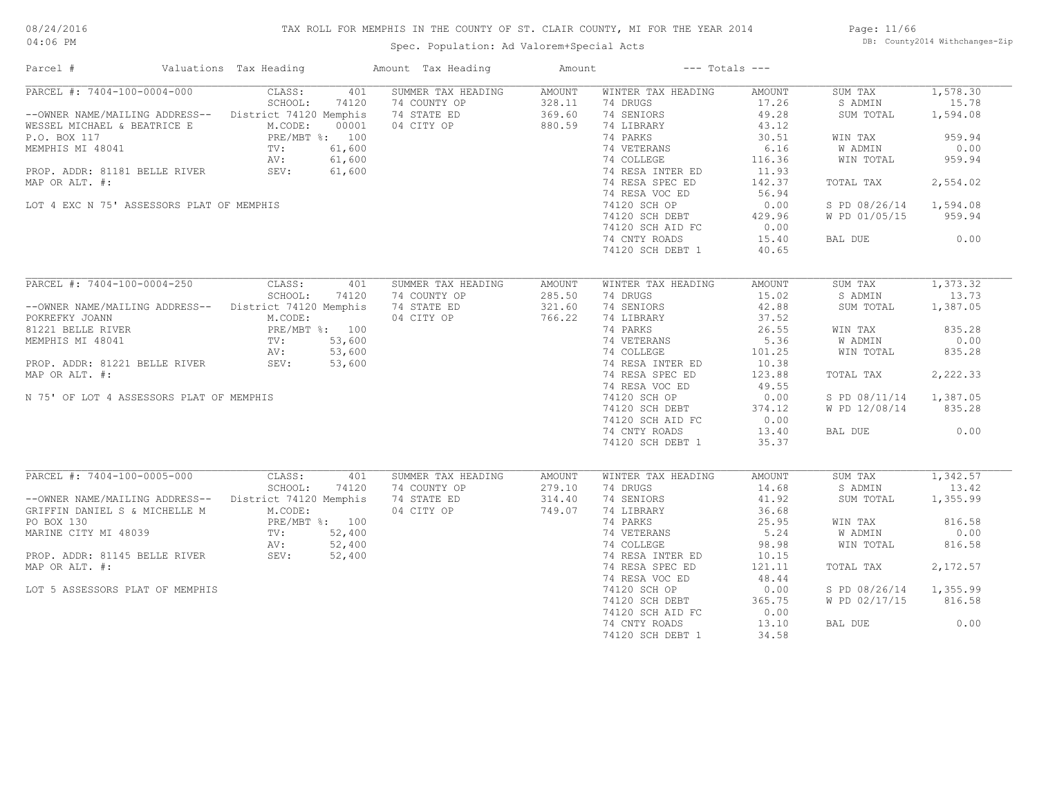# TAX ROLL FOR MEMPHIS IN THE COUNTY OF ST. CLAIR COUNTY, MI FOR THE YEAR 2014

Spec. Population: Ad Valorem+Special Acts

| Parcel # | Valuations | Tax Heading | Amount | Tax Heading | Amount | --- Totals --- | |
|---|---|---|---|---|---|---|---|
| PARCEL #: 7404-100-0004-000 | CLASS: 401 | SUMMER TAX HEADING | AMOUNT | WINTER TAX HEADING | AMOUNT | SUM TAX | 1,578.30 |
| | SCHOOL: 74120 | 74 COUNTY OP | 328.11 | 74 DRUGS | 17.26 | S ADMIN | 15.78 |
| --OWNER NAME/MAILING ADDRESS-- | District 74120 Memphis | 74 STATE ED | 369.60 | 74 SENIORS | 49.28 | SUM TOTAL | 1,594.08 |
| WESSEL MICHAEL & BEATRICE E | M.CODE: 00001 | 04 CITY OP | 880.59 | 74 LIBRARY | 43.12 | | |
| P.O. BOX 117 | PRE/MBT %: 100 | | | 74 PARKS | 30.51 | WIN TAX | 959.94 |
| MEMPHIS MI 48041 | TV: 61,600 | | | 74 VETERANS | 6.16 | W ADMIN | 0.00 |
| | AV: 61,600 | | | 74 COLLEGE | 116.36 | WIN TOTAL | 959.94 |
| PROP. ADDR: 81181 BELLE RIVER | SEV: 61,600 | | | 74 RESA INTER ED | 11.93 | | |
| MAP OR ALT. #: | | | | 74 RESA SPEC ED | 142.37 | TOTAL TAX | 2,554.02 |
| | | | | 74 RESA VOC ED | 56.94 | | |
| LOT 4 EXC N 75' ASSESSORS PLAT OF MEMPHIS | | | | 74120 SCH OP | 0.00 | S PD 08/26/14 | 1,594.08 |
| | | | | 74120 SCH DEBT | 429.96 | W PD 01/05/15 | 959.94 |
| | | | | 74120 SCH AID FC | 0.00 | | |
| | | | | 74 CNTY ROADS | 15.40 | BAL DUE | 0.00 |
| | | | | 74120 SCH DEBT 1 | 40.65 | | |
| PARCEL #: 7404-100-0004-250 | CLASS: 401 | SUMMER TAX HEADING | AMOUNT | WINTER TAX HEADING | AMOUNT | SUM TAX | 1,373.32 |
| | SCHOOL: 74120 | 74 COUNTY OP | 285.50 | 74 DRUGS | 15.02 | S ADMIN | 13.73 |
| --OWNER NAME/MAILING ADDRESS-- | District 74120 Memphis | 74 STATE ED | 321.60 | 74 SENIORS | 42.88 | SUM TOTAL | 1,387.05 |
| POKREFKY JOANN | M.CODE: | 04 CITY OP | 766.22 | 74 LIBRARY | 37.52 | | |
| 81221 BELLE RIVER | PRE/MBT %: 100 | | | 74 PARKS | 26.55 | WIN TAX | 835.28 |
| MEMPHIS MI 48041 | TV: 53,600 | | | 74 VETERANS | 5.36 | W ADMIN | 0.00 |
| | AV: 53,600 | | | 74 COLLEGE | 101.25 | WIN TOTAL | 835.28 |
| PROP. ADDR: 81221 BELLE RIVER | SEV: 53,600 | | | 74 RESA INTER ED | 10.38 | | |
| MAP OR ALT. #: | | | | 74 RESA SPEC ED | 123.88 | TOTAL TAX | 2,222.33 |
| | | | | 74 RESA VOC ED | 49.55 | | |
| N 75' OF LOT 4 ASSESSORS PLAT OF MEMPHIS | | | | 74120 SCH OP | 0.00 | S PD 08/11/14 | 1,387.05 |
| | | | | 74120 SCH DEBT | 374.12 | W PD 12/08/14 | 835.28 |
| | | | | 74120 SCH AID FC | 0.00 | | |
| | | | | 74 CNTY ROADS | 13.40 | BAL DUE | 0.00 |
| | | | | 74120 SCH DEBT 1 | 35.37 | | |
| PARCEL #: 7404-100-0005-000 | CLASS: 401 | SUMMER TAX HEADING | AMOUNT | WINTER TAX HEADING | AMOUNT | SUM TAX | 1,342.57 |
| | SCHOOL: 74120 | 74 COUNTY OP | 279.10 | 74 DRUGS | 14.68 | S ADMIN | 13.42 |
| --OWNER NAME/MAILING ADDRESS-- | District 74120 Memphis | 74 STATE ED | 314.40 | 74 SENIORS | 41.92 | SUM TOTAL | 1,355.99 |
| GRIFFIN DANIEL S & MICHELLE M | M.CODE: | 04 CITY OP | 749.07 | 74 LIBRARY | 36.68 | | |
| PO BOX 130 | PRE/MBT %: 100 | | | 74 PARKS | 25.95 | WIN TAX | 816.58 |
| MARINE CITY MI 48039 | TV: 52,400 | | | 74 VETERANS | 5.24 | W ADMIN | 0.00 |
| | AV: 52,400 | | | 74 COLLEGE | 98.98 | WIN TOTAL | 816.58 |
| PROP. ADDR: 81145 BELLE RIVER | SEV: 52,400 | | | 74 RESA INTER ED | 10.15 | | |
| MAP OR ALT. #: | | | | 74 RESA SPEC ED | 121.11 | TOTAL TAX | 2,172.57 |
| | | | | 74 RESA VOC ED | 48.44 | | |
| LOT 5 ASSESSORS PLAT OF MEMPHIS | | | | 74120 SCH OP | 0.00 | S PD 08/26/14 | 1,355.99 |
| | | | | 74120 SCH DEBT | 365.75 | W PD 02/17/15 | 816.58 |
| | | | | 74120 SCH AID FC | 0.00 | | |
| | | | | 74 CNTY ROADS | 13.10 | BAL DUE | 0.00 |
| | | | | 74120 SCH DEBT 1 | 34.58 | | |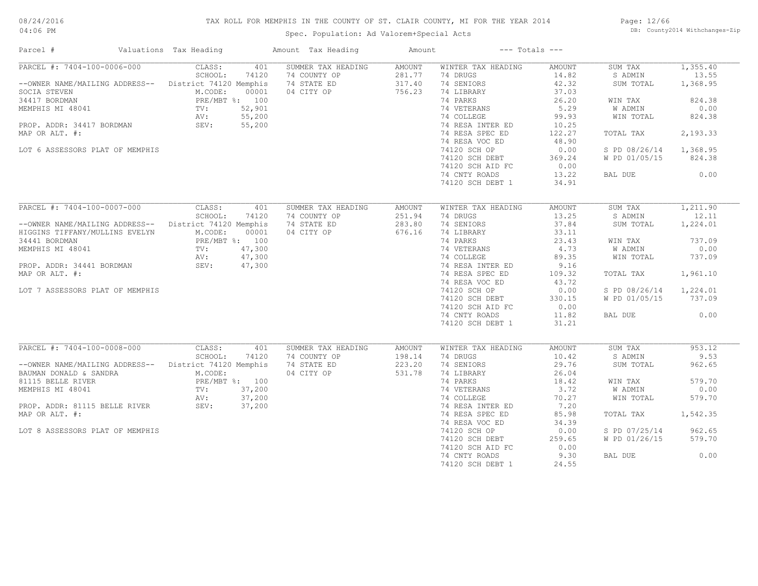# TAX ROLL FOR MEMPHIS IN THE COUNTY OF ST. CLAIR COUNTY, MI FOR THE YEAR 2014

08/24/2016
04:06 PM

Spec. Population: Ad Valorem+Special Acts

DB: County2014 Withchanges-Zip

| Parcel # | Valuations | Tax Heading | Amount | Tax Heading | Amount | --- Totals --- | |
|---|---|---|---|---|---|---|---|
| PARCEL #: 7404-100-0006-000 | CLASS: 401 | SUMMER TAX HEADING | AMOUNT | WINTER TAX HEADING | AMOUNT | SUM TAX | 1,355.40 |
| | SCHOOL: 74120 | 74 COUNTY OP | 281.77 | 74 DRUGS | 14.82 | S ADMIN | 13.55 |
| --OWNER NAME/MAILING ADDRESS-- | District 74120 Memphis | 74 STATE ED | 317.40 | 74 SENIORS | 42.32 | SUM TOTAL | 1,368.95 |
| SOCIA STEVEN | M.CODE: 00001 | 04 CITY OP | 756.23 | 74 LIBRARY | 37.03 | | |
| 34417 BORDMAN | PRE/MBT %: 100 | | | 74 PARKS | 26.20 | WIN TAX | 824.38 |
| MEMPHIS MI 48041 | TV: 52,901 | | | 74 VETERANS | 5.29 | W ADMIN | 0.00 |
| | AV: 55,200 | | | 74 COLLEGE | 99.93 | WIN TOTAL | 824.38 |
| PROP. ADDR: 34417 BORDMAN | SEV: 55,200 | | | 74 RESA INTER ED | 10.25 | | |
| MAP OR ALT. #: | | | | 74 RESA SPEC ED | 122.27 | TOTAL TAX | 2,193.33 |
| | | | | 74 RESA VOC ED | 48.90 | | |
| LOT 6 ASSESSORS PLAT OF MEMPHIS | | | | 74120 SCH OP | 0.00 | S PD 08/26/14 | 1,368.95 |
| | | | | 74120 SCH DEBT | 369.24 | W PD 01/05/15 | 824.38 |
| | | | | 74120 SCH AID FC | 0.00 | | |
| | | | | 74 CNTY ROADS | 13.22 | BAL DUE | 0.00 |
| | | | | 74120 SCH DEBT 1 | 34.91 | | |
| PARCEL #: 7404-100-0007-000 | CLASS: 401 | SUMMER TAX HEADING | AMOUNT | WINTER TAX HEADING | AMOUNT | SUM TAX | 1,211.90 |
| | SCHOOL: 74120 | 74 COUNTY OP | 251.94 | 74 DRUGS | 13.25 | S ADMIN | 12.11 |
| --OWNER NAME/MAILING ADDRESS-- | District 74120 Memphis | 74 STATE ED | 283.80 | 74 SENIORS | 37.84 | SUM TOTAL | 1,224.01 |
| HIGGINS TIFFANY/MULLINS EVELYN | M.CODE: 00001 | 04 CITY OP | 676.16 | 74 LIBRARY | 33.11 | | |
| 34441 BORDMAN | PRE/MBT %: 100 | | | 74 PARKS | 23.43 | WIN TAX | 737.09 |
| MEMPHIS MI 48041 | TV: 47,300 | | | 74 VETERANS | 4.73 | W ADMIN | 0.00 |
| | AV: 47,300 | | | 74 COLLEGE | 89.35 | WIN TOTAL | 737.09 |
| PROP. ADDR: 34441 BORDMAN | SEV: 47,300 | | | 74 RESA INTER ED | 9.16 | | |
| MAP OR ALT. #: | | | | 74 RESA SPEC ED | 109.32 | TOTAL TAX | 1,961.10 |
| | | | | 74 RESA VOC ED | 43.72 | | |
| LOT 7 ASSESSORS PLAT OF MEMPHIS | | | | 74120 SCH OP | 0.00 | S PD 08/26/14 | 1,224.01 |
| | | | | 74120 SCH DEBT | 330.15 | W PD 01/05/15 | 737.09 |
| | | | | 74120 SCH AID FC | 0.00 | | |
| | | | | 74 CNTY ROADS | 11.82 | BAL DUE | 0.00 |
| | | | | 74120 SCH DEBT 1 | 31.21 | | |
| PARCEL #: 7404-100-0008-000 | CLASS: 401 | SUMMER TAX HEADING | AMOUNT | WINTER TAX HEADING | AMOUNT | SUM TAX | 953.12 |
| | SCHOOL: 74120 | 74 COUNTY OP | 198.14 | 74 DRUGS | 10.42 | S ADMIN | 9.53 |
| --OWNER NAME/MAILING ADDRESS-- | District 74120 Memphis | 74 STATE ED | 223.20 | 74 SENIORS | 29.76 | SUM TOTAL | 962.65 |
| BAUMAN DONALD & SANDRA | M.CODE: | 04 CITY OP | 531.78 | 74 LIBRARY | 26.04 | | |
| 81115 BELLE RIVER | PRE/MBT %: 100 | | | 74 PARKS | 18.42 | WIN TAX | 579.70 |
| MEMPHIS MI 48041 | TV: 37,200 | | | 74 VETERANS | 3.72 | W ADMIN | 0.00 |
| | AV: 37,200 | | | 74 COLLEGE | 70.27 | WIN TOTAL | 579.70 |
| PROP. ADDR: 81115 BELLE RIVER | SEV: 37,200 | | | 74 RESA INTER ED | 7.20 | | |
| MAP OR ALT. #: | | | | 74 RESA SPEC ED | 85.98 | TOTAL TAX | 1,542.35 |
| | | | | 74 RESA VOC ED | 34.39 | | |
| LOT 8 ASSESSORS PLAT OF MEMPHIS | | | | 74120 SCH OP | 0.00 | S PD 07/25/14 | 962.65 |
| | | | | 74120 SCH DEBT | 259.65 | W PD 01/26/15 | 579.70 |
| | | | | 74120 SCH AID FC | 0.00 | | |
| | | | | 74 CNTY ROADS | 9.30 | BAL DUE | 0.00 |
| | | | | 74120 SCH DEBT 1 | 24.55 | | |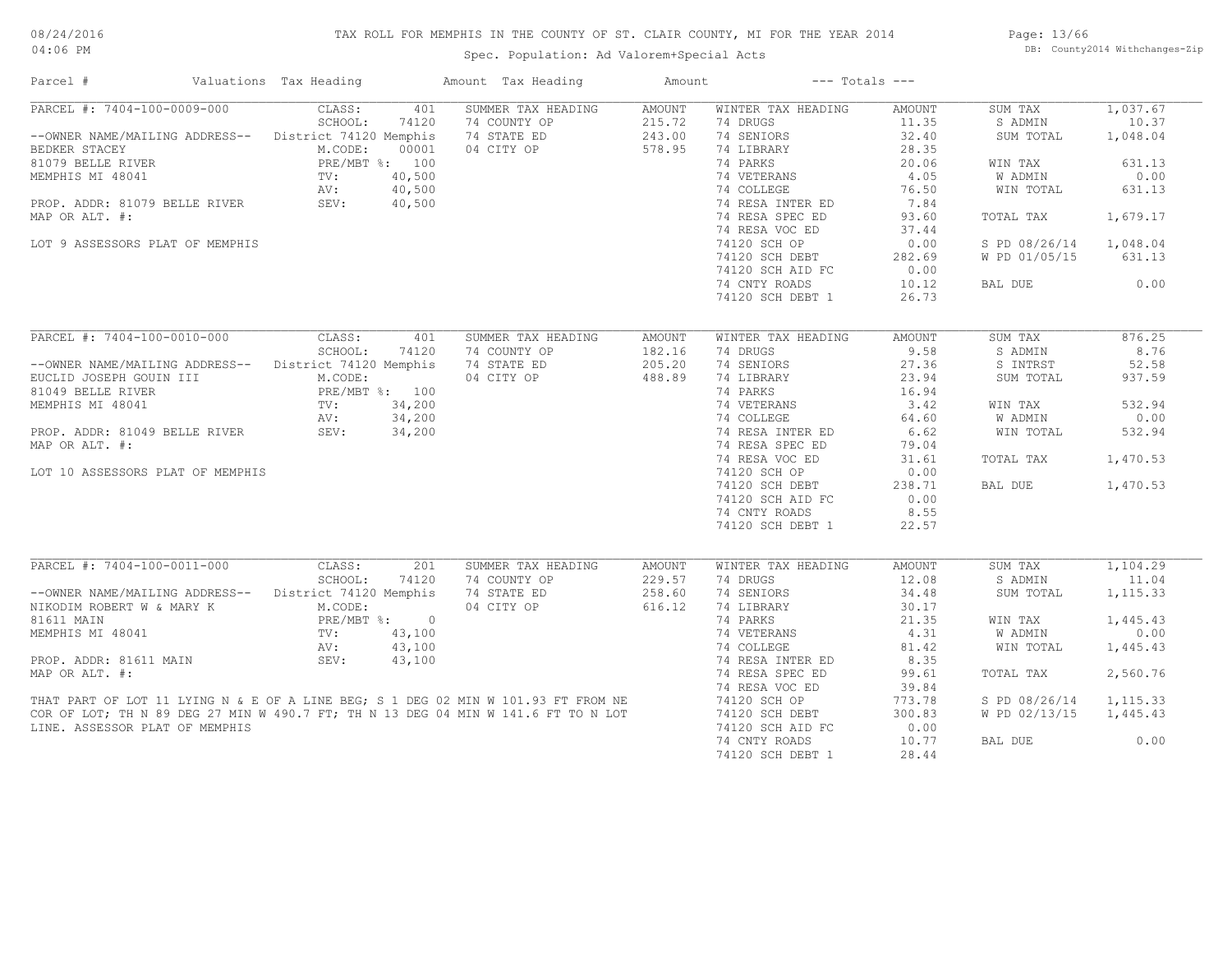TAX ROLL FOR MEMPHIS IN THE COUNTY OF ST. CLAIR COUNTY, MI FOR THE YEAR 2014

Spec. Population: Ad Valorem+Special Acts

| Parcel # | Valuations | Tax Heading | Amount | Tax Heading | Amount | --- Totals --- | |
|---|---|---|---|---|---|---|---|
| PARCEL #: 7404-100-0009-000 | CLASS: 401 | SUMMER TAX HEADING | AMOUNT | WINTER TAX HEADING | AMOUNT | SUM TAX | 1,037.67 |
| | SCHOOL: 74120 | 74 COUNTY OP | 215.72 | 74 DRUGS | 11.35 | S ADMIN | 10.37 |
| --OWNER NAME/MAILING ADDRESS-- | District 74120 Memphis | 74 STATE ED | 243.00 | 74 SENIORS | 32.40 | SUM TOTAL | 1,048.04 |
| BEDKER STACEY | M.CODE: 00001 | 04 CITY OP | 578.95 | 74 LIBRARY | 28.35 | | |
| 81079 BELLE RIVER | PRE/MBT %: 100 | | | 74 PARKS | 20.06 | WIN TAX | 631.13 |
| MEMPHIS MI 48041 | TV: 40,500 | | | 74 VETERANS | 4.05 | W ADMIN | 0.00 |
| | AV: 40,500 | | | 74 COLLEGE | 76.50 | WIN TOTAL | 631.13 |
| PROP. ADDR: 81079 BELLE RIVER | SEV: 40,500 | | | 74 RESA INTER ED | 7.84 | | |
| MAP OR ALT. #: | | | | 74 RESA SPEC ED | 93.60 | TOTAL TAX | 1,679.17 |
| | | | | 74 RESA VOC ED | 37.44 | | |
| LOT 9 ASSESSORS PLAT OF MEMPHIS | | | | 74120 SCH OP | 0.00 | S PD 08/26/14 | 1,048.04 |
| | | | | 74120 SCH DEBT | 282.69 | W PD 01/05/15 | 631.13 |
| | | | | 74120 SCH AID FC | 0.00 | | |
| | | | | 74 CNTY ROADS | 10.12 | BAL DUE | 0.00 |
| | | | | 74120 SCH DEBT 1 | 26.73 | | |
| PARCEL #: 7404-100-0010-000 | CLASS: 401 | SUMMER TAX HEADING | AMOUNT | WINTER TAX HEADING | AMOUNT | SUM TAX | 876.25 |
| | SCHOOL: 74120 | 74 COUNTY OP | 182.16 | 74 DRUGS | 9.58 | S ADMIN | 8.76 |
| --OWNER NAME/MAILING ADDRESS-- | District 74120 Memphis | 74 STATE ED | 205.20 | 74 SENIORS | 27.36 | S INTRST | 52.58 |
| EUCLID JOSEPH GOUIN III | M.CODE: | 04 CITY OP | 488.89 | 74 LIBRARY | 23.94 | SUM TOTAL | 937.59 |
| 81049 BELLE RIVER | PRE/MBT %: 100 | | | 74 PARKS | 16.94 | | |
| MEMPHIS MI 48041 | TV: 34,200 | | | 74 VETERANS | 3.42 | WIN TAX | 532.94 |
| | AV: 34,200 | | | 74 COLLEGE | 64.60 | W ADMIN | 0.00 |
| PROP. ADDR: 81049 BELLE RIVER | SEV: 34,200 | | | 74 RESA INTER ED | 6.62 | WIN TOTAL | 532.94 |
| MAP OR ALT. #: | | | | 74 RESA SPEC ED | 79.04 | | |
| | | | | 74 RESA VOC ED | 31.61 | TOTAL TAX | 1,470.53 |
| LOT 10 ASSESSORS PLAT OF MEMPHIS | | | | 74120 SCH OP | 0.00 | | |
| | | | | 74120 SCH DEBT | 238.71 | BAL DUE | 1,470.53 |
| | | | | 74120 SCH AID FC | 0.00 | | |
| | | | | 74 CNTY ROADS | 8.55 | | |
| | | | | 74120 SCH DEBT 1 | 22.57 | | |
| PARCEL #: 7404-100-0011-000 | CLASS: 201 | SUMMER TAX HEADING | AMOUNT | WINTER TAX HEADING | AMOUNT | SUM TAX | 1,104.29 |
| | SCHOOL: 74120 | 74 COUNTY OP | 229.57 | 74 DRUGS | 12.08 | S ADMIN | 11.04 |
| --OWNER NAME/MAILING ADDRESS-- | District 74120 Memphis | 74 STATE ED | 258.60 | 74 SENIORS | 34.48 | SUM TOTAL | 1,115.33 |
| NIKODIM ROBERT W & MARY K | M.CODE: | 04 CITY OP | 616.12 | 74 LIBRARY | 30.17 | | |
| 81611 MAIN | PRE/MBT %: 0 | | | 74 PARKS | 21.35 | WIN TAX | 1,445.43 |
| MEMPHIS MI 48041 | TV: 43,100 | | | 74 VETERANS | 4.31 | W ADMIN | 0.00 |
| | AV: 43,100 | | | 74 COLLEGE | 81.42 | WIN TOTAL | 1,445.43 |
| PROP. ADDR: 81611 MAIN | SEV: 43,100 | | | 74 RESA INTER ED | 8.35 | | |
| MAP OR ALT. #: | | | | 74 RESA SPEC ED | 99.61 | TOTAL TAX | 2,560.76 |
| | | | | 74 RESA VOC ED | 39.84 | | |
| THAT PART OF LOT 11 LYING N & E OF A LINE BEG; S 1 DEG 02 MIN W 101.93 FT FROM NE | | | | 74120 SCH OP | 773.78 | S PD 08/26/14 | 1,115.33 |
| COR OF LOT; TH N 89 DEG 27 MIN W 490.7 FT; TH N 13 DEG 04 MIN W 141.6 FT TO N LOT | | | | 74120 SCH DEBT | 300.83 | W PD 02/13/15 | 1,445.43 |
| LINE. ASSESSOR PLAT OF MEMPHIS | | | | 74120 SCH AID FC | 0.00 | | |
| | | | | 74 CNTY ROADS | 10.77 | BAL DUE | 0.00 |
| | | | | 74120 SCH DEBT 1 | 28.44 | | |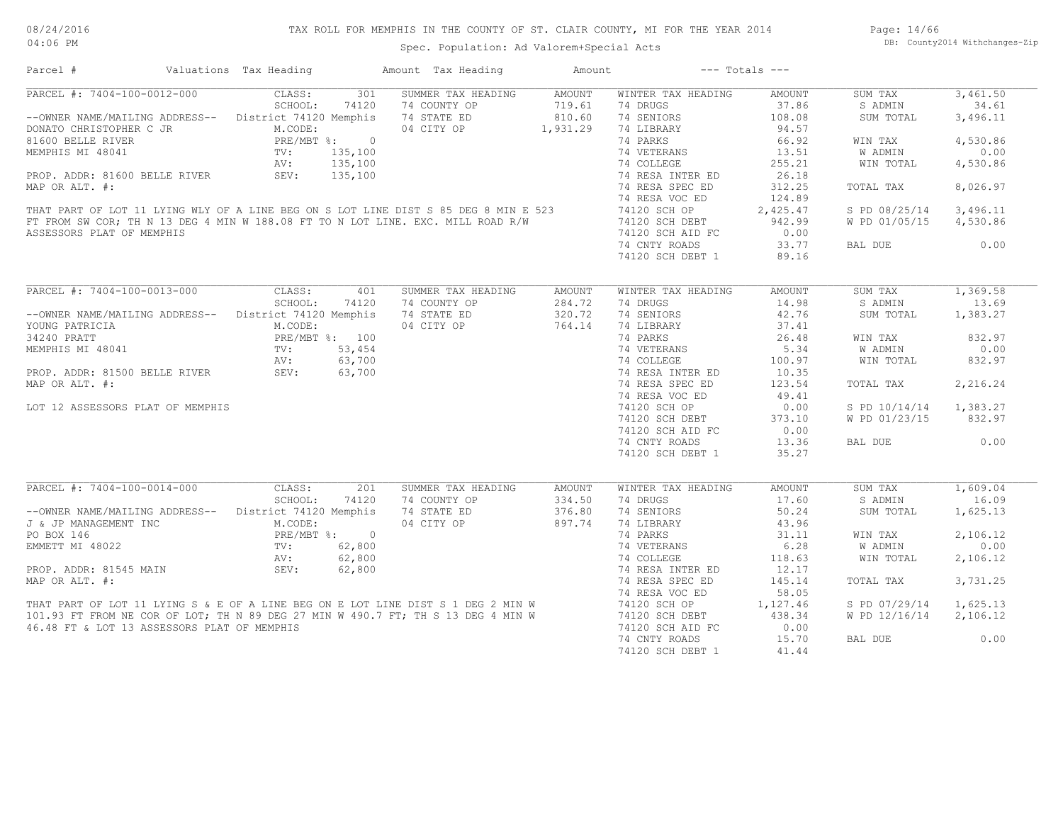# TAX ROLL FOR MEMPHIS IN THE COUNTY OF ST. CLAIR COUNTY, MI FOR THE YEAR 2014

Spec. Population: Ad Valorem+Special Acts

08/24/2016 04:06 PM — DB: County2014 Withchanges-Zip

| Parcel # | Valuations | Tax Heading | Amount | Tax Heading | Amount | --- Totals --- | |
|---|---|---|---|---|---|---|---|
| PARCEL #: 7404-100-0012-000 | CLASS: 301 | SUMMER TAX HEADING | AMOUNT | WINTER TAX HEADING | AMOUNT | SUM TAX | 3,461.50 |
| | SCHOOL: 74120 | 74 COUNTY OP | 719.61 | 74 DRUGS | 37.86 | S ADMIN | 34.61 |
| --OWNER NAME/MAILING ADDRESS-- | District 74120 Memphis | 74 STATE ED | 810.60 | 74 SENIORS | 108.08 | SUM TOTAL | 3,496.11 |
| DONATO CHRISTOPHER C JR | M.CODE: | 04 CITY OP | 1,931.29 | 74 LIBRARY | 94.57 | | |
| 81600 BELLE RIVER | PRE/MBT %: 0 | | | 74 PARKS | 66.92 | WIN TAX | 4,530.86 |
| MEMPHIS MI 48041 | TV: 135,100 | | | 74 VETERANS | 13.51 | W ADMIN | 0.00 |
| | AV: 135,100 | | | 74 COLLEGE | 255.21 | WIN TOTAL | 4,530.86 |
| PROP. ADDR: 81600 BELLE RIVER | SEV: 135,100 | | | 74 RESA INTER ED | 26.18 | | |
| MAP OR ALT. #: | | | | 74 RESA SPEC ED | 312.25 | TOTAL TAX | 8,026.97 |
| | | | | 74 RESA VOC ED | 124.89 | | |
| THAT PART OF LOT 11 LYING WLY OF A LINE BEG ON S LOT LINE DIST S 85 DEG 8 MIN E 523 | | | | 74120 SCH OP | 2,425.47 | S PD 08/25/14 | 3,496.11 |
| FT FROM SW COR; TH N 13 DEG 4 MIN W 188.08 FT TO N LOT LINE. EXC. MILL ROAD R/W | | | | 74120 SCH DEBT | 942.99 | W PD 01/05/15 | 4,530.86 |
| ASSESSORS PLAT OF MEMPHIS | | | | 74120 SCH AID FC | 0.00 | | |
| | | | | 74 CNTY ROADS | 33.77 | BAL DUE | 0.00 |
| | | | | 74120 SCH DEBT 1 | 89.16 | | |

| Parcel # | Valuations | Tax Heading | Amount | Tax Heading | Amount | --- Totals --- | |
|---|---|---|---|---|---|---|---|
| PARCEL #: 7404-100-0013-000 | CLASS: 401 | SUMMER TAX HEADING | AMOUNT | WINTER TAX HEADING | AMOUNT | SUM TAX | 1,369.58 |
| | SCHOOL: 74120 | 74 COUNTY OP | 284.72 | 74 DRUGS | 14.98 | S ADMIN | 13.69 |
| --OWNER NAME/MAILING ADDRESS-- | District 74120 Memphis | 74 STATE ED | 320.72 | 74 SENIORS | 42.76 | SUM TOTAL | 1,383.27 |
| YOUNG PATRICIA | M.CODE: | 04 CITY OP | 764.14 | 74 LIBRARY | 37.41 | | |
| 34240 PRATT | PRE/MBT %: 100 | | | 74 PARKS | 26.48 | WIN TAX | 832.97 |
| MEMPHIS MI 48041 | TV: 53,454 | | | 74 VETERANS | 5.34 | W ADMIN | 0.00 |
| | AV: 63,700 | | | 74 COLLEGE | 100.97 | WIN TOTAL | 832.97 |
| PROP. ADDR: 81500 BELLE RIVER | SEV: 63,700 | | | 74 RESA INTER ED | 10.35 | | |
| MAP OR ALT. #: | | | | 74 RESA SPEC ED | 123.54 | TOTAL TAX | 2,216.24 |
| | | | | 74 RESA VOC ED | 49.41 | | |
| LOT 12 ASSESSORS PLAT OF MEMPHIS | | | | 74120 SCH OP | 0.00 | S PD 10/14/14 | 1,383.27 |
| | | | | 74120 SCH DEBT | 373.10 | W PD 01/23/15 | 832.97 |
| | | | | 74120 SCH AID FC | 0.00 | | |
| | | | | 74 CNTY ROADS | 13.36 | BAL DUE | 0.00 |
| | | | | 74120 SCH DEBT 1 | 35.27 | | |

| Parcel # | Valuations | Tax Heading | Amount | Tax Heading | Amount | --- Totals --- | |
|---|---|---|---|---|---|---|---|
| PARCEL #: 7404-100-0014-000 | CLASS: 201 | SUMMER TAX HEADING | AMOUNT | WINTER TAX HEADING | AMOUNT | SUM TAX | 1,609.04 |
| | SCHOOL: 74120 | 74 COUNTY OP | 334.50 | 74 DRUGS | 17.60 | S ADMIN | 16.09 |
| --OWNER NAME/MAILING ADDRESS-- | District 74120 Memphis | 74 STATE ED | 376.80 | 74 SENIORS | 50.24 | SUM TOTAL | 1,625.13 |
| J & JP MANAGEMENT INC | M.CODE: | 04 CITY OP | 897.74 | 74 LIBRARY | 43.96 | | |
| PO BOX 146 | PRE/MBT %: 0 | | | 74 PARKS | 31.11 | WIN TAX | 2,106.12 |
| EMMETT MI 48022 | TV: 62,800 | | | 74 VETERANS | 6.28 | W ADMIN | 0.00 |
| | AV: 62,800 | | | 74 COLLEGE | 118.63 | WIN TOTAL | 2,106.12 |
| PROP. ADDR: 81545 MAIN | SEV: 62,800 | | | 74 RESA INTER ED | 12.17 | | |
| MAP OR ALT. #: | | | | 74 RESA SPEC ED | 145.14 | TOTAL TAX | 3,731.25 |
| | | | | 74 RESA VOC ED | 58.05 | | |
| THAT PART OF LOT 11 LYING S & E OF A LINE BEG ON E LOT LINE DIST S 1 DEG 2 MIN W | | | | 74120 SCH OP | 1,127.46 | S PD 07/29/14 | 1,625.13 |
| 101.93 FT FROM NE COR OF LOT; TH N 89 DEG 27 MIN W 490.7 FT; TH S 13 DEG 4 MIN W | | | | 74120 SCH DEBT | 438.34 | W PD 12/16/14 | 2,106.12 |
| 46.48 FT & LOT 13 ASSESSORS PLAT OF MEMPHIS | | | | 74120 SCH AID FC | 0.00 | | |
| | | | | 74 CNTY ROADS | 15.70 | BAL DUE | 0.00 |
| | | | | 74120 SCH DEBT 1 | 41.44 | | |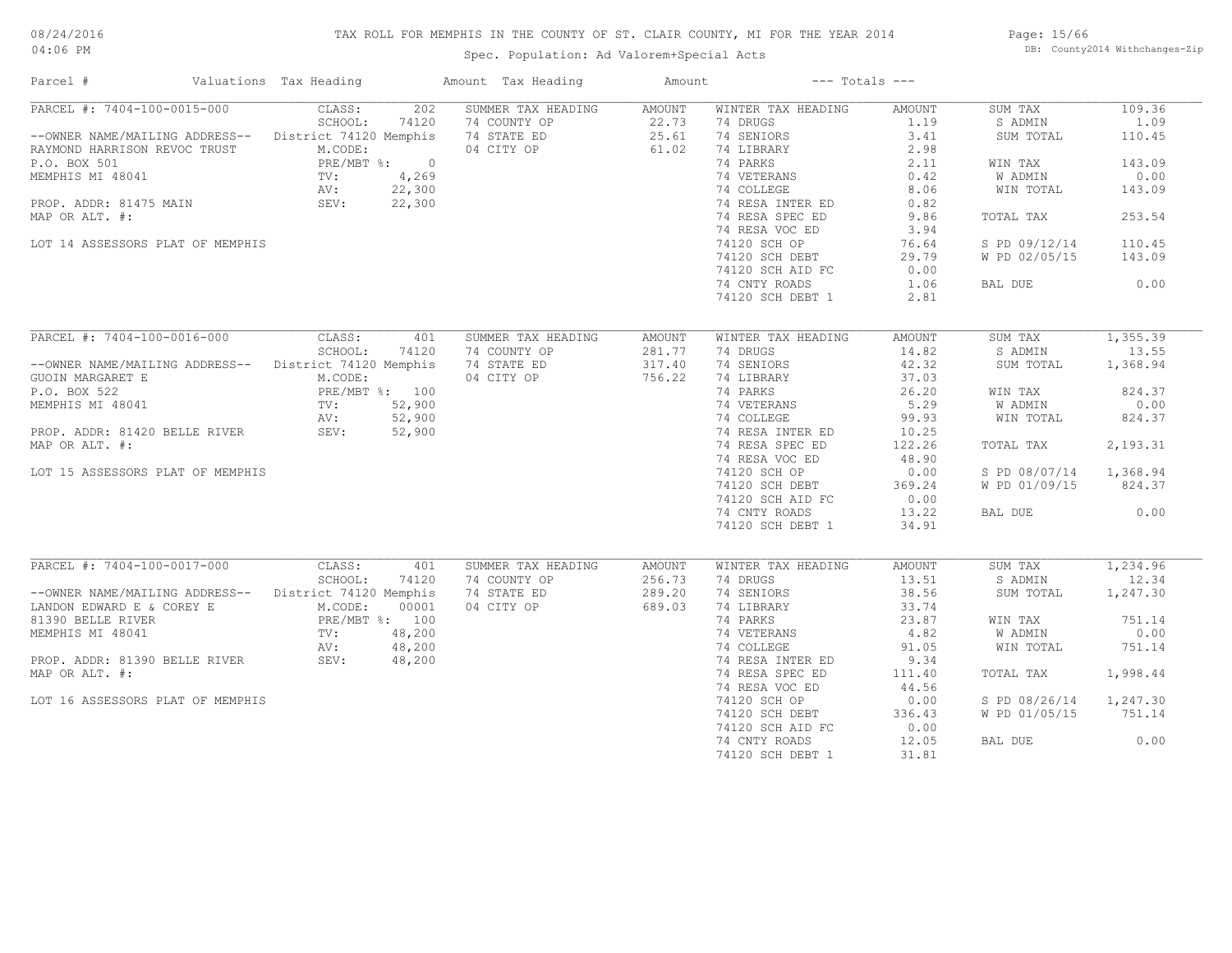TAX ROLL FOR MEMPHIS IN THE COUNTY OF ST. CLAIR COUNTY, MI FOR THE YEAR 2014

Spec. Population: Ad Valorem+Special Acts

| Parcel # | Valuations | Tax Heading | Amount | Tax Heading | Amount | --- Totals --- | |
|---|---|---|---|---|---|---|---|
| PARCEL #: 7404-100-0015-000 | CLASS: 202 | SUMMER TAX HEADING | AMOUNT | WINTER TAX HEADING | AMOUNT | SUM TAX | 109.36 |
| | SCHOOL: 74120 | 74 COUNTY OP | 22.73 | 74 DRUGS | 1.19 | S ADMIN | 1.09 |
| --OWNER NAME/MAILING ADDRESS-- | District 74120 Memphis | 74 STATE ED | 25.61 | 74 SENIORS | 3.41 | SUM TOTAL | 110.45 |
| RAYMOND HARRISON REVOC TRUST | M.CODE: | 04 CITY OP | 61.02 | 74 LIBRARY | 2.98 | | |
| P.O. BOX 501 | PRE/MBT %: 0 | | | 74 PARKS | 2.11 | WIN TAX | 143.09 |
| MEMPHIS MI 48041 | TV: 4,269 | | | 74 VETERANS | 0.42 | W ADMIN | 0.00 |
| | AV: 22,300 | | | 74 COLLEGE | 8.06 | WIN TOTAL | 143.09 |
| PROP. ADDR: 81475 MAIN | SEV: 22,300 | | | 74 RESA INTER ED | 0.82 | | |
| MAP OR ALT. #: | | | | 74 RESA SPEC ED | 9.86 | TOTAL TAX | 253.54 |
| | | | | 74 RESA VOC ED | 3.94 | | |
| LOT 14 ASSESSORS PLAT OF MEMPHIS | | | | 74120 SCH OP | 76.64 | S PD 09/12/14 | 110.45 |
| | | | | 74120 SCH DEBT | 29.79 | W PD 02/05/15 | 143.09 |
| | | | | 74120 SCH AID FC | 0.00 | | |
| | | | | 74 CNTY ROADS | 1.06 | BAL DUE | 0.00 |
| | | | | 74120 SCH DEBT 1 | 2.81 | | |
| PARCEL #: 7404-100-0016-000 | CLASS: 401 | SUMMER TAX HEADING | AMOUNT | WINTER TAX HEADING | AMOUNT | SUM TAX | 1,355.39 |
| | SCHOOL: 74120 | 74 COUNTY OP | 281.77 | 74 DRUGS | 14.82 | S ADMIN | 13.55 |
| --OWNER NAME/MAILING ADDRESS-- | District 74120 Memphis | 74 STATE ED | 317.40 | 74 SENIORS | 42.32 | SUM TOTAL | 1,368.94 |
| GUOIN MARGARET E | M.CODE: | 04 CITY OP | 756.22 | 74 LIBRARY | 37.03 | | |
| P.O. BOX 522 | PRE/MBT %: 100 | | | 74 PARKS | 26.20 | WIN TAX | 824.37 |
| MEMPHIS MI 48041 | TV: 52,900 | | | 74 VETERANS | 5.29 | W ADMIN | 0.00 |
| | AV: 52,900 | | | 74 COLLEGE | 99.93 | WIN TOTAL | 824.37 |
| PROP. ADDR: 81420 BELLE RIVER | SEV: 52,900 | | | 74 RESA INTER ED | 10.25 | | |
| MAP OR ALT. #: | | | | 74 RESA SPEC ED | 122.26 | TOTAL TAX | 2,193.31 |
| | | | | 74 RESA VOC ED | 48.90 | | |
| LOT 15 ASSESSORS PLAT OF MEMPHIS | | | | 74120 SCH OP | 0.00 | S PD 08/07/14 | 1,368.94 |
| | | | | 74120 SCH DEBT | 369.24 | W PD 01/09/15 | 824.37 |
| | | | | 74120 SCH AID FC | 0.00 | | |
| | | | | 74 CNTY ROADS | 13.22 | BAL DUE | 0.00 |
| | | | | 74120 SCH DEBT 1 | 34.91 | | |
| PARCEL #: 7404-100-0017-000 | CLASS: 401 | SUMMER TAX HEADING | AMOUNT | WINTER TAX HEADING | AMOUNT | SUM TAX | 1,234.96 |
| | SCHOOL: 74120 | 74 COUNTY OP | 256.73 | 74 DRUGS | 13.51 | S ADMIN | 12.34 |
| --OWNER NAME/MAILING ADDRESS-- | District 74120 Memphis | 74 STATE ED | 289.20 | 74 SENIORS | 38.56 | SUM TOTAL | 1,247.30 |
| LANDON EDWARD E & COREY E | M.CODE: 00001 | 04 CITY OP | 689.03 | 74 LIBRARY | 33.74 | | |
| 81390 BELLE RIVER | PRE/MBT %: 100 | | | 74 PARKS | 23.87 | WIN TAX | 751.14 |
| MEMPHIS MI 48041 | TV: 48,200 | | | 74 VETERANS | 4.82 | W ADMIN | 0.00 |
| | AV: 48,200 | | | 74 COLLEGE | 91.05 | WIN TOTAL | 751.14 |
| PROP. ADDR: 81390 BELLE RIVER | SEV: 48,200 | | | 74 RESA INTER ED | 9.34 | | |
| MAP OR ALT. #: | | | | 74 RESA SPEC ED | 111.40 | TOTAL TAX | 1,998.44 |
| | | | | 74 RESA VOC ED | 44.56 | | |
| LOT 16 ASSESSORS PLAT OF MEMPHIS | | | | 74120 SCH OP | 0.00 | S PD 08/26/14 | 1,247.30 |
| | | | | 74120 SCH DEBT | 336.43 | W PD 01/05/15 | 751.14 |
| | | | | 74120 SCH AID FC | 0.00 | | |
| | | | | 74 CNTY ROADS | 12.05 | BAL DUE | 0.00 |
| | | | | 74120 SCH DEBT 1 | 31.81 | | |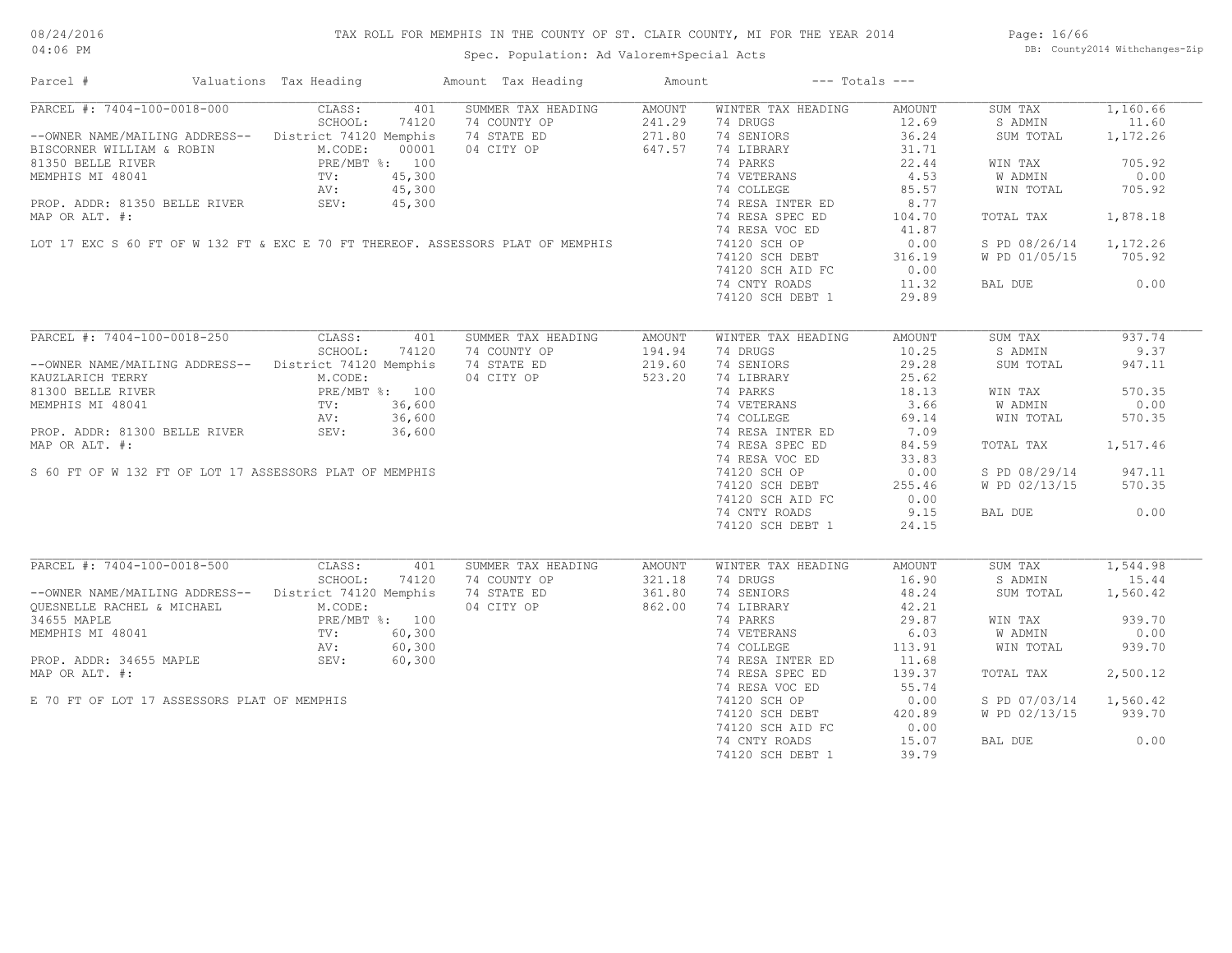TAX ROLL FOR MEMPHIS IN THE COUNTY OF ST. CLAIR COUNTY, MI FOR THE YEAR 2014

Spec. Population: Ad Valorem+Special Acts

| Parcel # | Valuations | Tax Heading | Amount | Tax Heading | Amount | --- Totals --- | |
|---|---|---|---|---|---|---|---|

## PARCEL #: 7404-100-0018-000

| | | | | | | | |
|---|---|---|---|---|---|---|---|
| PARCEL #: 7404-100-0018-000 | CLASS: 401 | SUMMER TAX HEADING | AMOUNT | WINTER TAX HEADING | AMOUNT | SUM TAX | 1,160.66 |
| | SCHOOL: 74120 | 74 COUNTY OP | 241.29 | 74 DRUGS | 12.69 | S ADMIN | 11.60 |
| --OWNER NAME/MAILING ADDRESS-- | District 74120 Memphis | 74 STATE ED | 271.80 | 74 SENIORS | 36.24 | SUM TOTAL | 1,172.26 |
| BISCORNER WILLIAM & ROBIN | M.CODE: 00001 | 04 CITY OP | 647.57 | 74 LIBRARY | 31.71 | | |
| 81350 BELLE RIVER | PRE/MBT %: 100 | | | 74 PARKS | 22.44 | WIN TAX | 705.92 |
| MEMPHIS MI 48041 | TV: 45,300 | | | 74 VETERANS | 4.53 | W ADMIN | 0.00 |
| | AV: 45,300 | | | 74 COLLEGE | 85.57 | WIN TOTAL | 705.92 |
| PROP. ADDR: 81350 BELLE RIVER | SEV: 45,300 | | | 74 RESA INTER ED | 8.77 | | |
| MAP OR ALT. #: | | | | 74 RESA SPEC ED | 104.70 | TOTAL TAX | 1,878.18 |
| | | | | 74 RESA VOC ED | 41.87 | | |
| | | | | 74120 SCH OP | 0.00 | S PD 08/26/14 | 1,172.26 |
| | | | | 74120 SCH DEBT | 316.19 | W PD 01/05/15 | 705.92 |
| | | | | 74120 SCH AID FC | 0.00 | | |
| | | | | 74 CNTY ROADS | 11.32 | BAL DUE | 0.00 |
| | | | | 74120 SCH DEBT 1 | 29.89 | | |

LOT 17 EXC S 60 FT OF W 132 FT & EXC E 70 FT THEREOF. ASSESSORS PLAT OF MEMPHIS

## PARCEL #: 7404-100-0018-250

| | | | | | | | |
|---|---|---|---|---|---|---|---|
| PARCEL #: 7404-100-0018-250 | CLASS: 401 | SUMMER TAX HEADING | AMOUNT | WINTER TAX HEADING | AMOUNT | SUM TAX | 937.74 |
| | SCHOOL: 74120 | 74 COUNTY OP | 194.94 | 74 DRUGS | 10.25 | S ADMIN | 9.37 |
| --OWNER NAME/MAILING ADDRESS-- | District 74120 Memphis | 74 STATE ED | 219.60 | 74 SENIORS | 29.28 | SUM TOTAL | 947.11 |
| KAUZLARICH TERRY | M.CODE: | 04 CITY OP | 523.20 | 74 LIBRARY | 25.62 | | |
| 81300 BELLE RIVER | PRE/MBT %: 100 | | | 74 PARKS | 18.13 | WIN TAX | 570.35 |
| MEMPHIS MI 48041 | TV: 36,600 | | | 74 VETERANS | 3.66 | W ADMIN | 0.00 |
| | AV: 36,600 | | | 74 COLLEGE | 69.14 | WIN TOTAL | 570.35 |
| PROP. ADDR: 81300 BELLE RIVER | SEV: 36,600 | | | 74 RESA INTER ED | 7.09 | | |
| MAP OR ALT. #: | | | | 74 RESA SPEC ED | 84.59 | TOTAL TAX | 1,517.46 |
| | | | | 74 RESA VOC ED | 33.83 | | |
| | | | | 74120 SCH OP | 0.00 | S PD 08/29/14 | 947.11 |
| | | | | 74120 SCH DEBT | 255.46 | W PD 02/13/15 | 570.35 |
| | | | | 74120 SCH AID FC | 0.00 | | |
| | | | | 74 CNTY ROADS | 9.15 | BAL DUE | 0.00 |
| | | | | 74120 SCH DEBT 1 | 24.15 | | |

S 60 FT OF W 132 FT OF LOT 17 ASSESSORS PLAT OF MEMPHIS

## PARCEL #: 7404-100-0018-500

| | | | | | | | |
|---|---|---|---|---|---|---|---|
| PARCEL #: 7404-100-0018-500 | CLASS: 401 | SUMMER TAX HEADING | AMOUNT | WINTER TAX HEADING | AMOUNT | SUM TAX | 1,544.98 |
| | SCHOOL: 74120 | 74 COUNTY OP | 321.18 | 74 DRUGS | 16.90 | S ADMIN | 15.44 |
| --OWNER NAME/MAILING ADDRESS-- | District 74120 Memphis | 74 STATE ED | 361.80 | 74 SENIORS | 48.24 | SUM TOTAL | 1,560.42 |
| QUESNELLE RACHEL & MICHAEL | M.CODE: | 04 CITY OP | 862.00 | 74 LIBRARY | 42.21 | | |
| 34655 MAPLE | PRE/MBT %: 100 | | | 74 PARKS | 29.87 | WIN TAX | 939.70 |
| MEMPHIS MI 48041 | TV: 60,300 | | | 74 VETERANS | 6.03 | W ADMIN | 0.00 |
| | AV: 60,300 | | | 74 COLLEGE | 113.91 | WIN TOTAL | 939.70 |
| PROP. ADDR: 34655 MAPLE | SEV: 60,300 | | | 74 RESA INTER ED | 11.68 | | |
| MAP OR ALT. #: | | | | 74 RESA SPEC ED | 139.37 | TOTAL TAX | 2,500.12 |
| | | | | 74 RESA VOC ED | 55.74 | | |
| | | | | 74120 SCH OP | 0.00 | S PD 07/03/14 | 1,560.42 |
| | | | | 74120 SCH DEBT | 420.89 | W PD 02/13/15 | 939.70 |
| | | | | 74120 SCH AID FC | 0.00 | | |
| | | | | 74 CNTY ROADS | 15.07 | BAL DUE | 0.00 |
| | | | | 74120 SCH DEBT 1 | 39.79 | | |

E 70 FT OF LOT 17 ASSESSORS PLAT OF MEMPHIS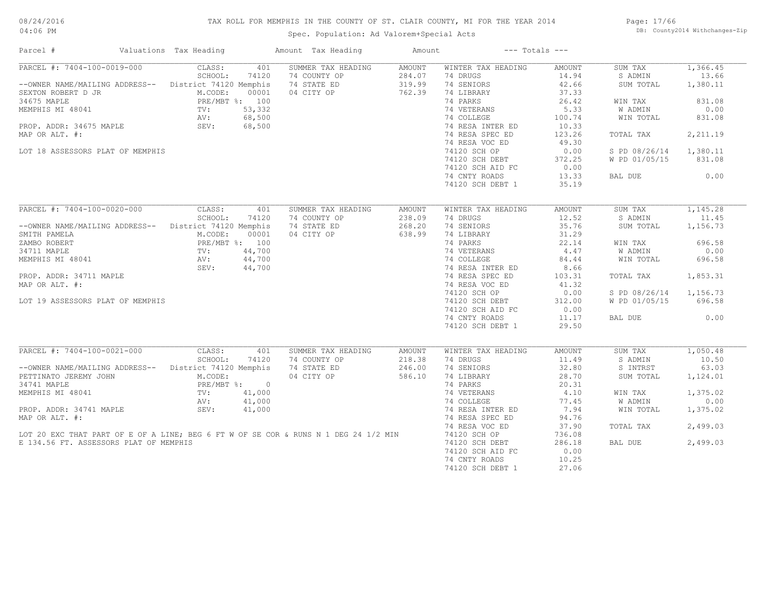# TAX ROLL FOR MEMPHIS IN THE COUNTY OF ST. CLAIR COUNTY, MI FOR THE YEAR 2014

Spec. Population: Ad Valorem+Special Acts

08/24/2016 04:06 PM

DB: County2014 Withchanges-Zip

| Parcel # | Valuations | Tax Heading | Amount | Tax Heading | Amount | --- Totals --- | |
|---|---|---|---|---|---|---|---|

## PARCEL #: 7404-100-0019-000

| Owner / Property | Valuations | Summer Tax Heading | Amount | Winter Tax Heading | Amount | Totals | |
|---|---|---|---|---|---|---|---|
| --OWNER NAME/MAILING ADDRESS-- | CLASS: 401 | 74 COUNTY OP | 284.07 | 74 DRUGS | 14.94 | SUM TAX | 1,366.45 |
| SEXTON ROBERT D JR | SCHOOL: 74120 | 74 STATE ED | 319.99 | 74 SENIORS | 42.66 | S ADMIN | 13.66 |
| 34675 MAPLE | District 74120 Memphis | 04 CITY OP | 762.39 | 74 LIBRARY | 37.33 | SUM TOTAL | 1,380.11 |
| MEMPHIS MI 48041 | M.CODE: 00001 | | | 74 PARKS | 26.42 | WIN TAX | 831.08 |
| PROP. ADDR: 34675 MAPLE | PRE/MBT %: 100 | | | 74 VETERANS | 5.33 | W ADMIN | 0.00 |
| MAP OR ALT. #: | TV: 53,332 | | | 74 COLLEGE | 100.74 | WIN TOTAL | 831.08 |
| LOT 18 ASSESSORS PLAT OF MEMPHIS | AV: 68,500 | | | 74 RESA INTER ED | 10.33 | | |
| | SEV: 68,500 | | | 74 RESA SPEC ED | 123.26 | TOTAL TAX | 2,211.19 |
| | | | | 74 RESA VOC ED | 49.30 | | |
| | | | | 74120 SCH OP | 0.00 | S PD 08/26/14 | 1,380.11 |
| | | | | 74120 SCH DEBT | 372.25 | W PD 01/05/15 | 831.08 |
| | | | | 74120 SCH AID FC | 0.00 | | |
| | | | | 74 CNTY ROADS | 13.33 | BAL DUE | 0.00 |
| | | | | 74120 SCH DEBT 1 | 35.19 | | |

## PARCEL #: 7404-100-0020-000

| Owner / Property | Valuations | Summer Tax Heading | Amount | Winter Tax Heading | Amount | Totals | |
|---|---|---|---|---|---|---|---|
| --OWNER NAME/MAILING ADDRESS-- | CLASS: 401 | 74 COUNTY OP | 238.09 | 74 DRUGS | 12.52 | SUM TAX | 1,145.28 |
| SMITH PAMELA | SCHOOL: 74120 | 74 STATE ED | 268.20 | 74 SENIORS | 35.76 | S ADMIN | 11.45 |
| ZAMBO ROBERT | District 74120 Memphis | 04 CITY OP | 638.99 | 74 LIBRARY | 31.29 | SUM TOTAL | 1,156.73 |
| 34711 MAPLE | M.CODE: 00001 | | | 74 PARKS | 22.14 | WIN TAX | 696.58 |
| MEMPHIS MI 48041 | PRE/MBT %: 100 | | | 74 VETERANS | 4.47 | W ADMIN | 0.00 |
| PROP. ADDR: 34711 MAPLE | TV: 44,700 | | | 74 COLLEGE | 84.44 | WIN TOTAL | 696.58 |
| MAP OR ALT. #: | AV: 44,700 | | | 74 RESA INTER ED | 8.66 | | |
| LOT 19 ASSESSORS PLAT OF MEMPHIS | SEV: 44,700 | | | 74 RESA SPEC ED | 103.31 | TOTAL TAX | 1,853.31 |
| | | | | 74 RESA VOC ED | 41.32 | | |
| | | | | 74120 SCH OP | 0.00 | S PD 08/26/14 | 1,156.73 |
| | | | | 74120 SCH DEBT | 312.00 | W PD 01/05/15 | 696.58 |
| | | | | 74120 SCH AID FC | 0.00 | | |
| | | | | 74 CNTY ROADS | 11.17 | BAL DUE | 0.00 |
| | | | | 74120 SCH DEBT 1 | 29.50 | | |

## PARCEL #: 7404-100-0021-000

| Owner / Property | Valuations | Summer Tax Heading | Amount | Winter Tax Heading | Amount | Totals | |
|---|---|---|---|---|---|---|---|
| --OWNER NAME/MAILING ADDRESS-- | CLASS: 401 | 74 COUNTY OP | 218.38 | 74 DRUGS | 11.49 | SUM TAX | 1,050.48 |
| PETTINATO JEREMY JOHN | SCHOOL: 74120 | 74 STATE ED | 246.00 | 74 SENIORS | 32.80 | S ADMIN | 10.50 |
| 34741 MAPLE | District 74120 Memphis | 04 CITY OP | 586.10 | 74 LIBRARY | 28.70 | S INTRST | 63.03 |
| MEMPHIS MI 48041 | M.CODE: | | | 74 PARKS | 20.31 | SUM TOTAL | 1,124.01 |
| PROP. ADDR: 34741 MAPLE | PRE/MBT %: 0 | | | 74 VETERANS | 4.10 | WIN TAX | 1,375.02 |
| MAP OR ALT. #: | TV: 41,000 | | | 74 COLLEGE | 77.45 | W ADMIN | 0.00 |
| | AV: 41,000 | | | 74 RESA INTER ED | 7.94 | WIN TOTAL | 1,375.02 |
| | SEV: 41,000 | | | 74 RESA SPEC ED | 94.76 | | |
| | | | | 74 RESA VOC ED | 37.90 | TOTAL TAX | 2,499.03 |
| | | | | 74120 SCH OP | 736.08 | | |
| | | | | 74120 SCH DEBT | 286.18 | BAL DUE | 2,499.03 |
| | | | | 74120 SCH AID FC | 0.00 | | |
| | | | | 74 CNTY ROADS | 10.25 | | |
| | | | | 74120 SCH DEBT 1 | 27.06 | | |

LOT 20 EXC THAT PART OF E OF A LINE; BEG 6 FT W OF SE COR & RUNS N 1 DEG 24 1/2 MIN E 134.56 FT. ASSESSORS PLAT OF MEMPHIS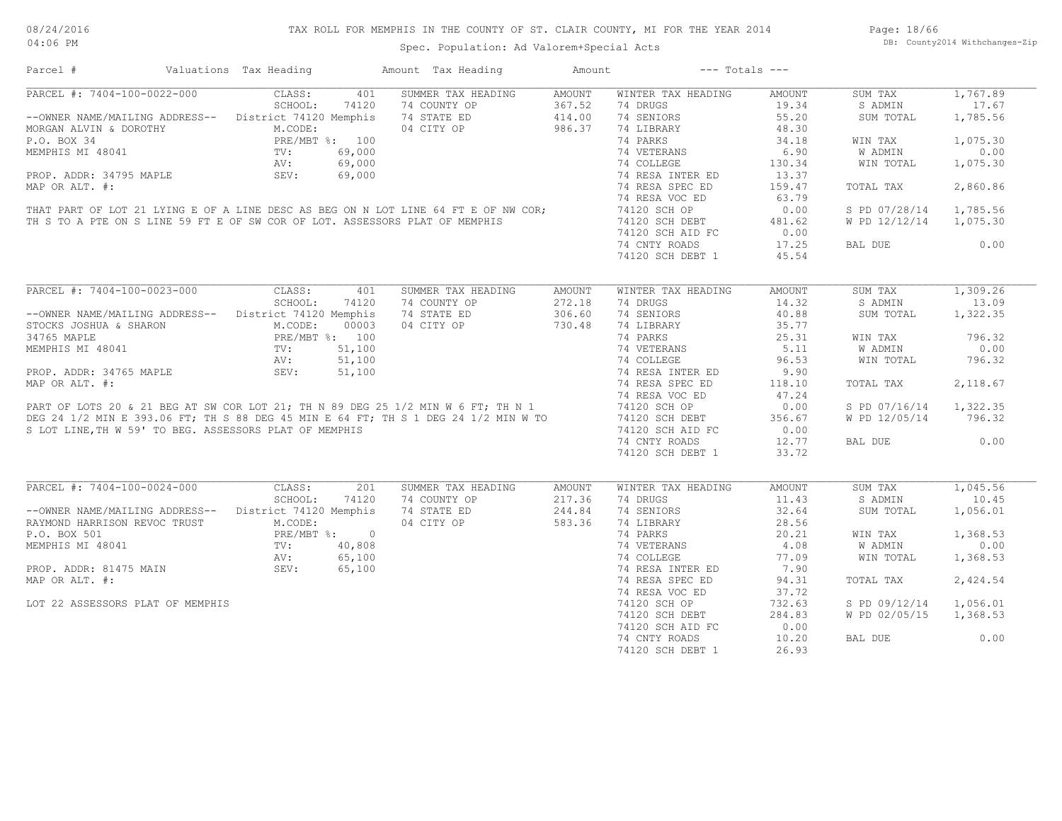# TAX ROLL FOR MEMPHIS IN THE COUNTY OF ST. CLAIR COUNTY, MI FOR THE YEAR 2014

Spec. Population: Ad Valorem+Special Acts

| Parcel # | Valuations | Tax Heading | Amount | Tax Heading | Amount | --- Totals --- | |
|---|---|---|---|---|---|---|---|

## PARCEL #: 7404-100-0022-000

| | | SUMMER TAX HEADING | AMOUNT | WINTER TAX HEADING | AMOUNT | | |
|---|---|---|---|---|---|---|---|
| CLASS: | 401 | 74 COUNTY OP | 367.52 | 74 DRUGS | 19.34 | SUM TAX | 1,767.89 |
| SCHOOL: | 74120 | 74 STATE ED | 414.00 | 74 SENIORS | 55.20 | S ADMIN | 17.67 |
| District 74120 Memphis | | 04 CITY OP | 986.37 | 74 LIBRARY | 48.30 | SUM TOTAL | 1,785.56 |
| M.CODE: | | | | 74 PARKS | 34.18 | | |
| PRE/MBT %: | 100 | | | 74 VETERANS | 6.90 | WIN TAX | 1,075.30 |
| TV: | 69,000 | | | 74 COLLEGE | 130.34 | W ADMIN | 0.00 |
| AV: | 69,000 | | | 74 RESA INTER ED | 13.37 | WIN TOTAL | 1,075.30 |
| SEV: | 69,000 | | | 74 RESA SPEC ED | 159.47 | | |
| | | | | 74 RESA VOC ED | 63.79 | TOTAL TAX | 2,860.86 |
| | | | | 74120 SCH OP | 0.00 | | |
| | | | | 74120 SCH DEBT | 481.62 | S PD 07/28/14 | 1,785.56 |
| | | | | 74120 SCH AID FC | 0.00 | W PD 12/12/14 | 1,075.30 |
| | | | | 74 CNTY ROADS | 17.25 | | |
| | | | | 74120 SCH DEBT 1 | 45.54 | BAL DUE | 0.00 |

--OWNER NAME/MAILING ADDRESS--
MORGAN ALVIN & DOROTHY
P.O. BOX 34
MEMPHIS MI 48041

PROP. ADDR: 34795 MAPLE
MAP OR ALT. #:

THAT PART OF LOT 21 LYING E OF A LINE DESC AS BEG ON N LOT LINE 64 FT E OF NW COR; TH S TO A PTE ON S LINE 59 FT E OF SW COR OF LOT. ASSESSORS PLAT OF MEMPHIS

## PARCEL #: 7404-100-0023-000

| | | SUMMER TAX HEADING | AMOUNT | WINTER TAX HEADING | AMOUNT | | |
|---|---|---|---|---|---|---|---|
| CLASS: | 401 | 74 COUNTY OP | 272.18 | 74 DRUGS | 14.32 | SUM TAX | 1,309.26 |
| SCHOOL: | 74120 | 74 STATE ED | 306.60 | 74 SENIORS | 40.88 | S ADMIN | 13.09 |
| District 74120 Memphis | | 04 CITY OP | 730.48 | 74 LIBRARY | 35.77 | SUM TOTAL | 1,322.35 |
| M.CODE: | 00003 | | | 74 PARKS | 25.31 | | |
| PRE/MBT %: | 100 | | | 74 VETERANS | 5.11 | WIN TAX | 796.32 |
| TV: | 51,100 | | | 74 COLLEGE | 96.53 | W ADMIN | 0.00 |
| AV: | 51,100 | | | 74 RESA INTER ED | 9.90 | WIN TOTAL | 796.32 |
| SEV: | 51,100 | | | 74 RESA SPEC ED | 118.10 | | |
| | | | | 74 RESA VOC ED | 47.24 | TOTAL TAX | 2,118.67 |
| | | | | 74120 SCH OP | 0.00 | | |
| | | | | 74120 SCH DEBT | 356.67 | S PD 07/16/14 | 1,322.35 |
| | | | | 74120 SCH AID FC | 0.00 | W PD 12/05/14 | 796.32 |
| | | | | 74 CNTY ROADS | 12.77 | | |
| | | | | 74120 SCH DEBT 1 | 33.72 | BAL DUE | 0.00 |

--OWNER NAME/MAILING ADDRESS--
STOCKS JOSHUA & SHARON
34765 MAPLE
MEMPHIS MI 48041

PROP. ADDR: 34765 MAPLE
MAP OR ALT. #:

PART OF LOTS 20 & 21 BEG AT SW COR LOT 21; TH N 89 DEG 25 1/2 MIN W 6 FT; TH N 1 DEG 24 1/2 MIN E 393.06 FT; TH S 88 DEG 45 MIN E 64 FT; TH S 1 DEG 24 1/2 MIN W TO S LOT LINE,TH W 59' TO BEG. ASSESSORS PLAT OF MEMPHIS

## PARCEL #: 7404-100-0024-000

| | | SUMMER TAX HEADING | AMOUNT | WINTER TAX HEADING | AMOUNT | | |
|---|---|---|---|---|---|---|---|
| CLASS: | 201 | 74 COUNTY OP | 217.36 | 74 DRUGS | 11.43 | SUM TAX | 1,045.56 |
| SCHOOL: | 74120 | 74 STATE ED | 244.84 | 74 SENIORS | 32.64 | S ADMIN | 10.45 |
| District 74120 Memphis | | 04 CITY OP | 583.36 | 74 LIBRARY | 28.56 | SUM TOTAL | 1,056.01 |
| M.CODE: | | | | 74 PARKS | 20.21 | | |
| PRE/MBT %: | 0 | | | 74 VETERANS | 4.08 | WIN TAX | 1,368.53 |
| TV: | 40,808 | | | 74 COLLEGE | 77.09 | W ADMIN | 0.00 |
| AV: | 65,100 | | | 74 RESA INTER ED | 7.90 | WIN TOTAL | 1,368.53 |
| SEV: | 65,100 | | | 74 RESA SPEC ED | 94.31 | | |
| | | | | 74 RESA VOC ED | 37.72 | TOTAL TAX | 2,424.54 |
| | | | | 74120 SCH OP | 732.63 | | |
| | | | | 74120 SCH DEBT | 284.83 | S PD 09/12/14 | 1,056.01 |
| | | | | 74120 SCH AID FC | 0.00 | W PD 02/05/15 | 1,368.53 |
| | | | | 74 CNTY ROADS | 10.20 | | |
| | | | | 74120 SCH DEBT 1 | 26.93 | BAL DUE | 0.00 |

--OWNER NAME/MAILING ADDRESS--
RAYMOND HARRISON REVOC TRUST
P.O. BOX 501
MEMPHIS MI 48041

PROP. ADDR: 81475 MAIN
MAP OR ALT. #:

LOT 22 ASSESSORS PLAT OF MEMPHIS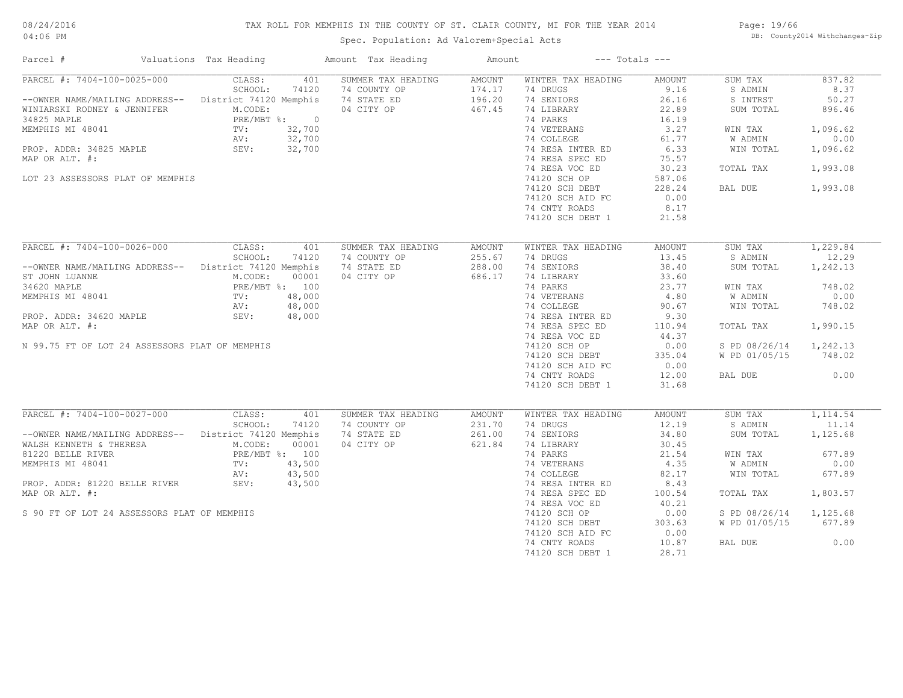# TAX ROLL FOR MEMPHIS IN THE COUNTY OF ST. CLAIR COUNTY, MI FOR THE YEAR 2014

Spec. Population: Ad Valorem+Special Acts

08/24/2016 04:06 PM — DB: County2014 Withchanges-Zip

| Parcel # | Valuations | Tax Heading | Amount | Tax Heading | Amount | --- Totals --- | |
|---|---|---|---|---|---|---|---|
| PARCEL #: 7404-100-0025-000 | CLASS: 401 | SUMMER TAX HEADING | AMOUNT | WINTER TAX HEADING | AMOUNT | SUM TAX | 837.82 |
| | SCHOOL: 74120 | 74 COUNTY OP | 174.17 | 74 DRUGS | 9.16 | S ADMIN | 8.37 |
| --OWNER NAME/MAILING ADDRESS-- | District 74120 Memphis | 74 STATE ED | 196.20 | 74 SENIORS | 26.16 | S INTRST | 50.27 |
| WINIARSKI RODNEY & JENNIFER | M.CODE: | 04 CITY OP | 467.45 | 74 LIBRARY | 22.89 | SUM TOTAL | 896.46 |
| 34825 MAPLE | PRE/MBT %: 0 | | | 74 PARKS | 16.19 | | |
| MEMPHIS MI 48041 | TV: 32,700 | | | 74 VETERANS | 3.27 | WIN TAX | 1,096.62 |
| | AV: 32,700 | | | 74 COLLEGE | 61.77 | W ADMIN | 0.00 |
| PROP. ADDR: 34825 MAPLE | SEV: 32,700 | | | 74 RESA INTER ED | 6.33 | WIN TOTAL | 1,096.62 |
| MAP OR ALT. #: | | | | 74 RESA SPEC ED | 75.57 | | |
| | | | | 74 RESA VOC ED | 30.23 | TOTAL TAX | 1,993.08 |
| LOT 23 ASSESSORS PLAT OF MEMPHIS | | | | 74120 SCH OP | 587.06 | | |
| | | | | 74120 SCH DEBT | 228.24 | BAL DUE | 1,993.08 |
| | | | | 74120 SCH AID FC | 0.00 | | |
| | | | | 74 CNTY ROADS | 8.17 | | |
| | | | | 74120 SCH DEBT 1 | 21.58 | | |
| PARCEL #: 7404-100-0026-000 | CLASS: 401 | SUMMER TAX HEADING | AMOUNT | WINTER TAX HEADING | AMOUNT | SUM TAX | 1,229.84 |
| | SCHOOL: 74120 | 74 COUNTY OP | 255.67 | 74 DRUGS | 13.45 | S ADMIN | 12.29 |
| --OWNER NAME/MAILING ADDRESS-- | District 74120 Memphis | 74 STATE ED | 288.00 | 74 SENIORS | 38.40 | SUM TOTAL | 1,242.13 |
| ST JOHN LUANNE | M.CODE: 00001 | 04 CITY OP | 686.17 | 74 LIBRARY | 33.60 | | |
| 34620 MAPLE | PRE/MBT %: 100 | | | 74 PARKS | 23.77 | WIN TAX | 748.02 |
| MEMPHIS MI 48041 | TV: 48,000 | | | 74 VETERANS | 4.80 | W ADMIN | 0.00 |
| | AV: 48,000 | | | 74 COLLEGE | 90.67 | WIN TOTAL | 748.02 |
| PROP. ADDR: 34620 MAPLE | SEV: 48,000 | | | 74 RESA INTER ED | 9.30 | | |
| MAP OR ALT. #: | | | | 74 RESA SPEC ED | 110.94 | TOTAL TAX | 1,990.15 |
| | | | | 74 RESA VOC ED | 44.37 | | |
| N 99.75 FT OF LOT 24 ASSESSORS PLAT OF MEMPHIS | | | | 74120 SCH OP | 0.00 | S PD 08/26/14 | 1,242.13 |
| | | | | 74120 SCH DEBT | 335.04 | W PD 01/05/15 | 748.02 |
| | | | | 74120 SCH AID FC | 0.00 | | |
| | | | | 74 CNTY ROADS | 12.00 | BAL DUE | 0.00 |
| | | | | 74120 SCH DEBT 1 | 31.68 | | |
| PARCEL #: 7404-100-0027-000 | CLASS: 401 | SUMMER TAX HEADING | AMOUNT | WINTER TAX HEADING | AMOUNT | SUM TAX | 1,114.54 |
| | SCHOOL: 74120 | 74 COUNTY OP | 231.70 | 74 DRUGS | 12.19 | S ADMIN | 11.14 |
| --OWNER NAME/MAILING ADDRESS-- | District 74120 Memphis | 74 STATE ED | 261.00 | 74 SENIORS | 34.80 | SUM TOTAL | 1,125.68 |
| WALSH KENNETH & THERESA | M.CODE: 00001 | 04 CITY OP | 621.84 | 74 LIBRARY | 30.45 | | |
| 81220 BELLE RIVER | PRE/MBT %: 100 | | | 74 PARKS | 21.54 | WIN TAX | 677.89 |
| MEMPHIS MI 48041 | TV: 43,500 | | | 74 VETERANS | 4.35 | W ADMIN | 0.00 |
| | AV: 43,500 | | | 74 COLLEGE | 82.17 | WIN TOTAL | 677.89 |
| PROP. ADDR: 81220 BELLE RIVER | SEV: 43,500 | | | 74 RESA INTER ED | 8.43 | | |
| MAP OR ALT. #: | | | | 74 RESA SPEC ED | 100.54 | TOTAL TAX | 1,803.57 |
| | | | | 74 RESA VOC ED | 40.21 | | |
| S 90 FT OF LOT 24 ASSESSORS PLAT OF MEMPHIS | | | | 74120 SCH OP | 0.00 | S PD 08/26/14 | 1,125.68 |
| | | | | 74120 SCH DEBT | 303.63 | W PD 01/05/15 | 677.89 |
| | | | | 74120 SCH AID FC | 0.00 | | |
| | | | | 74 CNTY ROADS | 10.87 | BAL DUE | 0.00 |
| | | | | 74120 SCH DEBT 1 | 28.71 | | |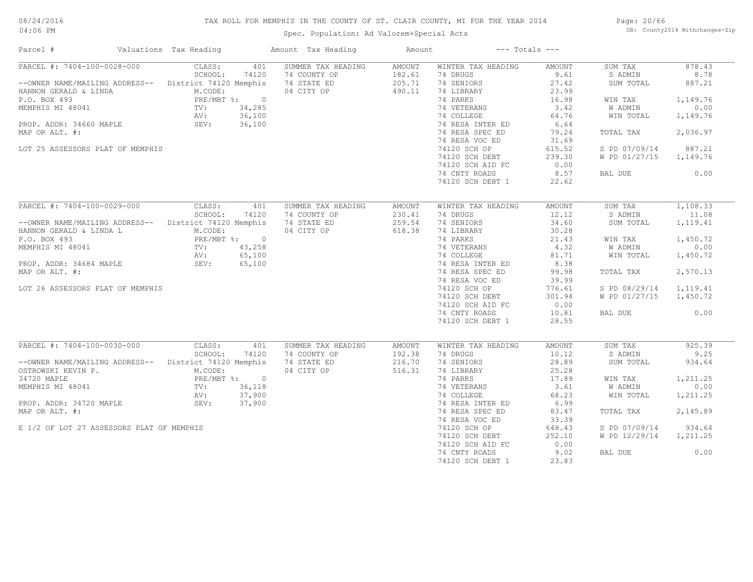# TAX ROLL FOR MEMPHIS IN THE COUNTY OF ST. CLAIR COUNTY, MI FOR THE YEAR 2014

Spec. Population: Ad Valorem+Special Acts

08/24/2016
04:06 PM

DB: County2014 Withchanges-Zip

| Parcel # | Valuations | Tax Heading | Amount | Tax Heading | Amount | --- Totals --- | |
|---|---|---|---|---|---|---|---|
| PARCEL #: 7404-100-0028-000 | CLASS: 401 | SUMMER TAX HEADING | AMOUNT | WINTER TAX HEADING | AMOUNT | SUM TAX | 878.43 |
| | SCHOOL: 74120 | 74 COUNTY OP | 182.61 | 74 DRUGS | 9.61 | S ADMIN | 8.78 |
| --OWNER NAME/MAILING ADDRESS-- | District 74120 Memphis | 74 STATE ED | 205.71 | 74 SENIORS | 27.42 | SUM TOTAL | 887.21 |
| HANNON GERALD & LINDA | M.CODE: | 04 CITY OP | 490.11 | 74 LIBRARY | 23.99 | | |
| P.O. BOX 493 | PRE/MBT %: 0 | | | 74 PARKS | 16.98 | WIN TAX | 1,149.76 |
| MEMPHIS MI 48041 | TV: 34,285 | | | 74 VETERANS | 3.42 | W ADMIN | 0.00 |
| | AV: 36,100 | | | 74 COLLEGE | 64.76 | WIN TOTAL | 1,149.76 |
| PROP. ADDR: 34660 MAPLE | SEV: 36,100 | | | 74 RESA INTER ED | 6.64 | | |
| MAP OR ALT. #: | | | | 74 RESA SPEC ED | 79.24 | TOTAL TAX | 2,036.97 |
| | | | | 74 RESA VOC ED | 31.69 | | |
| LOT 25 ASSESSORS PLAT OF MEMPHIS | | | | 74120 SCH OP | 615.52 | S PD 07/09/14 | 887.21 |
| | | | | 74120 SCH DEBT | 239.30 | W PD 01/27/15 | 1,149.76 |
| | | | | 74120 SCH AID FC | 0.00 | | |
| | | | | 74 CNTY ROADS | 8.57 | BAL DUE | 0.00 |
| | | | | 74120 SCH DEBT 1 | 22.62 | | |
| PARCEL #: 7404-100-0029-000 | CLASS: 401 | SUMMER TAX HEADING | AMOUNT | WINTER TAX HEADING | AMOUNT | SUM TAX | 1,108.33 |
| | SCHOOL: 74120 | 74 COUNTY OP | 230.41 | 74 DRUGS | 12.12 | S ADMIN | 11.08 |
| --OWNER NAME/MAILING ADDRESS-- | District 74120 Memphis | 74 STATE ED | 259.54 | 74 SENIORS | 34.60 | SUM TOTAL | 1,119.41 |
| HANNON GERALD & LINDA L | M.CODE: | 04 CITY OP | 618.38 | 74 LIBRARY | 30.28 | | |
| P.O. BOX 493 | PRE/MBT %: 0 | | | 74 PARKS | 21.43 | WIN TAX | 1,450.72 |
| MEMPHIS MI 48041 | TV: 43,258 | | | 74 VETERANS | 4.32 | W ADMIN | 0.00 |
| | AV: 65,100 | | | 74 COLLEGE | 81.71 | WIN TOTAL | 1,450.72 |
| PROP. ADDR: 34684 MAPLE | SEV: 65,100 | | | 74 RESA INTER ED | 8.38 | | |
| MAP OR ALT. #: | | | | 74 RESA SPEC ED | 99.98 | TOTAL TAX | 2,570.13 |
| | | | | 74 RESA VOC ED | 39.99 | | |
| LOT 26 ASSESSORS PLAT OF MEMPHIS | | | | 74120 SCH OP | 776.61 | S PD 08/29/14 | 1,119.41 |
| | | | | 74120 SCH DEBT | 301.94 | W PD 01/27/15 | 1,450.72 |
| | | | | 74120 SCH AID FC | 0.00 | | |
| | | | | 74 CNTY ROADS | 10.81 | BAL DUE | 0.00 |
| | | | | 74120 SCH DEBT 1 | 28.55 | | |
| PARCEL #: 7404-100-0030-000 | CLASS: 401 | SUMMER TAX HEADING | AMOUNT | WINTER TAX HEADING | AMOUNT | SUM TAX | 925.39 |
| | SCHOOL: 74120 | 74 COUNTY OP | 192.38 | 74 DRUGS | 10.12 | S ADMIN | 9.25 |
| --OWNER NAME/MAILING ADDRESS-- | District 74120 Memphis | 74 STATE ED | 216.70 | 74 SENIORS | 28.89 | SUM TOTAL | 934.64 |
| OSTROWSKI KEVIN P. | M.CODE: | 04 CITY OP | 516.31 | 74 LIBRARY | 25.28 | | |
| 34720 MAPLE | PRE/MBT %: 0 | | | 74 PARKS | 17.89 | WIN TAX | 1,211.25 |
| MEMPHIS MI 48041 | TV: 36,118 | | | 74 VETERANS | 3.61 | W ADMIN | 0.00 |
| | AV: 37,900 | | | 74 COLLEGE | 68.23 | WIN TOTAL | 1,211.25 |
| PROP. ADDR: 34720 MAPLE | SEV: 37,900 | | | 74 RESA INTER ED | 6.99 | | |
| MAP OR ALT. #: | | | | 74 RESA SPEC ED | 83.47 | TOTAL TAX | 2,145.89 |
| | | | | 74 RESA VOC ED | 33.39 | | |
| E 1/2 OF LOT 27 ASSESSORS PLAT OF MEMPHIS | | | | 74120 SCH OP | 648.43 | S PD 07/09/14 | 934.64 |
| | | | | 74120 SCH DEBT | 252.10 | W PD 12/29/14 | 1,211.25 |
| | | | | 74120 SCH AID FC | 0.00 | | |
| | | | | 74 CNTY ROADS | 9.02 | BAL DUE | 0.00 |
| | | | | 74120 SCH DEBT 1 | 23.83 | | |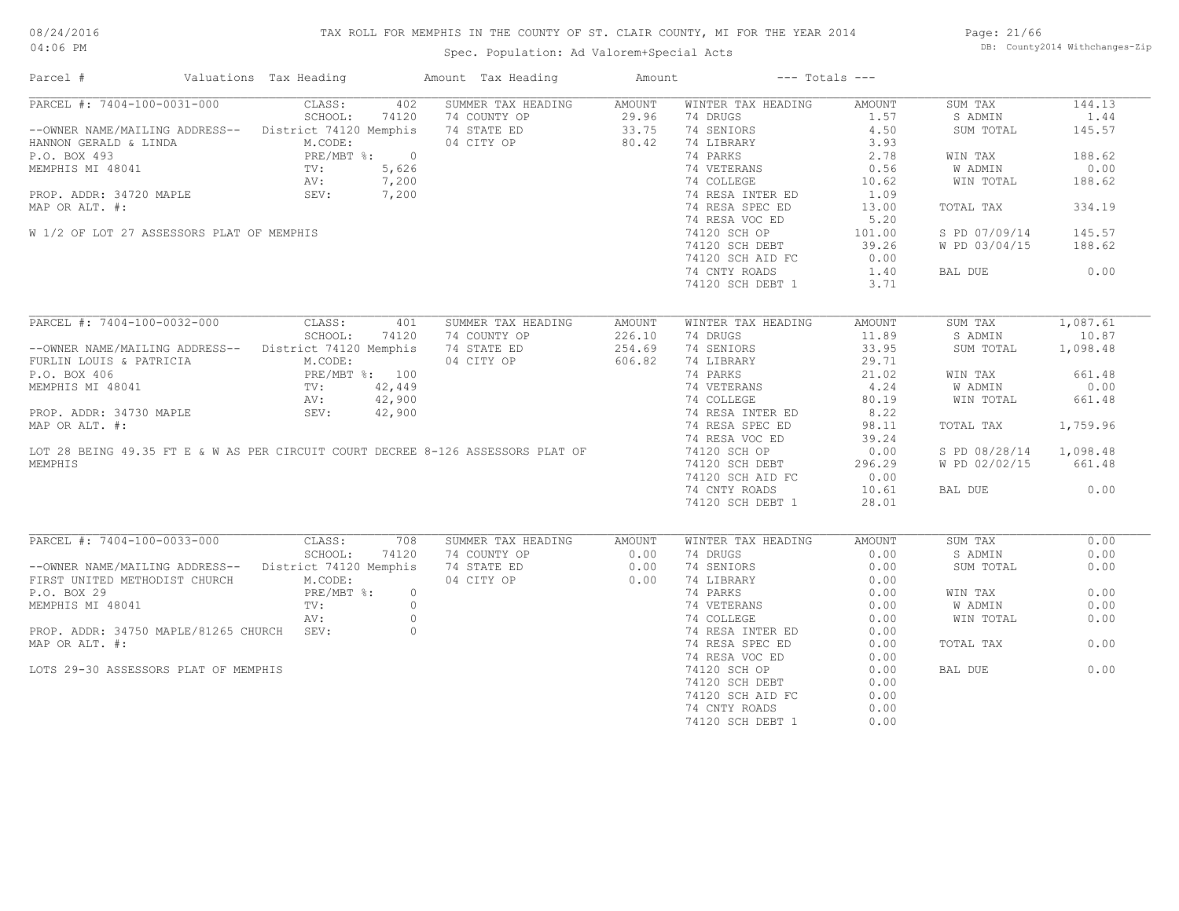# TAX ROLL FOR MEMPHIS IN THE COUNTY OF ST. CLAIR COUNTY, MI FOR THE YEAR 2014

Spec. Population: Ad Valorem+Special Acts

08/24/2016 04:06 PM — DB: County2014 Withchanges-Zip

| Parcel # | Valuations | Tax Heading | Amount | Tax Heading | Amount | --- Totals --- | |
|---|---|---|---|---|---|---|---|

## PARCEL #: 7404-100-0031-000

| | | | | | | | |
|---|---|---|---|---|---|---|---|
| PARCEL #: 7404-100-0031-000 | CLASS: 402 | SUMMER TAX HEADING | AMOUNT | WINTER TAX HEADING | AMOUNT | SUM TAX | 144.13 |
| | SCHOOL: 74120 | 74 COUNTY OP | 29.96 | 74 DRUGS | 1.57 | S ADMIN | 1.44 |
| --OWNER NAME/MAILING ADDRESS-- | District 74120 Memphis | 74 STATE ED | 33.75 | 74 SENIORS | 4.50 | SUM TOTAL | 145.57 |
| HANNON GERALD & LINDA | M.CODE: | 04 CITY OP | 80.42 | 74 LIBRARY | 3.93 | | |
| P.O. BOX 493 | PRE/MBT %: 0 | | | 74 PARKS | 2.78 | WIN TAX | 188.62 |
| MEMPHIS MI 48041 | TV: 5,626 | | | 74 VETERANS | 0.56 | W ADMIN | 0.00 |
| | AV: 7,200 | | | 74 COLLEGE | 10.62 | WIN TOTAL | 188.62 |
| PROP. ADDR: 34720 MAPLE | SEV: 7,200 | | | 74 RESA INTER ED | 1.09 | | |
| MAP OR ALT. #: | | | | 74 RESA SPEC ED | 13.00 | TOTAL TAX | 334.19 |
| | | | | 74 RESA VOC ED | 5.20 | | |
| W 1/2 OF LOT 27 ASSESSORS PLAT OF MEMPHIS | | | | 74120 SCH OP | 101.00 | S PD 07/09/14 | 145.57 |
| | | | | 74120 SCH DEBT | 39.26 | W PD 03/04/15 | 188.62 |
| | | | | 74120 SCH AID FC | 0.00 | | |
| | | | | 74 CNTY ROADS | 1.40 | BAL DUE | 0.00 |
| | | | | 74120 SCH DEBT 1 | 3.71 | | |

## PARCEL #: 7404-100-0032-000

| | | | | | | | |
|---|---|---|---|---|---|---|---|
| PARCEL #: 7404-100-0032-000 | CLASS: 401 | SUMMER TAX HEADING | AMOUNT | WINTER TAX HEADING | AMOUNT | SUM TAX | 1,087.61 |
| | SCHOOL: 74120 | 74 COUNTY OP | 226.10 | 74 DRUGS | 11.89 | S ADMIN | 10.87 |
| --OWNER NAME/MAILING ADDRESS-- | District 74120 Memphis | 74 STATE ED | 254.69 | 74 SENIORS | 33.95 | SUM TOTAL | 1,098.48 |
| FURLIN LOUIS & PATRICIA | M.CODE: | 04 CITY OP | 606.82 | 74 LIBRARY | 29.71 | | |
| P.O. BOX 406 | PRE/MBT %: 100 | | | 74 PARKS | 21.02 | WIN TAX | 661.48 |
| MEMPHIS MI 48041 | TV: 42,449 | | | 74 VETERANS | 4.24 | W ADMIN | 0.00 |
| | AV: 42,900 | | | 74 COLLEGE | 80.19 | WIN TOTAL | 661.48 |
| PROP. ADDR: 34730 MAPLE | SEV: 42,900 | | | 74 RESA INTER ED | 8.22 | | |
| MAP OR ALT. #: | | | | 74 RESA SPEC ED | 98.11 | TOTAL TAX | 1,759.96 |
| | | | | 74 RESA VOC ED | 39.24 | | |
| LOT 28 BEING 49.35 FT E & W AS PER CIRCUIT COURT DECREE 8-126 ASSESSORS PLAT OF | | | | 74120 SCH OP | 0.00 | S PD 08/28/14 | 1,098.48 |
| MEMPHIS | | | | 74120 SCH DEBT | 296.29 | W PD 02/02/15 | 661.48 |
| | | | | 74120 SCH AID FC | 0.00 | | |
| | | | | 74 CNTY ROADS | 10.61 | BAL DUE | 0.00 |
| | | | | 74120 SCH DEBT 1 | 28.01 | | |

## PARCEL #: 7404-100-0033-000

| | | | | | | | |
|---|---|---|---|---|---|---|---|
| PARCEL #: 7404-100-0033-000 | CLASS: 708 | SUMMER TAX HEADING | AMOUNT | WINTER TAX HEADING | AMOUNT | SUM TAX | 0.00 |
| | SCHOOL: 74120 | 74 COUNTY OP | 0.00 | 74 DRUGS | 0.00 | S ADMIN | 0.00 |
| --OWNER NAME/MAILING ADDRESS-- | District 74120 Memphis | 74 STATE ED | 0.00 | 74 SENIORS | 0.00 | SUM TOTAL | 0.00 |
| FIRST UNITED METHODIST CHURCH | M.CODE: | 04 CITY OP | 0.00 | 74 LIBRARY | 0.00 | | |
| P.O. BOX 29 | PRE/MBT %: 0 | | | 74 PARKS | 0.00 | WIN TAX | 0.00 |
| MEMPHIS MI 48041 | TV: 0 | | | 74 VETERANS | 0.00 | W ADMIN | 0.00 |
| | AV: 0 | | | 74 COLLEGE | 0.00 | WIN TOTAL | 0.00 |
| PROP. ADDR: 34750 MAPLE/81265 CHURCH | SEV: 0 | | | 74 RESA INTER ED | 0.00 | | |
| MAP OR ALT. #: | | | | 74 RESA SPEC ED | 0.00 | TOTAL TAX | 0.00 |
| | | | | 74 RESA VOC ED | 0.00 | | |
| LOTS 29-30 ASSESSORS PLAT OF MEMPHIS | | | | 74120 SCH OP | 0.00 | BAL DUE | 0.00 |
| | | | | 74120 SCH DEBT | 0.00 | | |
| | | | | 74120 SCH AID FC | 0.00 | | |
| | | | | 74 CNTY ROADS | 0.00 | | |
| | | | | 74120 SCH DEBT 1 | 0.00 | | |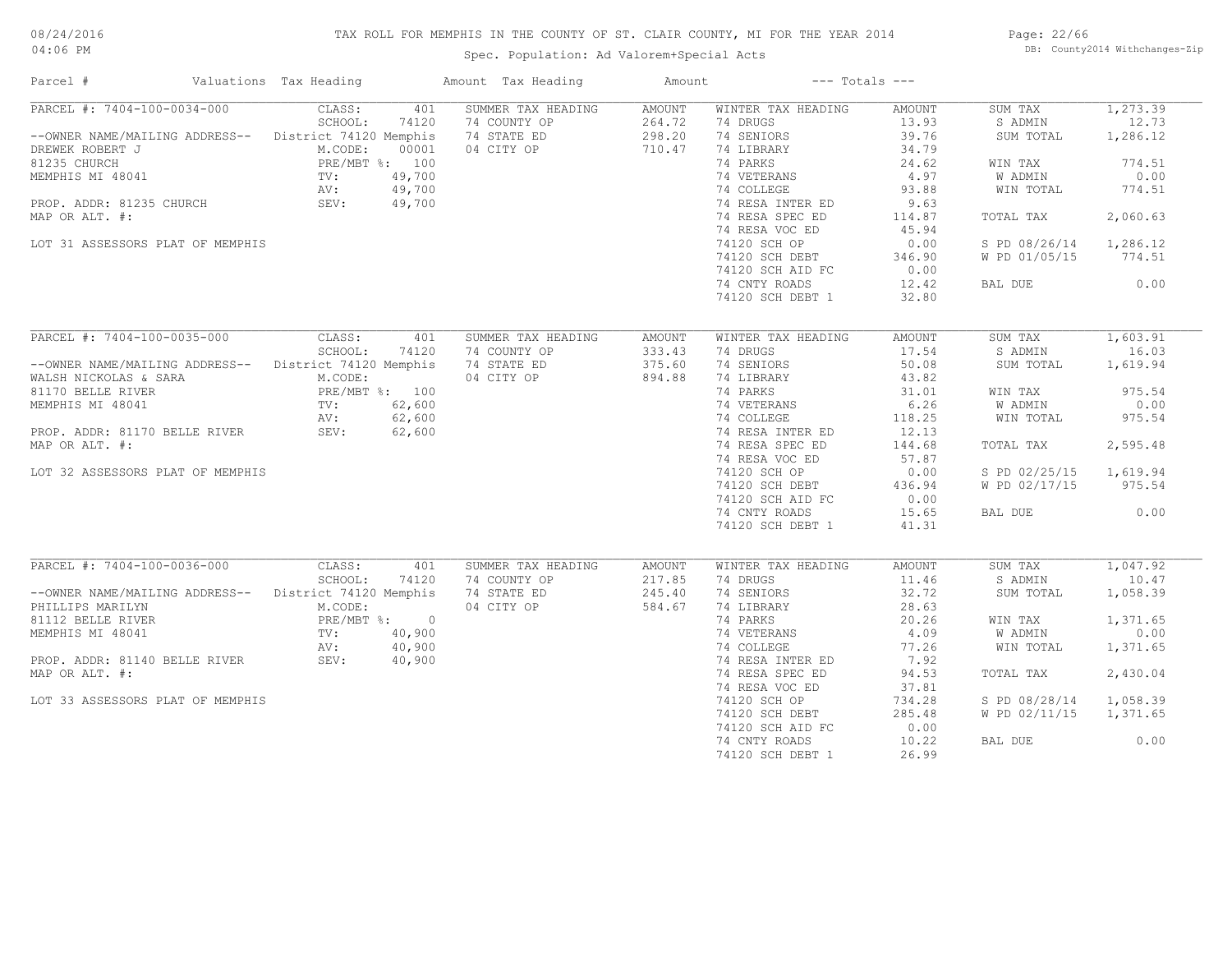TAX ROLL FOR MEMPHIS IN THE COUNTY OF ST. CLAIR COUNTY, MI FOR THE YEAR 2014

Spec. Population: Ad Valorem+Special Acts

| Parcel # | Valuations | Tax Heading | Amount | Tax Heading | Amount | --- Totals --- | |
|---|---|---|---|---|---|---|---|
| PARCEL #: 7404-100-0034-000 | CLASS: 401 | SUMMER TAX HEADING | AMOUNT | WINTER TAX HEADING | AMOUNT | SUM TAX | 1,273.39 |
| --OWNER NAME/MAILING ADDRESS-- | SCHOOL: 74120 | 74 COUNTY OP | 264.72 | 74 DRUGS | 13.93 | S ADMIN | 12.73 |
| DREWEK ROBERT J | District 74120 Memphis | 74 STATE ED | 298.20 | 74 SENIORS | 39.76 | SUM TOTAL | 1,286.12 |
| 81235 CHURCH | M.CODE: 00001 | 04 CITY OP | 710.47 | 74 LIBRARY | 34.79 | | |
| MEMPHIS MI 48041 | PRE/MBT %: 100 | | | 74 PARKS | 24.62 | WIN TAX | 774.51 |
| | TV: 49,700 | | | 74 VETERANS | 4.97 | W ADMIN | 0.00 |
| PROP. ADDR: 81235 CHURCH | AV: 49,700 | | | 74 COLLEGE | 93.88 | WIN TOTAL | 774.51 |
| MAP OR ALT. #: | SEV: 49,700 | | | 74 RESA INTER ED | 9.63 | | |
| | | | | 74 RESA SPEC ED | 114.87 | TOTAL TAX | 2,060.63 |
| LOT 31 ASSESSORS PLAT OF MEMPHIS | | | | 74 RESA VOC ED | 45.94 | | |
| | | | | 74120 SCH OP | 0.00 | S PD 08/26/14 | 1,286.12 |
| | | | | 74120 SCH DEBT | 346.90 | W PD 01/05/15 | 774.51 |
| | | | | 74120 SCH AID FC | 0.00 | | |
| | | | | 74 CNTY ROADS | 12.42 | BAL DUE | 0.00 |
| | | | | 74120 SCH DEBT 1 | 32.80 | | |
| PARCEL #: 7404-100-0035-000 | CLASS: 401 | SUMMER TAX HEADING | AMOUNT | WINTER TAX HEADING | AMOUNT | SUM TAX | 1,603.91 |
| --OWNER NAME/MAILING ADDRESS-- | SCHOOL: 74120 | 74 COUNTY OP | 333.43 | 74 DRUGS | 17.54 | S ADMIN | 16.03 |
| WALSH NICKOLAS & SARA | District 74120 Memphis | 74 STATE ED | 375.60 | 74 SENIORS | 50.08 | SUM TOTAL | 1,619.94 |
| 81170 BELLE RIVER | M.CODE: | 04 CITY OP | 894.88 | 74 LIBRARY | 43.82 | | |
| MEMPHIS MI 48041 | PRE/MBT %: 100 | | | 74 PARKS | 31.01 | WIN TAX | 975.54 |
| | TV: 62,600 | | | 74 VETERANS | 6.26 | W ADMIN | 0.00 |
| PROP. ADDR: 81170 BELLE RIVER | AV: 62,600 | | | 74 COLLEGE | 118.25 | WIN TOTAL | 975.54 |
| MAP OR ALT. #: | SEV: 62,600 | | | 74 RESA INTER ED | 12.13 | | |
| | | | | 74 RESA SPEC ED | 144.68 | TOTAL TAX | 2,595.48 |
| LOT 32 ASSESSORS PLAT OF MEMPHIS | | | | 74 RESA VOC ED | 57.87 | | |
| | | | | 74120 SCH OP | 0.00 | S PD 02/25/15 | 1,619.94 |
| | | | | 74120 SCH DEBT | 436.94 | W PD 02/17/15 | 975.54 |
| | | | | 74120 SCH AID FC | 0.00 | | |
| | | | | 74 CNTY ROADS | 15.65 | BAL DUE | 0.00 |
| | | | | 74120 SCH DEBT 1 | 41.31 | | |
| PARCEL #: 7404-100-0036-000 | CLASS: 401 | SUMMER TAX HEADING | AMOUNT | WINTER TAX HEADING | AMOUNT | SUM TAX | 1,047.92 |
| --OWNER NAME/MAILING ADDRESS-- | SCHOOL: 74120 | 74 COUNTY OP | 217.85 | 74 DRUGS | 11.46 | S ADMIN | 10.47 |
| PHILLIPS MARILYN | District 74120 Memphis | 74 STATE ED | 245.40 | 74 SENIORS | 32.72 | SUM TOTAL | 1,058.39 |
| 81112 BELLE RIVER | M.CODE: | 04 CITY OP | 584.67 | 74 LIBRARY | 28.63 | | |
| MEMPHIS MI 48041 | PRE/MBT %: 0 | | | 74 PARKS | 20.26 | WIN TAX | 1,371.65 |
| | TV: 40,900 | | | 74 VETERANS | 4.09 | W ADMIN | 0.00 |
| PROP. ADDR: 81140 BELLE RIVER | AV: 40,900 | | | 74 COLLEGE | 77.26 | WIN TOTAL | 1,371.65 |
| MAP OR ALT. #: | SEV: 40,900 | | | 74 RESA INTER ED | 7.92 | | |
| | | | | 74 RESA SPEC ED | 94.53 | TOTAL TAX | 2,430.04 |
| LOT 33 ASSESSORS PLAT OF MEMPHIS | | | | 74 RESA VOC ED | 37.81 | | |
| | | | | 74120 SCH OP | 734.28 | S PD 08/28/14 | 1,058.39 |
| | | | | 74120 SCH DEBT | 285.48 | W PD 02/11/15 | 1,371.65 |
| | | | | 74120 SCH AID FC | 0.00 | | |
| | | | | 74 CNTY ROADS | 10.22 | BAL DUE | 0.00 |
| | | | | 74120 SCH DEBT 1 | 26.99 | | |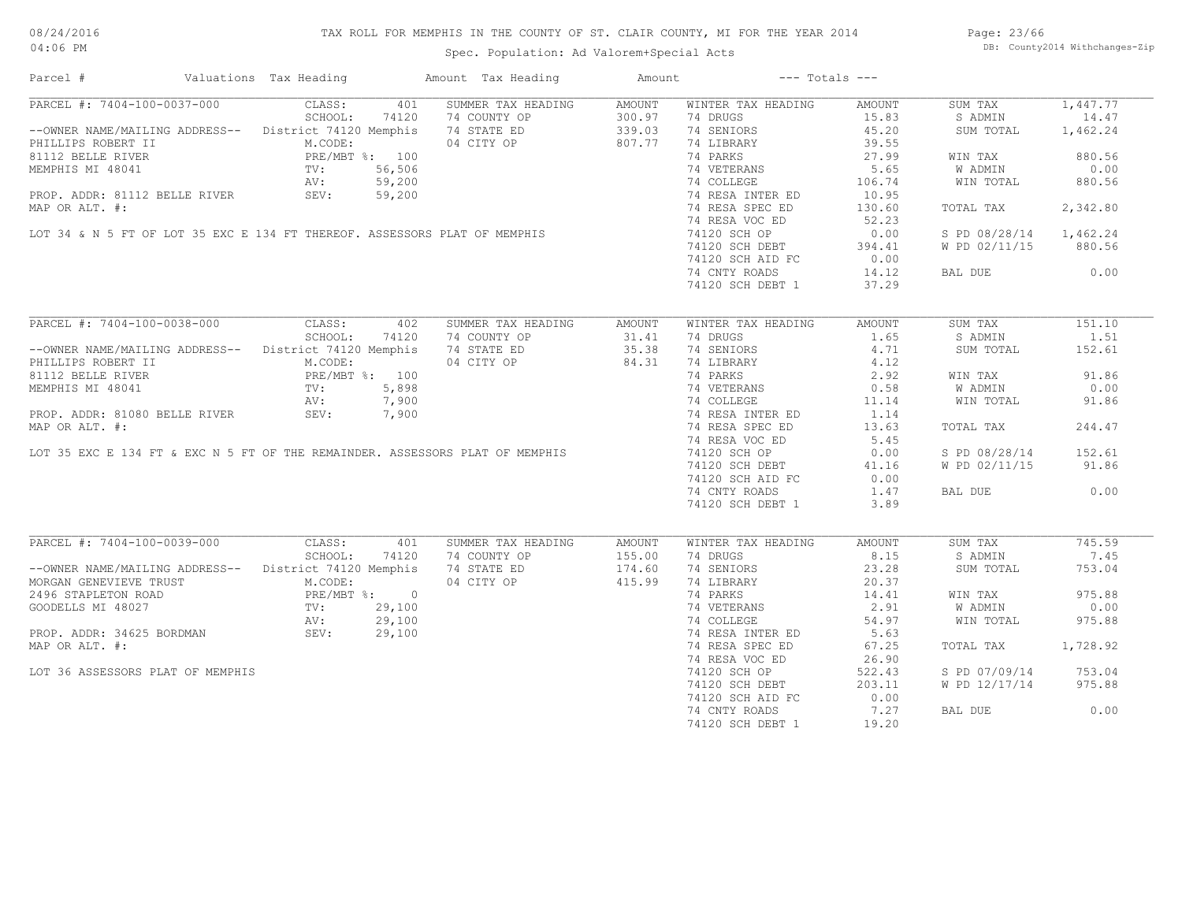# TAX ROLL FOR MEMPHIS IN THE COUNTY OF ST. CLAIR COUNTY, MI FOR THE YEAR 2014

Spec. Population: Ad Valorem+Special Acts

| Parcel # | Valuations | Tax Heading | Amount | Tax Heading | Amount | --- Totals --- | |
|---|---|---|---|---|---|---|---|

## PARCEL #: 7404-100-0037-000

CLASS: 401
SCHOOL: 74120
District 74120 Memphis
M.CODE:
PRE/MBT %: 100
TV: 56,506
AV: 59,200
SEV: 59,200

--OWNER NAME/MAILING ADDRESS--
PHILLIPS ROBERT II
81112 BELLE RIVER
MEMPHIS MI 48041

PROP. ADDR: 81112 BELLE RIVER
MAP OR ALT. #:

LOT 34 & N 5 FT OF LOT 35 EXC E 134 FT THEREOF. ASSESSORS PLAT OF MEMPHIS

| SUMMER TAX HEADING | AMOUNT |
|---|---|
| 74 COUNTY OP | 300.97 |
| 74 STATE ED | 339.03 |
| 04 CITY OP | 807.77 |

| WINTER TAX HEADING | AMOUNT |
|---|---|
| 74 DRUGS | 15.83 |
| 74 SENIORS | 45.20 |
| 74 LIBRARY | 39.55 |
| 74 PARKS | 27.99 |
| 74 VETERANS | 5.65 |
| 74 COLLEGE | 106.74 |
| 74 RESA INTER ED | 10.95 |
| 74 RESA SPEC ED | 130.60 |
| 74 RESA VOC ED | 52.23 |
| 74120 SCH OP | 0.00 |
| 74120 SCH DEBT | 394.41 |
| 74120 SCH AID FC | 0.00 |
| 74 CNTY ROADS | 14.12 |
| 74120 SCH DEBT 1 | 37.29 |

| Totals | |
|---|---|
| SUM TAX | 1,447.77 |
| S ADMIN | 14.47 |
| SUM TOTAL | 1,462.24 |
| WIN TAX | 880.56 |
| W ADMIN | 0.00 |
| WIN TOTAL | 880.56 |
| TOTAL TAX | 2,342.80 |
| S PD 08/28/14 | 1,462.24 |
| W PD 02/11/15 | 880.56 |
| BAL DUE | 0.00 |

## PARCEL #: 7404-100-0038-000

CLASS: 402
SCHOOL: 74120
District 74120 Memphis
M.CODE:
PRE/MBT %: 100
TV: 5,898
AV: 7,900
SEV: 7,900

--OWNER NAME/MAILING ADDRESS--
PHILLIPS ROBERT II
81112 BELLE RIVER
MEMPHIS MI 48041

PROP. ADDR: 81080 BELLE RIVER
MAP OR ALT. #:

LOT 35 EXC E 134 FT & EXC N 5 FT OF THE REMAINDER. ASSESSORS PLAT OF MEMPHIS

| SUMMER TAX HEADING | AMOUNT |
|---|---|
| 74 COUNTY OP | 31.41 |
| 74 STATE ED | 35.38 |
| 04 CITY OP | 84.31 |

| WINTER TAX HEADING | AMOUNT |
|---|---|
| 74 DRUGS | 1.65 |
| 74 SENIORS | 4.71 |
| 74 LIBRARY | 4.12 |
| 74 PARKS | 2.92 |
| 74 VETERANS | 0.58 |
| 74 COLLEGE | 11.14 |
| 74 RESA INTER ED | 1.14 |
| 74 RESA SPEC ED | 13.63 |
| 74 RESA VOC ED | 5.45 |
| 74120 SCH OP | 0.00 |
| 74120 SCH DEBT | 41.16 |
| 74120 SCH AID FC | 0.00 |
| 74 CNTY ROADS | 1.47 |
| 74120 SCH DEBT 1 | 3.89 |

| Totals | |
|---|---|
| SUM TAX | 151.10 |
| S ADMIN | 1.51 |
| SUM TOTAL | 152.61 |
| WIN TAX | 91.86 |
| W ADMIN | 0.00 |
| WIN TOTAL | 91.86 |
| TOTAL TAX | 244.47 |
| S PD 08/28/14 | 152.61 |
| W PD 02/11/15 | 91.86 |
| BAL DUE | 0.00 |

## PARCEL #: 7404-100-0039-000

CLASS: 401
SCHOOL: 74120
District 74120 Memphis
M.CODE:
PRE/MBT %: 0
TV: 29,100
AV: 29,100
SEV: 29,100

--OWNER NAME/MAILING ADDRESS--
MORGAN GENEVIEVE TRUST
2496 STAPLETON ROAD
GOODELLS MI 48027

PROP. ADDR: 34625 BORDMAN
MAP OR ALT. #:

LOT 36 ASSESSORS PLAT OF MEMPHIS

| SUMMER TAX HEADING | AMOUNT |
|---|---|
| 74 COUNTY OP | 155.00 |
| 74 STATE ED | 174.60 |
| 04 CITY OP | 415.99 |

| WINTER TAX HEADING | AMOUNT |
|---|---|
| 74 DRUGS | 8.15 |
| 74 SENIORS | 23.28 |
| 74 LIBRARY | 20.37 |
| 74 PARKS | 14.41 |
| 74 VETERANS | 2.91 |
| 74 COLLEGE | 54.97 |
| 74 RESA INTER ED | 5.63 |
| 74 RESA SPEC ED | 67.25 |
| 74 RESA VOC ED | 26.90 |
| 74120 SCH OP | 522.43 |
| 74120 SCH DEBT | 203.11 |
| 74120 SCH AID FC | 0.00 |
| 74 CNTY ROADS | 7.27 |
| 74120 SCH DEBT 1 | 19.20 |

| Totals | |
|---|---|
| SUM TAX | 745.59 |
| S ADMIN | 7.45 |
| SUM TOTAL | 753.04 |
| WIN TAX | 975.88 |
| W ADMIN | 0.00 |
| WIN TOTAL | 975.88 |
| TOTAL TAX | 1,728.92 |
| S PD 07/09/14 | 753.04 |
| W PD 12/17/14 | 975.88 |
| BAL DUE | 0.00 |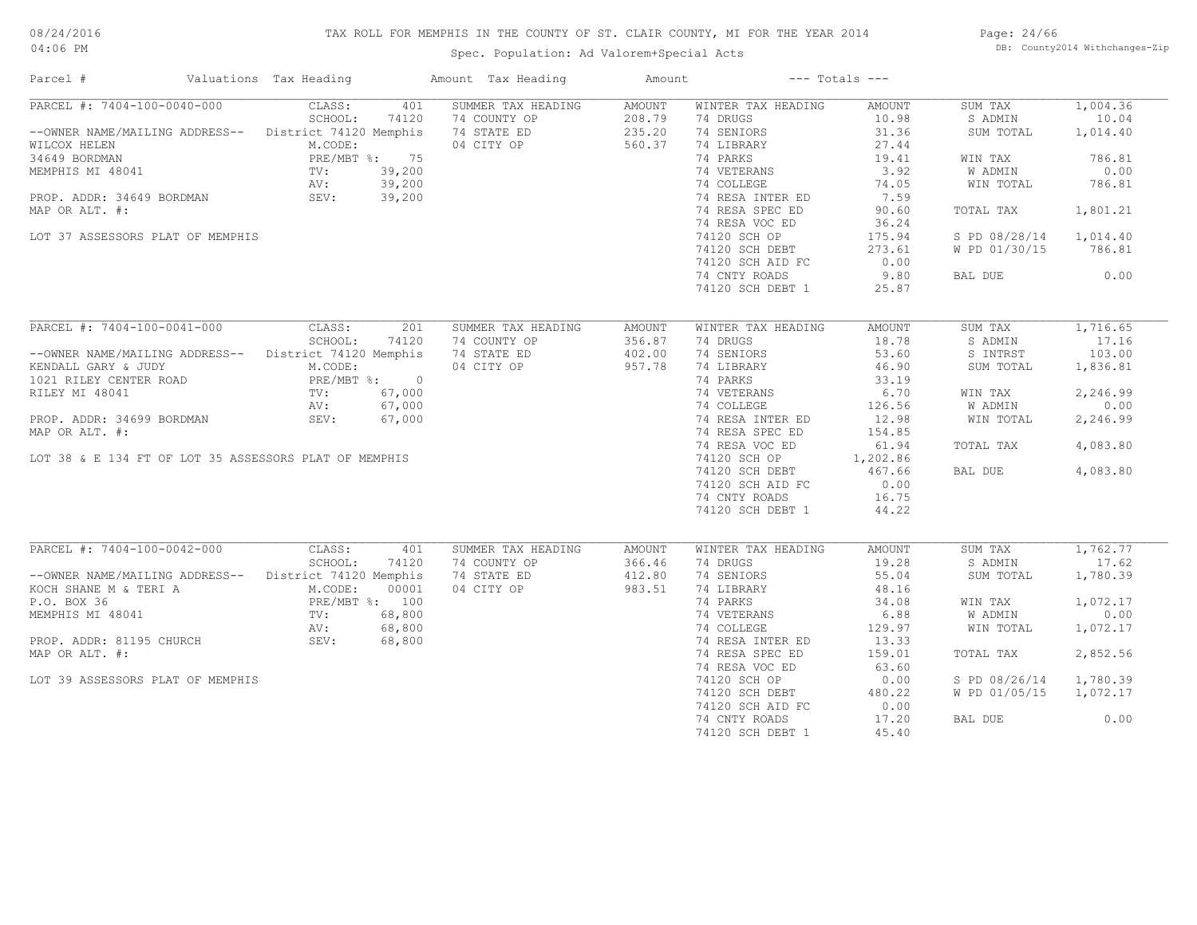# TAX ROLL FOR MEMPHIS IN THE COUNTY OF ST. CLAIR COUNTY, MI FOR THE YEAR 2014

Spec. Population: Ad Valorem+Special Acts

08/24/2016
04:06 PM

DB: County2014 Withchanges-Zip

| Parcel # | Valuations | Tax Heading | Amount | Tax Heading | Amount | --- Totals --- | |
|---|---|---|---|---|---|---|---|
| PARCEL #: 7404-100-0040-000 | CLASS: 401 | SUMMER TAX HEADING | AMOUNT | WINTER TAX HEADING | AMOUNT | SUM TAX | 1,004.36 |
| | SCHOOL: 74120 | 74 COUNTY OP | 208.79 | 74 DRUGS | 10.98 | S ADMIN | 10.04 |
| --OWNER NAME/MAILING ADDRESS-- | District 74120 Memphis | 74 STATE ED | 235.20 | 74 SENIORS | 31.36 | SUM TOTAL | 1,014.40 |
| WILCOX HELEN | M.CODE: | 04 CITY OP | 560.37 | 74 LIBRARY | 27.44 | | |
| 34649 BORDMAN | PRE/MBT %: 75 | | | 74 PARKS | 19.41 | WIN TAX | 786.81 |
| MEMPHIS MI 48041 | TV: 39,200 | | | 74 VETERANS | 3.92 | W ADMIN | 0.00 |
| | AV: 39,200 | | | 74 COLLEGE | 74.05 | WIN TOTAL | 786.81 |
| PROP. ADDR: 34649 BORDMAN | SEV: 39,200 | | | 74 RESA INTER ED | 7.59 | | |
| MAP OR ALT. #: | | | | 74 RESA SPEC ED | 90.60 | TOTAL TAX | 1,801.21 |
| | | | | 74 RESA VOC ED | 36.24 | | |
| LOT 37 ASSESSORS PLAT OF MEMPHIS | | | | 74120 SCH OP | 175.94 | S PD 08/28/14 | 1,014.40 |
| | | | | 74120 SCH DEBT | 273.61 | W PD 01/30/15 | 786.81 |
| | | | | 74120 SCH AID FC | 0.00 | | |
| | | | | 74 CNTY ROADS | 9.80 | BAL DUE | 0.00 |
| | | | | 74120 SCH DEBT 1 | 25.87 | | |
| PARCEL #: 7404-100-0041-000 | CLASS: 201 | SUMMER TAX HEADING | AMOUNT | WINTER TAX HEADING | AMOUNT | SUM TAX | 1,716.65 |
| | SCHOOL: 74120 | 74 COUNTY OP | 356.87 | 74 DRUGS | 18.78 | S ADMIN | 17.16 |
| --OWNER NAME/MAILING ADDRESS-- | District 74120 Memphis | 74 STATE ED | 402.00 | 74 SENIORS | 53.60 | S INTRST | 103.00 |
| KENDALL GARY & JUDY | M.CODE: | 04 CITY OP | 957.78 | 74 LIBRARY | 46.90 | SUM TOTAL | 1,836.81 |
| 1021 RILEY CENTER ROAD | PRE/MBT %: 0 | | | 74 PARKS | 33.19 | | |
| RILEY MI 48041 | TV: 67,000 | | | 74 VETERANS | 6.70 | WIN TAX | 2,246.99 |
| | AV: 67,000 | | | 74 COLLEGE | 126.56 | W ADMIN | 0.00 |
| PROP. ADDR: 34699 BORDMAN | SEV: 67,000 | | | 74 RESA INTER ED | 12.98 | WIN TOTAL | 2,246.99 |
| MAP OR ALT. #: | | | | 74 RESA SPEC ED | 154.85 | | |
| | | | | 74 RESA VOC ED | 61.94 | TOTAL TAX | 4,083.80 |
| LOT 38 & E 134 FT OF LOT 35 ASSESSORS PLAT OF MEMPHIS | | | | 74120 SCH OP | 1,202.86 | | |
| | | | | 74120 SCH DEBT | 467.66 | BAL DUE | 4,083.80 |
| | | | | 74120 SCH AID FC | 0.00 | | |
| | | | | 74 CNTY ROADS | 16.75 | | |
| | | | | 74120 SCH DEBT 1 | 44.22 | | |
| PARCEL #: 7404-100-0042-000 | CLASS: 401 | SUMMER TAX HEADING | AMOUNT | WINTER TAX HEADING | AMOUNT | SUM TAX | 1,762.77 |
| | SCHOOL: 74120 | 74 COUNTY OP | 366.46 | 74 DRUGS | 19.28 | S ADMIN | 17.62 |
| --OWNER NAME/MAILING ADDRESS-- | District 74120 Memphis | 74 STATE ED | 412.80 | 74 SENIORS | 55.04 | SUM TOTAL | 1,780.39 |
| KOCH SHANE M & TERI A | M.CODE: 00001 | 04 CITY OP | 983.51 | 74 LIBRARY | 48.16 | | |
| P.O. BOX 36 | PRE/MBT %: 100 | | | 74 PARKS | 34.08 | WIN TAX | 1,072.17 |
| MEMPHIS MI 48041 | TV: 68,800 | | | 74 VETERANS | 6.88 | W ADMIN | 0.00 |
| | AV: 68,800 | | | 74 COLLEGE | 129.97 | WIN TOTAL | 1,072.17 |
| PROP. ADDR: 81195 CHURCH | SEV: 68,800 | | | 74 RESA INTER ED | 13.33 | | |
| MAP OR ALT. #: | | | | 74 RESA SPEC ED | 159.01 | TOTAL TAX | 2,852.56 |
| | | | | 74 RESA VOC ED | 63.60 | | |
| LOT 39 ASSESSORS PLAT OF MEMPHIS | | | | 74120 SCH OP | 0.00 | S PD 08/26/14 | 1,780.39 |
| | | | | 74120 SCH DEBT | 480.22 | W PD 01/05/15 | 1,072.17 |
| | | | | 74120 SCH AID FC | 0.00 | | |
| | | | | 74 CNTY ROADS | 17.20 | BAL DUE | 0.00 |
| | | | | 74120 SCH DEBT 1 | 45.40 | | |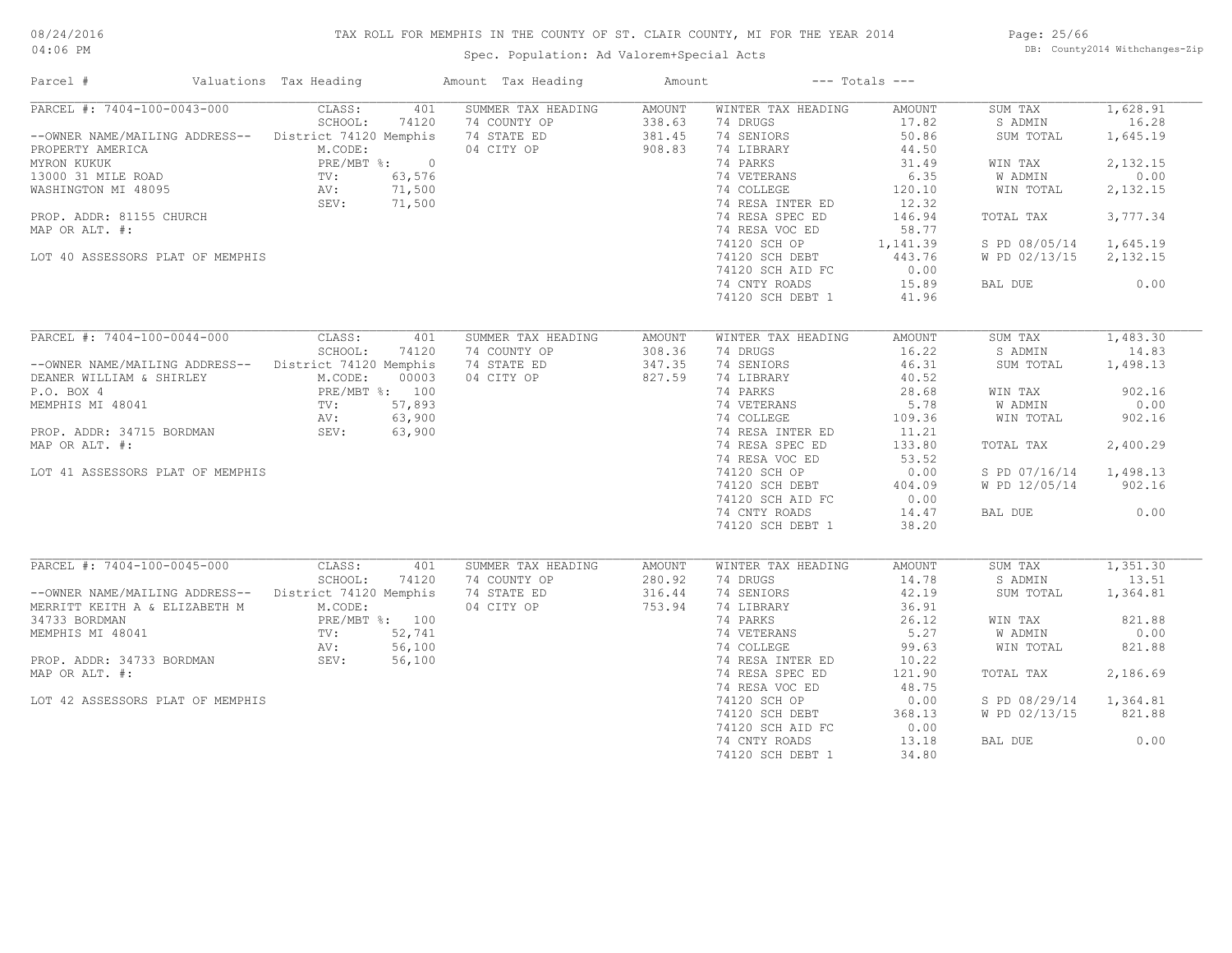# TAX ROLL FOR MEMPHIS IN THE COUNTY OF ST. CLAIR COUNTY, MI FOR THE YEAR 2014

Spec. Population: Ad Valorem+Special Acts

08/24/2016
04:06 PM

DB: County2014 Withchanges-Zip

| Parcel # | Valuations | Tax Heading | Amount | Tax Heading | Amount | --- Totals --- | |
|---|---|---|---|---|---|---|---|
| PARCEL #: 7404-100-0043-000 | CLASS: 401 | SUMMER TAX HEADING | AMOUNT | WINTER TAX HEADING | AMOUNT | SUM TAX | 1,628.91 |
| | SCHOOL: 74120 | 74 COUNTY OP | 338.63 | 74 DRUGS | 17.82 | S ADMIN | 16.28 |
| --OWNER NAME/MAILING ADDRESS-- | District 74120 Memphis | 74 STATE ED | 381.45 | 74 SENIORS | 50.86 | SUM TOTAL | 1,645.19 |
| PROPERTY AMERICA | M.CODE: | 04 CITY OP | 908.83 | 74 LIBRARY | 44.50 | | |
| MYRON KUKUK | PRE/MBT %: 0 | | | 74 PARKS | 31.49 | WIN TAX | 2,132.15 |
| 13000 31 MILE ROAD | TV: 63,576 | | | 74 VETERANS | 6.35 | W ADMIN | 0.00 |
| WASHINGTON MI 48095 | AV: 71,500 | | | 74 COLLEGE | 120.10 | WIN TOTAL | 2,132.15 |
| | SEV: 71,500 | | | 74 RESA INTER ED | 12.32 | | |
| PROP. ADDR: 81155 CHURCH | | | | 74 RESA SPEC ED | 146.94 | TOTAL TAX | 3,777.34 |
| MAP OR ALT. #: | | | | 74 RESA VOC ED | 58.77 | | |
| | | | | 74120 SCH OP | 1,141.39 | S PD 08/05/14 | 1,645.19 |
| LOT 40 ASSESSORS PLAT OF MEMPHIS | | | | 74120 SCH DEBT | 443.76 | W PD 02/13/15 | 2,132.15 |
| | | | | 74120 SCH AID FC | 0.00 | | |
| | | | | 74 CNTY ROADS | 15.89 | BAL DUE | 0.00 |
| | | | | 74120 SCH DEBT 1 | 41.96 | | |
| PARCEL #: 7404-100-0044-000 | CLASS: 401 | SUMMER TAX HEADING | AMOUNT | WINTER TAX HEADING | AMOUNT | SUM TAX | 1,483.30 |
| | SCHOOL: 74120 | 74 COUNTY OP | 308.36 | 74 DRUGS | 16.22 | S ADMIN | 14.83 |
| --OWNER NAME/MAILING ADDRESS-- | District 74120 Memphis | 74 STATE ED | 347.35 | 74 SENIORS | 46.31 | SUM TOTAL | 1,498.13 |
| DEANER WILLIAM & SHIRLEY | M.CODE: 00003 | 04 CITY OP | 827.59 | 74 LIBRARY | 40.52 | | |
| P.O. BOX 4 | PRE/MBT %: 100 | | | 74 PARKS | 28.68 | WIN TAX | 902.16 |
| MEMPHIS MI 48041 | TV: 57,893 | | | 74 VETERANS | 5.78 | W ADMIN | 0.00 |
| | AV: 63,900 | | | 74 COLLEGE | 109.36 | WIN TOTAL | 902.16 |
| PROP. ADDR: 34715 BORDMAN | SEV: 63,900 | | | 74 RESA INTER ED | 11.21 | | |
| MAP OR ALT. #: | | | | 74 RESA SPEC ED | 133.80 | TOTAL TAX | 2,400.29 |
| | | | | 74 RESA VOC ED | 53.52 | | |
| LOT 41 ASSESSORS PLAT OF MEMPHIS | | | | 74120 SCH OP | 0.00 | S PD 07/16/14 | 1,498.13 |
| | | | | 74120 SCH DEBT | 404.09 | W PD 12/05/14 | 902.16 |
| | | | | 74120 SCH AID FC | 0.00 | | |
| | | | | 74 CNTY ROADS | 14.47 | BAL DUE | 0.00 |
| | | | | 74120 SCH DEBT 1 | 38.20 | | |
| PARCEL #: 7404-100-0045-000 | CLASS: 401 | SUMMER TAX HEADING | AMOUNT | WINTER TAX HEADING | AMOUNT | SUM TAX | 1,351.30 |
| | SCHOOL: 74120 | 74 COUNTY OP | 280.92 | 74 DRUGS | 14.78 | S ADMIN | 13.51 |
| --OWNER NAME/MAILING ADDRESS-- | District 74120 Memphis | 74 STATE ED | 316.44 | 74 SENIORS | 42.19 | SUM TOTAL | 1,364.81 |
| MERRITT KEITH A & ELIZABETH M | M.CODE: | 04 CITY OP | 753.94 | 74 LIBRARY | 36.91 | | |
| 34733 BORDMAN | PRE/MBT %: 100 | | | 74 PARKS | 26.12 | WIN TAX | 821.88 |
| MEMPHIS MI 48041 | TV: 52,741 | | | 74 VETERANS | 5.27 | W ADMIN | 0.00 |
| | AV: 56,100 | | | 74 COLLEGE | 99.63 | WIN TOTAL | 821.88 |
| PROP. ADDR: 34733 BORDMAN | SEV: 56,100 | | | 74 RESA INTER ED | 10.22 | | |
| MAP OR ALT. #: | | | | 74 RESA SPEC ED | 121.90 | TOTAL TAX | 2,186.69 |
| | | | | 74 RESA VOC ED | 48.75 | | |
| LOT 42 ASSESSORS PLAT OF MEMPHIS | | | | 74120 SCH OP | 0.00 | S PD 08/29/14 | 1,364.81 |
| | | | | 74120 SCH DEBT | 368.13 | W PD 02/13/15 | 821.88 |
| | | | | 74120 SCH AID FC | 0.00 | | |
| | | | | 74 CNTY ROADS | 13.18 | BAL DUE | 0.00 |
| | | | | 74120 SCH DEBT 1 | 34.80 | | |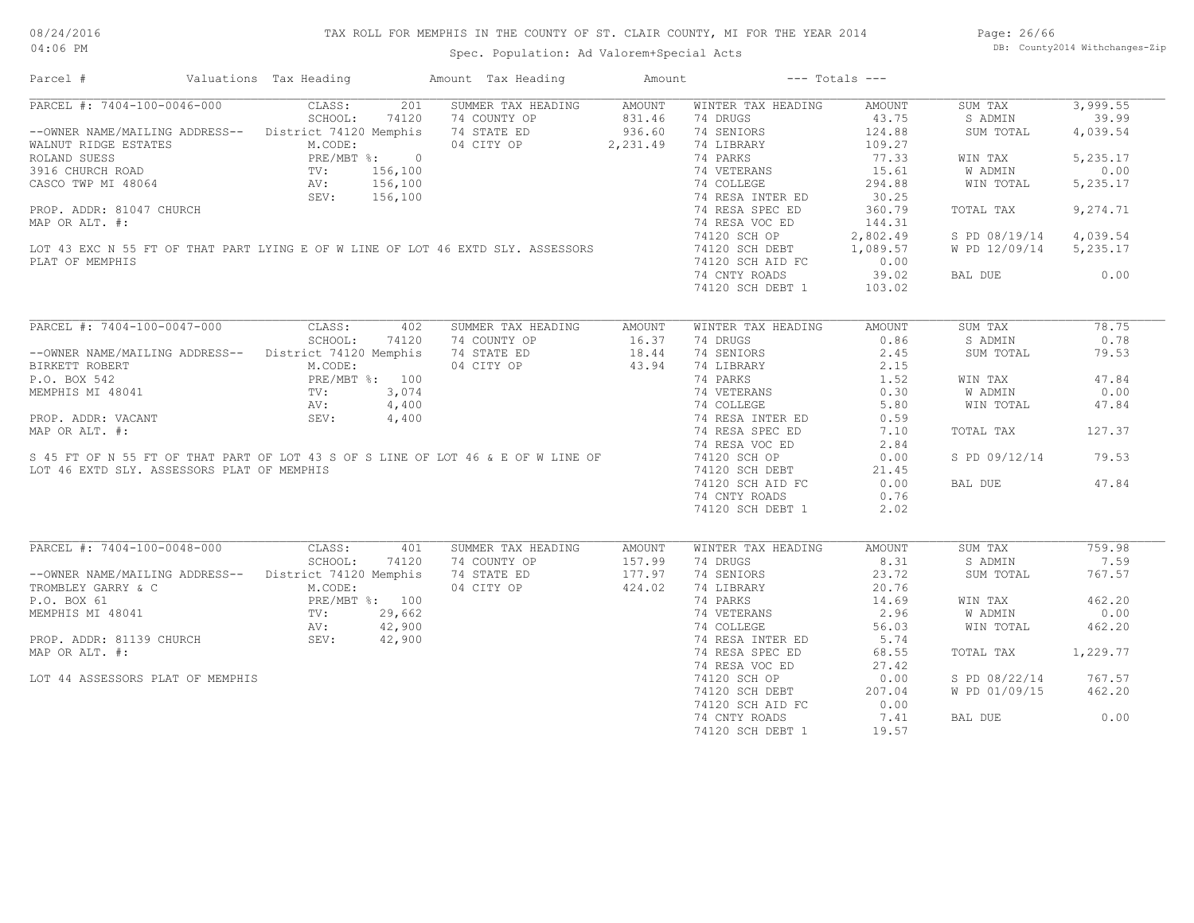# TAX ROLL FOR MEMPHIS IN THE COUNTY OF ST. CLAIR COUNTY, MI FOR THE YEAR 2014

Spec. Population: Ad Valorem+Special Acts

08/24/2016 04:06 PM — DB: County2014 Withchanges-Zip

| Parcel # | Valuations | Tax Heading | Amount | Tax Heading | Amount | --- Totals --- | |
|---|---|---|---|---|---|---|---|

## PARCEL #: 7404-100-0046-000

| | | | | | | | |
|---|---|---|---|---|---|---|---|
| | CLASS: 201 | SUMMER TAX HEADING | AMOUNT | WINTER TAX HEADING | AMOUNT | SUM TAX | 3,999.55 |
| | SCHOOL: 74120 | 74 COUNTY OP | 831.46 | 74 DRUGS | 43.75 | S ADMIN | 39.99 |
| --OWNER NAME/MAILING ADDRESS-- | District 74120 Memphis | 74 STATE ED | 936.60 | 74 SENIORS | 124.88 | SUM TOTAL | 4,039.54 |
| WALNUT RIDGE ESTATES | M.CODE: | 04 CITY OP | 2,231.49 | 74 LIBRARY | 109.27 | | |
| ROLAND SUESS | PRE/MBT %: 0 | | | 74 PARKS | 77.33 | WIN TAX | 5,235.17 |
| 3916 CHURCH ROAD | TV: 156,100 | | | 74 VETERANS | 15.61 | W ADMIN | 0.00 |
| CASCO TWP MI 48064 | AV: 156,100 | | | 74 COLLEGE | 294.88 | WIN TOTAL | 5,235.17 |
| | SEV: 156,100 | | | 74 RESA INTER ED | 30.25 | | |
| PROP. ADDR: 81047 CHURCH | | | | 74 RESA SPEC ED | 360.79 | TOTAL TAX | 9,274.71 |
| MAP OR ALT. #: | | | | 74 RESA VOC ED | 144.31 | | |
| | | | | 74120 SCH OP | 2,802.49 | S PD 08/19/14 | 4,039.54 |
| | | | | 74120 SCH DEBT | 1,089.57 | W PD 12/09/14 | 5,235.17 |
| | | | | 74120 SCH AID FC | 0.00 | | |
| | | | | 74 CNTY ROADS | 39.02 | BAL DUE | 0.00 |
| | | | | 74120 SCH DEBT 1 | 103.02 | | |

LOT 43 EXC N 55 FT OF THAT PART LYING E OF W LINE OF LOT 46 EXTD SLY. ASSESSORS PLAT OF MEMPHIS

## PARCEL #: 7404-100-0047-000

| | | | | | | | |
|---|---|---|---|---|---|---|---|
| | CLASS: 402 | SUMMER TAX HEADING | AMOUNT | WINTER TAX HEADING | AMOUNT | SUM TAX | 78.75 |
| | SCHOOL: 74120 | 74 COUNTY OP | 16.37 | 74 DRUGS | 0.86 | S ADMIN | 0.78 |
| --OWNER NAME/MAILING ADDRESS-- | District 74120 Memphis | 74 STATE ED | 18.44 | 74 SENIORS | 2.45 | SUM TOTAL | 79.53 |
| BIRKETT ROBERT | M.CODE: | 04 CITY OP | 43.94 | 74 LIBRARY | 2.15 | | |
| P.O. BOX 542 | PRE/MBT %: 100 | | | 74 PARKS | 1.52 | WIN TAX | 47.84 |
| MEMPHIS MI 48041 | TV: 3,074 | | | 74 VETERANS | 0.30 | W ADMIN | 0.00 |
| | AV: 4,400 | | | 74 COLLEGE | 5.80 | WIN TOTAL | 47.84 |
| PROP. ADDR: VACANT | SEV: 4,400 | | | 74 RESA INTER ED | 0.59 | | |
| MAP OR ALT. #: | | | | 74 RESA SPEC ED | 7.10 | TOTAL TAX | 127.37 |
| | | | | 74 RESA VOC ED | 2.84 | | |
| | | | | 74120 SCH OP | 0.00 | S PD 09/12/14 | 79.53 |
| | | | | 74120 SCH DEBT | 21.45 | | |
| | | | | 74120 SCH AID FC | 0.00 | BAL DUE | 47.84 |
| | | | | 74 CNTY ROADS | 0.76 | | |
| | | | | 74120 SCH DEBT 1 | 2.02 | | |

S 45 FT OF N 55 FT OF THAT PART OF LOT 43 S OF S LINE OF LOT 46 & E OF W LINE OF LOT 46 EXTD SLY. ASSESSORS PLAT OF MEMPHIS

## PARCEL #: 7404-100-0048-000

| | | | | | | | |
|---|---|---|---|---|---|---|---|
| | CLASS: 401 | SUMMER TAX HEADING | AMOUNT | WINTER TAX HEADING | AMOUNT | SUM TAX | 759.98 |
| | SCHOOL: 74120 | 74 COUNTY OP | 157.99 | 74 DRUGS | 8.31 | S ADMIN | 7.59 |
| --OWNER NAME/MAILING ADDRESS-- | District 74120 Memphis | 74 STATE ED | 177.97 | 74 SENIORS | 23.72 | SUM TOTAL | 767.57 |
| TROMBLEY GARRY & C | M.CODE: | 04 CITY OP | 424.02 | 74 LIBRARY | 20.76 | | |
| P.O. BOX 61 | PRE/MBT %: 100 | | | 74 PARKS | 14.69 | WIN TAX | 462.20 |
| MEMPHIS MI 48041 | TV: 29,662 | | | 74 VETERANS | 2.96 | W ADMIN | 0.00 |
| | AV: 42,900 | | | 74 COLLEGE | 56.03 | WIN TOTAL | 462.20 |
| PROP. ADDR: 81139 CHURCH | SEV: 42,900 | | | 74 RESA INTER ED | 5.74 | | |
| MAP OR ALT. #: | | | | 74 RESA SPEC ED | 68.55 | TOTAL TAX | 1,229.77 |
| | | | | 74 RESA VOC ED | 27.42 | | |
| | | | | 74120 SCH OP | 0.00 | S PD 08/22/14 | 767.57 |
| | | | | 74120 SCH DEBT | 207.04 | W PD 01/09/15 | 462.20 |
| | | | | 74120 SCH AID FC | 0.00 | | |
| | | | | 74 CNTY ROADS | 7.41 | BAL DUE | 0.00 |
| | | | | 74120 SCH DEBT 1 | 19.57 | | |

LOT 44 ASSESSORS PLAT OF MEMPHIS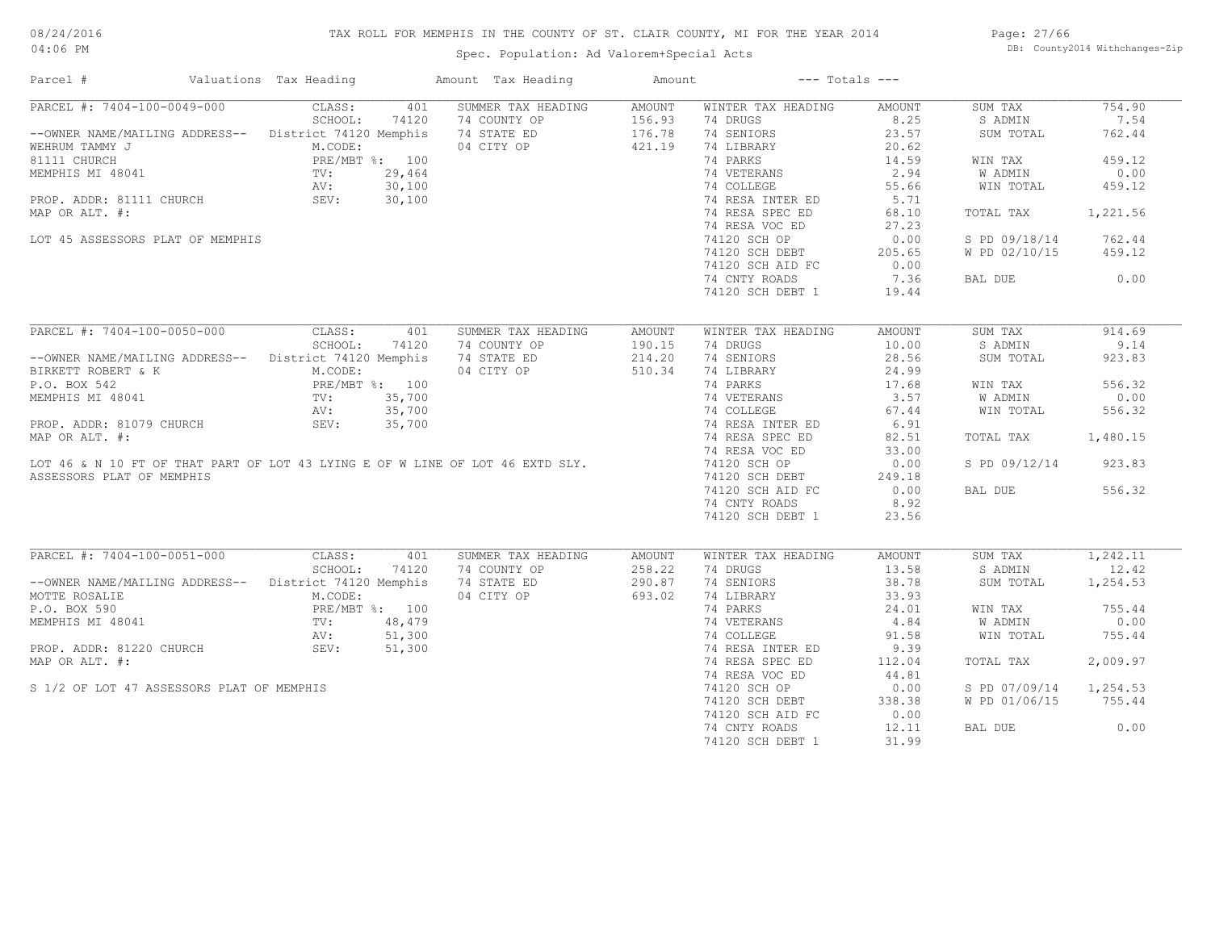# TAX ROLL FOR MEMPHIS IN THE COUNTY OF ST. CLAIR COUNTY, MI FOR THE YEAR 2014

Spec. Population: Ad Valorem+Special Acts

| Parcel # | Valuations | Tax Heading | Amount | Tax Heading | Amount | --- Totals --- | | | |
|---|---|---|---|---|---|---|---|---|---|
| PARCEL #: 7404-100-0049-000 | CLASS: 401 | SUMMER TAX HEADING | AMOUNT | WINTER TAX HEADING | AMOUNT | SUM TAX | 754.90 | | |
| | SCHOOL: 74120 | 74 COUNTY OP | 156.93 | 74 DRUGS | 8.25 | S ADMIN | 7.54 | | |
| --OWNER NAME/MAILING ADDRESS-- | District 74120 Memphis | 74 STATE ED | 176.78 | 74 SENIORS | 23.57 | SUM TOTAL | 762.44 | | |
| WEHRUM TAMMY J | M.CODE: | 04 CITY OP | 421.19 | 74 LIBRARY | 20.62 | | | | |
| 81111 CHURCH | PRE/MBT %: 100 | | | 74 PARKS | 14.59 | WIN TAX | 459.12 | | |
| MEMPHIS MI 48041 | TV: 29,464 | | | 74 VETERANS | 2.94 | W ADMIN | 0.00 | | |
| | AV: 30,100 | | | 74 COLLEGE | 55.66 | WIN TOTAL | 459.12 | | |
| PROP. ADDR: 81111 CHURCH | SEV: 30,100 | | | 74 RESA INTER ED | 5.71 | | | | |
| MAP OR ALT. #: | | | | 74 RESA SPEC ED | 68.10 | TOTAL TAX | 1,221.56 | | |
| | | | | 74 RESA VOC ED | 27.23 | | | | |
| LOT 45 ASSESSORS PLAT OF MEMPHIS | | | | 74120 SCH OP | 0.00 | S PD 09/18/14 | 762.44 | | |
| | | | | 74120 SCH DEBT | 205.65 | W PD 02/10/15 | 459.12 | | |
| | | | | 74120 SCH AID FC | 0.00 | | | | |
| | | | | 74 CNTY ROADS | 7.36 | BAL DUE | 0.00 | | |
| | | | | 74120 SCH DEBT 1 | 19.44 | | | | |
| PARCEL #: 7404-100-0050-000 | CLASS: 401 | SUMMER TAX HEADING | AMOUNT | WINTER TAX HEADING | AMOUNT | SUM TAX | 914.69 | | |
| | SCHOOL: 74120 | 74 COUNTY OP | 190.15 | 74 DRUGS | 10.00 | S ADMIN | 9.14 | | |
| --OWNER NAME/MAILING ADDRESS-- | District 74120 Memphis | 74 STATE ED | 214.20 | 74 SENIORS | 28.56 | SUM TOTAL | 923.83 | | |
| BIRKETT ROBERT & K | M.CODE: | 04 CITY OP | 510.34 | 74 LIBRARY | 24.99 | | | | |
| P.O. BOX 542 | PRE/MBT %: 100 | | | 74 PARKS | 17.68 | WIN TAX | 556.32 | | |
| MEMPHIS MI 48041 | TV: 35,700 | | | 74 VETERANS | 3.57 | W ADMIN | 0.00 | | |
| | AV: 35,700 | | | 74 COLLEGE | 67.44 | WIN TOTAL | 556.32 | | |
| PROP. ADDR: 81079 CHURCH | SEV: 35,700 | | | 74 RESA INTER ED | 6.91 | | | | |
| MAP OR ALT. #: | | | | 74 RESA SPEC ED | 82.51 | TOTAL TAX | 1,480.15 | | |
| | | | | 74 RESA VOC ED | 33.00 | | | | |
| LOT 46 & N 10 FT OF THAT PART OF LOT 43 LYING E OF W LINE OF LOT 46 EXTD SLY. | | | | 74120 SCH OP | 0.00 | S PD 09/12/14 | 923.83 | | |
| ASSESSORS PLAT OF MEMPHIS | | | | 74120 SCH DEBT | 249.18 | | | | |
| | | | | 74120 SCH AID FC | 0.00 | BAL DUE | 556.32 | | |
| | | | | 74 CNTY ROADS | 8.92 | | | | |
| | | | | 74120 SCH DEBT 1 | 23.56 | | | | |
| PARCEL #: 7404-100-0051-000 | CLASS: 401 | SUMMER TAX HEADING | AMOUNT | WINTER TAX HEADING | AMOUNT | SUM TAX | 1,242.11 | | |
| | SCHOOL: 74120 | 74 COUNTY OP | 258.22 | 74 DRUGS | 13.58 | S ADMIN | 12.42 | | |
| --OWNER NAME/MAILING ADDRESS-- | District 74120 Memphis | 74 STATE ED | 290.87 | 74 SENIORS | 38.78 | SUM TOTAL | 1,254.53 | | |
| MOTTE ROSALIE | M.CODE: | 04 CITY OP | 693.02 | 74 LIBRARY | 33.93 | | | | |
| P.O. BOX 590 | PRE/MBT %: 100 | | | 74 PARKS | 24.01 | WIN TAX | 755.44 | | |
| MEMPHIS MI 48041 | TV: 48,479 | | | 74 VETERANS | 4.84 | W ADMIN | 0.00 | | |
| | AV: 51,300 | | | 74 COLLEGE | 91.58 | WIN TOTAL | 755.44 | | |
| PROP. ADDR: 81220 CHURCH | SEV: 51,300 | | | 74 RESA INTER ED | 9.39 | | | | |
| MAP OR ALT. #: | | | | 74 RESA SPEC ED | 112.04 | TOTAL TAX | 2,009.97 | | |
| | | | | 74 RESA VOC ED | 44.81 | | | | |
| S 1/2 OF LOT 47 ASSESSORS PLAT OF MEMPHIS | | | | 74120 SCH OP | 0.00 | S PD 07/09/14 | 1,254.53 | | |
| | | | | 74120 SCH DEBT | 338.38 | W PD 01/06/15 | 755.44 | | |
| | | | | 74120 SCH AID FC | 0.00 | | | | |
| | | | | 74 CNTY ROADS | 12.11 | BAL DUE | 0.00 | | |
| | | | | 74120 SCH DEBT 1 | 31.99 | | | | |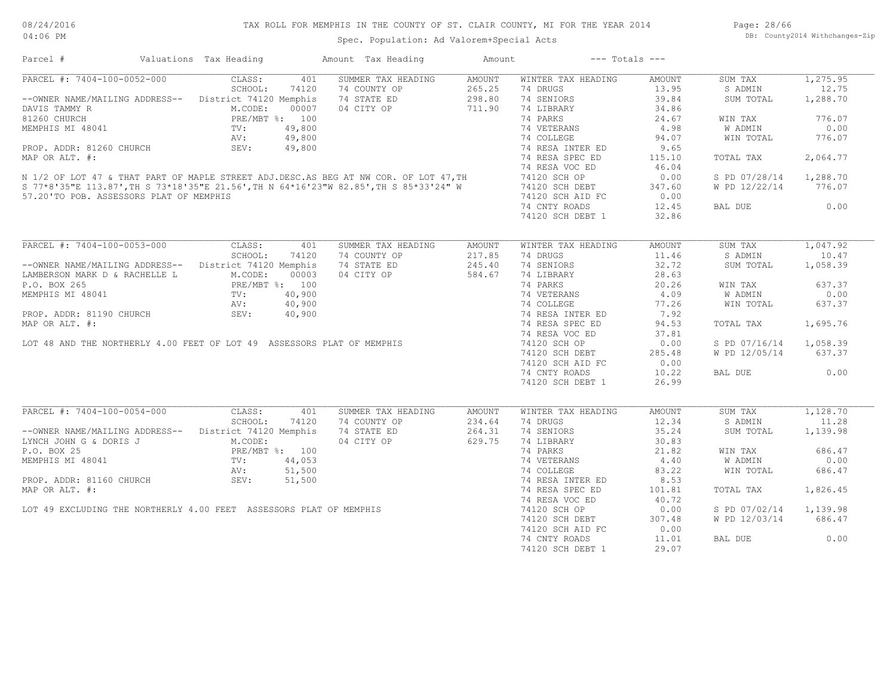# TAX ROLL FOR MEMPHIS IN THE COUNTY OF ST. CLAIR COUNTY, MI FOR THE YEAR 2014

Spec. Population: Ad Valorem+Special Acts

08/24/2016 04:06 PM — DB: County2014 Withchanges-Zip

| Parcel # | Valuations | Tax Heading | Amount | Tax Heading | Amount | --- Totals --- | |
|---|---|---|---|---|---|---|---|

---

**PARCEL #: 7404-100-0052-000**

| | | | | | | | |
|---|---|---|---|---|---|---|---|
| CLASS: | 401 | SUMMER TAX HEADING | AMOUNT | WINTER TAX HEADING | AMOUNT | SUM TAX | 1,275.95 |
| SCHOOL: | 74120 | 74 COUNTY OP | 265.25 | 74 DRUGS | 13.95 | S ADMIN | 12.75 |
| District 74120 Memphis | | 74 STATE ED | 298.80 | 74 SENIORS | 39.84 | SUM TOTAL | 1,288.70 |
| M.CODE: | 00007 | 04 CITY OP | 711.90 | 74 LIBRARY | 34.86 | | |
| PRE/MBT %: | 100 | | | 74 PARKS | 24.67 | WIN TAX | 776.07 |
| TV: | 49,800 | | | 74 VETERANS | 4.98 | W ADMIN | 0.00 |
| AV: | 49,800 | | | 74 COLLEGE | 94.07 | WIN TOTAL | 776.07 |
| SEV: | 49,800 | | | 74 RESA INTER ED | 9.65 | | |
| | | | | 74 RESA SPEC ED | 115.10 | TOTAL TAX | 2,064.77 |
| | | | | 74 RESA VOC ED | 46.04 | | |
| | | | | 74120 SCH OP | 0.00 | S PD 07/28/14 | 1,288.70 |
| | | | | 74120 SCH DEBT | 347.60 | W PD 12/22/14 | 776.07 |
| | | | | 74120 SCH AID FC | 0.00 | | |
| | | | | 74 CNTY ROADS | 12.45 | BAL DUE | 0.00 |
| | | | | 74120 SCH DEBT 1 | 32.86 | | |

--OWNER NAME/MAILING ADDRESS--
DAVIS TAMMY R
81260 CHURCH
MEMPHIS MI 48041

PROP. ADDR: 81260 CHURCH
MAP OR ALT. #:

N 1/2 OF LOT 47 & THAT PART OF MAPLE STREET ADJ.DESC.AS BEG AT NW COR. OF LOT 47,TH S 77*8'35"E 113.87',TH S 73*18'35"E 21.56',TH N 64*16'23"W 82.85',TH S 85*33'24" W 57.20'TO POB. ASSESSORS PLAT OF MEMPHIS

---

**PARCEL #: 7404-100-0053-000**

| | | | | | | | |
|---|---|---|---|---|---|---|---|
| CLASS: | 401 | SUMMER TAX HEADING | AMOUNT | WINTER TAX HEADING | AMOUNT | SUM TAX | 1,047.92 |
| SCHOOL: | 74120 | 74 COUNTY OP | 217.85 | 74 DRUGS | 11.46 | S ADMIN | 10.47 |
| District 74120 Memphis | | 74 STATE ED | 245.40 | 74 SENIORS | 32.72 | SUM TOTAL | 1,058.39 |
| M.CODE: | 00003 | 04 CITY OP | 584.67 | 74 LIBRARY | 28.63 | | |
| PRE/MBT %: | 100 | | | 74 PARKS | 20.26 | WIN TAX | 637.37 |
| TV: | 40,900 | | | 74 VETERANS | 4.09 | W ADMIN | 0.00 |
| AV: | 40,900 | | | 74 COLLEGE | 77.26 | WIN TOTAL | 637.37 |
| SEV: | 40,900 | | | 74 RESA INTER ED | 7.92 | | |
| | | | | 74 RESA SPEC ED | 94.53 | TOTAL TAX | 1,695.76 |
| | | | | 74 RESA VOC ED | 37.81 | | |
| | | | | 74120 SCH OP | 0.00 | S PD 07/16/14 | 1,058.39 |
| | | | | 74120 SCH DEBT | 285.48 | W PD 12/05/14 | 637.37 |
| | | | | 74120 SCH AID FC | 0.00 | | |
| | | | | 74 CNTY ROADS | 10.22 | BAL DUE | 0.00 |
| | | | | 74120 SCH DEBT 1 | 26.99 | | |

--OWNER NAME/MAILING ADDRESS--
LAMBERSON MARK D & RACHELLE L
P.O. BOX 265
MEMPHIS MI 48041

PROP. ADDR: 81190 CHURCH
MAP OR ALT. #:

LOT 48 AND THE NORTHERLY 4.00 FEET OF LOT 49 ASSESSORS PLAT OF MEMPHIS

---

**PARCEL #: 7404-100-0054-000**

| | | | | | | | |
|---|---|---|---|---|---|---|---|
| CLASS: | 401 | SUMMER TAX HEADING | AMOUNT | WINTER TAX HEADING | AMOUNT | SUM TAX | 1,128.70 |
| SCHOOL: | 74120 | 74 COUNTY OP | 234.64 | 74 DRUGS | 12.34 | S ADMIN | 11.28 |
| District 74120 Memphis | | 74 STATE ED | 264.31 | 74 SENIORS | 35.24 | SUM TOTAL | 1,139.98 |
| M.CODE: | | 04 CITY OP | 629.75 | 74 LIBRARY | 30.83 | | |
| PRE/MBT %: | 100 | | | 74 PARKS | 21.82 | WIN TAX | 686.47 |
| TV: | 44,053 | | | 74 VETERANS | 4.40 | W ADMIN | 0.00 |
| AV: | 51,500 | | | 74 COLLEGE | 83.22 | WIN TOTAL | 686.47 |
| SEV: | 51,500 | | | 74 RESA INTER ED | 8.53 | | |
| | | | | 74 RESA SPEC ED | 101.81 | TOTAL TAX | 1,826.45 |
| | | | | 74 RESA VOC ED | 40.72 | | |
| | | | | 74120 SCH OP | 0.00 | S PD 07/02/14 | 1,139.98 |
| | | | | 74120 SCH DEBT | 307.48 | W PD 12/03/14 | 686.47 |
| | | | | 74120 SCH AID FC | 0.00 | | |
| | | | | 74 CNTY ROADS | 11.01 | BAL DUE | 0.00 |
| | | | | 74120 SCH DEBT 1 | 29.07 | | |

--OWNER NAME/MAILING ADDRESS--
LYNCH JOHN G & DORIS J
P.O. BOX 25
MEMPHIS MI 48041

PROP. ADDR: 81160 CHURCH
MAP OR ALT. #:

LOT 49 EXCLUDING THE NORTHERLY 4.00 FEET ASSESSORS PLAT OF MEMPHIS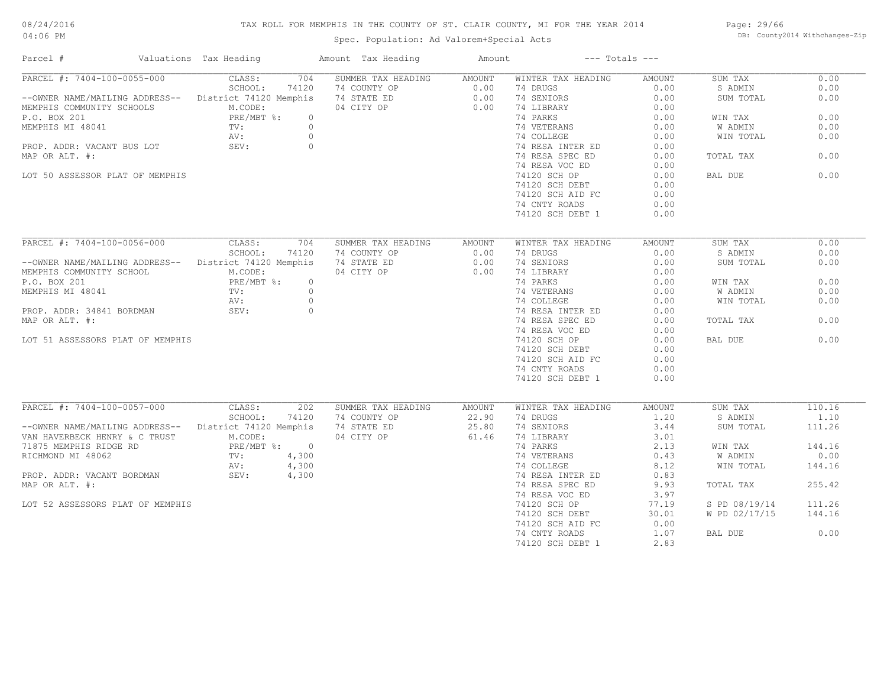# TAX ROLL FOR MEMPHIS IN THE COUNTY OF ST. CLAIR COUNTY, MI FOR THE YEAR 2014

Spec. Population: Ad Valorem+Special Acts

08/24/2016 04:06 PM — DB: County2014 Withchanges-Zip

| Parcel # | Valuations | Tax Heading | Amount | Tax Heading | Amount | --- Totals --- | |
|---|---|---|---|---|---|---|---|
| PARCEL #: 7404-100-0055-000 | CLASS: 704 | SUMMER TAX HEADING | AMOUNT | WINTER TAX HEADING | AMOUNT | SUM TAX | 0.00 |
| | SCHOOL: 74120 | 74 COUNTY OP | 0.00 | 74 DRUGS | 0.00 | S ADMIN | 0.00 |
| --OWNER NAME/MAILING ADDRESS-- | District 74120 Memphis | 74 STATE ED | 0.00 | 74 SENIORS | 0.00 | SUM TOTAL | 0.00 |
| MEMPHIS COMMUNITY SCHOOLS | M.CODE: | 04 CITY OP | 0.00 | 74 LIBRARY | 0.00 | | |
| P.O. BOX 201 | PRE/MBT %: 0 | | | 74 PARKS | 0.00 | WIN TAX | 0.00 |
| MEMPHIS MI 48041 | TV: 0 | | | 74 VETERANS | 0.00 | W ADMIN | 0.00 |
| | AV: 0 | | | 74 COLLEGE | 0.00 | WIN TOTAL | 0.00 |
| PROP. ADDR: VACANT BUS LOT | SEV: 0 | | | 74 RESA INTER ED | 0.00 | | |
| MAP OR ALT. #: | | | | 74 RESA SPEC ED | 0.00 | TOTAL TAX | 0.00 |
| | | | | 74 RESA VOC ED | 0.00 | | |
| LOT 50 ASSESSOR PLAT OF MEMPHIS | | | | 74120 SCH OP | 0.00 | BAL DUE | 0.00 |
| | | | | 74120 SCH DEBT | 0.00 | | |
| | | | | 74120 SCH AID FC | 0.00 | | |
| | | | | 74 CNTY ROADS | 0.00 | | |
| | | | | 74120 SCH DEBT 1 | 0.00 | | |
| PARCEL #: 7404-100-0056-000 | CLASS: 704 | SUMMER TAX HEADING | AMOUNT | WINTER TAX HEADING | AMOUNT | SUM TAX | 0.00 |
| | SCHOOL: 74120 | 74 COUNTY OP | 0.00 | 74 DRUGS | 0.00 | S ADMIN | 0.00 |
| --OWNER NAME/MAILING ADDRESS-- | District 74120 Memphis | 74 STATE ED | 0.00 | 74 SENIORS | 0.00 | SUM TOTAL | 0.00 |
| MEMPHIS COMMUNITY SCHOOL | M.CODE: | 04 CITY OP | 0.00 | 74 LIBRARY | 0.00 | | |
| P.O. BOX 201 | PRE/MBT %: 0 | | | 74 PARKS | 0.00 | WIN TAX | 0.00 |
| MEMPHIS MI 48041 | TV: 0 | | | 74 VETERANS | 0.00 | W ADMIN | 0.00 |
| | AV: 0 | | | 74 COLLEGE | 0.00 | WIN TOTAL | 0.00 |
| PROP. ADDR: 34841 BORDMAN | SEV: 0 | | | 74 RESA INTER ED | 0.00 | | |
| MAP OR ALT. #: | | | | 74 RESA SPEC ED | 0.00 | TOTAL TAX | 0.00 |
| | | | | 74 RESA VOC ED | 0.00 | | |
| LOT 51 ASSESSORS PLAT OF MEMPHIS | | | | 74120 SCH OP | 0.00 | BAL DUE | 0.00 |
| | | | | 74120 SCH DEBT | 0.00 | | |
| | | | | 74120 SCH AID FC | 0.00 | | |
| | | | | 74 CNTY ROADS | 0.00 | | |
| | | | | 74120 SCH DEBT 1 | 0.00 | | |
| PARCEL #: 7404-100-0057-000 | CLASS: 202 | SUMMER TAX HEADING | AMOUNT | WINTER TAX HEADING | AMOUNT | SUM TAX | 110.16 |
| | SCHOOL: 74120 | 74 COUNTY OP | 22.90 | 74 DRUGS | 1.20 | S ADMIN | 1.10 |
| --OWNER NAME/MAILING ADDRESS-- | District 74120 Memphis | 74 STATE ED | 25.80 | 74 SENIORS | 3.44 | SUM TOTAL | 111.26 |
| VAN HAVERBECK HENRY & C TRUST | M.CODE: | 04 CITY OP | 61.46 | 74 LIBRARY | 3.01 | | |
| 71875 MEMPHIS RIDGE RD | PRE/MBT %: 0 | | | 74 PARKS | 2.13 | WIN TAX | 144.16 |
| RICHMOND MI 48062 | TV: 4,300 | | | 74 VETERANS | 0.43 | W ADMIN | 0.00 |
| | AV: 4,300 | | | 74 COLLEGE | 8.12 | WIN TOTAL | 144.16 |
| PROP. ADDR: VACANT BORDMAN | SEV: 4,300 | | | 74 RESA INTER ED | 0.83 | | |
| MAP OR ALT. #: | | | | 74 RESA SPEC ED | 9.93 | TOTAL TAX | 255.42 |
| | | | | 74 RESA VOC ED | 3.97 | | |
| LOT 52 ASSESSORS PLAT OF MEMPHIS | | | | 74120 SCH OP | 77.19 | S PD 08/19/14 | 111.26 |
| | | | | 74120 SCH DEBT | 30.01 | W PD 02/17/15 | 144.16 |
| | | | | 74120 SCH AID FC | 0.00 | | |
| | | | | 74 CNTY ROADS | 1.07 | BAL DUE | 0.00 |
| | | | | 74120 SCH DEBT 1 | 2.83 | | |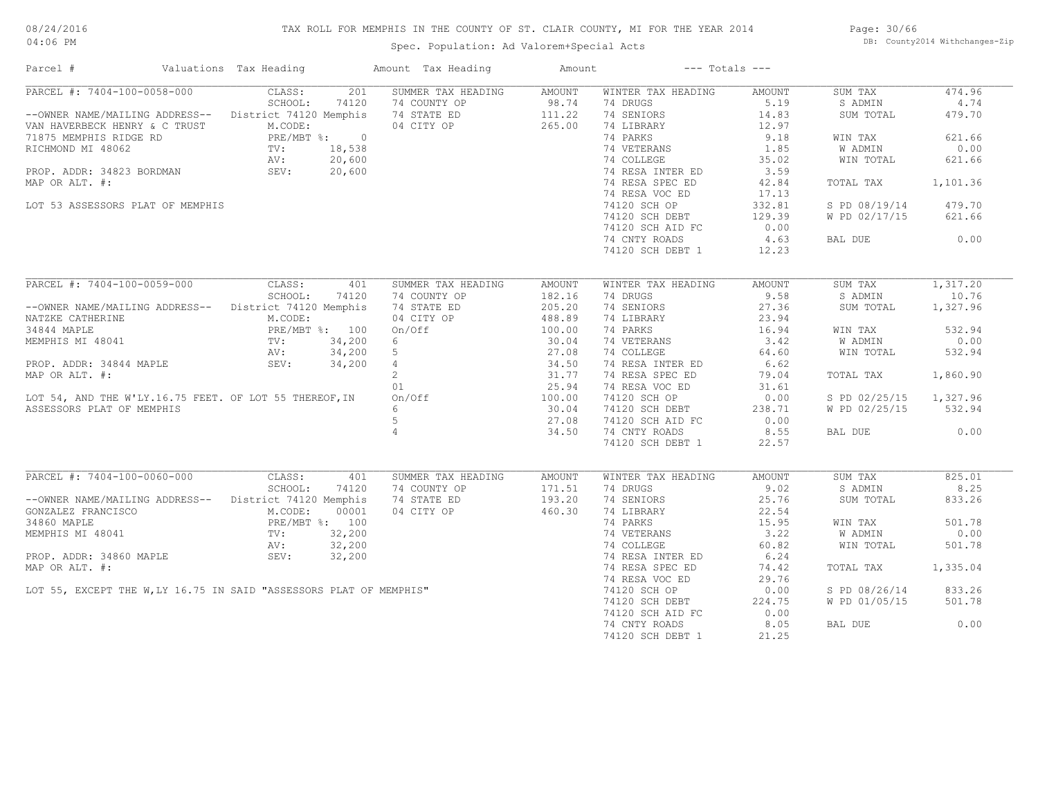# TAX ROLL FOR MEMPHIS IN THE COUNTY OF ST. CLAIR COUNTY, MI FOR THE YEAR 2014

Spec. Population: Ad Valorem+Special Acts

| Parcel # | Valuations | Tax Heading | Amount | Tax Heading | Amount | --- Totals --- | |
|---|---|---|---|---|---|---|---|

## PARCEL #: 7404-100-0058-000

| | | | | | | | |
|---|---|---|---|---|---|---|---|
| PARCEL #: 7404-100-0058-000 | CLASS: 201 | SUMMER TAX HEADING | AMOUNT | WINTER TAX HEADING | AMOUNT | SUM TAX | 474.96 |
| | SCHOOL: 74120 | 74 COUNTY OP | 98.74 | 74 DRUGS | 5.19 | S ADMIN | 4.74 |
| --OWNER NAME/MAILING ADDRESS-- | District 74120 Memphis | 74 STATE ED | 111.22 | 74 SENIORS | 14.83 | SUM TOTAL | 479.70 |
| VAN HAVERBECK HENRY & C TRUST | M.CODE: | 04 CITY OP | 265.00 | 74 LIBRARY | 12.97 | | |
| 71875 MEMPHIS RIDGE RD | PRE/MBT %: 0 | | | 74 PARKS | 9.18 | WIN TAX | 621.66 |
| RICHMOND MI 48062 | TV: 18,538 | | | 74 VETERANS | 1.85 | W ADMIN | 0.00 |
| | AV: 20,600 | | | 74 COLLEGE | 35.02 | WIN TOTAL | 621.66 |
| PROP. ADDR: 34823 BORDMAN | SEV: 20,600 | | | 74 RESA INTER ED | 3.59 | | |
| MAP OR ALT. #: | | | | 74 RESA SPEC ED | 42.84 | TOTAL TAX | 1,101.36 |
| | | | | 74 RESA VOC ED | 17.13 | | |
| LOT 53 ASSESSORS PLAT OF MEMPHIS | | | | 74120 SCH OP | 332.81 | S PD 08/19/14 | 479.70 |
| | | | | 74120 SCH DEBT | 129.39 | W PD 02/17/15 | 621.66 |
| | | | | 74120 SCH AID FC | 0.00 | | |
| | | | | 74 CNTY ROADS | 4.63 | BAL DUE | 0.00 |
| | | | | 74120 SCH DEBT 1 | 12.23 | | |

## PARCEL #: 7404-100-0059-000

| | | | | | | | |
|---|---|---|---|---|---|---|---|
| PARCEL #: 7404-100-0059-000 | CLASS: 401 | SUMMER TAX HEADING | AMOUNT | WINTER TAX HEADING | AMOUNT | SUM TAX | 1,317.20 |
| | SCHOOL: 74120 | 74 COUNTY OP | 182.16 | 74 DRUGS | 9.58 | S ADMIN | 10.76 |
| --OWNER NAME/MAILING ADDRESS-- | District 74120 Memphis | 74 STATE ED | 205.20 | 74 SENIORS | 27.36 | SUM TOTAL | 1,327.96 |
| NATZKE CATHERINE | M.CODE: | 04 CITY OP | 488.89 | 74 LIBRARY | 23.94 | | |
| 34844 MAPLE | PRE/MBT %: 100 | On/Off | 100.00 | 74 PARKS | 16.94 | WIN TAX | 532.94 |
| MEMPHIS MI 48041 | TV: 34,200 | 6 | 30.04 | 74 VETERANS | 3.42 | W ADMIN | 0.00 |
| | AV: 34,200 | 5 | 27.08 | 74 COLLEGE | 64.60 | WIN TOTAL | 532.94 |
| PROP. ADDR: 34844 MAPLE | SEV: 34,200 | 4 | 34.50 | 74 RESA INTER ED | 6.62 | | |
| MAP OR ALT. #: | | 2 | 31.77 | 74 RESA SPEC ED | 79.04 | TOTAL TAX | 1,860.90 |
| | | 01 | 25.94 | 74 RESA VOC ED | 31.61 | | |
| LOT 54, AND THE W'LY.16.75 FEET. OF LOT 55 THEREOF, IN | | On/Off | 100.00 | 74120 SCH OP | 0.00 | S PD 02/25/15 | 1,327.96 |
| ASSESSORS PLAT OF MEMPHIS | | 6 | 30.04 | 74120 SCH DEBT | 238.71 | W PD 02/25/15 | 532.94 |
| | | 5 | 27.08 | 74120 SCH AID FC | 0.00 | | |
| | | 4 | 34.50 | 74 CNTY ROADS | 8.55 | BAL DUE | 0.00 |
| | | | | 74120 SCH DEBT 1 | 22.57 | | |

## PARCEL #: 7404-100-0060-000

| | | | | | | | |
|---|---|---|---|---|---|---|---|
| PARCEL #: 7404-100-0060-000 | CLASS: 401 | SUMMER TAX HEADING | AMOUNT | WINTER TAX HEADING | AMOUNT | SUM TAX | 825.01 |
| | SCHOOL: 74120 | 74 COUNTY OP | 171.51 | 74 DRUGS | 9.02 | S ADMIN | 8.25 |
| --OWNER NAME/MAILING ADDRESS-- | District 74120 Memphis | 74 STATE ED | 193.20 | 74 SENIORS | 25.76 | SUM TOTAL | 833.26 |
| GONZALEZ FRANCISCO | M.CODE: 00001 | 04 CITY OP | 460.30 | 74 LIBRARY | 22.54 | | |
| 34860 MAPLE | PRE/MBT %: 100 | | | 74 PARKS | 15.95 | WIN TAX | 501.78 |
| MEMPHIS MI 48041 | TV: 32,200 | | | 74 VETERANS | 3.22 | W ADMIN | 0.00 |
| | AV: 32,200 | | | 74 COLLEGE | 60.82 | WIN TOTAL | 501.78 |
| PROP. ADDR: 34860 MAPLE | SEV: 32,200 | | | 74 RESA INTER ED | 6.24 | | |
| MAP OR ALT. #: | | | | 74 RESA SPEC ED | 74.42 | TOTAL TAX | 1,335.04 |
| | | | | 74 RESA VOC ED | 29.76 | | |
| LOT 55, EXCEPT THE W,LY 16.75 IN SAID "ASSESSORS PLAT OF MEMPHIS" | | | | 74120 SCH OP | 0.00 | S PD 08/26/14 | 833.26 |
| | | | | 74120 SCH DEBT | 224.75 | W PD 01/05/15 | 501.78 |
| | | | | 74120 SCH AID FC | 0.00 | | |
| | | | | 74 CNTY ROADS | 8.05 | BAL DUE | 0.00 |
| | | | | 74120 SCH DEBT 1 | 21.25 | | |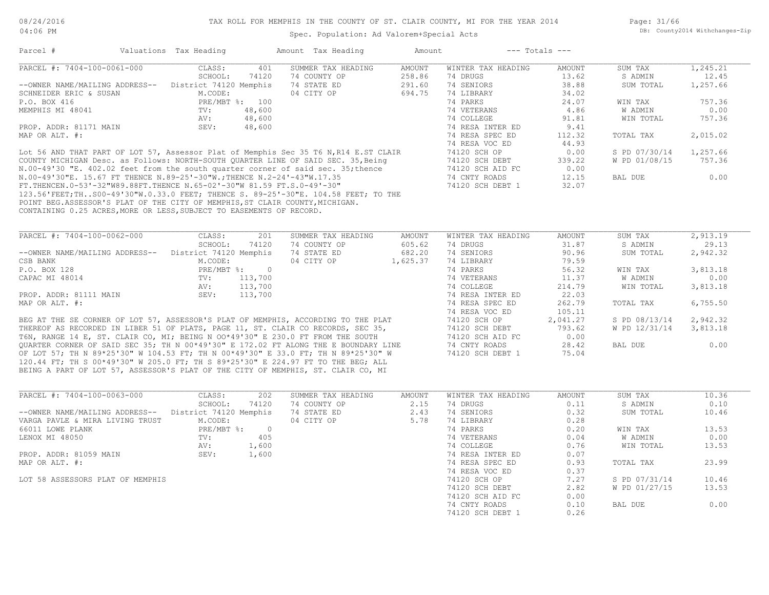TAX ROLL FOR MEMPHIS IN THE COUNTY OF ST. CLAIR COUNTY, MI FOR THE YEAR 2014

Spec. Population: Ad Valorem+Special Acts

DB: County2014 Withchanges-Zip

| Parcel # | Valuations | Tax Heading | Amount | Tax Heading | Amount | --- Totals --- | |
|---|---|---|---|---|---|---|---|
| PARCEL #: 7404-100-0061-000 | CLASS: 401 | SUMMER TAX HEADING | AMOUNT | WINTER TAX HEADING | AMOUNT | SUM TAX | 1,245.21 |
| | SCHOOL: 74120 | 74 COUNTY OP | 258.86 | 74 DRUGS | 13.62 | S ADMIN | 12.45 |
| --OWNER NAME/MAILING ADDRESS-- | District 74120 Memphis | 74 STATE ED | 291.60 | 74 SENIORS | 38.88 | SUM TOTAL | 1,257.66 |
| SCHNEIDER ERIC & SUSAN | M.CODE: | 04 CITY OP | 694.75 | 74 LIBRARY | 34.02 | | |
| P.O. BOX 416 | PRE/MBT %: 100 | | | 74 PARKS | 24.07 | WIN TAX | 757.36 |
| MEMPHIS MI 48041 | TV: 48,600 | | | 74 VETERANS | 4.86 | W ADMIN | 0.00 |
| | AV: 48,600 | | | 74 COLLEGE | 91.81 | WIN TOTAL | 757.36 |
| PROP. ADDR: 81171 MAIN | SEV: 48,600 | | | 74 RESA INTER ED | 9.41 | | |
| MAP OR ALT. #: | | | | 74 RESA SPEC ED | 112.32 | TOTAL TAX | 2,015.02 |
| | | | | 74 RESA VOC ED | 44.93 | | |
| | | | | 74120 SCH OP | 0.00 | S PD 07/30/14 | 1,257.66 |
| | | | | 74120 SCH DEBT | 339.22 | W PD 01/08/15 | 757.36 |
| | | | | 74120 SCH AID FC | 0.00 | | |
| | | | | 74 CNTY ROADS | 12.15 | BAL DUE | 0.00 |
| | | | | 74120 SCH DEBT 1 | 32.07 | | |

Lot 56 AND THAT PART OF LOT 57, Assessor Plat of Memphis Sec 35 T6 N,R14 E.ST CLAIR COUNTY MICHIGAN Desc. as Follows: NORTH-SOUTH QUARTER LINE OF SAID SEC. 35,Being N.00-49'30 "E. 402.02 feet from the south quarter corner of said sec. 35;thence N.00-49'30"E. 15.67 FT THENCE N.89-25'-30"W.;THENCE N.2-24'-43"W.17.35 FT.THENCEN.0-53'-32"W89.88FT.THENCE N.65-02'-30"W 81.59 FT.S.0-49'-30" 123.56'FEET;TH..S00-49'30"W.0.33.0 FEET; THENCE S. 89-25'-30"E. 104.58 FEET; TO THE POINT BEG.ASSESSOR'S PLAT OF THE CITY OF MEMPHIS,ST CLAIR COUNTY,MICHIGAN. CONTAINING 0.25 ACRES,MORE OR LESS,SUBJECT TO EASEMENTS OF RECORD.

| Parcel # | Valuations | Tax Heading | Amount | Tax Heading | Amount | --- Totals --- | |
|---|---|---|---|---|---|---|---|
| PARCEL #: 7404-100-0062-000 | CLASS: 201 | SUMMER TAX HEADING | AMOUNT | WINTER TAX HEADING | AMOUNT | SUM TAX | 2,913.19 |
| | SCHOOL: 74120 | 74 COUNTY OP | 605.62 | 74 DRUGS | 31.87 | S ADMIN | 29.13 |
| --OWNER NAME/MAILING ADDRESS-- | District 74120 Memphis | 74 STATE ED | 682.20 | 74 SENIORS | 90.96 | SUM TOTAL | 2,942.32 |
| CSB BANK | M.CODE: | 04 CITY OP | 1,625.37 | 74 LIBRARY | 79.59 | | |
| P.O. BOX 128 | PRE/MBT %: 0 | | | 74 PARKS | 56.32 | WIN TAX | 3,813.18 |
| CAPAC MI 48014 | TV: 113,700 | | | 74 VETERANS | 11.37 | W ADMIN | 0.00 |
| | AV: 113,700 | | | 74 COLLEGE | 214.79 | WIN TOTAL | 3,813.18 |
| PROP. ADDR: 81111 MAIN | SEV: 113,700 | | | 74 RESA INTER ED | 22.03 | | |
| MAP OR ALT. #: | | | | 74 RESA SPEC ED | 262.79 | TOTAL TAX | 6,755.50 |
| | | | | 74 RESA VOC ED | 105.11 | | |
| | | | | 74120 SCH OP | 2,041.27 | S PD 08/13/14 | 2,942.32 |
| | | | | 74120 SCH DEBT | 793.62 | W PD 12/31/14 | 3,813.18 |
| | | | | 74120 SCH AID FC | 0.00 | | |
| | | | | 74 CNTY ROADS | 28.42 | BAL DUE | 0.00 |
| | | | | 74120 SCH DEBT 1 | 75.04 | | |

BEG AT THE SE CORNER OF LOT 57, ASSESSOR'S PLAT OF MEMPHIS, ACCORDING TO THE PLAT THEREOF AS RECORDED IN LIBER 51 OF PLATS, PAGE 11, ST. CLAIR CO RECORDS, SEC 35, T6N, RANGE 14 E, ST. CLAIR CO, MI; BEING N OO*49'30" E 230.0 FT FROM THE SOUTH QUARTER CORNER OF SAID SEC 35; TH N 00*49'30" E 172.02 FT ALONG THE E BOUNDARY LINE OF LOT 57; TH N 89*25'30" W 104.53 FT; TH N 00*49'30" E 33.0 FT; TH N 89*25'30" W 120.44 FT; TH S 00*49'30" W 205.0 FT; TH S 89*25'30" E 224.97 FT TO THE BEG; ALL BEING A PART OF LOT 57, ASSESSOR'S PLAT OF THE CITY OF MEMPHIS, ST. CLAIR CO, MI

| Parcel # | Valuations | Tax Heading | Amount | Tax Heading | Amount | --- Totals --- | |
|---|---|---|---|---|---|---|---|
| PARCEL #: 7404-100-0063-000 | CLASS: 202 | SUMMER TAX HEADING | AMOUNT | WINTER TAX HEADING | AMOUNT | SUM TAX | 10.36 |
| | SCHOOL: 74120 | 74 COUNTY OP | 2.15 | 74 DRUGS | 0.11 | S ADMIN | 0.10 |
| --OWNER NAME/MAILING ADDRESS-- | District 74120 Memphis | 74 STATE ED | 2.43 | 74 SENIORS | 0.32 | SUM TOTAL | 10.46 |
| VARGA PAVLE & MIRA LIVING TRUST | M.CODE: | 04 CITY OP | 5.78 | 74 LIBRARY | 0.28 | | |
| 66011 LOWE PLANK | PRE/MBT %: 0 | | | 74 PARKS | 0.20 | WIN TAX | 13.53 |
| LENOX MI 48050 | TV: 405 | | | 74 VETERANS | 0.04 | W ADMIN | 0.00 |
| | AV: 1,600 | | | 74 COLLEGE | 0.76 | WIN TOTAL | 13.53 |
| PROP. ADDR: 81059 MAIN | SEV: 1,600 | | | 74 RESA INTER ED | 0.07 | | |
| MAP OR ALT. #: | | | | 74 RESA SPEC ED | 0.93 | TOTAL TAX | 23.99 |
| | | | | 74 RESA VOC ED | 0.37 | | |
| LOT 58 ASSESSORS PLAT OF MEMPHIS | | | | 74120 SCH OP | 7.27 | S PD 07/31/14 | 10.46 |
| | | | | 74120 SCH DEBT | 2.82 | W PD 01/27/15 | 13.53 |
| | | | | 74120 SCH AID FC | 0.00 | | |
| | | | | 74 CNTY ROADS | 0.10 | BAL DUE | 0.00 |
| | | | | 74120 SCH DEBT 1 | 0.26 | | |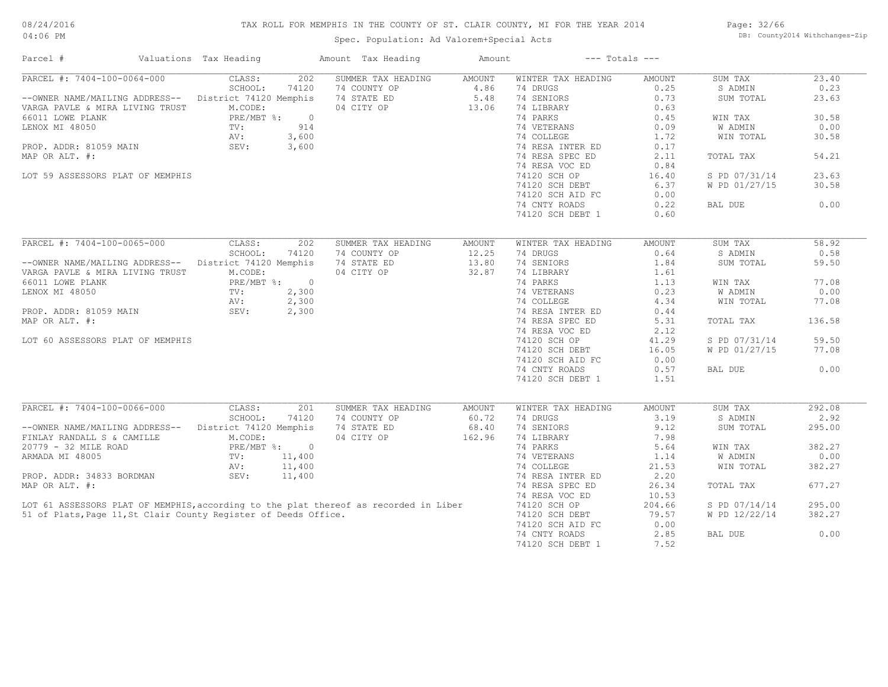# TAX ROLL FOR MEMPHIS IN THE COUNTY OF ST. CLAIR COUNTY, MI FOR THE YEAR 2014

Spec. Population: Ad Valorem+Special Acts

| Parcel # | Valuations | Tax Heading | Amount | Tax Heading | Amount | --- Totals --- | |
|---|---|---|---|---|---|---|---|
| PARCEL #: 7404-100-0064-000 | CLASS: 202 | SUMMER TAX HEADING | AMOUNT | WINTER TAX HEADING | AMOUNT | SUM TAX | 23.40 |
| | SCHOOL: 74120 | 74 COUNTY OP | 4.86 | 74 DRUGS | 0.25 | S ADMIN | 0.23 |
| --OWNER NAME/MAILING ADDRESS-- | District 74120 Memphis | 74 STATE ED | 5.48 | 74 SENIORS | 0.73 | SUM TOTAL | 23.63 |
| VARGA PAVLE & MIRA LIVING TRUST | M.CODE: | 04 CITY OP | 13.06 | 74 LIBRARY | 0.63 | | |
| 66011 LOWE PLANK | PRE/MBT %: 0 | | | 74 PARKS | 0.45 | WIN TAX | 30.58 |
| LENOX MI 48050 | TV: 914 | | | 74 VETERANS | 0.09 | W ADMIN | 0.00 |
| | AV: 3,600 | | | 74 COLLEGE | 1.72 | WIN TOTAL | 30.58 |
| PROP. ADDR: 81059 MAIN | SEV: 3,600 | | | 74 RESA INTER ED | 0.17 | | |
| MAP OR ALT. #: | | | | 74 RESA SPEC ED | 2.11 | TOTAL TAX | 54.21 |
| | | | | 74 RESA VOC ED | 0.84 | | |
| LOT 59 ASSESSORS PLAT OF MEMPHIS | | | | 74120 SCH OP | 16.40 | S PD 07/31/14 | 23.63 |
| | | | | 74120 SCH DEBT | 6.37 | W PD 01/27/15 | 30.58 |
| | | | | 74120 SCH AID FC | 0.00 | | |
| | | | | 74 CNTY ROADS | 0.22 | BAL DUE | 0.00 |
| | | | | 74120 SCH DEBT 1 | 0.60 | | |

| Parcel # | Valuations | Tax Heading | Amount | Tax Heading | Amount | --- Totals --- | |
|---|---|---|---|---|---|---|---|
| PARCEL #: 7404-100-0065-000 | CLASS: 202 | SUMMER TAX HEADING | AMOUNT | WINTER TAX HEADING | AMOUNT | SUM TAX | 58.92 |
| | SCHOOL: 74120 | 74 COUNTY OP | 12.25 | 74 DRUGS | 0.64 | S ADMIN | 0.58 |
| --OWNER NAME/MAILING ADDRESS-- | District 74120 Memphis | 74 STATE ED | 13.80 | 74 SENIORS | 1.84 | SUM TOTAL | 59.50 |
| VARGA PAVLE & MIRA LIVING TRUST | M.CODE: | 04 CITY OP | 32.87 | 74 LIBRARY | 1.61 | | |
| 66011 LOWE PLANK | PRE/MBT %: 0 | | | 74 PARKS | 1.13 | WIN TAX | 77.08 |
| LENOX MI 48050 | TV: 2,300 | | | 74 VETERANS | 0.23 | W ADMIN | 0.00 |
| | AV: 2,300 | | | 74 COLLEGE | 4.34 | WIN TOTAL | 77.08 |
| PROP. ADDR: 81059 MAIN | SEV: 2,300 | | | 74 RESA INTER ED | 0.44 | | |
| MAP OR ALT. #: | | | | 74 RESA SPEC ED | 5.31 | TOTAL TAX | 136.58 |
| | | | | 74 RESA VOC ED | 2.12 | | |
| LOT 60 ASSESSORS PLAT OF MEMPHIS | | | | 74120 SCH OP | 41.29 | S PD 07/31/14 | 59.50 |
| | | | | 74120 SCH DEBT | 16.05 | W PD 01/27/15 | 77.08 |
| | | | | 74120 SCH AID FC | 0.00 | | |
| | | | | 74 CNTY ROADS | 0.57 | BAL DUE | 0.00 |
| | | | | 74120 SCH DEBT 1 | 1.51 | | |

| Parcel # | Valuations | Tax Heading | Amount | Tax Heading | Amount | --- Totals --- | |
|---|---|---|---|---|---|---|---|
| PARCEL #: 7404-100-0066-000 | CLASS: 201 | SUMMER TAX HEADING | AMOUNT | WINTER TAX HEADING | AMOUNT | SUM TAX | 292.08 |
| | SCHOOL: 74120 | 74 COUNTY OP | 60.72 | 74 DRUGS | 3.19 | S ADMIN | 2.92 |
| --OWNER NAME/MAILING ADDRESS-- | District 74120 Memphis | 74 STATE ED | 68.40 | 74 SENIORS | 9.12 | SUM TOTAL | 295.00 |
| FINLAY RANDALL S & CAMILLE | M.CODE: | 04 CITY OP | 162.96 | 74 LIBRARY | 7.98 | | |
| 20779 - 32 MILE ROAD | PRE/MBT %: 0 | | | 74 PARKS | 5.64 | WIN TAX | 382.27 |
| ARMADA MI 48005 | TV: 11,400 | | | 74 VETERANS | 1.14 | W ADMIN | 0.00 |
| | AV: 11,400 | | | 74 COLLEGE | 21.53 | WIN TOTAL | 382.27 |
| PROP. ADDR: 34833 BORDMAN | SEV: 11,400 | | | 74 RESA INTER ED | 2.20 | | |
| MAP OR ALT. #: | | | | 74 RESA SPEC ED | 26.34 | TOTAL TAX | 677.27 |
| | | | | 74 RESA VOC ED | 10.53 | | |
| LOT 61 ASSESSORS PLAT OF MEMPHIS,according to the plat thereof as recorded in Liber | | | | 74120 SCH OP | 204.66 | S PD 07/14/14 | 295.00 |
| 51 of Plats,Page 11,St Clair County Register of Deeds Office. | | | | 74120 SCH DEBT | 79.57 | W PD 12/22/14 | 382.27 |
| | | | | 74120 SCH AID FC | 0.00 | | |
| | | | | 74 CNTY ROADS | 2.85 | BAL DUE | 0.00 |
| | | | | 74120 SCH DEBT 1 | 7.52 | | |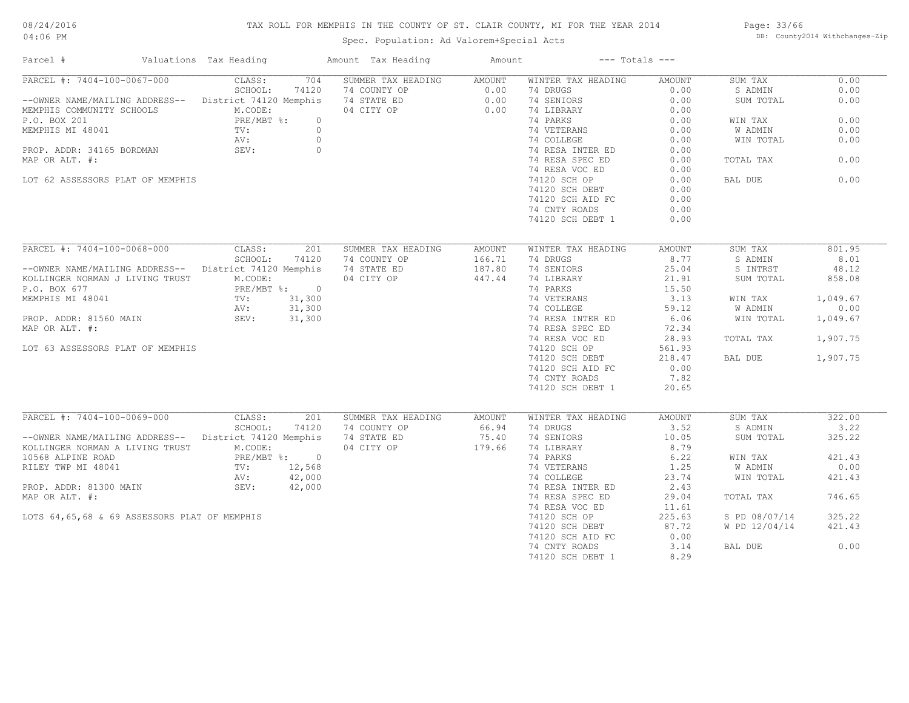# TAX ROLL FOR MEMPHIS IN THE COUNTY OF ST. CLAIR COUNTY, MI FOR THE YEAR 2014

Spec. Population: Ad Valorem+Special Acts

| Parcel # | Valuations | Tax Heading | Amount | Tax Heading | Amount | --- Totals --- | |
|---|---|---|---|---|---|---|---|
| PARCEL #: 7404-100-0067-000 | CLASS: 704 | SUMMER TAX HEADING | AMOUNT | WINTER TAX HEADING | AMOUNT | SUM TAX | 0.00 |
| | SCHOOL: 74120 | 74 COUNTY OP | 0.00 | 74 DRUGS | 0.00 | S ADMIN | 0.00 |
| --OWNER NAME/MAILING ADDRESS-- | District 74120 Memphis | 74 STATE ED | 0.00 | 74 SENIORS | 0.00 | SUM TOTAL | 0.00 |
| MEMPHIS COMMUNITY SCHOOLS | M.CODE: | 04 CITY OP | 0.00 | 74 LIBRARY | 0.00 | | |
| P.O. BOX 201 | PRE/MBT %: 0 | | | 74 PARKS | 0.00 | WIN TAX | 0.00 |
| MEMPHIS MI 48041 | TV: 0 | | | 74 VETERANS | 0.00 | W ADMIN | 0.00 |
| | AV: 0 | | | 74 COLLEGE | 0.00 | WIN TOTAL | 0.00 |
| PROP. ADDR: 34165 BORDMAN | SEV: 0 | | | 74 RESA INTER ED | 0.00 | | |
| MAP OR ALT. #: | | | | 74 RESA SPEC ED | 0.00 | TOTAL TAX | 0.00 |
| | | | | 74 RESA VOC ED | 0.00 | | |
| LOT 62 ASSESSORS PLAT OF MEMPHIS | | | | 74120 SCH OP | 0.00 | BAL DUE | 0.00 |
| | | | | 74120 SCH DEBT | 0.00 | | |
| | | | | 74120 SCH AID FC | 0.00 | | |
| | | | | 74 CNTY ROADS | 0.00 | | |
| | | | | 74120 SCH DEBT 1 | 0.00 | | |

| Parcel # | Valuations | Tax Heading | Amount | Tax Heading | Amount | --- Totals --- | |
|---|---|---|---|---|---|---|---|
| PARCEL #: 7404-100-0068-000 | CLASS: 201 | SUMMER TAX HEADING | AMOUNT | WINTER TAX HEADING | AMOUNT | SUM TAX | 801.95 |
| | SCHOOL: 74120 | 74 COUNTY OP | 166.71 | 74 DRUGS | 8.77 | S ADMIN | 8.01 |
| --OWNER NAME/MAILING ADDRESS-- | District 74120 Memphis | 74 STATE ED | 187.80 | 74 SENIORS | 25.04 | S INTRST | 48.12 |
| KOLLINGER NORMAN J LIVING TRUST | M.CODE: | 04 CITY OP | 447.44 | 74 LIBRARY | 21.91 | SUM TOTAL | 858.08 |
| P.O. BOX 677 | PRE/MBT %: 0 | | | 74 PARKS | 15.50 | | |
| MEMPHIS MI 48041 | TV: 31,300 | | | 74 VETERANS | 3.13 | WIN TAX | 1,049.67 |
| | AV: 31,300 | | | 74 COLLEGE | 59.12 | W ADMIN | 0.00 |
| PROP. ADDR: 81560 MAIN | SEV: 31,300 | | | 74 RESA INTER ED | 6.06 | WIN TOTAL | 1,049.67 |
| MAP OR ALT. #: | | | | 74 RESA SPEC ED | 72.34 | | |
| | | | | 74 RESA VOC ED | 28.93 | TOTAL TAX | 1,907.75 |
| LOT 63 ASSESSORS PLAT OF MEMPHIS | | | | 74120 SCH OP | 561.93 | | |
| | | | | 74120 SCH DEBT | 218.47 | BAL DUE | 1,907.75 |
| | | | | 74120 SCH AID FC | 0.00 | | |
| | | | | 74 CNTY ROADS | 7.82 | | |
| | | | | 74120 SCH DEBT 1 | 20.65 | | |

| Parcel # | Valuations | Tax Heading | Amount | Tax Heading | Amount | --- Totals --- | |
|---|---|---|---|---|---|---|---|
| PARCEL #: 7404-100-0069-000 | CLASS: 201 | SUMMER TAX HEADING | AMOUNT | WINTER TAX HEADING | AMOUNT | SUM TAX | 322.00 |
| | SCHOOL: 74120 | 74 COUNTY OP | 66.94 | 74 DRUGS | 3.52 | S ADMIN | 3.22 |
| --OWNER NAME/MAILING ADDRESS-- | District 74120 Memphis | 74 STATE ED | 75.40 | 74 SENIORS | 10.05 | SUM TOTAL | 325.22 |
| KOLLINGER NORMAN A LIVING TRUST | M.CODE: | 04 CITY OP | 179.66 | 74 LIBRARY | 8.79 | | |
| 10568 ALPINE ROAD | PRE/MBT %: 0 | | | 74 PARKS | 6.22 | WIN TAX | 421.43 |
| RILEY TWP MI 48041 | TV: 12,568 | | | 74 VETERANS | 1.25 | W ADMIN | 0.00 |
| | AV: 42,000 | | | 74 COLLEGE | 23.74 | WIN TOTAL | 421.43 |
| PROP. ADDR: 81300 MAIN | SEV: 42,000 | | | 74 RESA INTER ED | 2.43 | | |
| MAP OR ALT. #: | | | | 74 RESA SPEC ED | 29.04 | TOTAL TAX | 746.65 |
| | | | | 74 RESA VOC ED | 11.61 | | |
| LOTS 64,65,68 & 69 ASSESSORS PLAT OF MEMPHIS | | | | 74120 SCH OP | 225.63 | S PD 08/07/14 | 325.22 |
| | | | | 74120 SCH DEBT | 87.72 | W PD 12/04/14 | 421.43 |
| | | | | 74120 SCH AID FC | 0.00 | | |
| | | | | 74 CNTY ROADS | 3.14 | BAL DUE | 0.00 |
| | | | | 74120 SCH DEBT 1 | 8.29 | | |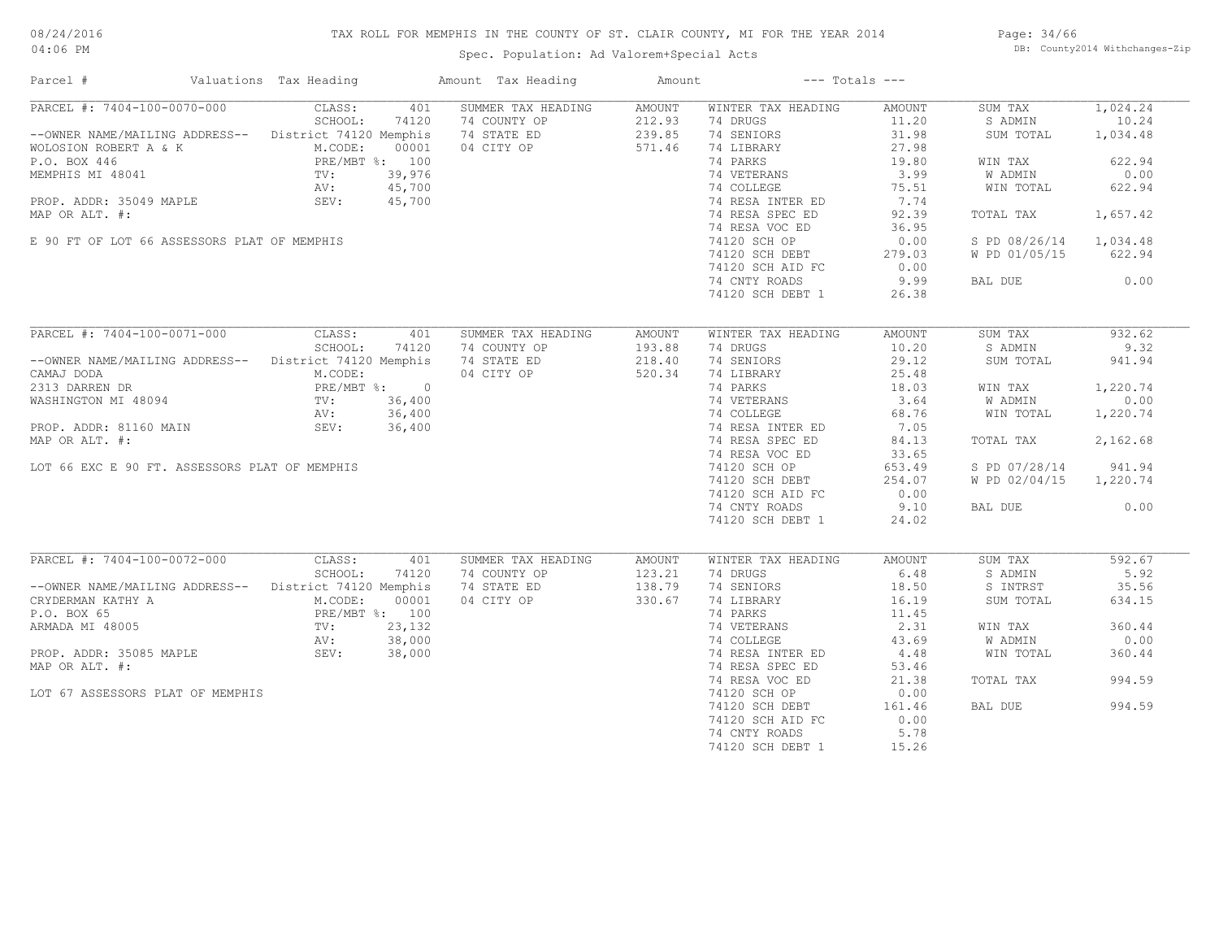# TAX ROLL FOR MEMPHIS IN THE COUNTY OF ST. CLAIR COUNTY, MI FOR THE YEAR 2014

Spec. Population: Ad Valorem+Special Acts

08/24/2016 04:06 PM

DB: County2014 Withchanges-Zip

| Parcel # | Valuations | Tax Heading | Amount | Tax Heading | Amount | --- Totals --- | |
|---|---|---|---|---|---|---|---|
| PARCEL #: 7404-100-0070-000 | CLASS: 401 | SUMMER TAX HEADING | AMOUNT | WINTER TAX HEADING | AMOUNT | SUM TAX | 1,024.24 |
| | SCHOOL: 74120 | 74 COUNTY OP | 212.93 | 74 DRUGS | 11.20 | S ADMIN | 10.24 |
| --OWNER NAME/MAILING ADDRESS-- | District 74120 Memphis | 74 STATE ED | 239.85 | 74 SENIORS | 31.98 | SUM TOTAL | 1,034.48 |
| WOLOSION ROBERT A & K | M.CODE: 00001 | 04 CITY OP | 571.46 | 74 LIBRARY | 27.98 | | |
| P.O. BOX 446 | PRE/MBT %: 100 | | | 74 PARKS | 19.80 | WIN TAX | 622.94 |
| MEMPHIS MI 48041 | TV: 39,976 | | | 74 VETERANS | 3.99 | W ADMIN | 0.00 |
| | AV: 45,700 | | | 74 COLLEGE | 75.51 | WIN TOTAL | 622.94 |
| PROP. ADDR: 35049 MAPLE | SEV: 45,700 | | | 74 RESA INTER ED | 7.74 | | |
| MAP OR ALT. #: | | | | 74 RESA SPEC ED | 92.39 | TOTAL TAX | 1,657.42 |
| | | | | 74 RESA VOC ED | 36.95 | | |
| E 90 FT OF LOT 66 ASSESSORS PLAT OF MEMPHIS | | | | 74120 SCH OP | 0.00 | S PD 08/26/14 | 1,034.48 |
| | | | | 74120 SCH DEBT | 279.03 | W PD 01/05/15 | 622.94 |
| | | | | 74120 SCH AID FC | 0.00 | | |
| | | | | 74 CNTY ROADS | 9.99 | BAL DUE | 0.00 |
| | | | | 74120 SCH DEBT 1 | 26.38 | | |
| PARCEL #: 7404-100-0071-000 | CLASS: 401 | SUMMER TAX HEADING | AMOUNT | WINTER TAX HEADING | AMOUNT | SUM TAX | 932.62 |
| | SCHOOL: 74120 | 74 COUNTY OP | 193.88 | 74 DRUGS | 10.20 | S ADMIN | 9.32 |
| --OWNER NAME/MAILING ADDRESS-- | District 74120 Memphis | 74 STATE ED | 218.40 | 74 SENIORS | 29.12 | SUM TOTAL | 941.94 |
| CAMAJ DODA | M.CODE: | 04 CITY OP | 520.34 | 74 LIBRARY | 25.48 | | |
| 2313 DARREN DR | PRE/MBT %: 0 | | | 74 PARKS | 18.03 | WIN TAX | 1,220.74 |
| WASHINGTON MI 48094 | TV: 36,400 | | | 74 VETERANS | 3.64 | W ADMIN | 0.00 |
| | AV: 36,400 | | | 74 COLLEGE | 68.76 | WIN TOTAL | 1,220.74 |
| PROP. ADDR: 81160 MAIN | SEV: 36,400 | | | 74 RESA INTER ED | 7.05 | | |
| MAP OR ALT. #: | | | | 74 RESA SPEC ED | 84.13 | TOTAL TAX | 2,162.68 |
| | | | | 74 RESA VOC ED | 33.65 | | |
| LOT 66 EXC E 90 FT. ASSESSORS PLAT OF MEMPHIS | | | | 74120 SCH OP | 653.49 | S PD 07/28/14 | 941.94 |
| | | | | 74120 SCH DEBT | 254.07 | W PD 02/04/15 | 1,220.74 |
| | | | | 74120 SCH AID FC | 0.00 | | |
| | | | | 74 CNTY ROADS | 9.10 | BAL DUE | 0.00 |
| | | | | 74120 SCH DEBT 1 | 24.02 | | |
| PARCEL #: 7404-100-0072-000 | CLASS: 401 | SUMMER TAX HEADING | AMOUNT | WINTER TAX HEADING | AMOUNT | SUM TAX | 592.67 |
| | SCHOOL: 74120 | 74 COUNTY OP | 123.21 | 74 DRUGS | 6.48 | S ADMIN | 5.92 |
| --OWNER NAME/MAILING ADDRESS-- | District 74120 Memphis | 74 STATE ED | 138.79 | 74 SENIORS | 18.50 | S INTRST | 35.56 |
| CRYDERMAN KATHY A | M.CODE: 00001 | 04 CITY OP | 330.67 | 74 LIBRARY | 16.19 | SUM TOTAL | 634.15 |
| P.O. BOX 65 | PRE/MBT %: 100 | | | 74 PARKS | 11.45 | | |
| ARMADA MI 48005 | TV: 23,132 | | | 74 VETERANS | 2.31 | WIN TAX | 360.44 |
| | AV: 38,000 | | | 74 COLLEGE | 43.69 | W ADMIN | 0.00 |
| PROP. ADDR: 35085 MAPLE | SEV: 38,000 | | | 74 RESA INTER ED | 4.48 | WIN TOTAL | 360.44 |
| MAP OR ALT. #: | | | | 74 RESA SPEC ED | 53.46 | | |
| | | | | 74 RESA VOC ED | 21.38 | TOTAL TAX | 994.59 |
| LOT 67 ASSESSORS PLAT OF MEMPHIS | | | | 74120 SCH OP | 0.00 | | |
| | | | | 74120 SCH DEBT | 161.46 | BAL DUE | 994.59 |
| | | | | 74120 SCH AID FC | 0.00 | | |
| | | | | 74 CNTY ROADS | 5.78 | | |
| | | | | 74120 SCH DEBT 1 | 15.26 | | |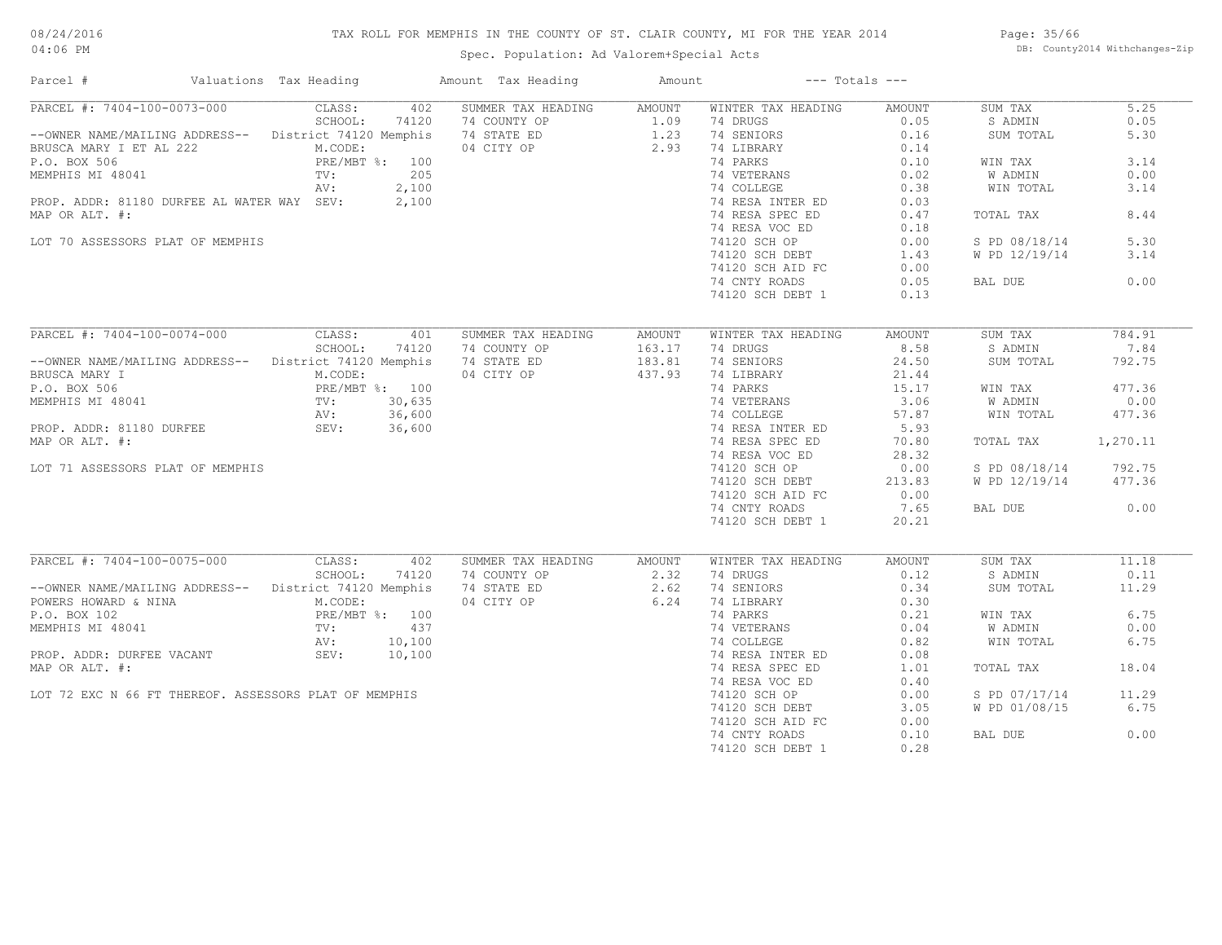# TAX ROLL FOR MEMPHIS IN THE COUNTY OF ST. CLAIR COUNTY, MI FOR THE YEAR 2014

Spec. Population: Ad Valorem+Special Acts

| Parcel # | Valuations | Tax Heading | Amount | Tax Heading | Amount | --- Totals --- | |
|---|---|---|---|---|---|---|---|
| PARCEL #: 7404-100-0073-000 | CLASS: 402 | SUMMER TAX HEADING | AMOUNT | WINTER TAX HEADING | AMOUNT | SUM TAX | 5.25 |
| | SCHOOL: 74120 | 74 COUNTY OP | 1.09 | 74 DRUGS | 0.05 | S ADMIN | 0.05 |
| --OWNER NAME/MAILING ADDRESS-- | District 74120 Memphis | 74 STATE ED | 1.23 | 74 SENIORS | 0.16 | SUM TOTAL | 5.30 |
| BRUSCA MARY I ET AL 222 | M.CODE: | 04 CITY OP | 2.93 | 74 LIBRARY | 0.14 | | |
| P.O. BOX 506 | PRE/MBT %: 100 | | | 74 PARKS | 0.10 | WIN TAX | 3.14 |
| MEMPHIS MI 48041 | TV: 205 | | | 74 VETERANS | 0.02 | W ADMIN | 0.00 |
| | AV: 2,100 | | | 74 COLLEGE | 0.38 | WIN TOTAL | 3.14 |
| PROP. ADDR: 81180 DURFEE AL WATER WAY | SEV: 2,100 | | | 74 RESA INTER ED | 0.03 | | |
| MAP OR ALT. #: | | | | 74 RESA SPEC ED | 0.47 | TOTAL TAX | 8.44 |
| | | | | 74 RESA VOC ED | 0.18 | | |
| LOT 70 ASSESSORS PLAT OF MEMPHIS | | | | 74120 SCH OP | 0.00 | S PD 08/18/14 | 5.30 |
| | | | | 74120 SCH DEBT | 1.43 | W PD 12/19/14 | 3.14 |
| | | | | 74120 SCH AID FC | 0.00 | | |
| | | | | 74 CNTY ROADS | 0.05 | BAL DUE | 0.00 |
| | | | | 74120 SCH DEBT 1 | 0.13 | | |
| PARCEL #: 7404-100-0074-000 | CLASS: 401 | SUMMER TAX HEADING | AMOUNT | WINTER TAX HEADING | AMOUNT | SUM TAX | 784.91 |
| | SCHOOL: 74120 | 74 COUNTY OP | 163.17 | 74 DRUGS | 8.58 | S ADMIN | 7.84 |
| --OWNER NAME/MAILING ADDRESS-- | District 74120 Memphis | 74 STATE ED | 183.81 | 74 SENIORS | 24.50 | SUM TOTAL | 792.75 |
| BRUSCA MARY I | M.CODE: | 04 CITY OP | 437.93 | 74 LIBRARY | 21.44 | | |
| P.O. BOX 506 | PRE/MBT %: 100 | | | 74 PARKS | 15.17 | WIN TAX | 477.36 |
| MEMPHIS MI 48041 | TV: 30,635 | | | 74 VETERANS | 3.06 | W ADMIN | 0.00 |
| | AV: 36,600 | | | 74 COLLEGE | 57.87 | WIN TOTAL | 477.36 |
| PROP. ADDR: 81180 DURFEE | SEV: 36,600 | | | 74 RESA INTER ED | 5.93 | | |
| MAP OR ALT. #: | | | | 74 RESA SPEC ED | 70.80 | TOTAL TAX | 1,270.11 |
| | | | | 74 RESA VOC ED | 28.32 | | |
| LOT 71 ASSESSORS PLAT OF MEMPHIS | | | | 74120 SCH OP | 0.00 | S PD 08/18/14 | 792.75 |
| | | | | 74120 SCH DEBT | 213.83 | W PD 12/19/14 | 477.36 |
| | | | | 74120 SCH AID FC | 0.00 | | |
| | | | | 74 CNTY ROADS | 7.65 | BAL DUE | 0.00 |
| | | | | 74120 SCH DEBT 1 | 20.21 | | |
| PARCEL #: 7404-100-0075-000 | CLASS: 402 | SUMMER TAX HEADING | AMOUNT | WINTER TAX HEADING | AMOUNT | SUM TAX | 11.18 |
| | SCHOOL: 74120 | 74 COUNTY OP | 2.32 | 74 DRUGS | 0.12 | S ADMIN | 0.11 |
| --OWNER NAME/MAILING ADDRESS-- | District 74120 Memphis | 74 STATE ED | 2.62 | 74 SENIORS | 0.34 | SUM TOTAL | 11.29 |
| POWERS HOWARD & NINA | M.CODE: | 04 CITY OP | 6.24 | 74 LIBRARY | 0.30 | | |
| P.O. BOX 102 | PRE/MBT %: 100 | | | 74 PARKS | 0.21 | WIN TAX | 6.75 |
| MEMPHIS MI 48041 | TV: 437 | | | 74 VETERANS | 0.04 | W ADMIN | 0.00 |
| | AV: 10,100 | | | 74 COLLEGE | 0.82 | WIN TOTAL | 6.75 |
| PROP. ADDR: DURFEE VACANT | SEV: 10,100 | | | 74 RESA INTER ED | 0.08 | | |
| MAP OR ALT. #: | | | | 74 RESA SPEC ED | 1.01 | TOTAL TAX | 18.04 |
| | | | | 74 RESA VOC ED | 0.40 | | |
| LOT 72 EXC N 66 FT THEREOF. ASSESSORS PLAT OF MEMPHIS | | | | 74120 SCH OP | 0.00 | S PD 07/17/14 | 11.29 |
| | | | | 74120 SCH DEBT | 3.05 | W PD 01/08/15 | 6.75 |
| | | | | 74120 SCH AID FC | 0.00 | | |
| | | | | 74 CNTY ROADS | 0.10 | BAL DUE | 0.00 |
| | | | | 74120 SCH DEBT 1 | 0.28 | | |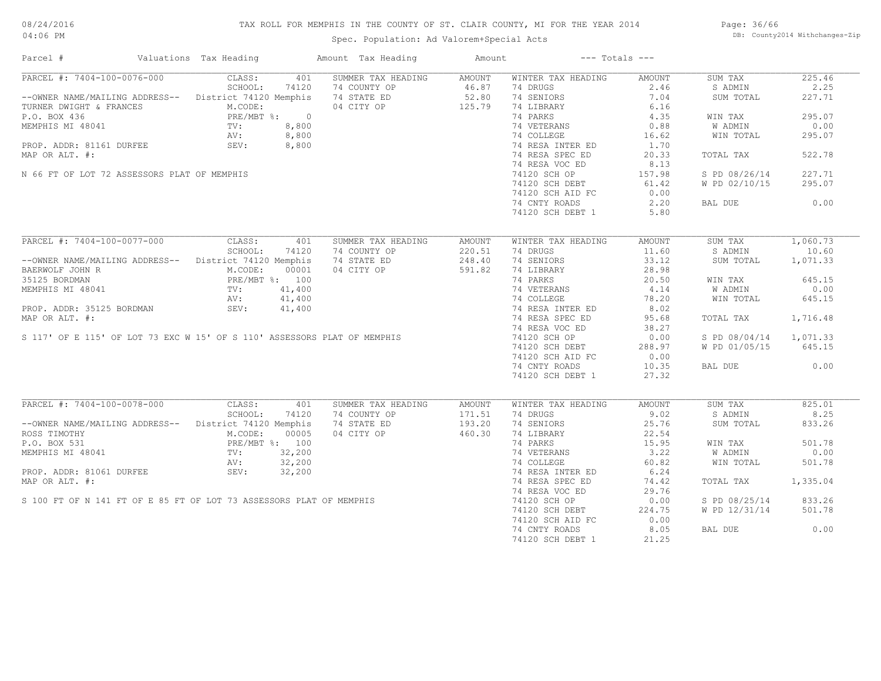# TAX ROLL FOR MEMPHIS IN THE COUNTY OF ST. CLAIR COUNTY, MI FOR THE YEAR 2014

Spec. Population: Ad Valorem+Special Acts

08/24/2016
04:06 PM

DB: County2014 Withchanges-Zip

| Parcel # | Valuations Tax Heading | | Amount Tax Heading | Amount | --- Totals --- | | | |
|---|---|---|---|---|---|---|---|---|
| PARCEL #: 7404-100-0076-000 | CLASS: | 401 | SUMMER TAX HEADING | AMOUNT | WINTER TAX HEADING | AMOUNT | SUM TAX | 225.46 |
| | SCHOOL: | 74120 | 74 COUNTY OP | 46.87 | 74 DRUGS | 2.46 | S ADMIN | 2.25 |
| --OWNER NAME/MAILING ADDRESS-- | District 74120 Memphis | | 74 STATE ED | 52.80 | 74 SENIORS | 7.04 | SUM TOTAL | 227.71 |
| TURNER DWIGHT & FRANCES | M.CODE: | | 04 CITY OP | 125.79 | 74 LIBRARY | 6.16 | | |
| P.O. BOX 436 | PRE/MBT %: | 0 | | | 74 PARKS | 4.35 | WIN TAX | 295.07 |
| MEMPHIS MI 48041 | TV: | 8,800 | | | 74 VETERANS | 0.88 | W ADMIN | 0.00 |
| | AV: | 8,800 | | | 74 COLLEGE | 16.62 | WIN TOTAL | 295.07 |
| PROP. ADDR: 81161 DURFEE | SEV: | 8,800 | | | 74 RESA INTER ED | 1.70 | | |
| MAP OR ALT. #: | | | | | 74 RESA SPEC ED | 20.33 | TOTAL TAX | 522.78 |
| | | | | | 74 RESA VOC ED | 8.13 | | |
| N 66 FT OF LOT 72 ASSESSORS PLAT OF MEMPHIS | | | | | 74120 SCH OP | 157.98 | S PD 08/26/14 | 227.71 |
| | | | | | 74120 SCH DEBT | 61.42 | W PD 02/10/15 | 295.07 |
| | | | | | 74120 SCH AID FC | 0.00 | | |
| | | | | | 74 CNTY ROADS | 2.20 | BAL DUE | 0.00 |
| | | | | | 74120 SCH DEBT 1 | 5.80 | | |
| PARCEL #: 7404-100-0077-000 | CLASS: | 401 | SUMMER TAX HEADING | AMOUNT | WINTER TAX HEADING | AMOUNT | SUM TAX | 1,060.73 |
| | SCHOOL: | 74120 | 74 COUNTY OP | 220.51 | 74 DRUGS | 11.60 | S ADMIN | 10.60 |
| --OWNER NAME/MAILING ADDRESS-- | District 74120 Memphis | | 74 STATE ED | 248.40 | 74 SENIORS | 33.12 | SUM TOTAL | 1,071.33 |
| BAERWOLF JOHN R | M.CODE: | 00001 | 04 CITY OP | 591.82 | 74 LIBRARY | 28.98 | | |
| 35125 BORDMAN | PRE/MBT %: | 100 | | | 74 PARKS | 20.50 | WIN TAX | 645.15 |
| MEMPHIS MI 48041 | TV: | 41,400 | | | 74 VETERANS | 4.14 | W ADMIN | 0.00 |
| | AV: | 41,400 | | | 74 COLLEGE | 78.20 | WIN TOTAL | 645.15 |
| PROP. ADDR: 35125 BORDMAN | SEV: | 41,400 | | | 74 RESA INTER ED | 8.02 | | |
| MAP OR ALT. #: | | | | | 74 RESA SPEC ED | 95.68 | TOTAL TAX | 1,716.48 |
| | | | | | 74 RESA VOC ED | 38.27 | | |
| S 117' OF E 115' OF LOT 73 EXC W 15' OF S 110' ASSESSORS PLAT OF MEMPHIS | | | | | 74120 SCH OP | 0.00 | S PD 08/04/14 | 1,071.33 |
| | | | | | 74120 SCH DEBT | 288.97 | W PD 01/05/15 | 645.15 |
| | | | | | 74120 SCH AID FC | 0.00 | | |
| | | | | | 74 CNTY ROADS | 10.35 | BAL DUE | 0.00 |
| | | | | | 74120 SCH DEBT 1 | 27.32 | | |
| PARCEL #: 7404-100-0078-000 | CLASS: | 401 | SUMMER TAX HEADING | AMOUNT | WINTER TAX HEADING | AMOUNT | SUM TAX | 825.01 |
| | SCHOOL: | 74120 | 74 COUNTY OP | 171.51 | 74 DRUGS | 9.02 | S ADMIN | 8.25 |
| --OWNER NAME/MAILING ADDRESS-- | District 74120 Memphis | | 74 STATE ED | 193.20 | 74 SENIORS | 25.76 | SUM TOTAL | 833.26 |
| ROSS TIMOTHY | M.CODE: | 00005 | 04 CITY OP | 460.30 | 74 LIBRARY | 22.54 | | |
| P.O. BOX 531 | PRE/MBT %: | 100 | | | 74 PARKS | 15.95 | WIN TAX | 501.78 |
| MEMPHIS MI 48041 | TV: | 32,200 | | | 74 VETERANS | 3.22 | W ADMIN | 0.00 |
| | AV: | 32,200 | | | 74 COLLEGE | 60.82 | WIN TOTAL | 501.78 |
| PROP. ADDR: 81061 DURFEE | SEV: | 32,200 | | | 74 RESA INTER ED | 6.24 | | |
| MAP OR ALT. #: | | | | | 74 RESA SPEC ED | 74.42 | TOTAL TAX | 1,335.04 |
| | | | | | 74 RESA VOC ED | 29.76 | | |
| S 100 FT OF N 141 FT OF E 85 FT OF LOT 73 ASSESSORS PLAT OF MEMPHIS | | | | | 74120 SCH OP | 0.00 | S PD 08/25/14 | 833.26 |
| | | | | | 74120 SCH DEBT | 224.75 | W PD 12/31/14 | 501.78 |
| | | | | | 74120 SCH AID FC | 0.00 | | |
| | | | | | 74 CNTY ROADS | 8.05 | BAL DUE | 0.00 |
| | | | | | 74120 SCH DEBT 1 | 21.25 | | |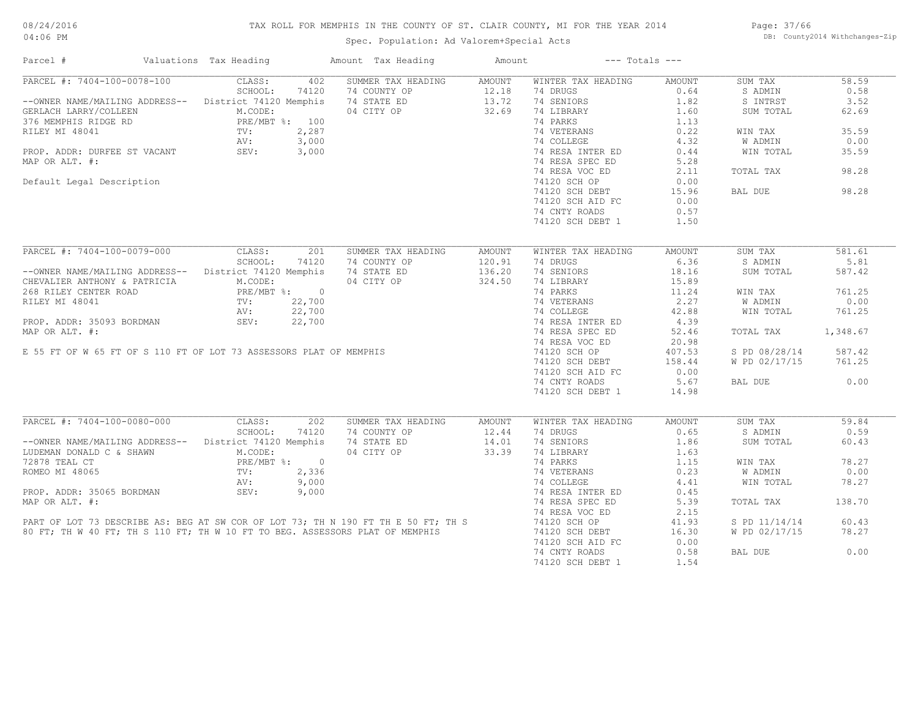# TAX ROLL FOR MEMPHIS IN THE COUNTY OF ST. CLAIR COUNTY, MI FOR THE YEAR 2014

Spec. Population: Ad Valorem+Special Acts

| Parcel # | Valuations | Tax Heading | Amount | Tax Heading | Amount | --- Totals --- | |
|---|---|---|---|---|---|---|---|
| PARCEL #: 7404-100-0078-100 | CLASS: 402 | SUMMER TAX HEADING | AMOUNT | WINTER TAX HEADING | AMOUNT | SUM TAX | 58.59 |
| | SCHOOL: 74120 | 74 COUNTY OP | 12.18 | 74 DRUGS | 0.64 | S ADMIN | 0.58 |
| --OWNER NAME/MAILING ADDRESS-- | District 74120 Memphis | 74 STATE ED | 13.72 | 74 SENIORS | 1.82 | S INTRST | 3.52 |
| GERLACH LARRY/COLLEEN | M.CODE: | 04 CITY OP | 32.69 | 74 LIBRARY | 1.60 | SUM TOTAL | 62.69 |
| 376 MEMPHIS RIDGE RD | PRE/MBT %: 100 | | | 74 PARKS | 1.13 | | |
| RILEY MI 48041 | TV: 2,287 | | | 74 VETERANS | 0.22 | WIN TAX | 35.59 |
| | AV: 3,000 | | | 74 COLLEGE | 4.32 | W ADMIN | 0.00 |
| PROP. ADDR: DURFEE ST VACANT | SEV: 3,000 | | | 74 RESA INTER ED | 0.44 | WIN TOTAL | 35.59 |
| MAP OR ALT. #: | | | | 74 RESA SPEC ED | 5.28 | | |
| | | | | 74 RESA VOC ED | 2.11 | TOTAL TAX | 98.28 |
| Default Legal Description | | | | 74120 SCH OP | 0.00 | | |
| | | | | 74120 SCH DEBT | 15.96 | BAL DUE | 98.28 |
| | | | | 74120 SCH AID FC | 0.00 | | |
| | | | | 74 CNTY ROADS | 0.57 | | |
| | | | | 74120 SCH DEBT 1 | 1.50 | | |

| Parcel # | Valuations | Tax Heading | Amount | Tax Heading | Amount | --- Totals --- | |
|---|---|---|---|---|---|---|---|
| PARCEL #: 7404-100-0079-000 | CLASS: 201 | SUMMER TAX HEADING | AMOUNT | WINTER TAX HEADING | AMOUNT | SUM TAX | 581.61 |
| | SCHOOL: 74120 | 74 COUNTY OP | 120.91 | 74 DRUGS | 6.36 | S ADMIN | 5.81 |
| --OWNER NAME/MAILING ADDRESS-- | District 74120 Memphis | 74 STATE ED | 136.20 | 74 SENIORS | 18.16 | SUM TOTAL | 587.42 |
| CHEVALIER ANTHONY & PATRICIA | M.CODE: | 04 CITY OP | 324.50 | 74 LIBRARY | 15.89 | | |
| 268 RILEY CENTER ROAD | PRE/MBT %: 0 | | | 74 PARKS | 11.24 | WIN TAX | 761.25 |
| RILEY MI 48041 | TV: 22,700 | | | 74 VETERANS | 2.27 | W ADMIN | 0.00 |
| | AV: 22,700 | | | 74 COLLEGE | 42.88 | WIN TOTAL | 761.25 |
| PROP. ADDR: 35093 BORDMAN | SEV: 22,700 | | | 74 RESA INTER ED | 4.39 | | |
| MAP OR ALT. #: | | | | 74 RESA SPEC ED | 52.46 | TOTAL TAX | 1,348.67 |
| | | | | 74 RESA VOC ED | 20.98 | | |
| E 55 FT OF W 65 FT OF S 110 FT OF LOT 73 ASSESSORS PLAT OF MEMPHIS | | | | 74120 SCH OP | 407.53 | S PD 08/28/14 | 587.42 |
| | | | | 74120 SCH DEBT | 158.44 | W PD 02/17/15 | 761.25 |
| | | | | 74120 SCH AID FC | 0.00 | | |
| | | | | 74 CNTY ROADS | 5.67 | BAL DUE | 0.00 |
| | | | | 74120 SCH DEBT 1 | 14.98 | | |

| Parcel # | Valuations | Tax Heading | Amount | Tax Heading | Amount | --- Totals --- | |
|---|---|---|---|---|---|---|---|
| PARCEL #: 7404-100-0080-000 | CLASS: 202 | SUMMER TAX HEADING | AMOUNT | WINTER TAX HEADING | AMOUNT | SUM TAX | 59.84 |
| | SCHOOL: 74120 | 74 COUNTY OP | 12.44 | 74 DRUGS | 0.65 | S ADMIN | 0.59 |
| --OWNER NAME/MAILING ADDRESS-- | District 74120 Memphis | 74 STATE ED | 14.01 | 74 SENIORS | 1.86 | SUM TOTAL | 60.43 |
| LUDEMAN DONALD C & SHAWN | M.CODE: | 04 CITY OP | 33.39 | 74 LIBRARY | 1.63 | | |
| 72878 TEAL CT | PRE/MBT %: 0 | | | 74 PARKS | 1.15 | WIN TAX | 78.27 |
| ROMEO MI 48065 | TV: 2,336 | | | 74 VETERANS | 0.23 | W ADMIN | 0.00 |
| | AV: 9,000 | | | 74 COLLEGE | 4.41 | WIN TOTAL | 78.27 |
| PROP. ADDR: 35065 BORDMAN | SEV: 9,000 | | | 74 RESA INTER ED | 0.45 | | |
| MAP OR ALT. #: | | | | 74 RESA SPEC ED | 5.39 | TOTAL TAX | 138.70 |
| | | | | 74 RESA VOC ED | 2.15 | | |
| PART OF LOT 73 DESCRIBE AS: BEG AT SW COR OF LOT 73; TH N 190 FT TH E 50 FT; TH S | | | | 74120 SCH OP | 41.93 | S PD 11/14/14 | 60.43 |
| 80 FT; TH W 40 FT; TH S 110 FT; TH W 10 FT TO BEG. ASSESSORS PLAT OF MEMPHIS | | | | 74120 SCH DEBT | 16.30 | W PD 02/17/15 | 78.27 |
| | | | | 74120 SCH AID FC | 0.00 | | |
| | | | | 74 CNTY ROADS | 0.58 | BAL DUE | 0.00 |
| | | | | 74120 SCH DEBT 1 | 1.54 | | |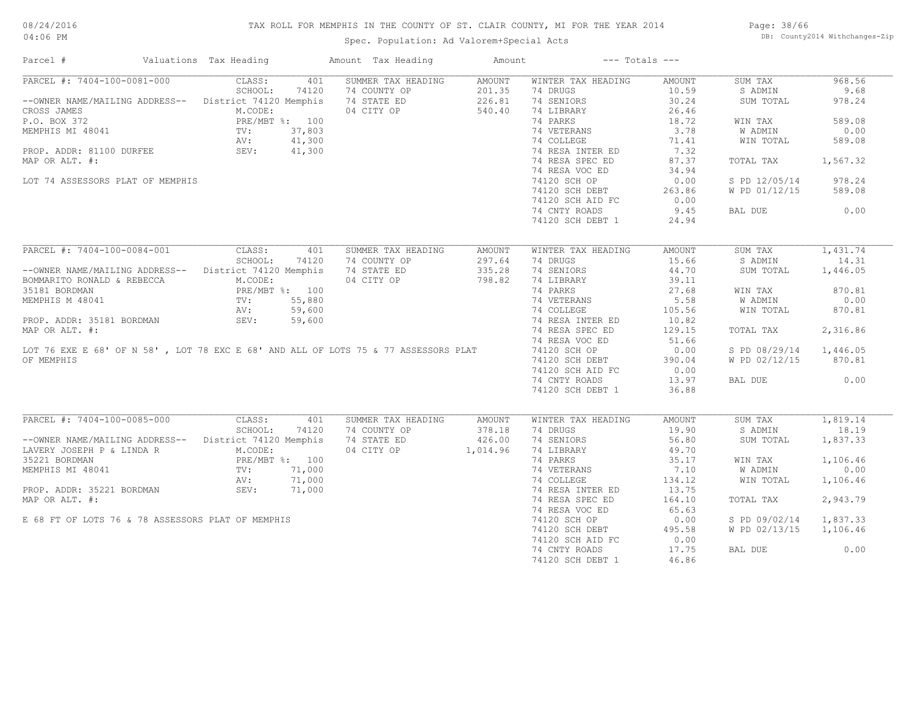TAX ROLL FOR MEMPHIS IN THE COUNTY OF ST. CLAIR COUNTY, MI FOR THE YEAR 2014

Spec. Population: Ad Valorem+Special Acts

| Parcel # | Valuations | Tax Heading | Amount | Tax Heading | Amount | --- Totals --- | |
|---|---|---|---|---|---|---|---|

## PARCEL #: 7404-100-0081-000

| Field | Value | Summer Tax Heading | Amount | Winter Tax Heading | Amount | Totals | |
|---|---|---|---|---|---|---|---|
| CLASS: | 401 | SUMMER TAX HEADING | AMOUNT | WINTER TAX HEADING | AMOUNT | SUM TAX | 968.56 |
| SCHOOL: | 74120 | 74 COUNTY OP | 201.35 | 74 DRUGS | 10.59 | S ADMIN | 9.68 |
| District 74120 Memphis | | 74 STATE ED | 226.81 | 74 SENIORS | 30.24 | SUM TOTAL | 978.24 |
| M.CODE: | | 04 CITY OP | 540.40 | 74 LIBRARY | 26.46 | | |
| PRE/MBT %: | 100 | | | 74 PARKS | 18.72 | WIN TAX | 589.08 |
| TV: | 37,803 | | | 74 VETERANS | 3.78 | W ADMIN | 0.00 |
| AV: | 41,300 | | | 74 COLLEGE | 71.41 | WIN TOTAL | 589.08 |
| SEV: | 41,300 | | | 74 RESA INTER ED | 7.32 | | |
| | | | | 74 RESA SPEC ED | 87.37 | TOTAL TAX | 1,567.32 |
| | | | | 74 RESA VOC ED | 34.94 | | |
| | | | | 74120 SCH OP | 0.00 | S PD 12/05/14 | 978.24 |
| | | | | 74120 SCH DEBT | 263.86 | W PD 01/12/15 | 589.08 |
| | | | | 74120 SCH AID FC | 0.00 | | |
| | | | | 74 CNTY ROADS | 9.45 | BAL DUE | 0.00 |
| | | | | 74120 SCH DEBT 1 | 24.94 | | |

--OWNER NAME/MAILING ADDRESS--
CROSS JAMES
P.O. BOX 372
MEMPHIS MI 48041

PROP. ADDR: 81100 DURFEE
MAP OR ALT. #:

LOT 74 ASSESSORS PLAT OF MEMPHIS

## PARCEL #: 7404-100-0084-001

| Field | Value | Summer Tax Heading | Amount | Winter Tax Heading | Amount | Totals | |
|---|---|---|---|---|---|---|---|
| CLASS: | 401 | SUMMER TAX HEADING | AMOUNT | WINTER TAX HEADING | AMOUNT | SUM TAX | 1,431.74 |
| SCHOOL: | 74120 | 74 COUNTY OP | 297.64 | 74 DRUGS | 15.66 | S ADMIN | 14.31 |
| District 74120 Memphis | | 74 STATE ED | 335.28 | 74 SENIORS | 44.70 | SUM TOTAL | 1,446.05 |
| M.CODE: | | 04 CITY OP | 798.82 | 74 LIBRARY | 39.11 | | |
| PRE/MBT %: | 100 | | | 74 PARKS | 27.68 | WIN TAX | 870.81 |
| TV: | 55,880 | | | 74 VETERANS | 5.58 | W ADMIN | 0.00 |
| AV: | 59,600 | | | 74 COLLEGE | 105.56 | WIN TOTAL | 870.81 |
| SEV: | 59,600 | | | 74 RESA INTER ED | 10.82 | | |
| | | | | 74 RESA SPEC ED | 129.15 | TOTAL TAX | 2,316.86 |
| | | | | 74 RESA VOC ED | 51.66 | | |
| | | | | 74120 SCH OP | 0.00 | S PD 08/29/14 | 1,446.05 |
| | | | | 74120 SCH DEBT | 390.04 | W PD 02/12/15 | 870.81 |
| | | | | 74120 SCH AID FC | 0.00 | | |
| | | | | 74 CNTY ROADS | 13.97 | BAL DUE | 0.00 |
| | | | | 74120 SCH DEBT 1 | 36.88 | | |

--OWNER NAME/MAILING ADDRESS--
BOMMARITO RONALD & REBECCA
35181 BORDMAN
MEMPHIS M 48041

PROP. ADDR: 35181 BORDMAN
MAP OR ALT. #:

LOT 76 EXE E 68' OF N 58' , LOT 78 EXC E 68' AND ALL OF LOTS 75 & 77 ASSESSORS PLAT OF MEMPHIS

## PARCEL #: 7404-100-0085-000

| Field | Value | Summer Tax Heading | Amount | Winter Tax Heading | Amount | Totals | |
|---|---|---|---|---|---|---|---|
| CLASS: | 401 | SUMMER TAX HEADING | AMOUNT | WINTER TAX HEADING | AMOUNT | SUM TAX | 1,819.14 |
| SCHOOL: | 74120 | 74 COUNTY OP | 378.18 | 74 DRUGS | 19.90 | S ADMIN | 18.19 |
| District 74120 Memphis | | 74 STATE ED | 426.00 | 74 SENIORS | 56.80 | SUM TOTAL | 1,837.33 |
| M.CODE: | | 04 CITY OP | 1,014.96 | 74 LIBRARY | 49.70 | | |
| PRE/MBT %: | 100 | | | 74 PARKS | 35.17 | WIN TAX | 1,106.46 |
| TV: | 71,000 | | | 74 VETERANS | 7.10 | W ADMIN | 0.00 |
| AV: | 71,000 | | | 74 COLLEGE | 134.12 | WIN TOTAL | 1,106.46 |
| SEV: | 71,000 | | | 74 RESA INTER ED | 13.75 | | |
| | | | | 74 RESA SPEC ED | 164.10 | TOTAL TAX | 2,943.79 |
| | | | | 74 RESA VOC ED | 65.63 | | |
| | | | | 74120 SCH OP | 0.00 | S PD 09/02/14 | 1,837.33 |
| | | | | 74120 SCH DEBT | 495.58 | W PD 02/13/15 | 1,106.46 |
| | | | | 74120 SCH AID FC | 0.00 | | |
| | | | | 74 CNTY ROADS | 17.75 | BAL DUE | 0.00 |
| | | | | 74120 SCH DEBT 1 | 46.86 | | |

--OWNER NAME/MAILING ADDRESS--
LAVERY JOSEPH P & LINDA R
35221 BORDMAN
MEMPHIS MI 48041

PROP. ADDR: 35221 BORDMAN
MAP OR ALT. #:

E 68 FT OF LOTS 76 & 78 ASSESSORS PLAT OF MEMPHIS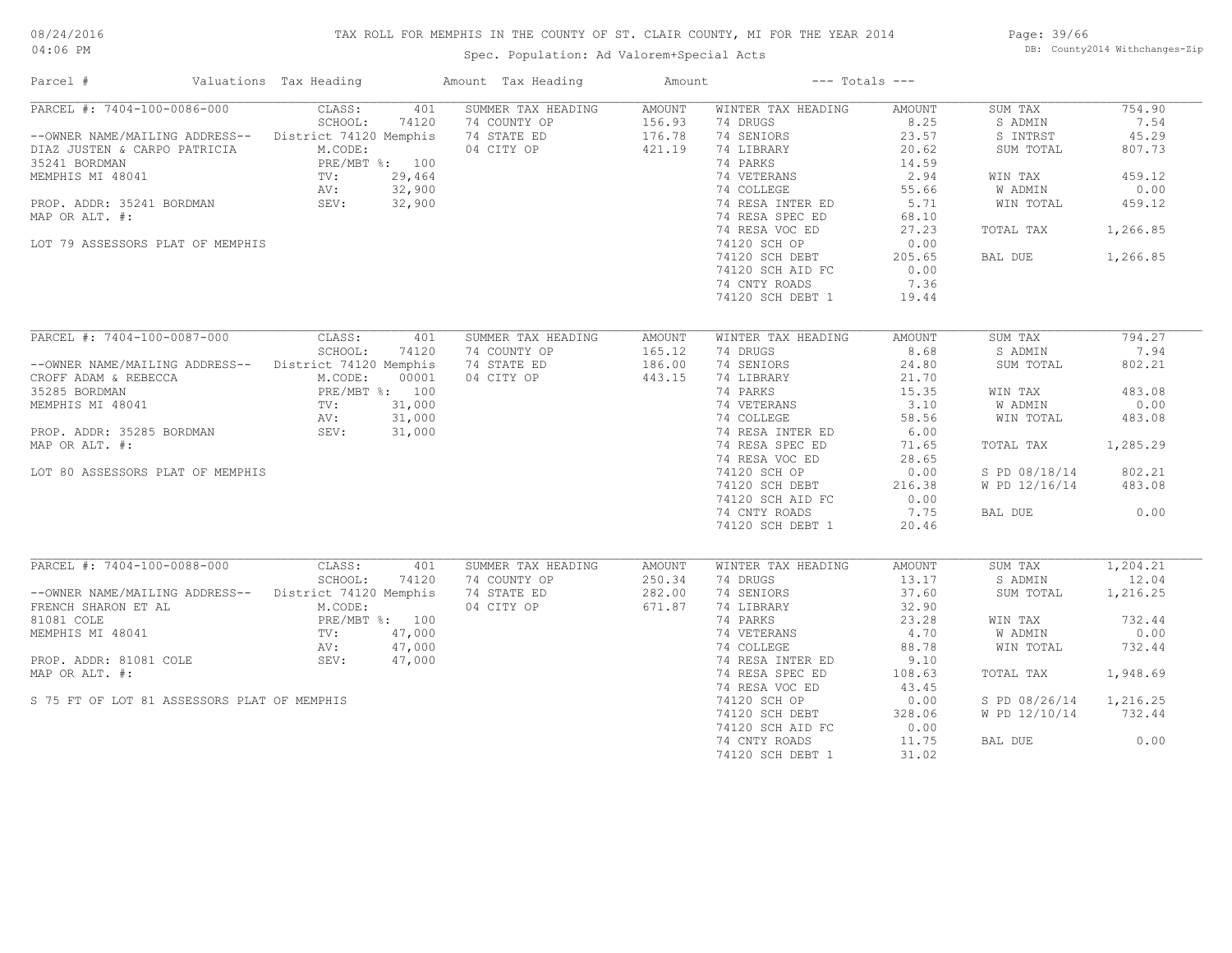# TAX ROLL FOR MEMPHIS IN THE COUNTY OF ST. CLAIR COUNTY, MI FOR THE YEAR 2014

Spec. Population: Ad Valorem+Special Acts

08/24/2016 04:06 PM — DB: County2014 Withchanges-Zip

| Parcel # | Valuations | Tax Heading | Amount | Tax Heading | Amount | --- Totals --- | |
|---|---|---|---|---|---|---|---|
| PARCEL #: 7404-100-0086-000 | CLASS: 401 | SUMMER TAX HEADING | AMOUNT | WINTER TAX HEADING | AMOUNT | SUM TAX | 754.90 |
| | SCHOOL: 74120 | 74 COUNTY OP | 156.93 | 74 DRUGS | 8.25 | S ADMIN | 7.54 |
| --OWNER NAME/MAILING ADDRESS-- | District 74120 Memphis | 74 STATE ED | 176.78 | 74 SENIORS | 23.57 | S INTRST | 45.29 |
| DIAZ JUSTEN & CARPO PATRICIA | M.CODE: | 04 CITY OP | 421.19 | 74 LIBRARY | 20.62 | SUM TOTAL | 807.73 |
| 35241 BORDMAN | PRE/MBT %: 100 | | | 74 PARKS | 14.59 | | |
| MEMPHIS MI 48041 | TV: 29,464 | | | 74 VETERANS | 2.94 | WIN TAX | 459.12 |
| | AV: 32,900 | | | 74 COLLEGE | 55.66 | W ADMIN | 0.00 |
| PROP. ADDR: 35241 BORDMAN | SEV: 32,900 | | | 74 RESA INTER ED | 5.71 | WIN TOTAL | 459.12 |
| MAP OR ALT. #: | | | | 74 RESA SPEC ED | 68.10 | | |
| | | | | 74 RESA VOC ED | 27.23 | TOTAL TAX | 1,266.85 |
| LOT 79 ASSESSORS PLAT OF MEMPHIS | | | | 74120 SCH OP | 0.00 | | |
| | | | | 74120 SCH DEBT | 205.65 | BAL DUE | 1,266.85 |
| | | | | 74120 SCH AID FC | 0.00 | | |
| | | | | 74 CNTY ROADS | 7.36 | | |
| | | | | 74120 SCH DEBT 1 | 19.44 | | |
| PARCEL #: 7404-100-0087-000 | CLASS: 401 | SUMMER TAX HEADING | AMOUNT | WINTER TAX HEADING | AMOUNT | SUM TAX | 794.27 |
| | SCHOOL: 74120 | 74 COUNTY OP | 165.12 | 74 DRUGS | 8.68 | S ADMIN | 7.94 |
| --OWNER NAME/MAILING ADDRESS-- | District 74120 Memphis | 74 STATE ED | 186.00 | 74 SENIORS | 24.80 | SUM TOTAL | 802.21 |
| CROFF ADAM & REBECCA | M.CODE: 00001 | 04 CITY OP | 443.15 | 74 LIBRARY | 21.70 | | |
| 35285 BORDMAN | PRE/MBT %: 100 | | | 74 PARKS | 15.35 | WIN TAX | 483.08 |
| MEMPHIS MI 48041 | TV: 31,000 | | | 74 VETERANS | 3.10 | W ADMIN | 0.00 |
| | AV: 31,000 | | | 74 COLLEGE | 58.56 | WIN TOTAL | 483.08 |
| PROP. ADDR: 35285 BORDMAN | SEV: 31,000 | | | 74 RESA INTER ED | 6.00 | | |
| MAP OR ALT. #: | | | | 74 RESA SPEC ED | 71.65 | TOTAL TAX | 1,285.29 |
| | | | | 74 RESA VOC ED | 28.65 | | |
| LOT 80 ASSESSORS PLAT OF MEMPHIS | | | | 74120 SCH OP | 0.00 | S PD 08/18/14 | 802.21 |
| | | | | 74120 SCH DEBT | 216.38 | W PD 12/16/14 | 483.08 |
| | | | | 74120 SCH AID FC | 0.00 | | |
| | | | | 74 CNTY ROADS | 7.75 | BAL DUE | 0.00 |
| | | | | 74120 SCH DEBT 1 | 20.46 | | |
| PARCEL #: 7404-100-0088-000 | CLASS: 401 | SUMMER TAX HEADING | AMOUNT | WINTER TAX HEADING | AMOUNT | SUM TAX | 1,204.21 |
| | SCHOOL: 74120 | 74 COUNTY OP | 250.34 | 74 DRUGS | 13.17 | S ADMIN | 12.04 |
| --OWNER NAME/MAILING ADDRESS-- | District 74120 Memphis | 74 STATE ED | 282.00 | 74 SENIORS | 37.60 | SUM TOTAL | 1,216.25 |
| FRENCH SHARON ET AL | M.CODE: | 04 CITY OP | 671.87 | 74 LIBRARY | 32.90 | | |
| 81081 COLE | PRE/MBT %: 100 | | | 74 PARKS | 23.28 | WIN TAX | 732.44 |
| MEMPHIS MI 48041 | TV: 47,000 | | | 74 VETERANS | 4.70 | W ADMIN | 0.00 |
| | AV: 47,000 | | | 74 COLLEGE | 88.78 | WIN TOTAL | 732.44 |
| PROP. ADDR: 81081 COLE | SEV: 47,000 | | | 74 RESA INTER ED | 9.10 | | |
| MAP OR ALT. #: | | | | 74 RESA SPEC ED | 108.63 | TOTAL TAX | 1,948.69 |
| | | | | 74 RESA VOC ED | 43.45 | | |
| S 75 FT OF LOT 81 ASSESSORS PLAT OF MEMPHIS | | | | 74120 SCH OP | 0.00 | S PD 08/26/14 | 1,216.25 |
| | | | | 74120 SCH DEBT | 328.06 | W PD 12/10/14 | 732.44 |
| | | | | 74120 SCH AID FC | 0.00 | | |
| | | | | 74 CNTY ROADS | 11.75 | BAL DUE | 0.00 |
| | | | | 74120 SCH DEBT 1 | 31.02 | | |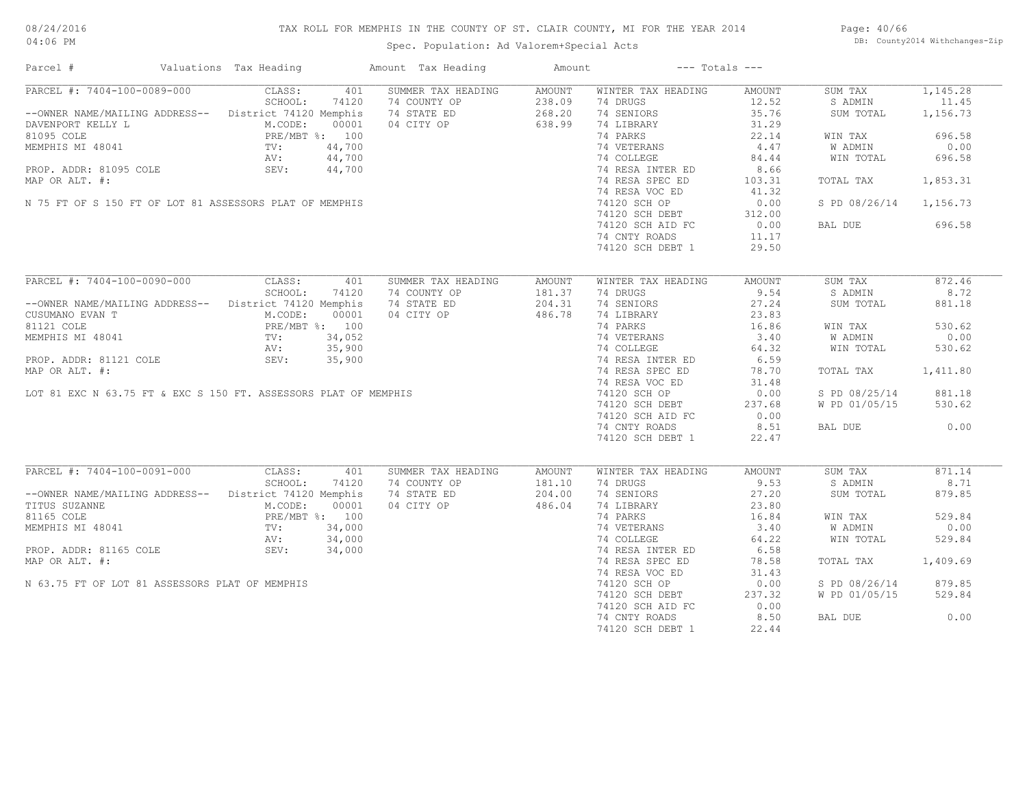# TAX ROLL FOR MEMPHIS IN THE COUNTY OF ST. CLAIR COUNTY, MI FOR THE YEAR 2014

Spec. Population: Ad Valorem+Special Acts

08/24/2016 04:06 PM

DB: County2014 Withchanges-Zip

| Parcel # | Valuations | Tax Heading | Amount | Tax Heading | Amount | --- Totals --- | | | |
|---|---|---|---|---|---|---|---|---|---|

## PARCEL #: 7404-100-0089-000

| | | | | | | | |
|---|---|---|---|---|---|---|---|
| CLASS: | 401 | SUMMER TAX HEADING | AMOUNT | WINTER TAX HEADING | AMOUNT | SUM TAX | 1,145.28 |
| SCHOOL: | 74120 | 74 COUNTY OP | 238.09 | 74 DRUGS | 12.52 | S ADMIN | 11.45 |
| District 74120 Memphis | | 74 STATE ED | 268.20 | 74 SENIORS | 35.76 | SUM TOTAL | 1,156.73 |
| M.CODE: | 00001 | 04 CITY OP | 638.99 | 74 LIBRARY | 31.29 | | |
| PRE/MBT %: | 100 | | | 74 PARKS | 22.14 | WIN TAX | 696.58 |
| TV: | 44,700 | | | 74 VETERANS | 4.47 | W ADMIN | 0.00 |
| AV: | 44,700 | | | 74 COLLEGE | 84.44 | WIN TOTAL | 696.58 |
| SEV: | 44,700 | | | 74 RESA INTER ED | 8.66 | | |
| | | | | 74 RESA SPEC ED | 103.31 | TOTAL TAX | 1,853.31 |
| | | | | 74 RESA VOC ED | 41.32 | | |
| | | | | 74120 SCH OP | 0.00 | S PD 08/26/14 | 1,156.73 |
| | | | | 74120 SCH DEBT | 312.00 | | |
| | | | | 74120 SCH AID FC | 0.00 | BAL DUE | 696.58 |
| | | | | 74 CNTY ROADS | 11.17 | | |
| | | | | 74120 SCH DEBT 1 | 29.50 | | |

--OWNER NAME/MAILING ADDRESS--
DAVENPORT KELLY L
81095 COLE
MEMPHIS MI 48041

PROP. ADDR: 81095 COLE
MAP OR ALT. #:

N 75 FT OF S 150 FT OF LOT 81 ASSESSORS PLAT OF MEMPHIS

## PARCEL #: 7404-100-0090-000

| | | | | | | | |
|---|---|---|---|---|---|---|---|
| CLASS: | 401 | SUMMER TAX HEADING | AMOUNT | WINTER TAX HEADING | AMOUNT | SUM TAX | 872.46 |
| SCHOOL: | 74120 | 74 COUNTY OP | 181.37 | 74 DRUGS | 9.54 | S ADMIN | 8.72 |
| District 74120 Memphis | | 74 STATE ED | 204.31 | 74 SENIORS | 27.24 | SUM TOTAL | 881.18 |
| M.CODE: | 00001 | 04 CITY OP | 486.78 | 74 LIBRARY | 23.83 | | |
| PRE/MBT %: | 100 | | | 74 PARKS | 16.86 | WIN TAX | 530.62 |
| TV: | 34,052 | | | 74 VETERANS | 3.40 | W ADMIN | 0.00 |
| AV: | 35,900 | | | 74 COLLEGE | 64.32 | WIN TOTAL | 530.62 |
| SEV: | 35,900 | | | 74 RESA INTER ED | 6.59 | | |
| | | | | 74 RESA SPEC ED | 78.70 | TOTAL TAX | 1,411.80 |
| | | | | 74 RESA VOC ED | 31.48 | | |
| | | | | 74120 SCH OP | 0.00 | S PD 08/25/14 | 881.18 |
| | | | | 74120 SCH DEBT | 237.68 | W PD 01/05/15 | 530.62 |
| | | | | 74120 SCH AID FC | 0.00 | | |
| | | | | 74 CNTY ROADS | 8.51 | BAL DUE | 0.00 |
| | | | | 74120 SCH DEBT 1 | 22.47 | | |

--OWNER NAME/MAILING ADDRESS--
CUSUMANO EVAN T
81121 COLE
MEMPHIS MI 48041

PROP. ADDR: 81121 COLE
MAP OR ALT. #:

LOT 81 EXC N 63.75 FT & EXC S 150 FT. ASSESSORS PLAT OF MEMPHIS

## PARCEL #: 7404-100-0091-000

| | | | | | | | |
|---|---|---|---|---|---|---|---|
| CLASS: | 401 | SUMMER TAX HEADING | AMOUNT | WINTER TAX HEADING | AMOUNT | SUM TAX | 871.14 |
| SCHOOL: | 74120 | 74 COUNTY OP | 181.10 | 74 DRUGS | 9.53 | S ADMIN | 8.71 |
| District 74120 Memphis | | 74 STATE ED | 204.00 | 74 SENIORS | 27.20 | SUM TOTAL | 879.85 |
| M.CODE: | 00001 | 04 CITY OP | 486.04 | 74 LIBRARY | 23.80 | | |
| PRE/MBT %: | 100 | | | 74 PARKS | 16.84 | WIN TAX | 529.84 |
| TV: | 34,000 | | | 74 VETERANS | 3.40 | W ADMIN | 0.00 |
| AV: | 34,000 | | | 74 COLLEGE | 64.22 | WIN TOTAL | 529.84 |
| SEV: | 34,000 | | | 74 RESA INTER ED | 6.58 | | |
| | | | | 74 RESA SPEC ED | 78.58 | TOTAL TAX | 1,409.69 |
| | | | | 74 RESA VOC ED | 31.43 | | |
| | | | | 74120 SCH OP | 0.00 | S PD 08/26/14 | 879.85 |
| | | | | 74120 SCH DEBT | 237.32 | W PD 01/05/15 | 529.84 |
| | | | | 74120 SCH AID FC | 0.00 | | |
| | | | | 74 CNTY ROADS | 8.50 | BAL DUE | 0.00 |
| | | | | 74120 SCH DEBT 1 | 22.44 | | |

--OWNER NAME/MAILING ADDRESS--
TITUS SUZANNE
81165 COLE
MEMPHIS MI 48041

PROP. ADDR: 81165 COLE
MAP OR ALT. #:

N 63.75 FT OF LOT 81 ASSESSORS PLAT OF MEMPHIS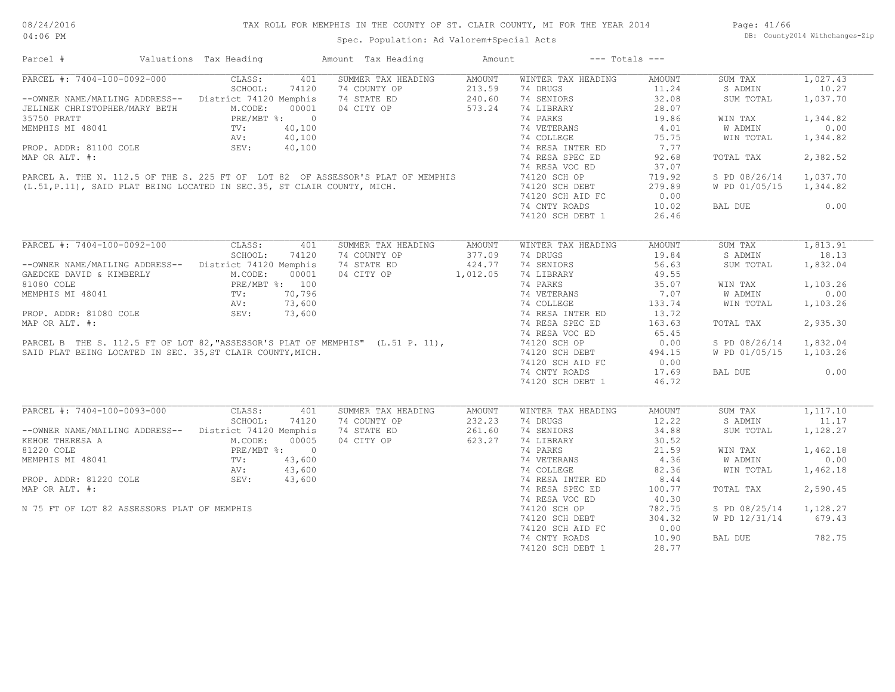TAX ROLL FOR MEMPHIS IN THE COUNTY OF ST. CLAIR COUNTY, MI FOR THE YEAR 2014

Spec. Population: Ad Valorem+Special Acts

| Parcel # | Valuations | Tax Heading | Amount | Tax Heading | Amount | --- Totals --- | |
|---|---|---|---|---|---|---|---|

---

**PARCEL #: 7404-100-0092-000**

| | | | | | | | |
|---|---|---|---|---|---|---|---|
| | CLASS: 401 | SUMMER TAX HEADING | AMOUNT | WINTER TAX HEADING | AMOUNT | SUM TAX | 1,027.43 |
| | SCHOOL: 74120 | 74 COUNTY OP | 213.59 | 74 DRUGS | 11.24 | S ADMIN | 10.27 |
| --OWNER NAME/MAILING ADDRESS-- | District 74120 Memphis | 74 STATE ED | 240.60 | 74 SENIORS | 32.08 | SUM TOTAL | 1,037.70 |
| JELINEK CHRISTOPHER/MARY BETH | M.CODE: 00001 | 04 CITY OP | 573.24 | 74 LIBRARY | 28.07 | | |
| 35750 PRATT | PRE/MBT %: 0 | | | 74 PARKS | 19.86 | WIN TAX | 1,344.82 |
| MEMPHIS MI 48041 | TV: 40,100 | | | 74 VETERANS | 4.01 | W ADMIN | 0.00 |
| | AV: 40,100 | | | 74 COLLEGE | 75.75 | WIN TOTAL | 1,344.82 |
| PROP. ADDR: 81100 COLE | SEV: 40,100 | | | 74 RESA INTER ED | 7.77 | | |
| MAP OR ALT. #: | | | | 74 RESA SPEC ED | 92.68 | TOTAL TAX | 2,382.52 |
| | | | | 74 RESA VOC ED | 37.07 | | |
| | | | | 74120 SCH OP | 719.92 | S PD 08/26/14 | 1,037.70 |
| | | | | 74120 SCH DEBT | 279.89 | W PD 01/05/15 | 1,344.82 |
| | | | | 74120 SCH AID FC | 0.00 | | |
| | | | | 74 CNTY ROADS | 10.02 | BAL DUE | 0.00 |
| | | | | 74120 SCH DEBT 1 | 26.46 | | |

PARCEL A. THE N. 112.5 OF THE S. 225 FT OF LOT 82 OF ASSESSOR'S PLAT OF MEMPHIS (L.51,P.11), SAID PLAT BEING LOCATED IN SEC.35, ST CLAIR COUNTY, MICH.

---

**PARCEL #: 7404-100-0092-100**

| | | | | | | | |
|---|---|---|---|---|---|---|---|
| | CLASS: 401 | SUMMER TAX HEADING | AMOUNT | WINTER TAX HEADING | AMOUNT | SUM TAX | 1,813.91 |
| | SCHOOL: 74120 | 74 COUNTY OP | 377.09 | 74 DRUGS | 19.84 | S ADMIN | 18.13 |
| --OWNER NAME/MAILING ADDRESS-- | District 74120 Memphis | 74 STATE ED | 424.77 | 74 SENIORS | 56.63 | SUM TOTAL | 1,832.04 |
| GAEDCKE DAVID & KIMBERLY | M.CODE: 00001 | 04 CITY OP | 1,012.05 | 74 LIBRARY | 49.55 | | |
| 81080 COLE | PRE/MBT %: 100 | | | 74 PARKS | 35.07 | WIN TAX | 1,103.26 |
| MEMPHIS MI 48041 | TV: 70,796 | | | 74 VETERANS | 7.07 | W ADMIN | 0.00 |
| | AV: 73,600 | | | 74 COLLEGE | 133.74 | WIN TOTAL | 1,103.26 |
| PROP. ADDR: 81080 COLE | SEV: 73,600 | | | 74 RESA INTER ED | 13.72 | | |
| MAP OR ALT. #: | | | | 74 RESA SPEC ED | 163.63 | TOTAL TAX | 2,935.30 |
| | | | | 74 RESA VOC ED | 65.45 | | |
| | | | | 74120 SCH OP | 0.00 | S PD 08/26/14 | 1,832.04 |
| | | | | 74120 SCH DEBT | 494.15 | W PD 01/05/15 | 1,103.26 |
| | | | | 74120 SCH AID FC | 0.00 | | |
| | | | | 74 CNTY ROADS | 17.69 | BAL DUE | 0.00 |
| | | | | 74120 SCH DEBT 1 | 46.72 | | |

PARCEL B THE S. 112.5 FT OF LOT 82,"ASSESSOR'S PLAT OF MEMPHIS" (L.51 P. 11), SAID PLAT BEING LOCATED IN SEC. 35,ST CLAIR COUNTY,MICH.

---

**PARCEL #: 7404-100-0093-000**

| | | | | | | | |
|---|---|---|---|---|---|---|---|
| | CLASS: 401 | SUMMER TAX HEADING | AMOUNT | WINTER TAX HEADING | AMOUNT | SUM TAX | 1,117.10 |
| | SCHOOL: 74120 | 74 COUNTY OP | 232.23 | 74 DRUGS | 12.22 | S ADMIN | 11.17 |
| --OWNER NAME/MAILING ADDRESS-- | District 74120 Memphis | 74 STATE ED | 261.60 | 74 SENIORS | 34.88 | SUM TOTAL | 1,128.27 |
| KEHOE THERESA A | M.CODE: 00005 | 04 CITY OP | 623.27 | 74 LIBRARY | 30.52 | | |
| 81220 COLE | PRE/MBT %: 0 | | | 74 PARKS | 21.59 | WIN TAX | 1,462.18 |
| MEMPHIS MI 48041 | TV: 43,600 | | | 74 VETERANS | 4.36 | W ADMIN | 0.00 |
| | AV: 43,600 | | | 74 COLLEGE | 82.36 | WIN TOTAL | 1,462.18 |
| PROP. ADDR: 81220 COLE | SEV: 43,600 | | | 74 RESA INTER ED | 8.44 | | |
| MAP OR ALT. #: | | | | 74 RESA SPEC ED | 100.77 | TOTAL TAX | 2,590.45 |
| | | | | 74 RESA VOC ED | 40.30 | | |
| | | | | 74120 SCH OP | 782.75 | S PD 08/25/14 | 1,128.27 |
| | | | | 74120 SCH DEBT | 304.32 | W PD 12/31/14 | 679.43 |
| | | | | 74120 SCH AID FC | 0.00 | | |
| | | | | 74 CNTY ROADS | 10.90 | BAL DUE | 782.75 |
| | | | | 74120 SCH DEBT 1 | 28.77 | | |

N 75 FT OF LOT 82 ASSESSORS PLAT OF MEMPHIS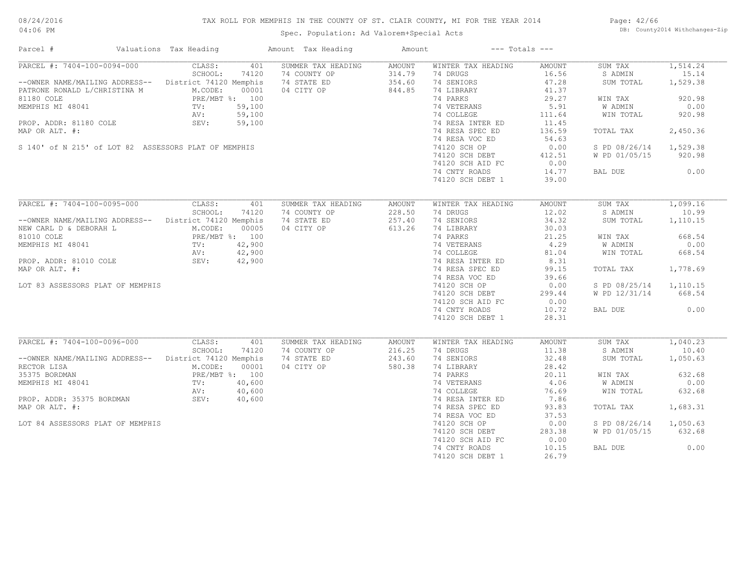# TAX ROLL FOR MEMPHIS IN THE COUNTY OF ST. CLAIR COUNTY, MI FOR THE YEAR 2014

Spec. Population: Ad Valorem+Special Acts

DB: County2014 Withchanges-Zip

08/24/2016
04:06 PM

| Parcel # | Valuations | Tax Heading | Amount | Tax Heading | Amount | --- Totals --- | |
|---|---|---|---|---|---|---|---|
| PARCEL #: 7404-100-0094-000 | CLASS: 401 | SUMMER TAX HEADING | AMOUNT | WINTER TAX HEADING | AMOUNT | SUM TAX | 1,514.24 |
| | SCHOOL: 74120 | 74 COUNTY OP | 314.79 | 74 DRUGS | 16.56 | S ADMIN | 15.14 |
| --OWNER NAME/MAILING ADDRESS-- | District 74120 Memphis | 74 STATE ED | 354.60 | 74 SENIORS | 47.28 | SUM TOTAL | 1,529.38 |
| PATRONE RONALD L/CHRISTINA M | M.CODE: 00001 | 04 CITY OP | 844.85 | 74 LIBRARY | 41.37 | | |
| 81180 COLE | PRE/MBT %: 100 | | | 74 PARKS | 29.27 | WIN TAX | 920.98 |
| MEMPHIS MI 48041 | TV: 59,100 | | | 74 VETERANS | 5.91 | W ADMIN | 0.00 |
| | AV: 59,100 | | | 74 COLLEGE | 111.64 | WIN TOTAL | 920.98 |
| PROP. ADDR: 81180 COLE | SEV: 59,100 | | | 74 RESA INTER ED | 11.45 | | |
| MAP OR ALT. #: | | | | 74 RESA SPEC ED | 136.59 | TOTAL TAX | 2,450.36 |
| | | | | 74 RESA VOC ED | 54.63 | | |
| S 140' of N 215' of LOT 82 ASSESSORS PLAT OF MEMPHIS | | | | 74120 SCH OP | 0.00 | S PD 08/26/14 | 1,529.38 |
| | | | | 74120 SCH DEBT | 412.51 | W PD 01/05/15 | 920.98 |
| | | | | 74120 SCH AID FC | 0.00 | | |
| | | | | 74 CNTY ROADS | 14.77 | BAL DUE | 0.00 |
| | | | | 74120 SCH DEBT 1 | 39.00 | | |
| PARCEL #: 7404-100-0095-000 | CLASS: 401 | SUMMER TAX HEADING | AMOUNT | WINTER TAX HEADING | AMOUNT | SUM TAX | 1,099.16 |
| | SCHOOL: 74120 | 74 COUNTY OP | 228.50 | 74 DRUGS | 12.02 | S ADMIN | 10.99 |
| --OWNER NAME/MAILING ADDRESS-- | District 74120 Memphis | 74 STATE ED | 257.40 | 74 SENIORS | 34.32 | SUM TOTAL | 1,110.15 |
| NEW CARL D & DEBORAH L | M.CODE: 00005 | 04 CITY OP | 613.26 | 74 LIBRARY | 30.03 | | |
| 81010 COLE | PRE/MBT %: 100 | | | 74 PARKS | 21.25 | WIN TAX | 668.54 |
| MEMPHIS MI 48041 | TV: 42,900 | | | 74 VETERANS | 4.29 | W ADMIN | 0.00 |
| | AV: 42,900 | | | 74 COLLEGE | 81.04 | WIN TOTAL | 668.54 |
| PROP. ADDR: 81010 COLE | SEV: 42,900 | | | 74 RESA INTER ED | 8.31 | | |
| MAP OR ALT. #: | | | | 74 RESA SPEC ED | 99.15 | TOTAL TAX | 1,778.69 |
| | | | | 74 RESA VOC ED | 39.66 | | |
| LOT 83 ASSESSORS PLAT OF MEMPHIS | | | | 74120 SCH OP | 0.00 | S PD 08/25/14 | 1,110.15 |
| | | | | 74120 SCH DEBT | 299.44 | W PD 12/31/14 | 668.54 |
| | | | | 74120 SCH AID FC | 0.00 | | |
| | | | | 74 CNTY ROADS | 10.72 | BAL DUE | 0.00 |
| | | | | 74120 SCH DEBT 1 | 28.31 | | |
| PARCEL #: 7404-100-0096-000 | CLASS: 401 | SUMMER TAX HEADING | AMOUNT | WINTER TAX HEADING | AMOUNT | SUM TAX | 1,040.23 |
| | SCHOOL: 74120 | 74 COUNTY OP | 216.25 | 74 DRUGS | 11.38 | S ADMIN | 10.40 |
| --OWNER NAME/MAILING ADDRESS-- | District 74120 Memphis | 74 STATE ED | 243.60 | 74 SENIORS | 32.48 | SUM TOTAL | 1,050.63 |
| RECTOR LISA | M.CODE: 00001 | 04 CITY OP | 580.38 | 74 LIBRARY | 28.42 | | |
| 35375 BORDMAN | PRE/MBT %: 100 | | | 74 PARKS | 20.11 | WIN TAX | 632.68 |
| MEMPHIS MI 48041 | TV: 40,600 | | | 74 VETERANS | 4.06 | W ADMIN | 0.00 |
| | AV: 40,600 | | | 74 COLLEGE | 76.69 | WIN TOTAL | 632.68 |
| PROP. ADDR: 35375 BORDMAN | SEV: 40,600 | | | 74 RESA INTER ED | 7.86 | | |
| MAP OR ALT. #: | | | | 74 RESA SPEC ED | 93.83 | TOTAL TAX | 1,683.31 |
| | | | | 74 RESA VOC ED | 37.53 | | |
| LOT 84 ASSESSORS PLAT OF MEMPHIS | | | | 74120 SCH OP | 0.00 | S PD 08/26/14 | 1,050.63 |
| | | | | 74120 SCH DEBT | 283.38 | W PD 01/05/15 | 632.68 |
| | | | | 74120 SCH AID FC | 0.00 | | |
| | | | | 74 CNTY ROADS | 10.15 | BAL DUE | 0.00 |
| | | | | 74120 SCH DEBT 1 | 26.79 | | |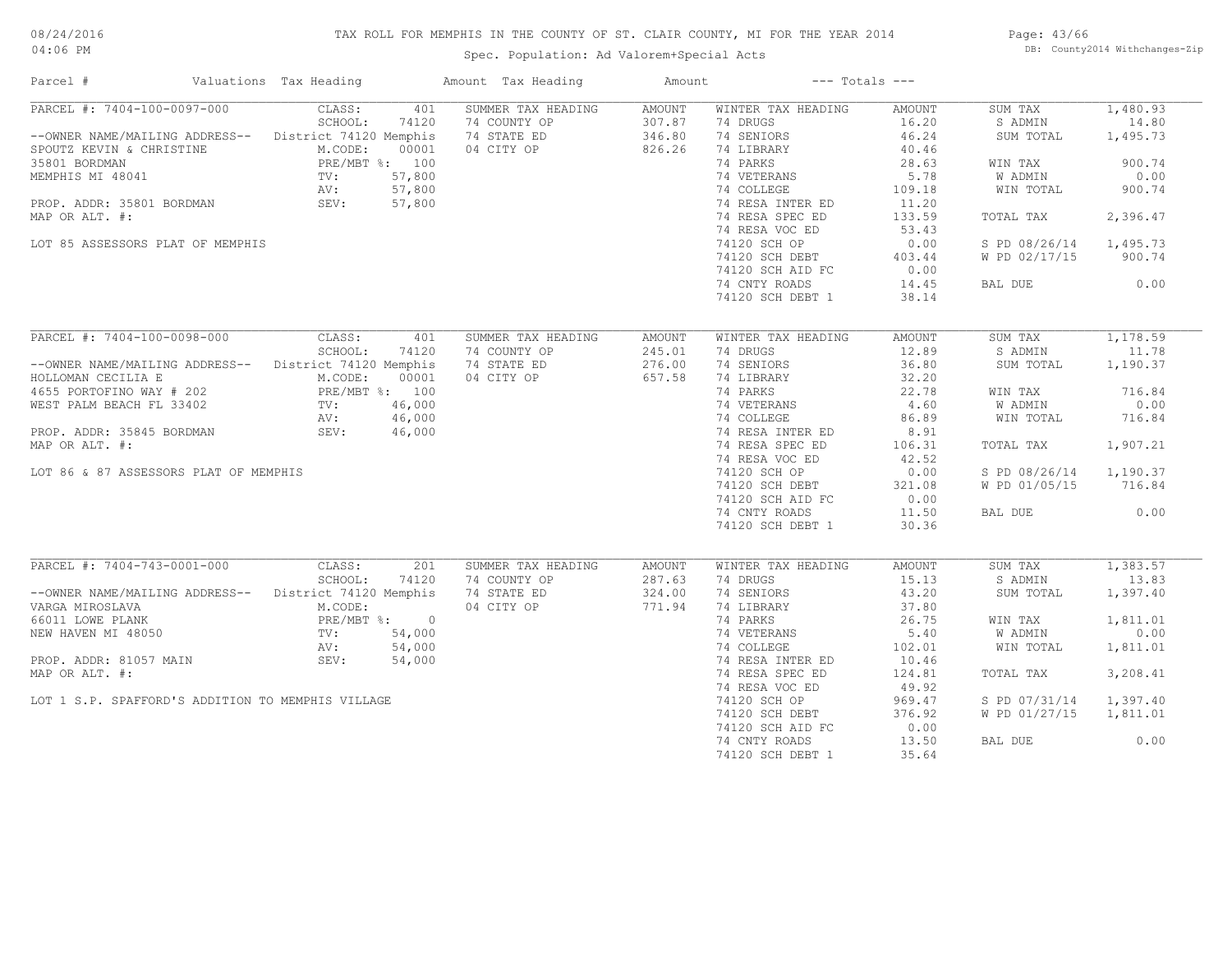# TAX ROLL FOR MEMPHIS IN THE COUNTY OF ST. CLAIR COUNTY, MI FOR THE YEAR 2014

Spec. Population: Ad Valorem+Special Acts

08/24/2016
04:06 PM

DB: County2014 Withchanges-Zip

| Parcel # | Valuations | Tax Heading | Amount | Tax Heading | Amount | --- Totals --- | |
|---|---|---|---|---|---|---|---|
| PARCEL #: 7404-100-0097-000 | CLASS: 401 | SUMMER TAX HEADING | AMOUNT | WINTER TAX HEADING | AMOUNT | SUM TAX | 1,480.93 |
| | SCHOOL: 74120 | 74 COUNTY OP | 307.87 | 74 DRUGS | 16.20 | S ADMIN | 14.80 |
| --OWNER NAME/MAILING ADDRESS-- | District 74120 Memphis | 74 STATE ED | 346.80 | 74 SENIORS | 46.24 | SUM TOTAL | 1,495.73 |
| SPOUTZ KEVIN & CHRISTINE | M.CODE: 00001 | 04 CITY OP | 826.26 | 74 LIBRARY | 40.46 | | |
| 35801 BORDMAN | PRE/MBT %: 100 | | | 74 PARKS | 28.63 | WIN TAX | 900.74 |
| MEMPHIS MI 48041 | TV: 57,800 | | | 74 VETERANS | 5.78 | W ADMIN | 0.00 |
| | AV: 57,800 | | | 74 COLLEGE | 109.18 | WIN TOTAL | 900.74 |
| PROP. ADDR: 35801 BORDMAN | SEV: 57,800 | | | 74 RESA INTER ED | 11.20 | | |
| MAP OR ALT. #: | | | | 74 RESA SPEC ED | 133.59 | TOTAL TAX | 2,396.47 |
| | | | | 74 RESA VOC ED | 53.43 | | |
| LOT 85 ASSESSORS PLAT OF MEMPHIS | | | | 74120 SCH OP | 0.00 | S PD 08/26/14 | 1,495.73 |
| | | | | 74120 SCH DEBT | 403.44 | W PD 02/17/15 | 900.74 |
| | | | | 74120 SCH AID FC | 0.00 | | |
| | | | | 74 CNTY ROADS | 14.45 | BAL DUE | 0.00 |
| | | | | 74120 SCH DEBT 1 | 38.14 | | |
| PARCEL #: 7404-100-0098-000 | CLASS: 401 | SUMMER TAX HEADING | AMOUNT | WINTER TAX HEADING | AMOUNT | SUM TAX | 1,178.59 |
| | SCHOOL: 74120 | 74 COUNTY OP | 245.01 | 74 DRUGS | 12.89 | S ADMIN | 11.78 |
| --OWNER NAME/MAILING ADDRESS-- | District 74120 Memphis | 74 STATE ED | 276.00 | 74 SENIORS | 36.80 | SUM TOTAL | 1,190.37 |
| HOLLOMAN CECILIA E | M.CODE: 00001 | 04 CITY OP | 657.58 | 74 LIBRARY | 32.20 | | |
| 4655 PORTOFINO WAY # 202 | PRE/MBT %: 100 | | | 74 PARKS | 22.78 | WIN TAX | 716.84 |
| WEST PALM BEACH FL 33402 | TV: 46,000 | | | 74 VETERANS | 4.60 | W ADMIN | 0.00 |
| | AV: 46,000 | | | 74 COLLEGE | 86.89 | WIN TOTAL | 716.84 |
| PROP. ADDR: 35845 BORDMAN | SEV: 46,000 | | | 74 RESA INTER ED | 8.91 | | |
| MAP OR ALT. #: | | | | 74 RESA SPEC ED | 106.31 | TOTAL TAX | 1,907.21 |
| | | | | 74 RESA VOC ED | 42.52 | | |
| LOT 86 & 87 ASSESSORS PLAT OF MEMPHIS | | | | 74120 SCH OP | 0.00 | S PD 08/26/14 | 1,190.37 |
| | | | | 74120 SCH DEBT | 321.08 | W PD 01/05/15 | 716.84 |
| | | | | 74120 SCH AID FC | 0.00 | | |
| | | | | 74 CNTY ROADS | 11.50 | BAL DUE | 0.00 |
| | | | | 74120 SCH DEBT 1 | 30.36 | | |
| PARCEL #: 7404-743-0001-000 | CLASS: 201 | SUMMER TAX HEADING | AMOUNT | WINTER TAX HEADING | AMOUNT | SUM TAX | 1,383.57 |
| | SCHOOL: 74120 | 74 COUNTY OP | 287.63 | 74 DRUGS | 15.13 | S ADMIN | 13.83 |
| --OWNER NAME/MAILING ADDRESS-- | District 74120 Memphis | 74 STATE ED | 324.00 | 74 SENIORS | 43.20 | SUM TOTAL | 1,397.40 |
| VARGA MIROSLAVA | M.CODE: | 04 CITY OP | 771.94 | 74 LIBRARY | 37.80 | | |
| 66011 LOWE PLANK | PRE/MBT %: 0 | | | 74 PARKS | 26.75 | WIN TAX | 1,811.01 |
| NEW HAVEN MI 48050 | TV: 54,000 | | | 74 VETERANS | 5.40 | W ADMIN | 0.00 |
| | AV: 54,000 | | | 74 COLLEGE | 102.01 | WIN TOTAL | 1,811.01 |
| PROP. ADDR: 81057 MAIN | SEV: 54,000 | | | 74 RESA INTER ED | 10.46 | | |
| MAP OR ALT. #: | | | | 74 RESA SPEC ED | 124.81 | TOTAL TAX | 3,208.41 |
| | | | | 74 RESA VOC ED | 49.92 | | |
| LOT 1 S.P. SPAFFORD'S ADDITION TO MEMPHIS VILLAGE | | | | 74120 SCH OP | 969.47 | S PD 07/31/14 | 1,397.40 |
| | | | | 74120 SCH DEBT | 376.92 | W PD 01/27/15 | 1,811.01 |
| | | | | 74120 SCH AID FC | 0.00 | | |
| | | | | 74 CNTY ROADS | 13.50 | BAL DUE | 0.00 |
| | | | | 74120 SCH DEBT 1 | 35.64 | | |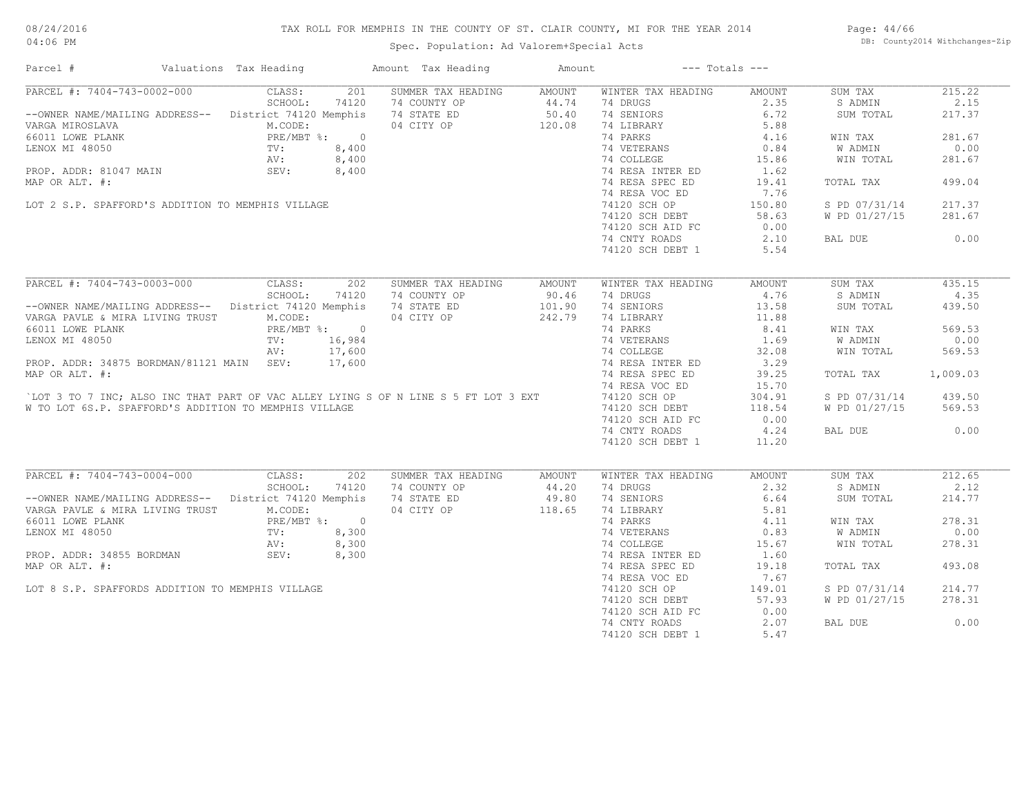TAX ROLL FOR MEMPHIS IN THE COUNTY OF ST. CLAIR COUNTY, MI FOR THE YEAR 2014

Spec. Population: Ad Valorem+Special Acts

| Parcel # | Valuations | Tax Heading | Amount | Tax Heading | Amount | --- Totals --- | |
|---|---|---|---|---|---|---|---|

## PARCEL #: 7404-743-0002-000

| | | | | | | | |
|---|---|---|---|---|---|---|---|
| CLASS: | 201 | SUMMER TAX HEADING | AMOUNT | WINTER TAX HEADING | AMOUNT | SUM TAX | 215.22 |
| SCHOOL: | 74120 | 74 COUNTY OP | 44.74 | 74 DRUGS | 2.35 | S ADMIN | 2.15 |
| District 74120 Memphis | | 74 STATE ED | 50.40 | 74 SENIORS | 6.72 | SUM TOTAL | 217.37 |
| M.CODE: | | 04 CITY OP | 120.08 | 74 LIBRARY | 5.88 | | |
| PRE/MBT %: | 0 | | | 74 PARKS | 4.16 | WIN TAX | 281.67 |
| TV: | 8,400 | | | 74 VETERANS | 0.84 | W ADMIN | 0.00 |
| AV: | 8,400 | | | 74 COLLEGE | 15.86 | WIN TOTAL | 281.67 |
| SEV: | 8,400 | | | 74 RESA INTER ED | 1.62 | | |
| | | | | 74 RESA SPEC ED | 19.41 | TOTAL TAX | 499.04 |
| | | | | 74 RESA VOC ED | 7.76 | | |
| | | | | 74120 SCH OP | 150.80 | S PD 07/31/14 | 217.37 |
| | | | | 74120 SCH DEBT | 58.63 | W PD 01/27/15 | 281.67 |
| | | | | 74120 SCH AID FC | 0.00 | | |
| | | | | 74 CNTY ROADS | 2.10 | BAL DUE | 0.00 |
| | | | | 74120 SCH DEBT 1 | 5.54 | | |

--OWNER NAME/MAILING ADDRESS--
VARGA MIROSLAVA
66011 LOWE PLANK
LENOX MI 48050

PROP. ADDR: 81047 MAIN
MAP OR ALT. #:

LOT 2 S.P. SPAFFORD'S ADDITION TO MEMPHIS VILLAGE

## PARCEL #: 7404-743-0003-000

| | | | | | | | |
|---|---|---|---|---|---|---|---|
| CLASS: | 202 | SUMMER TAX HEADING | AMOUNT | WINTER TAX HEADING | AMOUNT | SUM TAX | 435.15 |
| SCHOOL: | 74120 | 74 COUNTY OP | 90.46 | 74 DRUGS | 4.76 | S ADMIN | 4.35 |
| District 74120 Memphis | | 74 STATE ED | 101.90 | 74 SENIORS | 13.58 | SUM TOTAL | 439.50 |
| M.CODE: | | 04 CITY OP | 242.79 | 74 LIBRARY | 11.88 | | |
| PRE/MBT %: | 0 | | | 74 PARKS | 8.41 | WIN TAX | 569.53 |
| TV: | 16,984 | | | 74 VETERANS | 1.69 | W ADMIN | 0.00 |
| AV: | 17,600 | | | 74 COLLEGE | 32.08 | WIN TOTAL | 569.53 |
| SEV: | 17,600 | | | 74 RESA INTER ED | 3.29 | | |
| | | | | 74 RESA SPEC ED | 39.25 | TOTAL TAX | 1,009.03 |
| | | | | 74 RESA VOC ED | 15.70 | | |
| | | | | 74120 SCH OP | 304.91 | S PD 07/31/14 | 439.50 |
| | | | | 74120 SCH DEBT | 118.54 | W PD 01/27/15 | 569.53 |
| | | | | 74120 SCH AID FC | 0.00 | | |
| | | | | 74 CNTY ROADS | 4.24 | BAL DUE | 0.00 |
| | | | | 74120 SCH DEBT 1 | 11.20 | | |

--OWNER NAME/MAILING ADDRESS--
VARGA PAVLE & MIRA LIVING TRUST
66011 LOWE PLANK
LENOX MI 48050

PROP. ADDR: 34875 BORDMAN/81121 MAIN
MAP OR ALT. #:

`LOT 3 TO 7 INC; ALSO INC THAT PART OF VAC ALLEY LYING S OF N LINE S 5 FT LOT 3 EXT W TO LOT 6S.P. SPAFFORD'S ADDITION TO MEMPHIS VILLAGE

## PARCEL #: 7404-743-0004-000

| | | | | | | | |
|---|---|---|---|---|---|---|---|
| CLASS: | 202 | SUMMER TAX HEADING | AMOUNT | WINTER TAX HEADING | AMOUNT | SUM TAX | 212.65 |
| SCHOOL: | 74120 | 74 COUNTY OP | 44.20 | 74 DRUGS | 2.32 | S ADMIN | 2.12 |
| District 74120 Memphis | | 74 STATE ED | 49.80 | 74 SENIORS | 6.64 | SUM TOTAL | 214.77 |
| M.CODE: | | 04 CITY OP | 118.65 | 74 LIBRARY | 5.81 | | |
| PRE/MBT %: | 0 | | | 74 PARKS | 4.11 | WIN TAX | 278.31 |
| TV: | 8,300 | | | 74 VETERANS | 0.83 | W ADMIN | 0.00 |
| AV: | 8,300 | | | 74 COLLEGE | 15.67 | WIN TOTAL | 278.31 |
| SEV: | 8,300 | | | 74 RESA INTER ED | 1.60 | | |
| | | | | 74 RESA SPEC ED | 19.18 | TOTAL TAX | 493.08 |
| | | | | 74 RESA VOC ED | 7.67 | | |
| | | | | 74120 SCH OP | 149.01 | S PD 07/31/14 | 214.77 |
| | | | | 74120 SCH DEBT | 57.93 | W PD 01/27/15 | 278.31 |
| | | | | 74120 SCH AID FC | 0.00 | | |
| | | | | 74 CNTY ROADS | 2.07 | BAL DUE | 0.00 |
| | | | | 74120 SCH DEBT 1 | 5.47 | | |

--OWNER NAME/MAILING ADDRESS--
VARGA PAVLE & MIRA LIVING TRUST
66011 LOWE PLANK
LENOX MI 48050

PROP. ADDR: 34855 BORDMAN
MAP OR ALT. #:

LOT 8 S.P. SPAFFORDS ADDITION TO MEMPHIS VILLAGE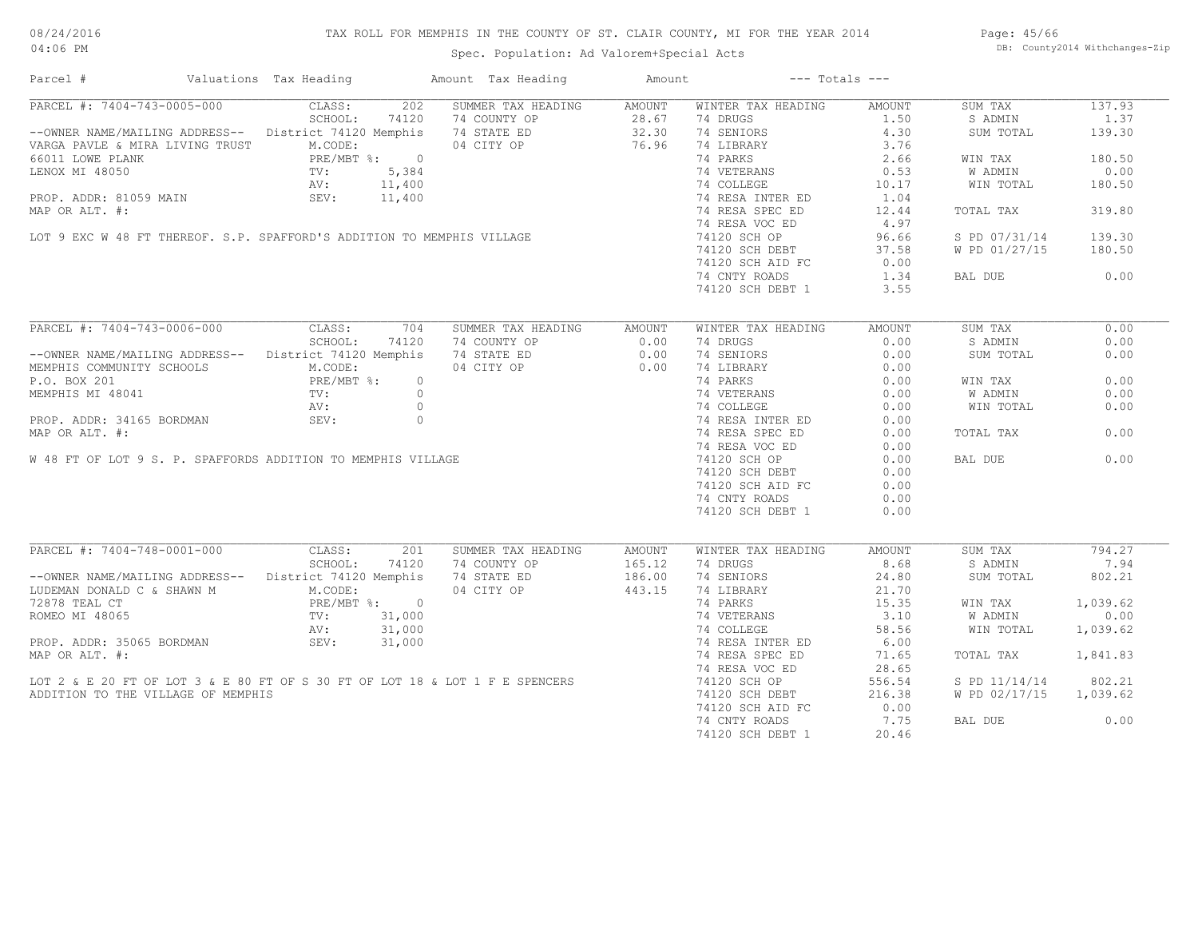# TAX ROLL FOR MEMPHIS IN THE COUNTY OF ST. CLAIR COUNTY, MI FOR THE YEAR 2014

Spec. Population: Ad Valorem+Special Acts

08/24/2016
04:06 PM

DB: County2014 Withchanges-Zip

| Parcel # | Valuations | Tax Heading | Amount | Tax Heading | Amount | --- Totals --- | |
|---|---|---|---|---|---|---|---|

## PARCEL #: 7404-743-0005-000

| Field | Value | Summer Tax Heading | Amount | Winter Tax Heading | Amount | Totals | Amount |
|---|---|---|---|---|---|---|---|
| CLASS: | 202 | SUMMER TAX HEADING | AMOUNT | WINTER TAX HEADING | AMOUNT | SUM TAX | 137.93 |
| SCHOOL: | 74120 | 74 COUNTY OP | 28.67 | 74 DRUGS | 1.50 | S ADMIN | 1.37 |
| District 74120 Memphis | | 74 STATE ED | 32.30 | 74 SENIORS | 4.30 | SUM TOTAL | 139.30 |
| M.CODE: | | 04 CITY OP | 76.96 | 74 LIBRARY | 3.76 | | |
| PRE/MBT %: | 0 | | | 74 PARKS | 2.66 | WIN TAX | 180.50 |
| TV: | 5,384 | | | 74 VETERANS | 0.53 | W ADMIN | 0.00 |
| AV: | 11,400 | | | 74 COLLEGE | 10.17 | WIN TOTAL | 180.50 |
| SEV: | 11,400 | | | 74 RESA INTER ED | 1.04 | | |
| | | | | 74 RESA SPEC ED | 12.44 | TOTAL TAX | 319.80 |
| | | | | 74 RESA VOC ED | 4.97 | | |
| | | | | 74120 SCH OP | 96.66 | S PD 07/31/14 | 139.30 |
| | | | | 74120 SCH DEBT | 37.58 | W PD 01/27/15 | 180.50 |
| | | | | 74120 SCH AID FC | 0.00 | | |
| | | | | 74 CNTY ROADS | 1.34 | BAL DUE | 0.00 |
| | | | | 74120 SCH DEBT 1 | 3.55 | | |

--OWNER NAME/MAILING ADDRESS--
VARGA PAVLE & MIRA LIVING TRUST
66011 LOWE PLANK
LENOX MI 48050

PROP. ADDR: 81059 MAIN
MAP OR ALT. #:

LOT 9 EXC W 48 FT THEREOF. S.P. SPAFFORD'S ADDITION TO MEMPHIS VILLAGE

## PARCEL #: 7404-743-0006-000

| Field | Value | Summer Tax Heading | Amount | Winter Tax Heading | Amount | Totals | Amount |
|---|---|---|---|---|---|---|---|
| CLASS: | 704 | SUMMER TAX HEADING | AMOUNT | WINTER TAX HEADING | AMOUNT | SUM TAX | 0.00 |
| SCHOOL: | 74120 | 74 COUNTY OP | 0.00 | 74 DRUGS | 0.00 | S ADMIN | 0.00 |
| District 74120 Memphis | | 74 STATE ED | 0.00 | 74 SENIORS | 0.00 | SUM TOTAL | 0.00 |
| M.CODE: | | 04 CITY OP | 0.00 | 74 LIBRARY | 0.00 | | |
| PRE/MBT %: | 0 | | | 74 PARKS | 0.00 | WIN TAX | 0.00 |
| TV: | 0 | | | 74 VETERANS | 0.00 | W ADMIN | 0.00 |
| AV: | 0 | | | 74 COLLEGE | 0.00 | WIN TOTAL | 0.00 |
| SEV: | 0 | | | 74 RESA INTER ED | 0.00 | | |
| | | | | 74 RESA SPEC ED | 0.00 | TOTAL TAX | 0.00 |
| | | | | 74 RESA VOC ED | 0.00 | | |
| | | | | 74120 SCH OP | 0.00 | BAL DUE | 0.00 |
| | | | | 74120 SCH DEBT | 0.00 | | |
| | | | | 74120 SCH AID FC | 0.00 | | |
| | | | | 74 CNTY ROADS | 0.00 | | |
| | | | | 74120 SCH DEBT 1 | 0.00 | | |

--OWNER NAME/MAILING ADDRESS--
MEMPHIS COMMUNITY SCHOOLS
P.O. BOX 201
MEMPHIS MI 48041

PROP. ADDR: 34165 BORDMAN
MAP OR ALT. #:

W 48 FT OF LOT 9 S. P. SPAFFORDS ADDITION TO MEMPHIS VILLAGE

## PARCEL #: 7404-748-0001-000

| Field | Value | Summer Tax Heading | Amount | Winter Tax Heading | Amount | Totals | Amount |
|---|---|---|---|---|---|---|---|
| CLASS: | 201 | SUMMER TAX HEADING | AMOUNT | WINTER TAX HEADING | AMOUNT | SUM TAX | 794.27 |
| SCHOOL: | 74120 | 74 COUNTY OP | 165.12 | 74 DRUGS | 8.68 | S ADMIN | 7.94 |
| District 74120 Memphis | | 74 STATE ED | 186.00 | 74 SENIORS | 24.80 | SUM TOTAL | 802.21 |
| M.CODE: | | 04 CITY OP | 443.15 | 74 LIBRARY | 21.70 | | |
| PRE/MBT %: | 0 | | | 74 PARKS | 15.35 | WIN TAX | 1,039.62 |
| TV: | 31,000 | | | 74 VETERANS | 3.10 | W ADMIN | 0.00 |
| AV: | 31,000 | | | 74 COLLEGE | 58.56 | WIN TOTAL | 1,039.62 |
| SEV: | 31,000 | | | 74 RESA INTER ED | 6.00 | | |
| | | | | 74 RESA SPEC ED | 71.65 | TOTAL TAX | 1,841.83 |
| | | | | 74 RESA VOC ED | 28.65 | | |
| | | | | 74120 SCH OP | 556.54 | S PD 11/14/14 | 802.21 |
| | | | | 74120 SCH DEBT | 216.38 | W PD 02/17/15 | 1,039.62 |
| | | | | 74120 SCH AID FC | 0.00 | | |
| | | | | 74 CNTY ROADS | 7.75 | BAL DUE | 0.00 |
| | | | | 74120 SCH DEBT 1 | 20.46 | | |

--OWNER NAME/MAILING ADDRESS--
LUDEMAN DONALD C & SHAWN M
72878 TEAL CT
ROMEO MI 48065

PROP. ADDR: 35065 BORDMAN
MAP OR ALT. #:

LOT 2 & E 20 FT OF LOT 3 & E 80 FT OF S 30 FT OF LOT 18 & LOT 1 F E SPENCERS ADDITION TO THE VILLAGE OF MEMPHIS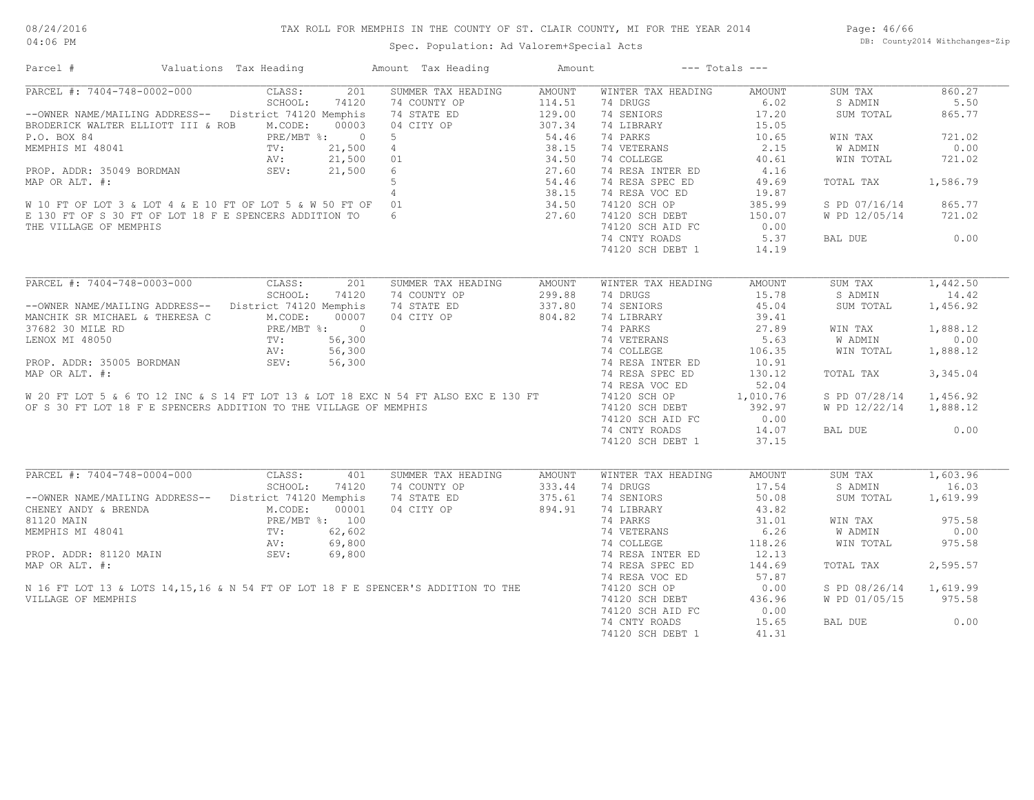# TAX ROLL FOR MEMPHIS IN THE COUNTY OF ST. CLAIR COUNTY, MI FOR THE YEAR 2014

Spec. Population: Ad Valorem+Special Acts

08/24/2016
04:06 PM

DB: County2014 Withchanges-Zip

| Parcel # | Valuations | Tax Heading | Amount | Tax Heading | Amount | --- Totals --- | |
|---|---|---|---|---|---|---|---|

## PARCEL #: 7404-748-0002-000

| | | SUMMER TAX HEADING | AMOUNT | WINTER TAX HEADING | AMOUNT | | |
|---|---|---|---|---|---|---|---|
| CLASS: | 201 | 74 COUNTY OP | 114.51 | 74 DRUGS | 6.02 | SUM TAX | 860.27 |
| SCHOOL: | 74120 | 74 STATE ED | 129.00 | 74 SENIORS | 17.20 | S ADMIN | 5.50 |
| District 74120 Memphis | | 04 CITY OP | 307.34 | 74 LIBRARY | 15.05 | SUM TOTAL | 865.77 |
| M.CODE: | 00003 | 5 | 54.46 | 74 PARKS | 10.65 | | |
| PRE/MBT %: | 0 | 4 | 38.15 | 74 VETERANS | 2.15 | WIN TAX | 721.02 |
| TV: | 21,500 | 01 | 34.50 | 74 COLLEGE | 40.61 | W ADMIN | 0.00 |
| AV: | 21,500 | 6 | 27.60 | 74 RESA INTER ED | 4.16 | WIN TOTAL | 721.02 |
| SEV: | 21,500 | 5 | 54.46 | 74 RESA SPEC ED | 49.69 | | |
| | | 4 | 38.15 | 74 RESA VOC ED | 19.87 | TOTAL TAX | 1,586.79 |
| | | 01 | 34.50 | 74120 SCH OP | 385.99 | | |
| | | 6 | 27.60 | 74120 SCH DEBT | 150.07 | S PD 07/16/14 | 865.77 |
| | | | | 74120 SCH AID FC | 0.00 | W PD 12/05/14 | 721.02 |
| | | | | 74 CNTY ROADS | 5.37 | | |
| | | | | 74120 SCH DEBT 1 | 14.19 | BAL DUE | 0.00 |

--OWNER NAME/MAILING ADDRESS--
BRODERICK WALTER ELLIOTT III & ROB
P.O. BOX 84
MEMPHIS MI 48041

PROP. ADDR: 35049 BORDMAN
MAP OR ALT. #:

W 10 FT OF LOT 3 & LOT 4 & E 10 FT OF LOT 5 & W 50 FT OF E 130 FT OF S 30 FT OF LOT 18 F E SPENCERS ADDITION TO THE VILLAGE OF MEMPHIS

## PARCEL #: 7404-748-0003-000

| | | SUMMER TAX HEADING | AMOUNT | WINTER TAX HEADING | AMOUNT | | |
|---|---|---|---|---|---|---|---|
| CLASS: | 201 | 74 COUNTY OP | 299.88 | 74 DRUGS | 15.78 | SUM TAX | 1,442.50 |
| SCHOOL: | 74120 | 74 STATE ED | 337.80 | 74 SENIORS | 45.04 | S ADMIN | 14.42 |
| District 74120 Memphis | | 04 CITY OP | 804.82 | 74 LIBRARY | 39.41 | SUM TOTAL | 1,456.92 |
| M.CODE: | 00007 | | | 74 PARKS | 27.89 | | |
| PRE/MBT %: | 0 | | | 74 VETERANS | 5.63 | WIN TAX | 1,888.12 |
| TV: | 56,300 | | | 74 COLLEGE | 106.35 | W ADMIN | 0.00 |
| AV: | 56,300 | | | 74 RESA INTER ED | 10.91 | WIN TOTAL | 1,888.12 |
| SEV: | 56,300 | | | 74 RESA SPEC ED | 130.12 | | |
| | | | | 74 RESA VOC ED | 52.04 | TOTAL TAX | 3,345.04 |
| | | | | 74120 SCH OP | 1,010.76 | | |
| | | | | 74120 SCH DEBT | 392.97 | S PD 07/28/14 | 1,456.92 |
| | | | | 74120 SCH AID FC | 0.00 | W PD 12/22/14 | 1,888.12 |
| | | | | 74 CNTY ROADS | 14.07 | | |
| | | | | 74120 SCH DEBT 1 | 37.15 | BAL DUE | 0.00 |

--OWNER NAME/MAILING ADDRESS--
MANCHIK SR MICHAEL & THERESA C
37682 30 MILE RD
LENOX MI 48050

PROP. ADDR: 35005 BORDMAN
MAP OR ALT. #:

W 20 FT LOT 5 & 6 TO 12 INC & S 14 FT LOT 13 & LOT 18 EXC N 54 FT ALSO EXC E 130 FT OF S 30 FT LOT 18 F E SPENCERS ADDITION TO THE VILLAGE OF MEMPHIS

## PARCEL #: 7404-748-0004-000

| | | SUMMER TAX HEADING | AMOUNT | WINTER TAX HEADING | AMOUNT | | |
|---|---|---|---|---|---|---|---|
| CLASS: | 401 | 74 COUNTY OP | 333.44 | 74 DRUGS | 17.54 | SUM TAX | 1,603.96 |
| SCHOOL: | 74120 | 74 STATE ED | 375.61 | 74 SENIORS | 50.08 | S ADMIN | 16.03 |
| District 74120 Memphis | | 04 CITY OP | 894.91 | 74 LIBRARY | 43.82 | SUM TOTAL | 1,619.99 |
| M.CODE: | 00001 | | | 74 PARKS | 31.01 | | |
| PRE/MBT %: | 100 | | | 74 VETERANS | 6.26 | WIN TAX | 975.58 |
| TV: | 62,602 | | | 74 COLLEGE | 118.26 | W ADMIN | 0.00 |
| AV: | 69,800 | | | 74 RESA INTER ED | 12.13 | WIN TOTAL | 975.58 |
| SEV: | 69,800 | | | 74 RESA SPEC ED | 144.69 | | |
| | | | | 74 RESA VOC ED | 57.87 | TOTAL TAX | 2,595.57 |
| | | | | 74120 SCH OP | 0.00 | | |
| | | | | 74120 SCH DEBT | 436.96 | S PD 08/26/14 | 1,619.99 |
| | | | | 74120 SCH AID FC | 0.00 | W PD 01/05/15 | 975.58 |
| | | | | 74 CNTY ROADS | 15.65 | | |
| | | | | 74120 SCH DEBT 1 | 41.31 | BAL DUE | 0.00 |

--OWNER NAME/MAILING ADDRESS--
CHENEY ANDY & BRENDA
81120 MAIN
MEMPHIS MI 48041

PROP. ADDR: 81120 MAIN
MAP OR ALT. #:

N 16 FT LOT 13 & LOTS 14,15,16 & N 54 FT OF LOT 18 F E SPENCER'S ADDITION TO THE VILLAGE OF MEMPHIS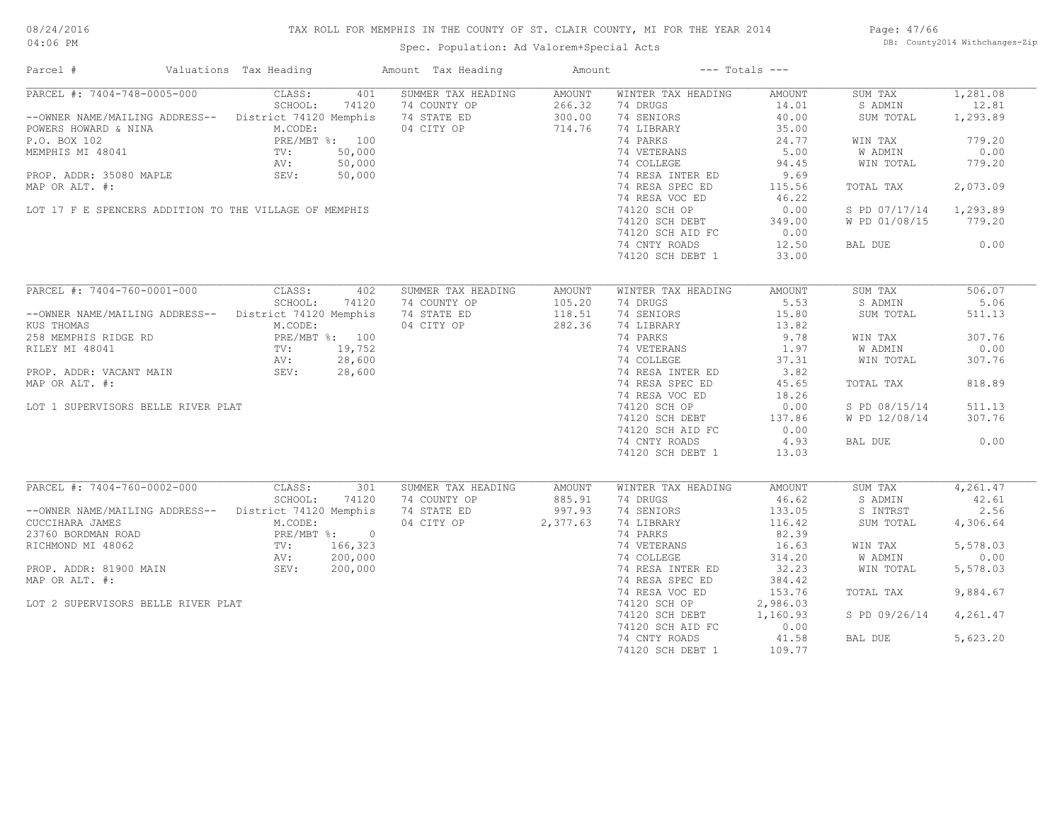TAX ROLL FOR MEMPHIS IN THE COUNTY OF ST. CLAIR COUNTY, MI FOR THE YEAR 2014

Spec. Population: Ad Valorem+Special Acts

| Parcel # | Valuations | Tax Heading | Amount | Tax Heading | Amount | --- Totals --- | |
|---|---|---|---|---|---|---|---|
| PARCEL #: 7404-748-0005-000 | CLASS: 401 | SUMMER TAX HEADING | AMOUNT | WINTER TAX HEADING | AMOUNT | SUM TAX | 1,281.08 |
| | SCHOOL: 74120 | 74 COUNTY OP | 266.32 | 74 DRUGS | 14.01 | S ADMIN | 12.81 |
| --OWNER NAME/MAILING ADDRESS-- | District 74120 Memphis | 74 STATE ED | 300.00 | 74 SENIORS | 40.00 | SUM TOTAL | 1,293.89 |
| POWERS HOWARD & NINA | M.CODE: | 04 CITY OP | 714.76 | 74 LIBRARY | 35.00 | | |
| P.O. BOX 102 | PRE/MBT %: 100 | | | 74 PARKS | 24.77 | WIN TAX | 779.20 |
| MEMPHIS MI 48041 | TV: 50,000 | | | 74 VETERANS | 5.00 | W ADMIN | 0.00 |
| | AV: 50,000 | | | 74 COLLEGE | 94.45 | WIN TOTAL | 779.20 |
| PROP. ADDR: 35080 MAPLE | SEV: 50,000 | | | 74 RESA INTER ED | 9.69 | | |
| MAP OR ALT. #: | | | | 74 RESA SPEC ED | 115.56 | TOTAL TAX | 2,073.09 |
| | | | | 74 RESA VOC ED | 46.22 | | |
| LOT 17 F E SPENCERS ADDITION TO THE VILLAGE OF MEMPHIS | | | | 74120 SCH OP | 0.00 | S PD 07/17/14 | 1,293.89 |
| | | | | 74120 SCH DEBT | 349.00 | W PD 01/08/15 | 779.20 |
| | | | | 74120 SCH AID FC | 0.00 | | |
| | | | | 74 CNTY ROADS | 12.50 | BAL DUE | 0.00 |
| | | | | 74120 SCH DEBT 1 | 33.00 | | |
| PARCEL #: 7404-760-0001-000 | CLASS: 402 | SUMMER TAX HEADING | AMOUNT | WINTER TAX HEADING | AMOUNT | SUM TAX | 506.07 |
| | SCHOOL: 74120 | 74 COUNTY OP | 105.20 | 74 DRUGS | 5.53 | S ADMIN | 5.06 |
| --OWNER NAME/MAILING ADDRESS-- | District 74120 Memphis | 74 STATE ED | 118.51 | 74 SENIORS | 15.80 | SUM TOTAL | 511.13 |
| KUS THOMAS | M.CODE: | 04 CITY OP | 282.36 | 74 LIBRARY | 13.82 | | |
| 258 MEMPHIS RIDGE RD | PRE/MBT %: 100 | | | 74 PARKS | 9.78 | WIN TAX | 307.76 |
| RILEY MI 48041 | TV: 19,752 | | | 74 VETERANS | 1.97 | W ADMIN | 0.00 |
| | AV: 28,600 | | | 74 COLLEGE | 37.31 | WIN TOTAL | 307.76 |
| PROP. ADDR: VACANT MAIN | SEV: 28,600 | | | 74 RESA INTER ED | 3.82 | | |
| MAP OR ALT. #: | | | | 74 RESA SPEC ED | 45.65 | TOTAL TAX | 818.89 |
| | | | | 74 RESA VOC ED | 18.26 | | |
| LOT 1 SUPERVISORS BELLE RIVER PLAT | | | | 74120 SCH OP | 0.00 | S PD 08/15/14 | 511.13 |
| | | | | 74120 SCH DEBT | 137.86 | W PD 12/08/14 | 307.76 |
| | | | | 74120 SCH AID FC | 0.00 | | |
| | | | | 74 CNTY ROADS | 4.93 | BAL DUE | 0.00 |
| | | | | 74120 SCH DEBT 1 | 13.03 | | |
| PARCEL #: 7404-760-0002-000 | CLASS: 301 | SUMMER TAX HEADING | AMOUNT | WINTER TAX HEADING | AMOUNT | SUM TAX | 4,261.47 |
| | SCHOOL: 74120 | 74 COUNTY OP | 885.91 | 74 DRUGS | 46.62 | S ADMIN | 42.61 |
| --OWNER NAME/MAILING ADDRESS-- | District 74120 Memphis | 74 STATE ED | 997.93 | 74 SENIORS | 133.05 | S INTRST | 2.56 |
| CUCCIHARA JAMES | M.CODE: | 04 CITY OP | 2,377.63 | 74 LIBRARY | 116.42 | SUM TOTAL | 4,306.64 |
| 23760 BORDMAN ROAD | PRE/MBT %: 0 | | | 74 PARKS | 82.39 | | |
| RICHMOND MI 48062 | TV: 166,323 | | | 74 VETERANS | 16.63 | WIN TAX | 5,578.03 |
| | AV: 200,000 | | | 74 COLLEGE | 314.20 | W ADMIN | 0.00 |
| PROP. ADDR: 81900 MAIN | SEV: 200,000 | | | 74 RESA INTER ED | 32.23 | WIN TOTAL | 5,578.03 |
| MAP OR ALT. #: | | | | 74 RESA SPEC ED | 384.42 | | |
| | | | | 74 RESA VOC ED | 153.76 | TOTAL TAX | 9,884.67 |
| LOT 2 SUPERVISORS BELLE RIVER PLAT | | | | 74120 SCH OP | 2,986.03 | | |
| | | | | 74120 SCH DEBT | 1,160.93 | S PD 09/26/14 | 4,261.47 |
| | | | | 74120 SCH AID FC | 0.00 | | |
| | | | | 74 CNTY ROADS | 41.58 | BAL DUE | 5,623.20 |
| | | | | 74120 SCH DEBT 1 | 109.77 | | |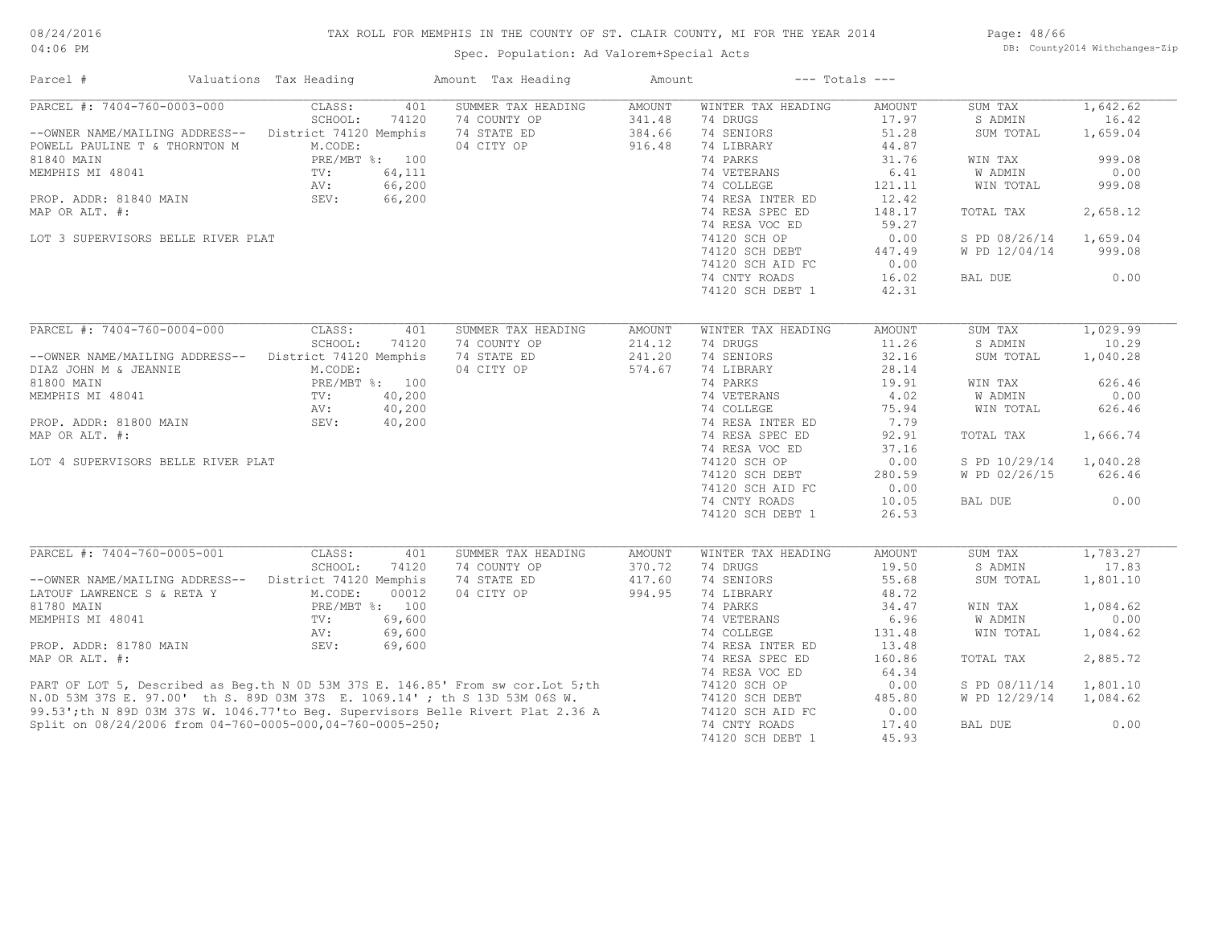Spec. Population: Ad Valorem+Special Acts

| Parcel # | Valuations | Tax Heading | Amount | Tax Heading | Amount | --- Totals --- | |
|---|---|---|---|---|---|---|---|

## PARCEL #: 7404-760-0003-000

| Field | Value | Summer Tax Heading | Amount | Winter Tax Heading | Amount | Totals | Amount |
|---|---|---|---|---|---|---|---|
| CLASS: | 401 | SUMMER TAX HEADING | AMOUNT | WINTER TAX HEADING | AMOUNT | SUM TAX | 1,642.62 |
| SCHOOL: | 74120 | 74 COUNTY OP | 341.48 | 74 DRUGS | 17.97 | S ADMIN | 16.42 |
| District 74120 Memphis | | 74 STATE ED | 384.66 | 74 SENIORS | 51.28 | SUM TOTAL | 1,659.04 |
| M.CODE: | | 04 CITY OP | 916.48 | 74 LIBRARY | 44.87 | | |
| PRE/MBT %: | 100 | | | 74 PARKS | 31.76 | WIN TAX | 999.08 |
| TV: | 64,111 | | | 74 VETERANS | 6.41 | W ADMIN | 0.00 |
| AV: | 66,200 | | | 74 COLLEGE | 121.11 | WIN TOTAL | 999.08 |
| SEV: | 66,200 | | | 74 RESA INTER ED | 12.42 | | |
| | | | | 74 RESA SPEC ED | 148.17 | TOTAL TAX | 2,658.12 |
| | | | | 74 RESA VOC ED | 59.27 | | |
| | | | | 74120 SCH OP | 0.00 | S PD 08/26/14 | 1,659.04 |
| | | | | 74120 SCH DEBT | 447.49 | W PD 12/04/14 | 999.08 |
| | | | | 74120 SCH AID FC | 0.00 | | |
| | | | | 74 CNTY ROADS | 16.02 | BAL DUE | 0.00 |
| | | | | 74120 SCH DEBT 1 | 42.31 | | |

--OWNER NAME/MAILING ADDRESS--
POWELL PAULINE T & THORNTON M
81840 MAIN
MEMPHIS MI 48041

PROP. ADDR: 81840 MAIN
MAP OR ALT. #:

LOT 3 SUPERVISORS BELLE RIVER PLAT

## PARCEL #: 7404-760-0004-000

| Field | Value | Summer Tax Heading | Amount | Winter Tax Heading | Amount | Totals | Amount |
|---|---|---|---|---|---|---|---|
| CLASS: | 401 | SUMMER TAX HEADING | AMOUNT | WINTER TAX HEADING | AMOUNT | SUM TAX | 1,029.99 |
| SCHOOL: | 74120 | 74 COUNTY OP | 214.12 | 74 DRUGS | 11.26 | S ADMIN | 10.29 |
| District 74120 Memphis | | 74 STATE ED | 241.20 | 74 SENIORS | 32.16 | SUM TOTAL | 1,040.28 |
| M.CODE: | | 04 CITY OP | 574.67 | 74 LIBRARY | 28.14 | | |
| PRE/MBT %: | 100 | | | 74 PARKS | 19.91 | WIN TAX | 626.46 |
| TV: | 40,200 | | | 74 VETERANS | 4.02 | W ADMIN | 0.00 |
| AV: | 40,200 | | | 74 COLLEGE | 75.94 | WIN TOTAL | 626.46 |
| SEV: | 40,200 | | | 74 RESA INTER ED | 7.79 | | |
| | | | | 74 RESA SPEC ED | 92.91 | TOTAL TAX | 1,666.74 |
| | | | | 74 RESA VOC ED | 37.16 | | |
| | | | | 74120 SCH OP | 0.00 | S PD 10/29/14 | 1,040.28 |
| | | | | 74120 SCH DEBT | 280.59 | W PD 02/26/15 | 626.46 |
| | | | | 74120 SCH AID FC | 0.00 | | |
| | | | | 74 CNTY ROADS | 10.05 | BAL DUE | 0.00 |
| | | | | 74120 SCH DEBT 1 | 26.53 | | |

--OWNER NAME/MAILING ADDRESS--
DIAZ JOHN M & JEANNIE
81800 MAIN
MEMPHIS MI 48041

PROP. ADDR: 81800 MAIN
MAP OR ALT. #:

LOT 4 SUPERVISORS BELLE RIVER PLAT

## PARCEL #: 7404-760-0005-001

| Field | Value | Summer Tax Heading | Amount | Winter Tax Heading | Amount | Totals | Amount |
|---|---|---|---|---|---|---|---|
| CLASS: | 401 | SUMMER TAX HEADING | AMOUNT | WINTER TAX HEADING | AMOUNT | SUM TAX | 1,783.27 |
| SCHOOL: | 74120 | 74 COUNTY OP | 370.72 | 74 DRUGS | 19.50 | S ADMIN | 17.83 |
| District 74120 Memphis | | 74 STATE ED | 417.60 | 74 SENIORS | 55.68 | SUM TOTAL | 1,801.10 |
| M.CODE: | 00012 | 04 CITY OP | 994.95 | 74 LIBRARY | 48.72 | | |
| PRE/MBT %: | 100 | | | 74 PARKS | 34.47 | WIN TAX | 1,084.62 |
| TV: | 69,600 | | | 74 VETERANS | 6.96 | W ADMIN | 0.00 |
| AV: | 69,600 | | | 74 COLLEGE | 131.48 | WIN TOTAL | 1,084.62 |
| SEV: | 69,600 | | | 74 RESA INTER ED | 13.48 | | |
| | | | | 74 RESA SPEC ED | 160.86 | TOTAL TAX | 2,885.72 |
| | | | | 74 RESA VOC ED | 64.34 | | |
| | | | | 74120 SCH OP | 0.00 | S PD 08/11/14 | 1,801.10 |
| | | | | 74120 SCH DEBT | 485.80 | W PD 12/29/14 | 1,084.62 |
| | | | | 74120 SCH AID FC | 0.00 | | |
| | | | | 74 CNTY ROADS | 17.40 | BAL DUE | 0.00 |
| | | | | 74120 SCH DEBT 1 | 45.93 | | |

--OWNER NAME/MAILING ADDRESS--
LATOUF LAWRENCE S & RETA Y
81780 MAIN
MEMPHIS MI 48041

PROP. ADDR: 81780 MAIN
MAP OR ALT. #:

PART OF LOT 5, Described as Beg.th N 0D 53M 37S E. 146.85' From sw cor.Lot 5;th N.0D 53M 37S E. 97.00' th S. 89D 03M 37S E. 1069.14' ; th S 13D 53M 06S W. 99.53';th N 89D 03M 37S W. 1046.77'to Beg. Supervisors Belle Rivert Plat 2.36 A
Split on 08/24/2006 from 04-760-0005-000,04-760-0005-250;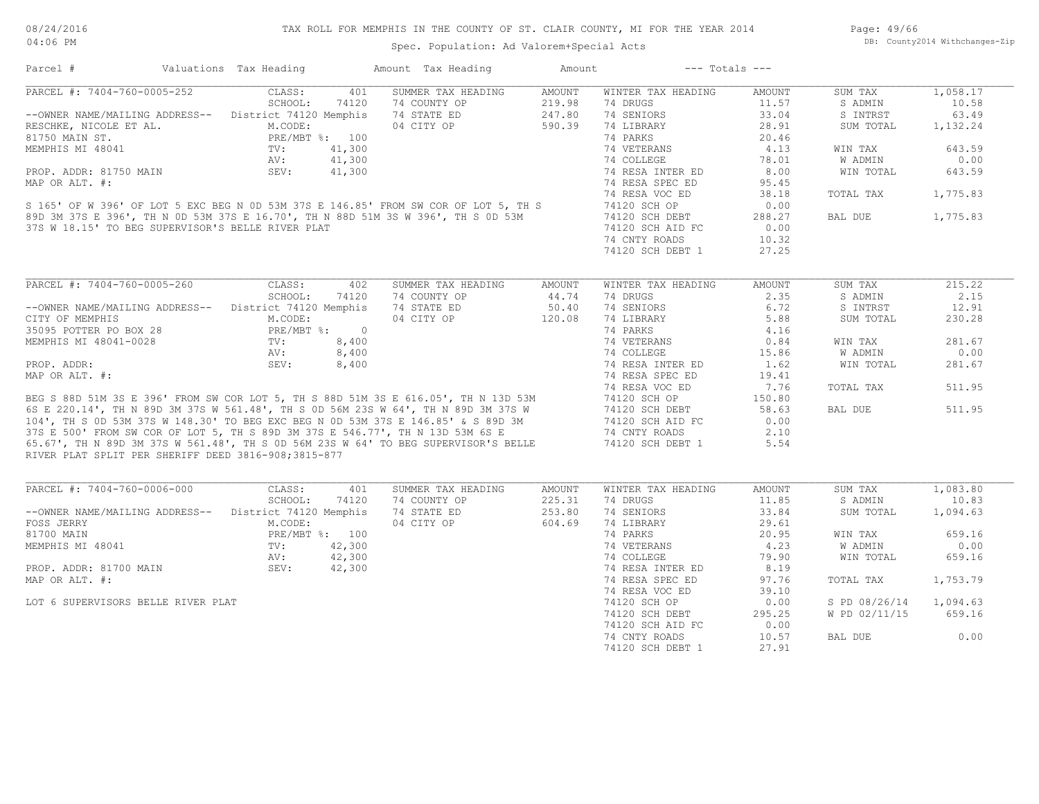# TAX ROLL FOR MEMPHIS IN THE COUNTY OF ST. CLAIR COUNTY, MI FOR THE YEAR 2014

Spec. Population: Ad Valorem+Special Acts

08/24/2016 04:06 PM

DB: County2014 Withchanges-Zip

| Parcel # | Valuations | Tax Heading | Amount | Tax Heading | Amount | --- Totals --- | |
|---|---|---|---|---|---|---|---|

## PARCEL #: 7404-760-0005-252

| | | | | | |
|---|---|---|---|---|---|
| CLASS: 401 | SUMMER TAX HEADING | AMOUNT | WINTER TAX HEADING | AMOUNT | |
| SCHOOL: 74120 | 74 COUNTY OP | 219.98 | 74 DRUGS | 11.57 | SUM TAX 1,058.17 |
| District 74120 Memphis | 74 STATE ED | 247.80 | 74 SENIORS | 33.04 | S ADMIN 10.58 |
| M.CODE: | 04 CITY OP | 590.39 | 74 LIBRARY | 28.91 | S INTRST 63.49 |
| PRE/MBT %: 100 | | | 74 PARKS | 20.46 | SUM TOTAL 1,132.24 |
| TV: 41,300 | | | 74 VETERANS | 4.13 | WIN TAX 643.59 |
| AV: 41,300 | | | 74 COLLEGE | 78.01 | W ADMIN 0.00 |
| SEV: 41,300 | | | 74 RESA INTER ED | 8.00 | WIN TOTAL 643.59 |
| | | | 74 RESA SPEC ED | 95.45 | |
| | | | 74 RESA VOC ED | 38.18 | TOTAL TAX 1,775.83 |
| | | | 74120 SCH OP | 0.00 | |
| | | | 74120 SCH DEBT | 288.27 | BAL DUE 1,775.83 |
| | | | 74120 SCH AID FC | 0.00 | |
| | | | 74 CNTY ROADS | 10.32 | |
| | | | 74120 SCH DEBT 1 | 27.25 | |

--OWNER NAME/MAILING ADDRESS--
RESCHKE, NICOLE ET AL.
81750 MAIN ST.
MEMPHIS MI 48041

PROP. ADDR: 81750 MAIN
MAP OR ALT. #:

S 165' OF W 396' OF LOT 5 EXC BEG N 0D 53M 37S E 146.85' FROM SW COR OF LOT 5, TH S 89D 3M 37S E 396', TH N 0D 53M 37S E 16.70', TH N 88D 51M 3S W 396', TH S 0D 53M 37S W 18.15' TO BEG SUPERVISOR'S BELLE RIVER PLAT

## PARCEL #: 7404-760-0005-260

| | | | | | |
|---|---|---|---|---|---|
| CLASS: 402 | SUMMER TAX HEADING | AMOUNT | WINTER TAX HEADING | AMOUNT | |
| SCHOOL: 74120 | 74 COUNTY OP | 44.74 | 74 DRUGS | 2.35 | SUM TAX 215.22 |
| District 74120 Memphis | 74 STATE ED | 50.40 | 74 SENIORS | 6.72 | S ADMIN 2.15 |
| M.CODE: | 04 CITY OP | 120.08 | 74 LIBRARY | 5.88 | S INTRST 12.91 |
| PRE/MBT %: 0 | | | 74 PARKS | 4.16 | SUM TOTAL 230.28 |
| TV: 8,400 | | | 74 VETERANS | 0.84 | WIN TAX 281.67 |
| AV: 8,400 | | | 74 COLLEGE | 15.86 | W ADMIN 0.00 |
| SEV: 8,400 | | | 74 RESA INTER ED | 1.62 | WIN TOTAL 281.67 |
| | | | 74 RESA SPEC ED | 19.41 | |
| | | | 74 RESA VOC ED | 7.76 | TOTAL TAX 511.95 |
| | | | 74120 SCH OP | 150.80 | |
| | | | 74120 SCH DEBT | 58.63 | BAL DUE 511.95 |
| | | | 74120 SCH AID FC | 0.00 | |
| | | | 74 CNTY ROADS | 2.10 | |
| | | | 74120 SCH DEBT 1 | 5.54 | |

--OWNER NAME/MAILING ADDRESS--
CITY OF MEMPHIS
35095 POTTER PO BOX 28
MEMPHIS MI 48041-0028

PROP. ADDR:
MAP OR ALT. #:

BEG S 88D 51M 3S E 396' FROM SW COR LOT 5, TH S 88D 51M 3S E 616.05', TH N 13D 53M 6S E 220.14', TH N 89D 3M 37S W 561.48', TH S 0D 56M 23S W 64', TH N 89D 3M 37S W 104', TH S 0D 53M 37S W 148.30' TO BEG EXC BEG N 0D 53M 37S E 146.85' & S 89D 3M 37S E 500' FROM SW COR OF LOT 5, TH S 89D 3M 37S E 546.77', TH N 13D 53M 6S E 65.67', TH N 89D 3M 37S W 561.48', TH S 0D 56M 23S W 64' TO BEG SUPERVISOR'S BELLE RIVER PLAT SPLIT PER SHERIFF DEED 3816-908;3815-877

## PARCEL #: 7404-760-0006-000

| | | | | | |
|---|---|---|---|---|---|
| CLASS: 401 | SUMMER TAX HEADING | AMOUNT | WINTER TAX HEADING | AMOUNT | |
| SCHOOL: 74120 | 74 COUNTY OP | 225.31 | 74 DRUGS | 11.85 | SUM TAX 1,083.80 |
| District 74120 Memphis | 74 STATE ED | 253.80 | 74 SENIORS | 33.84 | S ADMIN 10.83 |
| M.CODE: | 04 CITY OP | 604.69 | 74 LIBRARY | 29.61 | SUM TOTAL 1,094.63 |
| PRE/MBT %: 100 | | | 74 PARKS | 20.95 | WIN TAX 659.16 |
| TV: 42,300 | | | 74 VETERANS | 4.23 | W ADMIN 0.00 |
| AV: 42,300 | | | 74 COLLEGE | 79.90 | WIN TOTAL 659.16 |
| SEV: 42,300 | | | 74 RESA INTER ED | 8.19 | |
| | | | 74 RESA SPEC ED | 97.76 | TOTAL TAX 1,753.79 |
| | | | 74 RESA VOC ED | 39.10 | |
| | | | 74120 SCH OP | 0.00 | S PD 08/26/14 1,094.63 |
| | | | 74120 SCH DEBT | 295.25 | W PD 02/11/15 659.16 |
| | | | 74120 SCH AID FC | 0.00 | |
| | | | 74 CNTY ROADS | 10.57 | BAL DUE 0.00 |
| | | | 74120 SCH DEBT 1 | 27.91 | |

--OWNER NAME/MAILING ADDRESS--
FOSS JERRY
81700 MAIN
MEMPHIS MI 48041

PROP. ADDR: 81700 MAIN
MAP OR ALT. #:

LOT 6 SUPERVISORS BELLE RIVER PLAT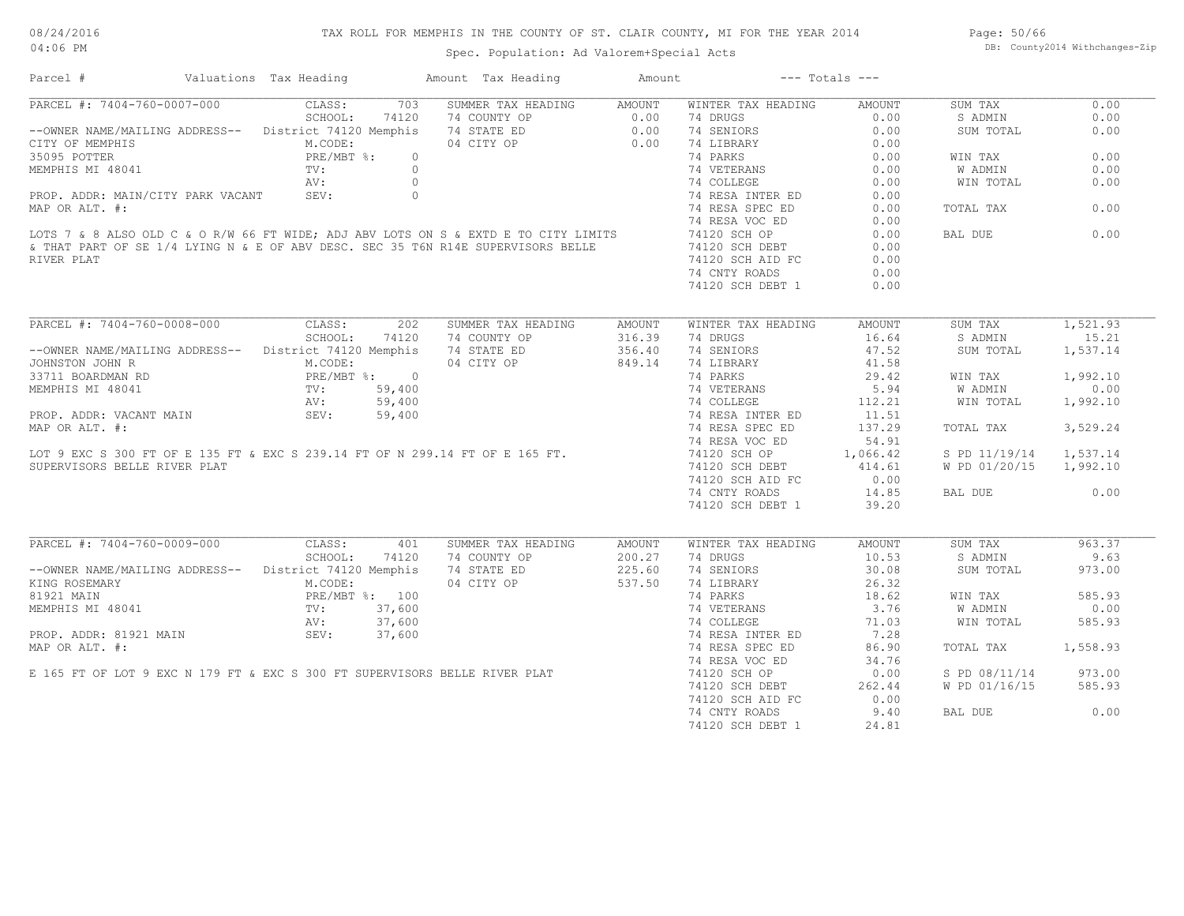# TAX ROLL FOR MEMPHIS IN THE COUNTY OF ST. CLAIR COUNTY, MI FOR THE YEAR 2014

Spec. Population: Ad Valorem+Special Acts

| Parcel # | Valuations | Tax Heading | Amount | Tax Heading | Amount | --- Totals --- | |
|---|---|---|---|---|---|---|---|

## PARCEL #: 7404-760-0007-000

| | | | | | | | |
|---|---|---|---|---|---|---|---|
| CLASS: | 703 | SUMMER TAX HEADING | AMOUNT | WINTER TAX HEADING | AMOUNT | SUM TAX | 0.00 |
| SCHOOL: | 74120 | 74 COUNTY OP | 0.00 | 74 DRUGS | 0.00 | S ADMIN | 0.00 |
| District 74120 Memphis | | 74 STATE ED | 0.00 | 74 SENIORS | 0.00 | SUM TOTAL | 0.00 |
| M.CODE: | | 04 CITY OP | 0.00 | 74 LIBRARY | 0.00 | | |
| PRE/MBT %: | 0 | | | 74 PARKS | 0.00 | WIN TAX | 0.00 |
| TV: | 0 | | | 74 VETERANS | 0.00 | W ADMIN | 0.00 |
| AV: | 0 | | | 74 COLLEGE | 0.00 | WIN TOTAL | 0.00 |
| SEV: | 0 | | | 74 RESA INTER ED | 0.00 | | |
| | | | | 74 RESA SPEC ED | 0.00 | TOTAL TAX | 0.00 |
| | | | | 74 RESA VOC ED | 0.00 | | |
| | | | | 74120 SCH OP | 0.00 | BAL DUE | 0.00 |
| | | | | 74120 SCH DEBT | 0.00 | | |
| | | | | 74120 SCH AID FC | 0.00 | | |
| | | | | 74 CNTY ROADS | 0.00 | | |
| | | | | 74120 SCH DEBT 1 | 0.00 | | |

--OWNER NAME/MAILING ADDRESS--
CITY OF MEMPHIS
35095 POTTER
MEMPHIS MI 48041

PROP. ADDR: MAIN/CITY PARK VACANT
MAP OR ALT. #:

LOTS 7 & 8 ALSO OLD C & O R/W 66 FT WIDE; ADJ ABV LOTS ON S & EXTD E TO CITY LIMITS & THAT PART OF SE 1/4 LYING N & E OF ABV DESC. SEC 35 T6N R14E SUPERVISORS BELLE RIVER PLAT

## PARCEL #: 7404-760-0008-000

| | | | | | | | |
|---|---|---|---|---|---|---|---|
| CLASS: | 202 | SUMMER TAX HEADING | AMOUNT | WINTER TAX HEADING | AMOUNT | SUM TAX | 1,521.93 |
| SCHOOL: | 74120 | 74 COUNTY OP | 316.39 | 74 DRUGS | 16.64 | S ADMIN | 15.21 |
| District 74120 Memphis | | 74 STATE ED | 356.40 | 74 SENIORS | 47.52 | SUM TOTAL | 1,537.14 |
| M.CODE: | | 04 CITY OP | 849.14 | 74 LIBRARY | 41.58 | | |
| PRE/MBT %: | 0 | | | 74 PARKS | 29.42 | WIN TAX | 1,992.10 |
| TV: | 59,400 | | | 74 VETERANS | 5.94 | W ADMIN | 0.00 |
| AV: | 59,400 | | | 74 COLLEGE | 112.21 | WIN TOTAL | 1,992.10 |
| SEV: | 59,400 | | | 74 RESA INTER ED | 11.51 | | |
| | | | | 74 RESA SPEC ED | 137.29 | TOTAL TAX | 3,529.24 |
| | | | | 74 RESA VOC ED | 54.91 | | |
| | | | | 74120 SCH OP | 1,066.42 | S PD 11/19/14 | 1,537.14 |
| | | | | 74120 SCH DEBT | 414.61 | W PD 01/20/15 | 1,992.10 |
| | | | | 74120 SCH AID FC | 0.00 | | |
| | | | | 74 CNTY ROADS | 14.85 | BAL DUE | 0.00 |
| | | | | 74120 SCH DEBT 1 | 39.20 | | |

--OWNER NAME/MAILING ADDRESS--
JOHNSTON JOHN R
33711 BOARDMAN RD
MEMPHIS MI 48041

PROP. ADDR: VACANT MAIN
MAP OR ALT. #:

LOT 9 EXC S 300 FT OF E 135 FT & EXC S 239.14 FT OF N 299.14 FT OF E 165 FT. SUPERVISORS BELLE RIVER PLAT

## PARCEL #: 7404-760-0009-000

| | | | | | | | |
|---|---|---|---|---|---|---|---|
| CLASS: | 401 | SUMMER TAX HEADING | AMOUNT | WINTER TAX HEADING | AMOUNT | SUM TAX | 963.37 |
| SCHOOL: | 74120 | 74 COUNTY OP | 200.27 | 74 DRUGS | 10.53 | S ADMIN | 9.63 |
| District 74120 Memphis | | 74 STATE ED | 225.60 | 74 SENIORS | 30.08 | SUM TOTAL | 973.00 |
| M.CODE: | | 04 CITY OP | 537.50 | 74 LIBRARY | 26.32 | | |
| PRE/MBT %: | 100 | | | 74 PARKS | 18.62 | WIN TAX | 585.93 |
| TV: | 37,600 | | | 74 VETERANS | 3.76 | W ADMIN | 0.00 |
| AV: | 37,600 | | | 74 COLLEGE | 71.03 | WIN TOTAL | 585.93 |
| SEV: | 37,600 | | | 74 RESA INTER ED | 7.28 | | |
| | | | | 74 RESA SPEC ED | 86.90 | TOTAL TAX | 1,558.93 |
| | | | | 74 RESA VOC ED | 34.76 | | |
| | | | | 74120 SCH OP | 0.00 | S PD 08/11/14 | 973.00 |
| | | | | 74120 SCH DEBT | 262.44 | W PD 01/16/15 | 585.93 |
| | | | | 74120 SCH AID FC | 0.00 | | |
| | | | | 74 CNTY ROADS | 9.40 | BAL DUE | 0.00 |
| | | | | 74120 SCH DEBT 1 | 24.81 | | |

--OWNER NAME/MAILING ADDRESS--
KING ROSEMARY
81921 MAIN
MEMPHIS MI 48041

PROP. ADDR: 81921 MAIN
MAP OR ALT. #:

E 165 FT OF LOT 9 EXC N 179 FT & EXC S 300 FT SUPERVISORS BELLE RIVER PLAT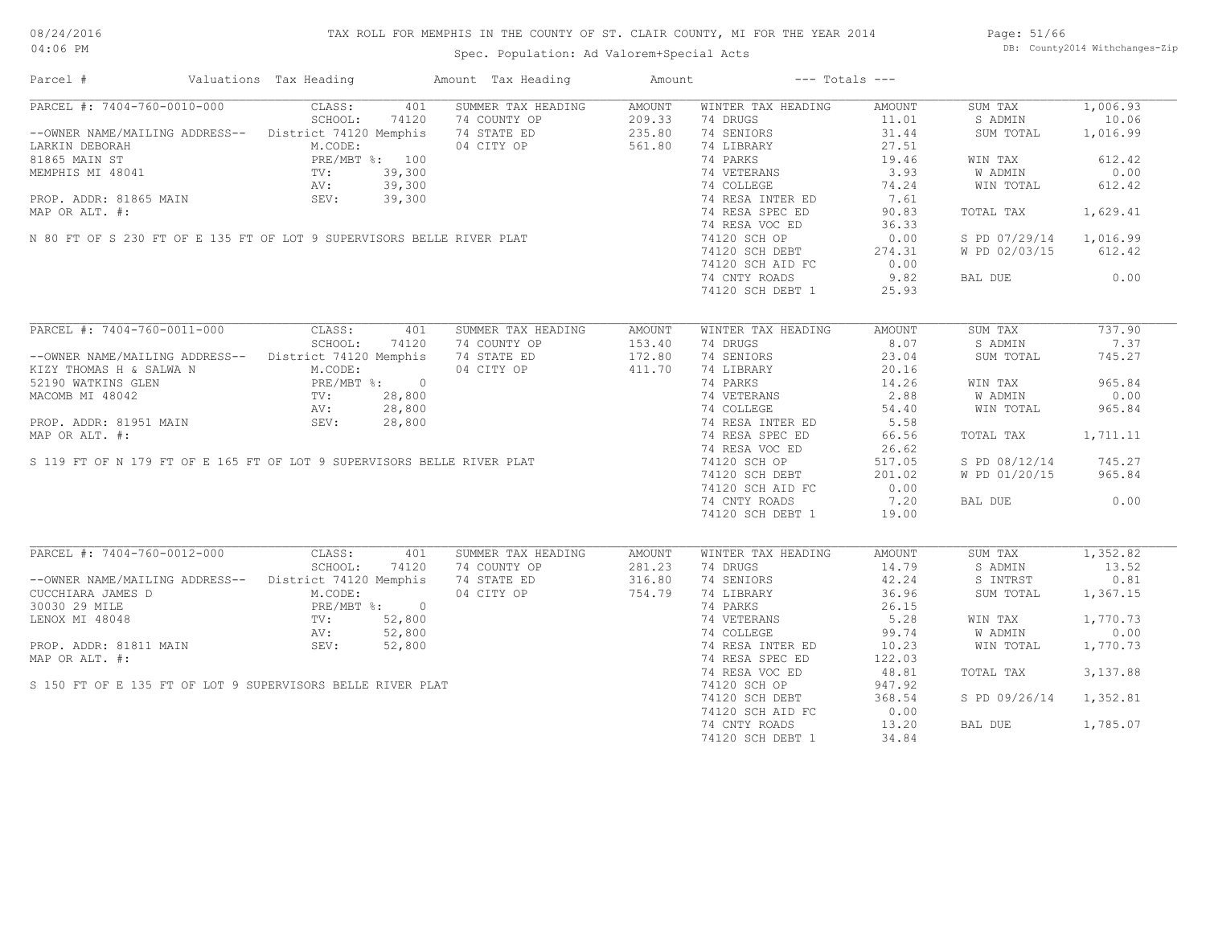# TAX ROLL FOR MEMPHIS IN THE COUNTY OF ST. CLAIR COUNTY, MI FOR THE YEAR 2014

08/24/2016
04:06 PM

Spec. Population: Ad Valorem+Special Acts

DB: County2014 Withchanges-Zip

| Parcel # | Valuations | Tax Heading | Amount | Tax Heading | Amount | --- Totals --- | | | |
|---|---|---|---|---|---|---|---|---|---|
| PARCEL #: 7404-760-0010-000 | CLASS: 401 | SUMMER TAX HEADING | AMOUNT | WINTER TAX HEADING | AMOUNT | SUM TAX | 1,006.93 | | |
| | SCHOOL: 74120 | 74 COUNTY OP | 209.33 | 74 DRUGS | 11.01 | S ADMIN | 10.06 | | |
| --OWNER NAME/MAILING ADDRESS-- | District 74120 Memphis | 74 STATE ED | 235.80 | 74 SENIORS | 31.44 | SUM TOTAL | 1,016.99 | | |
| LARKIN DEBORAH | M.CODE: | 04 CITY OP | 561.80 | 74 LIBRARY | 27.51 | | | | |
| 81865 MAIN ST | PRE/MBT %: 100 | | | 74 PARKS | 19.46 | WIN TAX | 612.42 | | |
| MEMPHIS MI 48041 | TV: 39,300 | | | 74 VETERANS | 3.93 | W ADMIN | 0.00 | | |
| | AV: 39,300 | | | 74 COLLEGE | 74.24 | WIN TOTAL | 612.42 | | |
| PROP. ADDR: 81865 MAIN | SEV: 39,300 | | | 74 RESA INTER ED | 7.61 | | | | |
| MAP OR ALT. #: | | | | 74 RESA SPEC ED | 90.83 | TOTAL TAX | 1,629.41 | | |
| | | | | 74 RESA VOC ED | 36.33 | | | | |
| N 80 FT OF S 230 FT OF E 135 FT OF LOT 9 SUPERVISORS BELLE RIVER PLAT | | | | 74120 SCH OP | 0.00 | S PD 07/29/14 | 1,016.99 | | |
| | | | | 74120 SCH DEBT | 274.31 | W PD 02/03/15 | 612.42 | | |
| | | | | 74120 SCH AID FC | 0.00 | | | | |
| | | | | 74 CNTY ROADS | 9.82 | BAL DUE | 0.00 | | |
| | | | | 74120 SCH DEBT 1 | 25.93 | | | | |
| PARCEL #: 7404-760-0011-000 | CLASS: 401 | SUMMER TAX HEADING | AMOUNT | WINTER TAX HEADING | AMOUNT | SUM TAX | 737.90 | | |
| | SCHOOL: 74120 | 74 COUNTY OP | 153.40 | 74 DRUGS | 8.07 | S ADMIN | 7.37 | | |
| --OWNER NAME/MAILING ADDRESS-- | District 74120 Memphis | 74 STATE ED | 172.80 | 74 SENIORS | 23.04 | SUM TOTAL | 745.27 | | |
| KIZY THOMAS H & SALWA N | M.CODE: | 04 CITY OP | 411.70 | 74 LIBRARY | 20.16 | | | | |
| 52190 WATKINS GLEN | PRE/MBT %: 0 | | | 74 PARKS | 14.26 | WIN TAX | 965.84 | | |
| MACOMB MI 48042 | TV: 28,800 | | | 74 VETERANS | 2.88 | W ADMIN | 0.00 | | |
| | AV: 28,800 | | | 74 COLLEGE | 54.40 | WIN TOTAL | 965.84 | | |
| PROP. ADDR: 81951 MAIN | SEV: 28,800 | | | 74 RESA INTER ED | 5.58 | | | | |
| MAP OR ALT. #: | | | | 74 RESA SPEC ED | 66.56 | TOTAL TAX | 1,711.11 | | |
| | | | | 74 RESA VOC ED | 26.62 | | | | |
| S 119 FT OF N 179 FT OF E 165 FT OF LOT 9 SUPERVISORS BELLE RIVER PLAT | | | | 74120 SCH OP | 517.05 | S PD 08/12/14 | 745.27 | | |
| | | | | 74120 SCH DEBT | 201.02 | W PD 01/20/15 | 965.84 | | |
| | | | | 74120 SCH AID FC | 0.00 | | | | |
| | | | | 74 CNTY ROADS | 7.20 | BAL DUE | 0.00 | | |
| | | | | 74120 SCH DEBT 1 | 19.00 | | | | |
| PARCEL #: 7404-760-0012-000 | CLASS: 401 | SUMMER TAX HEADING | AMOUNT | WINTER TAX HEADING | AMOUNT | SUM TAX | 1,352.82 | | |
| | SCHOOL: 74120 | 74 COUNTY OP | 281.23 | 74 DRUGS | 14.79 | S ADMIN | 13.52 | | |
| --OWNER NAME/MAILING ADDRESS-- | District 74120 Memphis | 74 STATE ED | 316.80 | 74 SENIORS | 42.24 | S INTRST | 0.81 | | |
| CUCCHIARA JAMES D | M.CODE: | 04 CITY OP | 754.79 | 74 LIBRARY | 36.96 | SUM TOTAL | 1,367.15 | | |
| 30030 29 MILE | PRE/MBT %: 0 | | | 74 PARKS | 26.15 | | | | |
| LENOX MI 48048 | TV: 52,800 | | | 74 VETERANS | 5.28 | WIN TAX | 1,770.73 | | |
| | AV: 52,800 | | | 74 COLLEGE | 99.74 | W ADMIN | 0.00 | | |
| PROP. ADDR: 81811 MAIN | SEV: 52,800 | | | 74 RESA INTER ED | 10.23 | WIN TOTAL | 1,770.73 | | |
| MAP OR ALT. #: | | | | 74 RESA SPEC ED | 122.03 | | | | |
| | | | | 74 RESA VOC ED | 48.81 | TOTAL TAX | 3,137.88 | | |
| S 150 FT OF E 135 FT OF LOT 9 SUPERVISORS BELLE RIVER PLAT | | | | 74120 SCH OP | 947.92 | | | | |
| | | | | 74120 SCH DEBT | 368.54 | S PD 09/26/14 | 1,352.81 | | |
| | | | | 74120 SCH AID FC | 0.00 | | | | |
| | | | | 74 CNTY ROADS | 13.20 | BAL DUE | 1,785.07 | | |
| | | | | 74120 SCH DEBT 1 | 34.84 | | | | |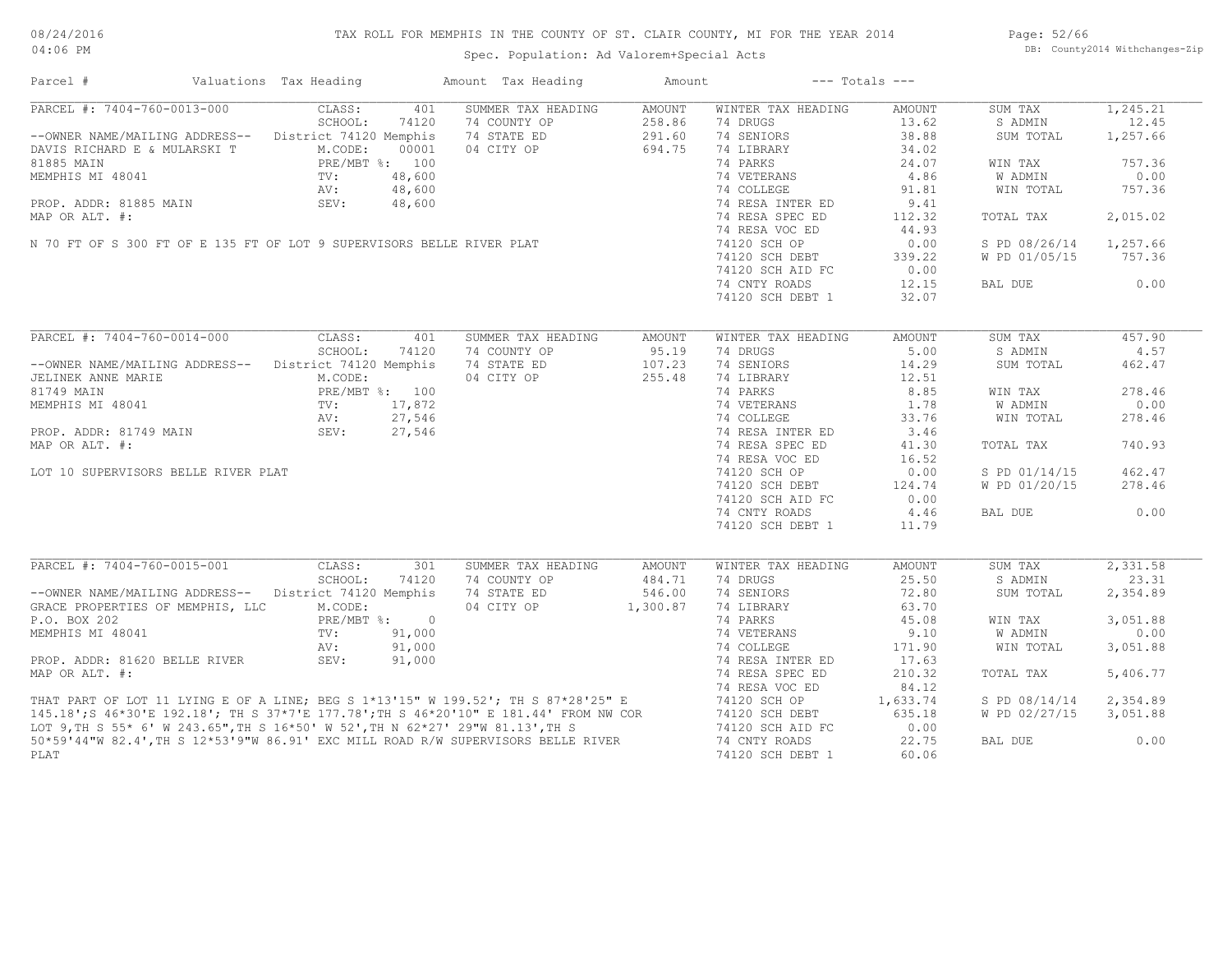# TAX ROLL FOR MEMPHIS IN THE COUNTY OF ST. CLAIR COUNTY, MI FOR THE YEAR 2014

Spec. Population: Ad Valorem+Special Acts

DB: County2014 Withchanges-Zip

08/24/2016
04:06 PM

| Parcel # | Valuations | Tax Heading | Amount | Tax Heading | Amount | --- Totals --- | |
|---|---|---|---|---|---|---|---|

## PARCEL #: 7404-760-0013-000

| | | | | | | | |
|---|---|---|---|---|---|---|---|
| | CLASS: 401 | SUMMER TAX HEADING | AMOUNT | WINTER TAX HEADING | AMOUNT | SUM TAX | 1,245.21 |
| | SCHOOL: 74120 | 74 COUNTY OP | 258.86 | 74 DRUGS | 13.62 | S ADMIN | 12.45 |
| --OWNER NAME/MAILING ADDRESS-- | District 74120 Memphis | 74 STATE ED | 291.60 | 74 SENIORS | 38.88 | SUM TOTAL | 1,257.66 |
| DAVIS RICHARD E & MULARSKI T | M.CODE: 00001 | 04 CITY OP | 694.75 | 74 LIBRARY | 34.02 | | |
| 81885 MAIN | PRE/MBT %: 100 | | | 74 PARKS | 24.07 | WIN TAX | 757.36 |
| MEMPHIS MI 48041 | TV: 48,600 | | | 74 VETERANS | 4.86 | W ADMIN | 0.00 |
| | AV: 48,600 | | | 74 COLLEGE | 91.81 | WIN TOTAL | 757.36 |
| PROP. ADDR: 81885 MAIN | SEV: 48,600 | | | 74 RESA INTER ED | 9.41 | | |
| MAP OR ALT. #: | | | | 74 RESA SPEC ED | 112.32 | TOTAL TAX | 2,015.02 |
| | | | | 74 RESA VOC ED | 44.93 | | |
| | | | | 74120 SCH OP | 0.00 | S PD 08/26/14 | 1,257.66 |
| | | | | 74120 SCH DEBT | 339.22 | W PD 01/05/15 | 757.36 |
| | | | | 74120 SCH AID FC | 0.00 | | |
| | | | | 74 CNTY ROADS | 12.15 | BAL DUE | 0.00 |
| | | | | 74120 SCH DEBT 1 | 32.07 | | |

N 70 FT OF S 300 FT OF E 135 FT OF LOT 9 SUPERVISORS BELLE RIVER PLAT

## PARCEL #: 7404-760-0014-000

| | | | | | | | |
|---|---|---|---|---|---|---|---|
| | CLASS: 401 | SUMMER TAX HEADING | AMOUNT | WINTER TAX HEADING | AMOUNT | SUM TAX | 457.90 |
| | SCHOOL: 74120 | 74 COUNTY OP | 95.19 | 74 DRUGS | 5.00 | S ADMIN | 4.57 |
| --OWNER NAME/MAILING ADDRESS-- | District 74120 Memphis | 74 STATE ED | 107.23 | 74 SENIORS | 14.29 | SUM TOTAL | 462.47 |
| JELINEK ANNE MARIE | M.CODE: | 04 CITY OP | 255.48 | 74 LIBRARY | 12.51 | | |
| 81749 MAIN | PRE/MBT %: 100 | | | 74 PARKS | 8.85 | WIN TAX | 278.46 |
| MEMPHIS MI 48041 | TV: 17,872 | | | 74 VETERANS | 1.78 | W ADMIN | 0.00 |
| | AV: 27,546 | | | 74 COLLEGE | 33.76 | WIN TOTAL | 278.46 |
| PROP. ADDR: 81749 MAIN | SEV: 27,546 | | | 74 RESA INTER ED | 3.46 | | |
| MAP OR ALT. #: | | | | 74 RESA SPEC ED | 41.30 | TOTAL TAX | 740.93 |
| | | | | 74 RESA VOC ED | 16.52 | | |
| | | | | 74120 SCH OP | 0.00 | S PD 01/14/15 | 462.47 |
| | | | | 74120 SCH DEBT | 124.74 | W PD 01/20/15 | 278.46 |
| | | | | 74120 SCH AID FC | 0.00 | | |
| | | | | 74 CNTY ROADS | 4.46 | BAL DUE | 0.00 |
| | | | | 74120 SCH DEBT 1 | 11.79 | | |

LOT 10 SUPERVISORS BELLE RIVER PLAT

## PARCEL #: 7404-760-0015-001

| | | | | | | | |
|---|---|---|---|---|---|---|---|
| | CLASS: 301 | SUMMER TAX HEADING | AMOUNT | WINTER TAX HEADING | AMOUNT | SUM TAX | 2,331.58 |
| | SCHOOL: 74120 | 74 COUNTY OP | 484.71 | 74 DRUGS | 25.50 | S ADMIN | 23.31 |
| --OWNER NAME/MAILING ADDRESS-- | District 74120 Memphis | 74 STATE ED | 546.00 | 74 SENIORS | 72.80 | SUM TOTAL | 2,354.89 |
| GRACE PROPERTIES OF MEMPHIS, LLC | M.CODE: | 04 CITY OP | 1,300.87 | 74 LIBRARY | 63.70 | | |
| P.O. BOX 202 | PRE/MBT %: 0 | | | 74 PARKS | 45.08 | WIN TAX | 3,051.88 |
| MEMPHIS MI 48041 | TV: 91,000 | | | 74 VETERANS | 9.10 | W ADMIN | 0.00 |
| | AV: 91,000 | | | 74 COLLEGE | 171.90 | WIN TOTAL | 3,051.88 |
| PROP. ADDR: 81620 BELLE RIVER | SEV: 91,000 | | | 74 RESA INTER ED | 17.63 | | |
| MAP OR ALT. #: | | | | 74 RESA SPEC ED | 210.32 | TOTAL TAX | 5,406.77 |
| | | | | 74 RESA VOC ED | 84.12 | | |
| | | | | 74120 SCH OP | 1,633.74 | S PD 08/14/14 | 2,354.89 |
| | | | | 74120 SCH DEBT | 635.18 | W PD 02/27/15 | 3,051.88 |
| | | | | 74120 SCH AID FC | 0.00 | | |
| | | | | 74 CNTY ROADS | 22.75 | BAL DUE | 0.00 |
| | | | | 74120 SCH DEBT 1 | 60.06 | | |

THAT PART OF LOT 11 LYING E OF A LINE; BEG S 1*13'15" W 199.52'; TH S 87*28'25" E 145.18';S 46*30'E 192.18'; TH S 37*7'E 177.78';TH S 46*20'10" E 181.44' FROM NW COR LOT 9,TH S 55* 6' W 243.65",TH S 16*50' W 52',TH N 62*27' 29"W 81.13',TH S 50*59'44"W 82.4',TH S 12*53'9"W 86.91' EXC MILL ROAD R/W SUPERVISORS BELLE RIVER PLAT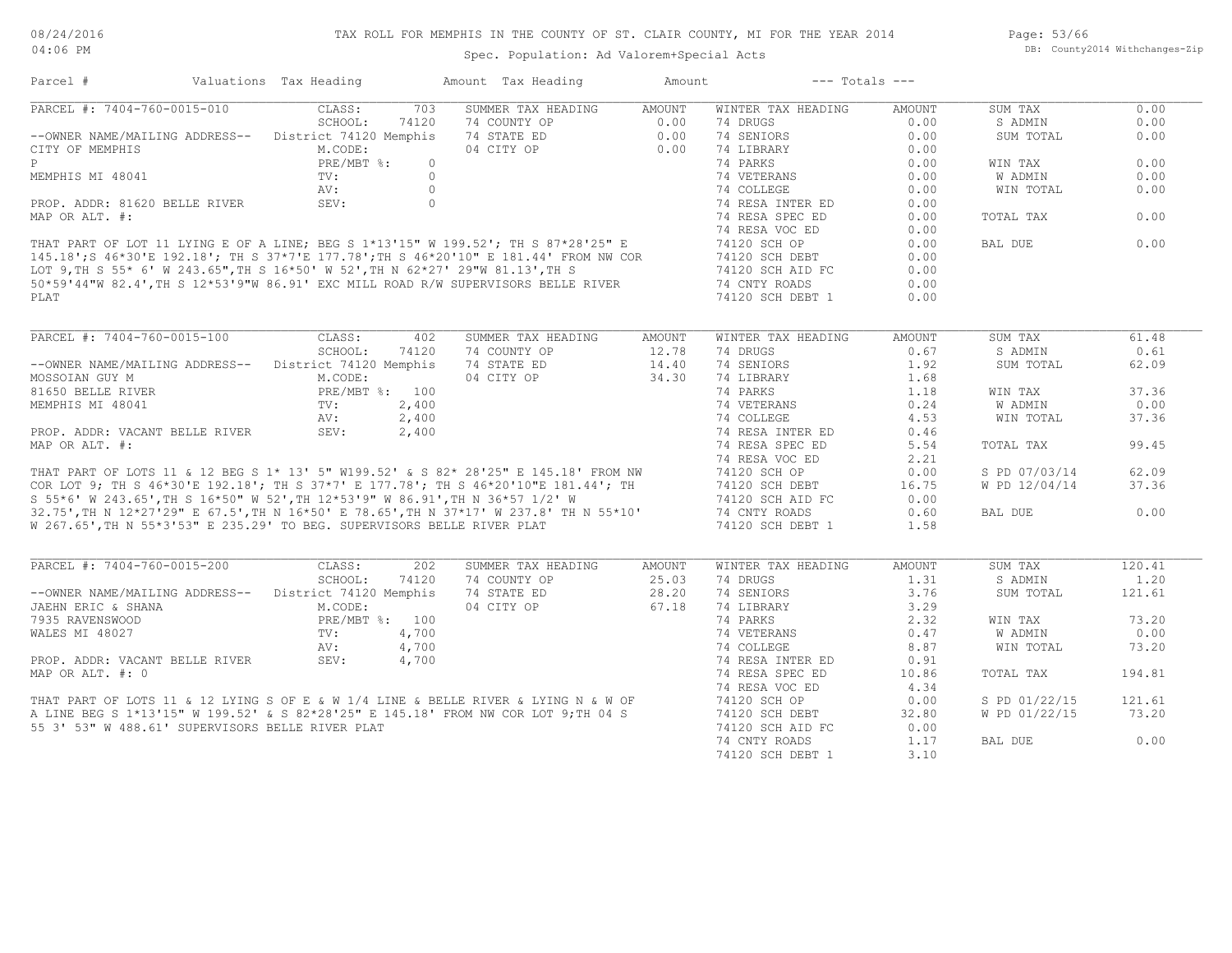# TAX ROLL FOR MEMPHIS IN THE COUNTY OF ST. CLAIR COUNTY, MI FOR THE YEAR 2014

Spec. Population: Ad Valorem+Special Acts

| Parcel # | Valuations | Tax Heading | Amount | Tax Heading | Amount | --- Totals --- |
|---|---|---|---|---|---|---|

## PARCEL #: 7404-760-0015-010

| Owner / Valuations | | Summer Tax Heading | Amount | Winter Tax Heading | Amount | Totals | |
|---|---|---|---|---|---|---|---|
| CLASS: | 703 | 74 COUNTY OP | 0.00 | 74 DRUGS | 0.00 | SUM TAX | 0.00 |
| SCHOOL: | 74120 | 74 STATE ED | 0.00 | 74 SENIORS | 0.00 | S ADMIN | 0.00 |
| District 74120 Memphis | | 04 CITY OP | 0.00 | 74 LIBRARY | 0.00 | SUM TOTAL | 0.00 |
| M.CODE: | | | | 74 PARKS | 0.00 | WIN TAX | 0.00 |
| PRE/MBT %: | 0 | | | 74 VETERANS | 0.00 | W ADMIN | 0.00 |
| TV: | 0 | | | 74 COLLEGE | 0.00 | WIN TOTAL | 0.00 |
| AV: | 0 | | | 74 RESA INTER ED | 0.00 | TOTAL TAX | 0.00 |
| SEV: | 0 | | | 74 RESA SPEC ED | 0.00 | BAL DUE | 0.00 |
| | | | | 74 RESA VOC ED | 0.00 | | |
| | | | | 74120 SCH OP | 0.00 | | |
| | | | | 74120 SCH DEBT | 0.00 | | |
| | | | | 74120 SCH AID FC | 0.00 | | |
| | | | | 74 CNTY ROADS | 0.00 | | |
| | | | | 74120 SCH DEBT 1 | 0.00 | | |

--OWNER NAME/MAILING ADDRESS--
CITY OF MEMPHIS
P
MEMPHIS MI 48041

PROP. ADDR: 81620 BELLE RIVER
MAP OR ALT. #:

THAT PART OF LOT 11 LYING E OF A LINE; BEG S 1*13'15" W 199.52'; TH S 87*28'25" E 145.18';S 46*30'E 192.18'; TH S 37*7'E 177.78';TH S 46*20'10" E 181.44' FROM NW COR LOT 9,TH S 55* 6' W 243.65',TH S 16*50' W 52',TH N 62*27' 29"W 81.13',TH S 50*59'44"W 82.4',TH S 12*53'9"W 86.91' EXC MILL ROAD R/W SUPERVISORS BELLE RIVER PLAT

## PARCEL #: 7404-760-0015-100

| Owner / Valuations | | Summer Tax Heading | Amount | Winter Tax Heading | Amount | Totals | |
|---|---|---|---|---|---|---|---|
| CLASS: | 402 | 74 COUNTY OP | 12.78 | 74 DRUGS | 0.67 | SUM TAX | 61.48 |
| SCHOOL: | 74120 | 74 STATE ED | 14.40 | 74 SENIORS | 1.92 | S ADMIN | 0.61 |
| District 74120 Memphis | | 04 CITY OP | 34.30 | 74 LIBRARY | 1.68 | SUM TOTAL | 62.09 |
| M.CODE: | | | | 74 PARKS | 1.18 | WIN TAX | 37.36 |
| PRE/MBT %: | 100 | | | 74 VETERANS | 0.24 | W ADMIN | 0.00 |
| TV: | 2,400 | | | 74 COLLEGE | 4.53 | WIN TOTAL | 37.36 |
| AV: | 2,400 | | | 74 RESA INTER ED | 0.46 | TOTAL TAX | 99.45 |
| SEV: | 2,400 | | | 74 RESA SPEC ED | 5.54 | S PD 07/03/14 | 62.09 |
| | | | | 74 RESA VOC ED | 2.21 | W PD 12/04/14 | 37.36 |
| | | | | 74120 SCH OP | 0.00 | BAL DUE | 0.00 |
| | | | | 74120 SCH DEBT | 16.75 | | |
| | | | | 74120 SCH AID FC | 0.00 | | |
| | | | | 74 CNTY ROADS | 0.60 | | |
| | | | | 74120 SCH DEBT 1 | 1.58 | | |

--OWNER NAME/MAILING ADDRESS--
MOSSOIAN GUY M
81650 BELLE RIVER
MEMPHIS MI 48041

PROP. ADDR: VACANT BELLE RIVER
MAP OR ALT. #:

THAT PART OF LOTS 11 & 12 BEG S 1* 13' 5" W199.52' & S 82* 28'25" E 145.18' FROM NW COR LOT 9; TH S 46*30'E 192.18'; TH S 37*7' E 177.78'; TH S 46*20'10"E 181.44'; TH S 55*6' W 243.65',TH S 16*50" W 52',TH 12*53'9" W 86.91',TH N 36*57 1/2' W 32.75',TH N 12*27'29" E 67.5',TH N 16*50' E 78.65',TH N 37*17' W 237.8' TH N 55*10' W 267.65',TH N 55*3'53" E 235.29' TO BEG. SUPERVISORS BELLE RIVER PLAT

## PARCEL #: 7404-760-0015-200

| Owner / Valuations | | Summer Tax Heading | Amount | Winter Tax Heading | Amount | Totals | |
|---|---|---|---|---|---|---|---|
| CLASS: | 202 | 74 COUNTY OP | 25.03 | 74 DRUGS | 1.31 | SUM TAX | 120.41 |
| SCHOOL: | 74120 | 74 STATE ED | 28.20 | 74 SENIORS | 3.76 | S ADMIN | 1.20 |
| District 74120 Memphis | | 04 CITY OP | 67.18 | 74 LIBRARY | 3.29 | SUM TOTAL | 121.61 |
| M.CODE: | | | | 74 PARKS | 2.32 | WIN TAX | 73.20 |
| PRE/MBT %: | 100 | | | 74 VETERANS | 0.47 | W ADMIN | 0.00 |
| TV: | 4,700 | | | 74 COLLEGE | 8.87 | WIN TOTAL | 73.20 |
| AV: | 4,700 | | | 74 RESA INTER ED | 0.91 | TOTAL TAX | 194.81 |
| SEV: | 4,700 | | | 74 RESA SPEC ED | 10.86 | S PD 01/22/15 | 121.61 |
| | | | | 74 RESA VOC ED | 4.34 | W PD 01/22/15 | 73.20 |
| | | | | 74120 SCH OP | 0.00 | BAL DUE | 0.00 |
| | | | | 74120 SCH DEBT | 32.80 | | |
| | | | | 74120 SCH AID FC | 0.00 | | |
| | | | | 74 CNTY ROADS | 1.17 | | |
| | | | | 74120 SCH DEBT 1 | 3.10 | | |

--OWNER NAME/MAILING ADDRESS--
JAEHN ERIC & SHANA
7935 RAVENSWOOD
WALES MI 48027

PROP. ADDR: VACANT BELLE RIVER
MAP OR ALT. #: 0

THAT PART OF LOTS 11 & 12 LYING S OF E & W 1/4 LINE & BELLE RIVER & LYING N & W OF A LINE BEG S 1*13'15" W 199.52' & S 82*28'25" E 145.18' FROM NW COR LOT 9;TH 04 S 55 3' 53" W 488.61' SUPERVISORS BELLE RIVER PLAT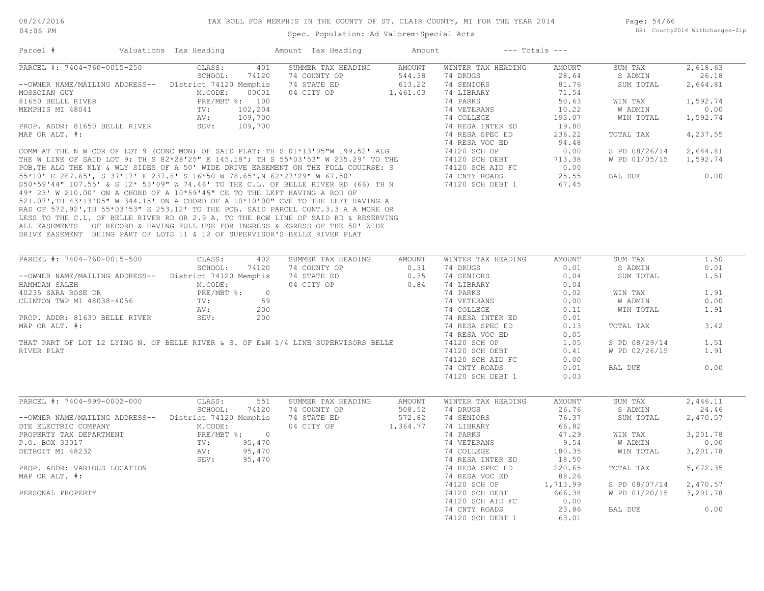TAX ROLL FOR MEMPHIS IN THE COUNTY OF ST. CLAIR COUNTY, MI FOR THE YEAR 2014

Spec. Population: Ad Valorem+Special Acts

| Parcel # | Valuations | Tax Heading | Amount | Tax Heading | Amount | --- Totals --- | |
|---|---|---|---|---|---|---|---|
| PARCEL #: 7404-760-0015-250 | CLASS: 401 | SUMMER TAX HEADING | AMOUNT | WINTER TAX HEADING | AMOUNT | SUM TAX | 2,618.63 |
| | SCHOOL: 74120 | 74 COUNTY OP | 544.38 | 74 DRUGS | 28.64 | S ADMIN | 26.18 |
| --OWNER NAME/MAILING ADDRESS-- | District 74120 Memphis | 74 STATE ED | 613.22 | 74 SENIORS | 81.76 | SUM TOTAL | 2,644.81 |
| MOSSOIAN GUY | M.CODE: 00001 | 04 CITY OP | 1,461.03 | 74 LIBRARY | 71.54 | | |
| 81650 BELLE RIVER | PRE/MBT %: 100 | | | 74 PARKS | 50.63 | WIN TAX | 1,592.74 |
| MEMPHIS MI 48041 | TV: 102,204 | | | 74 VETERANS | 10.22 | W ADMIN | 0.00 |
| | AV: 109,700 | | | 74 COLLEGE | 193.07 | WIN TOTAL | 1,592.74 |
| PROP. ADDR: 81650 BELLE RIVER | SEV: 109,700 | | | 74 RESA INTER ED | 19.80 | | |
| MAP OR ALT. #: | | | | 74 RESA SPEC ED | 236.22 | TOTAL TAX | 4,237.55 |
| | | | | 74 RESA VOC ED | 94.48 | | |
| | | | | 74120 SCH OP | 0.00 | S PD 08/26/14 | 2,644.81 |
| | | | | 74120 SCH DEBT | 713.38 | W PD 01/05/15 | 1,592.74 |
| | | | | 74120 SCH AID FC | 0.00 | | |
| | | | | 74 CNTY ROADS | 25.55 | BAL DUE | 0.00 |
| | | | | 74120 SCH DEBT 1 | 67.45 | | |

COMM AT THE N W COR OF LOT 9 (CONC MON) OF SAID PLAT; TH S 01*13'05"W 199.52' ALG THE W LINE OF SAID LOT 9; TH S 82*28'25" E 145.18'; TH S 55*03'53" W 235.29' TO THE POB,TH ALG THE NLY & WLY SIDES OF A 50' WIDE DRIVE EASEMENT ON THE FOLL COUIRSE: S 55*10' E 267.65', S 37*17' E 237.8' S 16*50 W 78.65',N 62*27'29" W 67.50' S50*59'44" 107.55' & S 12* 53'09" W 74.46' TO THE C.L. OF BELLE RIVER RD (66) TH N 49* 23' W 210.00' ON A CHORD OF A 10*59'45" CE TO THE LEFT HAVING A ROD OF 521.07',TH 43*13'05" W 344.15' ON A CHORD OF A 10*10'00" CVE TO THE LEFT HAVING A RAD OF 572.92',TH 55*03'53" E 253.12' TO THE POB. SAID PARCEL CONT.3.3 A A MORE OR LESS TO THE C.L. OF BELLE RIVER RD OR 2.9 A. TO THE ROW LINE OF SAID RD & RESERVING ALL EASEMENTS OF RECORD & HAVING FULL USE FOR INGRESS & EGRESS OF THE 50' WIDE DRIVE EASEMENT BEING PART OF LOTS 11 & 12 OF SUPERVISOR'S BELLE RIVER PLAT

| Parcel # | Valuations | Tax Heading | Amount | Tax Heading | Amount | --- Totals --- | |
|---|---|---|---|---|---|---|---|
| PARCEL #: 7404-760-0015-500 | CLASS: 402 | SUMMER TAX HEADING | AMOUNT | WINTER TAX HEADING | AMOUNT | SUM TAX | 1.50 |
| | SCHOOL: 74120 | 74 COUNTY OP | 0.31 | 74 DRUGS | 0.01 | S ADMIN | 0.01 |
| --OWNER NAME/MAILING ADDRESS-- | District 74120 Memphis | 74 STATE ED | 0.35 | 74 SENIORS | 0.04 | SUM TOTAL | 1.51 |
| HAMMDAN SALEH | M.CODE: | 04 CITY OP | 0.84 | 74 LIBRARY | 0.04 | | |
| 40235 SARA ROSE DR | PRE/MBT %: 0 | | | 74 PARKS | 0.02 | WIN TAX | 1.91 |
| CLINTON TWP MI 48038-4056 | TV: 59 | | | 74 VETERANS | 0.00 | W ADMIN | 0.00 |
| | AV: 200 | | | 74 COLLEGE | 0.11 | WIN TOTAL | 1.91 |
| PROP. ADDR: 81630 BELLE RIVER | SEV: 200 | | | 74 RESA INTER ED | 0.01 | | |
| MAP OR ALT. #: | | | | 74 RESA SPEC ED | 0.13 | TOTAL TAX | 3.42 |
| | | | | 74 RESA VOC ED | 0.05 | | |
| | | | | 74120 SCH OP | 1.05 | S PD 08/29/14 | 1.51 |
| | | | | 74120 SCH DEBT | 0.41 | W PD 02/26/15 | 1.91 |
| | | | | 74120 SCH AID FC | 0.00 | | |
| | | | | 74 CNTY ROADS | 0.01 | BAL DUE | 0.00 |
| | | | | 74120 SCH DEBT 1 | 0.03 | | |

THAT PART OF LOT 12 LYING N. OF BELLE RIVER & S. OF E&W 1/4 LINE SUPERVISORS BELLE RIVER PLAT

| Parcel # | Valuations | Tax Heading | Amount | Tax Heading | Amount | --- Totals --- | |
|---|---|---|---|---|---|---|---|
| PARCEL #: 7404-999-0002-000 | CLASS: 551 | SUMMER TAX HEADING | AMOUNT | WINTER TAX HEADING | AMOUNT | SUM TAX | 2,446.11 |
| | SCHOOL: 74120 | 74 COUNTY OP | 508.52 | 74 DRUGS | 26.76 | S ADMIN | 24.46 |
| --OWNER NAME/MAILING ADDRESS-- | District 74120 Memphis | 74 STATE ED | 572.82 | 74 SENIORS | 76.37 | SUM TOTAL | 2,470.57 |
| DTE ELECTRIC COMPANY | M.CODE: | 04 CITY OP | 1,364.77 | 74 LIBRARY | 66.82 | | |
| PROPERTY TAX DEPARTMENT | PRE/MBT %: 0 | | | 74 PARKS | 47.29 | WIN TAX | 3,201.78 |
| P.O. BOX 33017 | TV: 95,470 | | | 74 VETERANS | 9.54 | W ADMIN | 0.00 |
| DETROIT MI 48232 | AV: 95,470 | | | 74 COLLEGE | 180.35 | WIN TOTAL | 3,201.78 |
| | SEV: 95,470 | | | 74 RESA INTER ED | 18.50 | | |
| PROP. ADDR: VARIOUS LOCATION | | | | 74 RESA SPEC ED | 220.65 | TOTAL TAX | 5,672.35 |
| MAP OR ALT. #: | | | | 74 RESA VOC ED | 88.26 | | |
| | | | | 74120 SCH OP | 1,713.99 | S PD 08/07/14 | 2,470.57 |
| PERSONAL PROPERTY | | | | 74120 SCH DEBT | 666.38 | W PD 01/20/15 | 3,201.78 |
| | | | | 74120 SCH AID FC | 0.00 | | |
| | | | | 74 CNTY ROADS | 23.86 | BAL DUE | 0.00 |
| | | | | 74120 SCH DEBT 1 | 63.01 | | |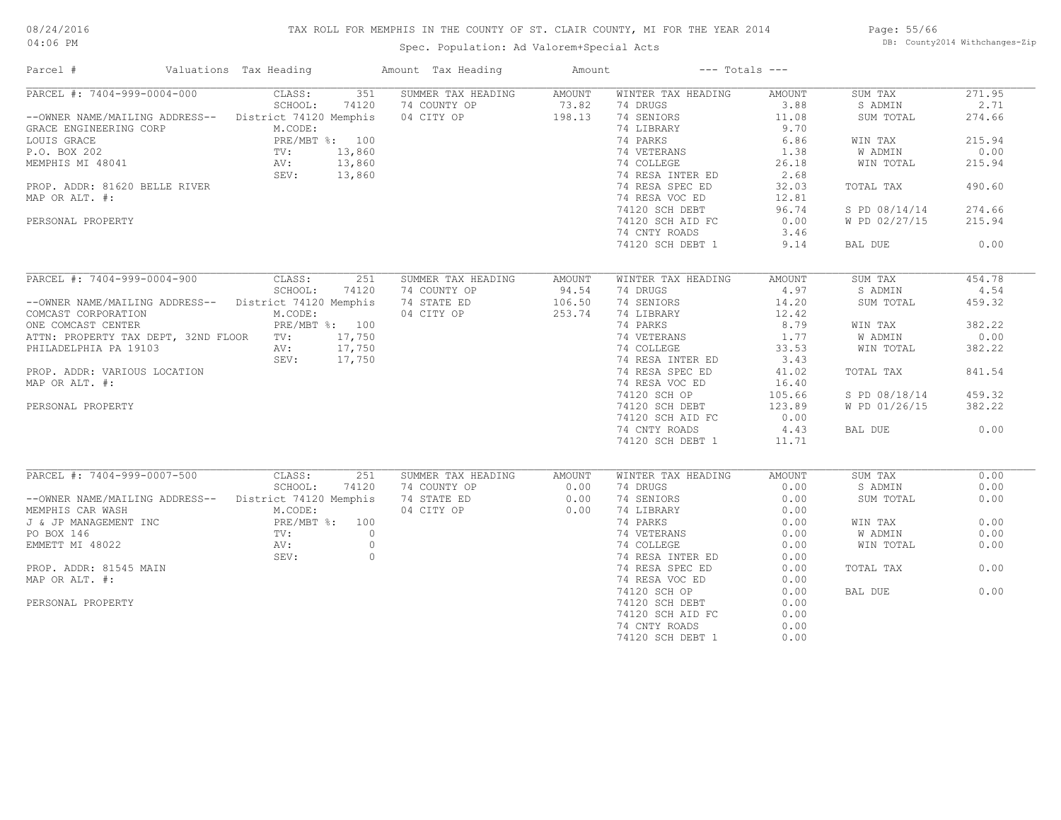# TAX ROLL FOR MEMPHIS IN THE COUNTY OF ST. CLAIR COUNTY, MI FOR THE YEAR 2014

Spec. Population: Ad Valorem+Special Acts

08/24/2016
04:06 PM

DB: County2014 Withchanges-Zip

| Parcel # | Valuations | Tax Heading | Amount | Tax Heading | Amount | --- Totals --- | |
|---|---|---|---|---|---|---|---|
| PARCEL #: 7404-999-0004-000 | CLASS: 351 | SUMMER TAX HEADING | AMOUNT | WINTER TAX HEADING | AMOUNT | SUM TAX | 271.95 |
| | SCHOOL: 74120 | 74 COUNTY OP | 73.82 | 74 DRUGS | 3.88 | S ADMIN | 2.71 |
| --OWNER NAME/MAILING ADDRESS-- | District 74120 Memphis | 04 CITY OP | 198.13 | 74 SENIORS | 11.08 | SUM TOTAL | 274.66 |
| GRACE ENGINEERING CORP | M.CODE: | | | 74 LIBRARY | 9.70 | | |
| LOUIS GRACE | PRE/MBT %: 100 | | | 74 PARKS | 6.86 | WIN TAX | 215.94 |
| P.O. BOX 202 | TV: 13,860 | | | 74 VETERANS | 1.38 | W ADMIN | 0.00 |
| MEMPHIS MI 48041 | AV: 13,860 | | | 74 COLLEGE | 26.18 | WIN TOTAL | 215.94 |
| | SEV: 13,860 | | | 74 RESA INTER ED | 2.68 | | |
| PROP. ADDR: 81620 BELLE RIVER | | | | 74 RESA SPEC ED | 32.03 | TOTAL TAX | 490.60 |
| MAP OR ALT. #: | | | | 74 RESA VOC ED | 12.81 | | |
| | | | | 74120 SCH DEBT | 96.74 | S PD 08/14/14 | 274.66 |
| PERSONAL PROPERTY | | | | 74120 SCH AID FC | 0.00 | W PD 02/27/15 | 215.94 |
| | | | | 74 CNTY ROADS | 3.46 | | |
| | | | | 74120 SCH DEBT 1 | 9.14 | BAL DUE | 0.00 |

| Parcel # | Valuations | Tax Heading | Amount | Tax Heading | Amount | --- Totals --- | |
|---|---|---|---|---|---|---|---|
| PARCEL #: 7404-999-0004-900 | CLASS: 251 | SUMMER TAX HEADING | AMOUNT | WINTER TAX HEADING | AMOUNT | SUM TAX | 454.78 |
| | SCHOOL: 74120 | 74 COUNTY OP | 94.54 | 74 DRUGS | 4.97 | S ADMIN | 4.54 |
| --OWNER NAME/MAILING ADDRESS-- | District 74120 Memphis | 74 STATE ED | 106.50 | 74 SENIORS | 14.20 | SUM TOTAL | 459.32 |
| COMCAST CORPORATION | M.CODE: | 04 CITY OP | 253.74 | 74 LIBRARY | 12.42 | | |
| ONE COMCAST CENTER | PRE/MBT %: 100 | | | 74 PARKS | 8.79 | WIN TAX | 382.22 |
| ATTN: PROPERTY TAX DEPT, 32ND FLOOR | TV: 17,750 | | | 74 VETERANS | 1.77 | W ADMIN | 0.00 |
| PHILADELPHIA PA 19103 | AV: 17,750 | | | 74 COLLEGE | 33.53 | WIN TOTAL | 382.22 |
| | SEV: 17,750 | | | 74 RESA INTER ED | 3.43 | | |
| PROP. ADDR: VARIOUS LOCATION | | | | 74 RESA SPEC ED | 41.02 | TOTAL TAX | 841.54 |
| MAP OR ALT. #: | | | | 74 RESA VOC ED | 16.40 | | |
| | | | | 74120 SCH OP | 105.66 | S PD 08/18/14 | 459.32 |
| PERSONAL PROPERTY | | | | 74120 SCH DEBT | 123.89 | W PD 01/26/15 | 382.22 |
| | | | | 74120 SCH AID FC | 0.00 | | |
| | | | | 74 CNTY ROADS | 4.43 | BAL DUE | 0.00 |
| | | | | 74120 SCH DEBT 1 | 11.71 | | |

| Parcel # | Valuations | Tax Heading | Amount | Tax Heading | Amount | --- Totals --- | |
|---|---|---|---|---|---|---|---|
| PARCEL #: 7404-999-0007-500 | CLASS: 251 | SUMMER TAX HEADING | AMOUNT | WINTER TAX HEADING | AMOUNT | SUM TAX | 0.00 |
| | SCHOOL: 74120 | 74 COUNTY OP | 0.00 | 74 DRUGS | 0.00 | S ADMIN | 0.00 |
| --OWNER NAME/MAILING ADDRESS-- | District 74120 Memphis | 74 STATE ED | 0.00 | 74 SENIORS | 0.00 | SUM TOTAL | 0.00 |
| MEMPHIS CAR WASH | M.CODE: | 04 CITY OP | 0.00 | 74 LIBRARY | 0.00 | | |
| J & JP MANAGEMENT INC | PRE/MBT %: 100 | | | 74 PARKS | 0.00 | WIN TAX | 0.00 |
| PO BOX 146 | TV: 0 | | | 74 VETERANS | 0.00 | W ADMIN | 0.00 |
| EMMETT MI 48022 | AV: 0 | | | 74 COLLEGE | 0.00 | WIN TOTAL | 0.00 |
| | SEV: 0 | | | 74 RESA INTER ED | 0.00 | | |
| PROP. ADDR: 81545 MAIN | | | | 74 RESA SPEC ED | 0.00 | TOTAL TAX | 0.00 |
| MAP OR ALT. #: | | | | 74 RESA VOC ED | 0.00 | | |
| | | | | 74120 SCH OP | 0.00 | BAL DUE | 0.00 |
| PERSONAL PROPERTY | | | | 74120 SCH DEBT | 0.00 | | |
| | | | | 74120 SCH AID FC | 0.00 | | |
| | | | | 74 CNTY ROADS | 0.00 | | |
| | | | | 74120 SCH DEBT 1 | 0.00 | | |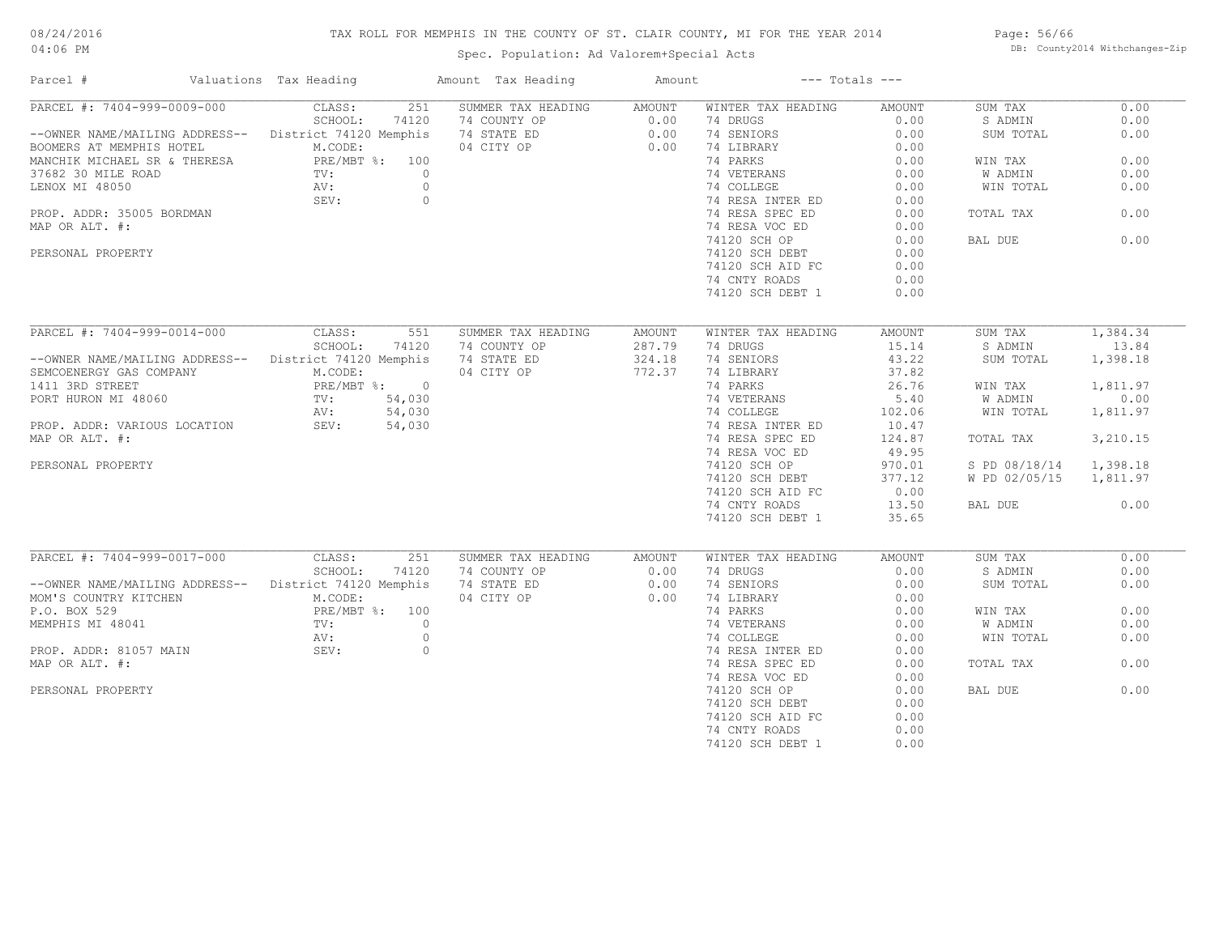# TAX ROLL FOR MEMPHIS IN THE COUNTY OF ST. CLAIR COUNTY, MI FOR THE YEAR 2014

Spec. Population: Ad Valorem+Special Acts

DB: County2014 Withchanges-Zip

08/24/2016
04:06 PM

| Parcel # | Valuations | Tax Heading | Amount | Tax Heading | Amount | --- Totals --- | |
|---|---|---|---|---|---|---|---|

## PARCEL #: 7404-999-0009-000

--OWNER NAME/MAILING ADDRESS--
BOOMERS AT MEMPHIS HOTEL
MANCHIK MICHAEL SR & THERESA
37682 30 MILE ROAD
LENOX MI 48050

PROP. ADDR: 35005 BORDMAN
MAP OR ALT. #:

PERSONAL PROPERTY

| Valuations | | Summer Tax Heading | Amount | Winter Tax Heading | Amount | Totals | |
|---|---|---|---|---|---|---|---|
| CLASS: | 251 | 74 COUNTY OP | 0.00 | 74 DRUGS | 0.00 | SUM TAX | 0.00 |
| SCHOOL: | 74120 | 74 STATE ED | 0.00 | 74 SENIORS | 0.00 | S ADMIN | 0.00 |
| District 74120 Memphis | | 04 CITY OP | 0.00 | 74 LIBRARY | 0.00 | SUM TOTAL | 0.00 |
| M.CODE: | | | | 74 PARKS | 0.00 | | |
| PRE/MBT %: | 100 | | | 74 VETERANS | 0.00 | WIN TAX | 0.00 |
| TV: | 0 | | | 74 COLLEGE | 0.00 | W ADMIN | 0.00 |
| AV: | 0 | | | 74 RESA INTER ED | 0.00 | WIN TOTAL | 0.00 |
| SEV: | 0 | | | 74 RESA SPEC ED | 0.00 | | |
| | | | | 74 RESA VOC ED | 0.00 | TOTAL TAX | 0.00 |
| | | | | 74120 SCH OP | 0.00 | | |
| | | | | 74120 SCH DEBT | 0.00 | BAL DUE | 0.00 |
| | | | | 74120 SCH AID FC | 0.00 | | |
| | | | | 74 CNTY ROADS | 0.00 | | |
| | | | | 74120 SCH DEBT 1 | 0.00 | | |

## PARCEL #: 7404-999-0014-000

--OWNER NAME/MAILING ADDRESS--
SEMCOENERGY GAS COMPANY
1411 3RD STREET
PORT HURON MI 48060

PROP. ADDR: VARIOUS LOCATION
MAP OR ALT. #:

PERSONAL PROPERTY

| Valuations | | Summer Tax Heading | Amount | Winter Tax Heading | Amount | Totals | |
|---|---|---|---|---|---|---|---|
| CLASS: | 551 | 74 COUNTY OP | 287.79 | 74 DRUGS | 15.14 | SUM TAX | 1,384.34 |
| SCHOOL: | 74120 | 74 STATE ED | 324.18 | 74 SENIORS | 43.22 | S ADMIN | 13.84 |
| District 74120 Memphis | | 04 CITY OP | 772.37 | 74 LIBRARY | 37.82 | SUM TOTAL | 1,398.18 |
| M.CODE: | | | | 74 PARKS | 26.76 | | |
| PRE/MBT %: | 0 | | | 74 VETERANS | 5.40 | WIN TAX | 1,811.97 |
| TV: | 54,030 | | | 74 COLLEGE | 102.06 | W ADMIN | 0.00 |
| AV: | 54,030 | | | 74 RESA INTER ED | 10.47 | WIN TOTAL | 1,811.97 |
| SEV: | 54,030 | | | 74 RESA SPEC ED | 124.87 | | |
| | | | | 74 RESA VOC ED | 49.95 | TOTAL TAX | 3,210.15 |
| | | | | 74120 SCH OP | 970.01 | | |
| | | | | 74120 SCH DEBT | 377.12 | S PD 08/18/14 | 1,398.18 |
| | | | | 74120 SCH AID FC | 0.00 | W PD 02/05/15 | 1,811.97 |
| | | | | 74 CNTY ROADS | 13.50 | | |
| | | | | 74120 SCH DEBT 1 | 35.65 | BAL DUE | 0.00 |

## PARCEL #: 7404-999-0017-000

--OWNER NAME/MAILING ADDRESS--
MOM'S COUNTRY KITCHEN
P.O. BOX 529
MEMPHIS MI 48041

PROP. ADDR: 81057 MAIN
MAP OR ALT. #:

PERSONAL PROPERTY

| Valuations | | Summer Tax Heading | Amount | Winter Tax Heading | Amount | Totals | |
|---|---|---|---|---|---|---|---|
| CLASS: | 251 | 74 COUNTY OP | 0.00 | 74 DRUGS | 0.00 | SUM TAX | 0.00 |
| SCHOOL: | 74120 | 74 STATE ED | 0.00 | 74 SENIORS | 0.00 | S ADMIN | 0.00 |
| District 74120 Memphis | | 04 CITY OP | 0.00 | 74 LIBRARY | 0.00 | SUM TOTAL | 0.00 |
| M.CODE: | | | | 74 PARKS | 0.00 | | |
| PRE/MBT %: | 100 | | | 74 VETERANS | 0.00 | WIN TAX | 0.00 |
| TV: | 0 | | | 74 COLLEGE | 0.00 | W ADMIN | 0.00 |
| AV: | 0 | | | 74 RESA INTER ED | 0.00 | WIN TOTAL | 0.00 |
| SEV: | 0 | | | 74 RESA SPEC ED | 0.00 | | |
| | | | | 74 RESA VOC ED | 0.00 | TOTAL TAX | 0.00 |
| | | | | 74120 SCH OP | 0.00 | | |
| | | | | 74120 SCH DEBT | 0.00 | BAL DUE | 0.00 |
| | | | | 74120 SCH AID FC | 0.00 | | |
| | | | | 74 CNTY ROADS | 0.00 | | |
| | | | | 74120 SCH DEBT 1 | 0.00 | | |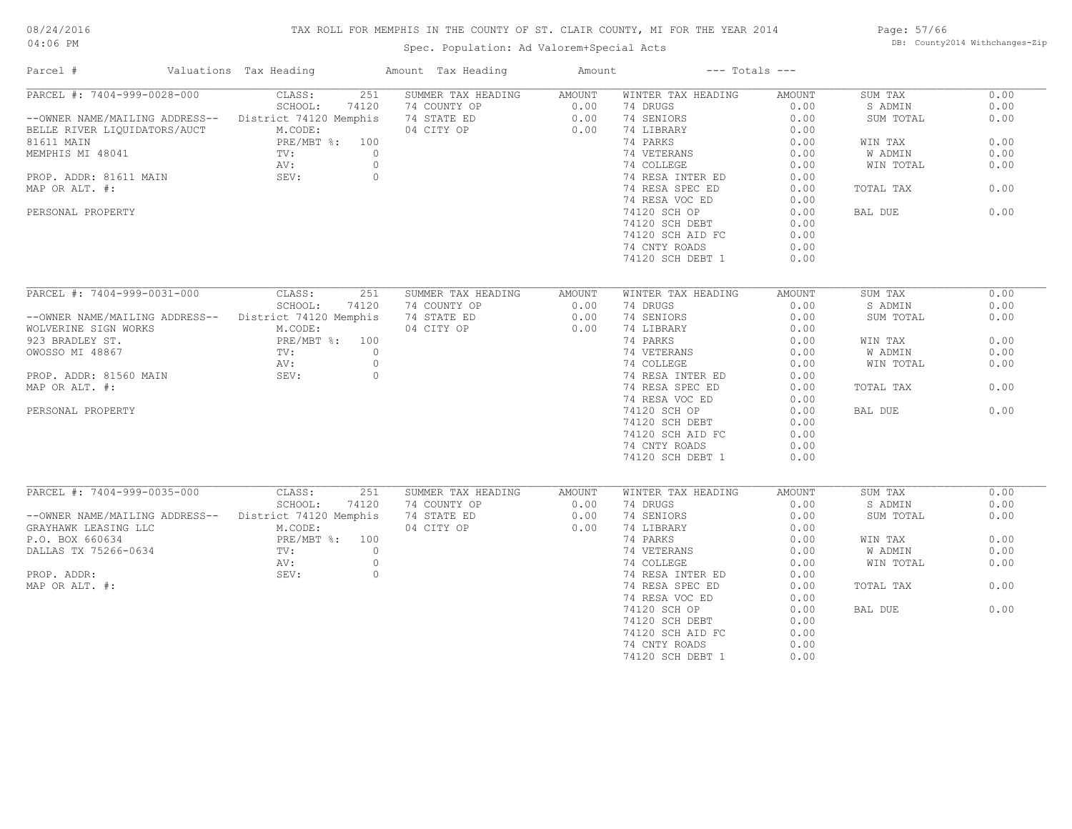# TAX ROLL FOR MEMPHIS IN THE COUNTY OF ST. CLAIR COUNTY, MI FOR THE YEAR 2014

Spec. Population: Ad Valorem+Special Acts

| Parcel # | Valuations | Tax Heading | Amount | Tax Heading | Amount | --- Totals --- | |
|---|---|---|---|---|---|---|---|
| PARCEL #: 7404-999-0028-000 | CLASS: 251 | SUMMER TAX HEADING | AMOUNT | WINTER TAX HEADING | AMOUNT | SUM TAX | 0.00 |
| | SCHOOL: 74120 | 74 COUNTY OP | 0.00 | 74 DRUGS | 0.00 | S ADMIN | 0.00 |
| --OWNER NAME/MAILING ADDRESS-- | District 74120 Memphis | 74 STATE ED | 0.00 | 74 SENIORS | 0.00 | SUM TOTAL | 0.00 |
| BELLE RIVER LIQUIDATORS/AUCT | M.CODE: | 04 CITY OP | 0.00 | 74 LIBRARY | 0.00 | | |
| 81611 MAIN | PRE/MBT %: 100 | | | 74 PARKS | 0.00 | WIN TAX | 0.00 |
| MEMPHIS MI 48041 | TV: 0 | | | 74 VETERANS | 0.00 | W ADMIN | 0.00 |
| | AV: 0 | | | 74 COLLEGE | 0.00 | WIN TOTAL | 0.00 |
| PROP. ADDR: 81611 MAIN | SEV: 0 | | | 74 RESA INTER ED | 0.00 | | |
| MAP OR ALT. #: | | | | 74 RESA SPEC ED | 0.00 | TOTAL TAX | 0.00 |
| | | | | 74 RESA VOC ED | 0.00 | | |
| PERSONAL PROPERTY | | | | 74120 SCH OP | 0.00 | BAL DUE | 0.00 |
| | | | | 74120 SCH DEBT | 0.00 | | |
| | | | | 74120 SCH AID FC | 0.00 | | |
| | | | | 74 CNTY ROADS | 0.00 | | |
| | | | | 74120 SCH DEBT 1 | 0.00 | | |
| PARCEL #: 7404-999-0031-000 | CLASS: 251 | SUMMER TAX HEADING | AMOUNT | WINTER TAX HEADING | AMOUNT | SUM TAX | 0.00 |
| | SCHOOL: 74120 | 74 COUNTY OP | 0.00 | 74 DRUGS | 0.00 | S ADMIN | 0.00 |
| --OWNER NAME/MAILING ADDRESS-- | District 74120 Memphis | 74 STATE ED | 0.00 | 74 SENIORS | 0.00 | SUM TOTAL | 0.00 |
| WOLVERINE SIGN WORKS | M.CODE: | 04 CITY OP | 0.00 | 74 LIBRARY | 0.00 | | |
| 923 BRADLEY ST. | PRE/MBT %: 100 | | | 74 PARKS | 0.00 | WIN TAX | 0.00 |
| OWOSSO MI 48867 | TV: 0 | | | 74 VETERANS | 0.00 | W ADMIN | 0.00 |
| | AV: 0 | | | 74 COLLEGE | 0.00 | WIN TOTAL | 0.00 |
| PROP. ADDR: 81560 MAIN | SEV: 0 | | | 74 RESA INTER ED | 0.00 | | |
| MAP OR ALT. #: | | | | 74 RESA SPEC ED | 0.00 | TOTAL TAX | 0.00 |
| | | | | 74 RESA VOC ED | 0.00 | | |
| PERSONAL PROPERTY | | | | 74120 SCH OP | 0.00 | BAL DUE | 0.00 |
| | | | | 74120 SCH DEBT | 0.00 | | |
| | | | | 74120 SCH AID FC | 0.00 | | |
| | | | | 74 CNTY ROADS | 0.00 | | |
| | | | | 74120 SCH DEBT 1 | 0.00 | | |
| PARCEL #: 7404-999-0035-000 | CLASS: 251 | SUMMER TAX HEADING | AMOUNT | WINTER TAX HEADING | AMOUNT | SUM TAX | 0.00 |
| | SCHOOL: 74120 | 74 COUNTY OP | 0.00 | 74 DRUGS | 0.00 | S ADMIN | 0.00 |
| --OWNER NAME/MAILING ADDRESS-- | District 74120 Memphis | 74 STATE ED | 0.00 | 74 SENIORS | 0.00 | SUM TOTAL | 0.00 |
| GRAYHAWK LEASING LLC | M.CODE: | 04 CITY OP | 0.00 | 74 LIBRARY | 0.00 | | |
| P.O. BOX 660634 | PRE/MBT %: 100 | | | 74 PARKS | 0.00 | WIN TAX | 0.00 |
| DALLAS TX 75266-0634 | TV: 0 | | | 74 VETERANS | 0.00 | W ADMIN | 0.00 |
| | AV: 0 | | | 74 COLLEGE | 0.00 | WIN TOTAL | 0.00 |
| PROP. ADDR: | SEV: 0 | | | 74 RESA INTER ED | 0.00 | | |
| MAP OR ALT. #: | | | | 74 RESA SPEC ED | 0.00 | TOTAL TAX | 0.00 |
| | | | | 74 RESA VOC ED | 0.00 | | |
| | | | | 74120 SCH OP | 0.00 | BAL DUE | 0.00 |
| | | | | 74120 SCH DEBT | 0.00 | | |
| | | | | 74120 SCH AID FC | 0.00 | | |
| | | | | 74 CNTY ROADS | 0.00 | | |
| | | | | 74120 SCH DEBT 1 | 0.00 | | |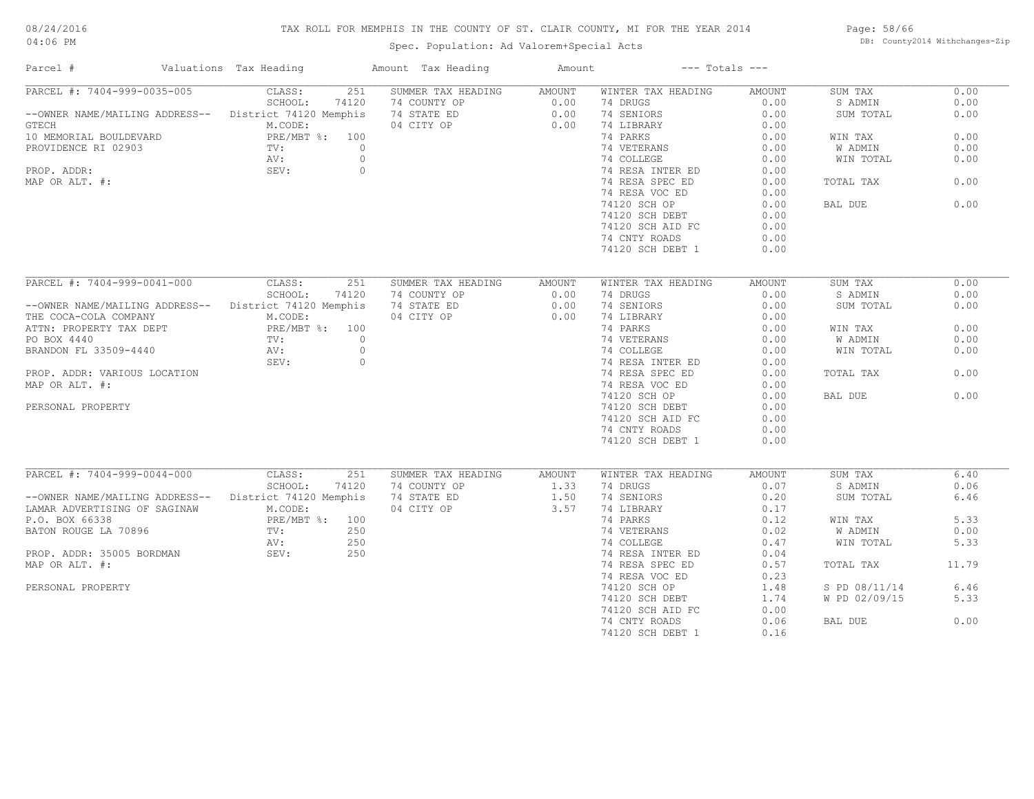# TAX ROLL FOR MEMPHIS IN THE COUNTY OF ST. CLAIR COUNTY, MI FOR THE YEAR 2014

Spec. Population: Ad Valorem+Special Acts

| Parcel # | Valuations | Tax Heading | Amount | Tax Heading | Amount | --- Totals --- | |
|---|---|---|---|---|---|---|---|

**PARCEL #: 7404-999-0035-005**

--OWNER NAME/MAILING ADDRESS--
GTECH
10 MEMORIAL BOULDEVARD
PROVIDENCE RI 02903

PROP. ADDR:
MAP OR ALT. #:

| Valuations | | Summer Tax Heading | Amount | Winter Tax Heading | Amount | Totals | |
|---|---|---|---|---|---|---|---|
| CLASS: | 251 | 74 COUNTY OP | 0.00 | 74 DRUGS | 0.00 | SUM TAX | 0.00 |
| SCHOOL: | 74120 | 74 STATE ED | 0.00 | 74 SENIORS | 0.00 | S ADMIN | 0.00 |
| District 74120 Memphis | | 04 CITY OP | 0.00 | 74 LIBRARY | 0.00 | SUM TOTAL | 0.00 |
| M.CODE: | | | | 74 PARKS | 0.00 | WIN TAX | 0.00 |
| PRE/MBT %: | 100 | | | 74 VETERANS | 0.00 | W ADMIN | 0.00 |
| TV: | 0 | | | 74 COLLEGE | 0.00 | WIN TOTAL | 0.00 |
| AV: | 0 | | | 74 RESA INTER ED | 0.00 | TOTAL TAX | 0.00 |
| SEV: | 0 | | | 74 RESA SPEC ED | 0.00 | BAL DUE | 0.00 |
| | | | | 74 RESA VOC ED | 0.00 | | |
| | | | | 74120 SCH OP | 0.00 | | |
| | | | | 74120 SCH DEBT | 0.00 | | |
| | | | | 74120 SCH AID FC | 0.00 | | |
| | | | | 74 CNTY ROADS | 0.00 | | |
| | | | | 74120 SCH DEBT 1 | 0.00 | | |

**PARCEL #: 7404-999-0041-000**

--OWNER NAME/MAILING ADDRESS--
THE COCA-COLA COMPANY
ATTN: PROPERTY TAX DEPT
PO BOX 4440
BRANDON FL 33509-4440

PROP. ADDR: VARIOUS LOCATION
MAP OR ALT. #:

PERSONAL PROPERTY

| Valuations | | Summer Tax Heading | Amount | Winter Tax Heading | Amount | Totals | |
|---|---|---|---|---|---|---|---|
| CLASS: | 251 | 74 COUNTY OP | 0.00 | 74 DRUGS | 0.00 | SUM TAX | 0.00 |
| SCHOOL: | 74120 | 74 STATE ED | 0.00 | 74 SENIORS | 0.00 | S ADMIN | 0.00 |
| District 74120 Memphis | | 04 CITY OP | 0.00 | 74 LIBRARY | 0.00 | SUM TOTAL | 0.00 |
| M.CODE: | | | | 74 PARKS | 0.00 | WIN TAX | 0.00 |
| PRE/MBT %: | 100 | | | 74 VETERANS | 0.00 | W ADMIN | 0.00 |
| TV: | 0 | | | 74 COLLEGE | 0.00 | WIN TOTAL | 0.00 |
| AV: | 0 | | | 74 RESA INTER ED | 0.00 | TOTAL TAX | 0.00 |
| SEV: | 0 | | | 74 RESA SPEC ED | 0.00 | BAL DUE | 0.00 |
| | | | | 74 RESA VOC ED | 0.00 | | |
| | | | | 74120 SCH OP | 0.00 | | |
| | | | | 74120 SCH DEBT | 0.00 | | |
| | | | | 74120 SCH AID FC | 0.00 | | |
| | | | | 74 CNTY ROADS | 0.00 | | |
| | | | | 74120 SCH DEBT 1 | 0.00 | | |

**PARCEL #: 7404-999-0044-000**

--OWNER NAME/MAILING ADDRESS--
LAMAR ADVERTISING OF SAGINAW
P.O. BOX 66338
BATON ROUGE LA 70896

PROP. ADDR: 35005 BORDMAN
MAP OR ALT. #:

PERSONAL PROPERTY

| Valuations | | Summer Tax Heading | Amount | Winter Tax Heading | Amount | Totals | |
|---|---|---|---|---|---|---|---|
| CLASS: | 251 | 74 COUNTY OP | 1.33 | 74 DRUGS | 0.07 | SUM TAX | 6.40 |
| SCHOOL: | 74120 | 74 STATE ED | 1.50 | 74 SENIORS | 0.20 | S ADMIN | 0.06 |
| District 74120 Memphis | | 04 CITY OP | 3.57 | 74 LIBRARY | 0.17 | SUM TOTAL | 6.46 |
| M.CODE: | | | | 74 PARKS | 0.12 | WIN TAX | 5.33 |
| PRE/MBT %: | 100 | | | 74 VETERANS | 0.02 | W ADMIN | 0.00 |
| TV: | 250 | | | 74 COLLEGE | 0.47 | WIN TOTAL | 5.33 |
| AV: | 250 | | | 74 RESA INTER ED | 0.04 | TOTAL TAX | 11.79 |
| SEV: | 250 | | | 74 RESA SPEC ED | 0.57 | S PD 08/11/14 | 6.46 |
| | | | | 74 RESA VOC ED | 0.23 | W PD 02/09/15 | 5.33 |
| | | | | 74120 SCH OP | 1.48 | BAL DUE | 0.00 |
| | | | | 74120 SCH DEBT | 1.74 | | |
| | | | | 74120 SCH AID FC | 0.00 | | |
| | | | | 74 CNTY ROADS | 0.06 | | |
| | | | | 74120 SCH DEBT 1 | 0.16 | | |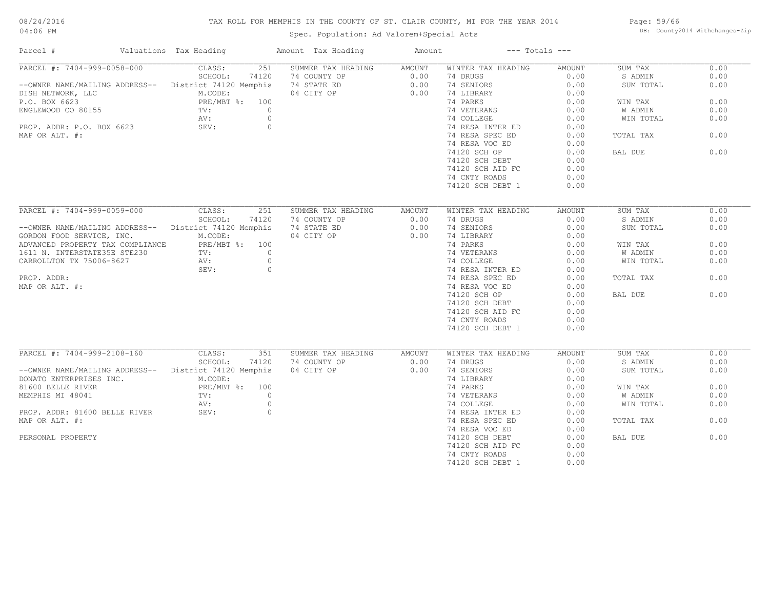# TAX ROLL FOR MEMPHIS IN THE COUNTY OF ST. CLAIR COUNTY, MI FOR THE YEAR 2014

Spec. Population: Ad Valorem+Special Acts

08/24/2016 04:06 PM — DB: County2014 Withchanges-Zip

| Parcel # | Valuations Tax Heading | | Amount Tax Heading | Amount | --- Totals --- | | | |
|---|---|---|---|---|---|---|---|---|

## PARCEL #: 7404-999-0058-000

--OWNER NAME/MAILING ADDRESS--
DISH NETWORK, LLC
P.O. BOX 6623
ENGLEWOOD CO 80155

PROP. ADDR: P.O. BOX 6623
MAP OR ALT. #:

| Valuations | | Summer Tax Heading | Amount | Winter Tax Heading | Amount | Totals | |
|---|---|---|---|---|---|---|---|
| CLASS: | 251 | 74 COUNTY OP | 0.00 | 74 DRUGS | 0.00 | SUM TAX | 0.00 |
| SCHOOL: | 74120 | 74 STATE ED | 0.00 | 74 SENIORS | 0.00 | S ADMIN | 0.00 |
| District 74120 Memphis | | 04 CITY OP | 0.00 | 74 LIBRARY | 0.00 | SUM TOTAL | 0.00 |
| M.CODE: | | | | 74 PARKS | 0.00 | WIN TAX | 0.00 |
| PRE/MBT %: | 100 | | | 74 VETERANS | 0.00 | W ADMIN | 0.00 |
| TV: | 0 | | | 74 COLLEGE | 0.00 | WIN TOTAL | 0.00 |
| AV: | 0 | | | 74 RESA INTER ED | 0.00 | TOTAL TAX | 0.00 |
| SEV: | 0 | | | 74 RESA SPEC ED | 0.00 | BAL DUE | 0.00 |
| | | | | 74 RESA VOC ED | 0.00 | | |
| | | | | 74120 SCH OP | 0.00 | | |
| | | | | 74120 SCH DEBT | 0.00 | | |
| | | | | 74120 SCH AID FC | 0.00 | | |
| | | | | 74 CNTY ROADS | 0.00 | | |
| | | | | 74120 SCH DEBT 1 | 0.00 | | |

## PARCEL #: 7404-999-0059-000

--OWNER NAME/MAILING ADDRESS--
GORDON FOOD SERVICE, INC.
ADVANCED PROPERTY TAX COMPLIANCE
1611 N. INTERSTATE35E STE230
CARROLLTON TX 75006-8627

PROP. ADDR:
MAP OR ALT. #:

| Valuations | | Summer Tax Heading | Amount | Winter Tax Heading | Amount | Totals | |
|---|---|---|---|---|---|---|---|
| CLASS: | 251 | 74 COUNTY OP | 0.00 | 74 DRUGS | 0.00 | SUM TAX | 0.00 |
| SCHOOL: | 74120 | 74 STATE ED | 0.00 | 74 SENIORS | 0.00 | S ADMIN | 0.00 |
| District 74120 Memphis | | 04 CITY OP | 0.00 | 74 LIBRARY | 0.00 | SUM TOTAL | 0.00 |
| M.CODE: | | | | 74 PARKS | 0.00 | WIN TAX | 0.00 |
| PRE/MBT %: | 100 | | | 74 VETERANS | 0.00 | W ADMIN | 0.00 |
| TV: | 0 | | | 74 COLLEGE | 0.00 | WIN TOTAL | 0.00 |
| AV: | 0 | | | 74 RESA INTER ED | 0.00 | TOTAL TAX | 0.00 |
| SEV: | 0 | | | 74 RESA SPEC ED | 0.00 | BAL DUE | 0.00 |
| | | | | 74 RESA VOC ED | 0.00 | | |
| | | | | 74120 SCH OP | 0.00 | | |
| | | | | 74120 SCH DEBT | 0.00 | | |
| | | | | 74120 SCH AID FC | 0.00 | | |
| | | | | 74 CNTY ROADS | 0.00 | | |
| | | | | 74120 SCH DEBT 1 | 0.00 | | |

## PARCEL #: 7404-999-2108-160

--OWNER NAME/MAILING ADDRESS--
DONATO ENTERPRISES INC.
81600 BELLE RIVER
MEMPHIS MI 48041

PROP. ADDR: 81600 BELLE RIVER
MAP OR ALT. #:

PERSONAL PROPERTY

| Valuations | | Summer Tax Heading | Amount | Winter Tax Heading | Amount | Totals | |
|---|---|---|---|---|---|---|---|
| CLASS: | 351 | 74 COUNTY OP | 0.00 | 74 DRUGS | 0.00 | SUM TAX | 0.00 |
| SCHOOL: | 74120 | 04 CITY OP | 0.00 | 74 SENIORS | 0.00 | S ADMIN | 0.00 |
| District 74120 Memphis | | | | 74 LIBRARY | 0.00 | SUM TOTAL | 0.00 |
| M.CODE: | | | | 74 PARKS | 0.00 | WIN TAX | 0.00 |
| PRE/MBT %: | 100 | | | 74 VETERANS | 0.00 | W ADMIN | 0.00 |
| TV: | 0 | | | 74 COLLEGE | 0.00 | WIN TOTAL | 0.00 |
| AV: | 0 | | | 74 RESA INTER ED | 0.00 | TOTAL TAX | 0.00 |
| SEV: | 0 | | | 74 RESA SPEC ED | 0.00 | BAL DUE | 0.00 |
| | | | | 74 RESA VOC ED | 0.00 | | |
| | | | | 74120 SCH DEBT | 0.00 | | |
| | | | | 74120 SCH AID FC | 0.00 | | |
| | | | | 74 CNTY ROADS | 0.00 | | |
| | | | | 74120 SCH DEBT 1 | 0.00 | | |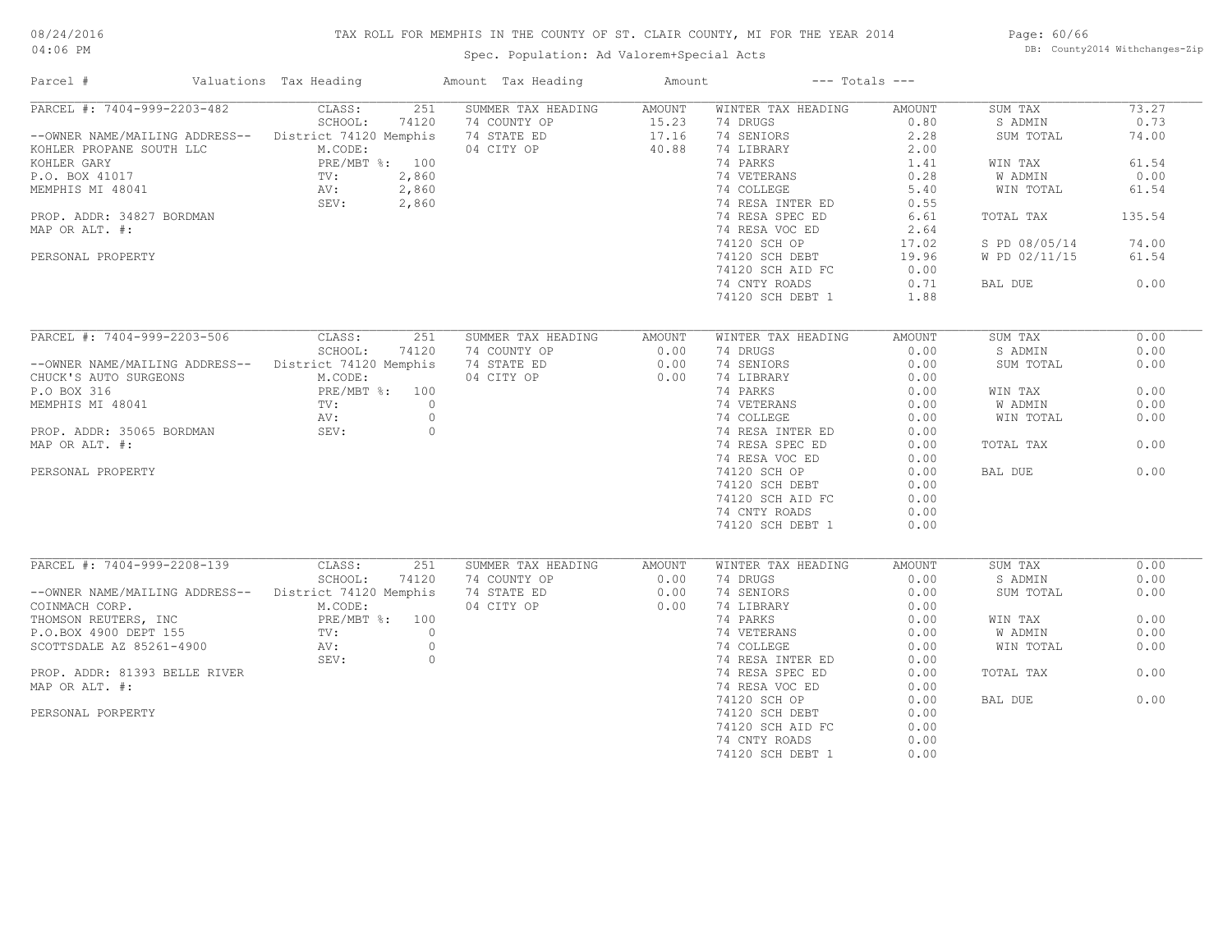# TAX ROLL FOR MEMPHIS IN THE COUNTY OF ST. CLAIR COUNTY, MI FOR THE YEAR 2014

Spec. Population: Ad Valorem+Special Acts

08/24/2016
04:06 PM

DB: County2014 Withchanges-Zip

| Parcel # | Valuations | Tax Heading | Amount | Tax Heading | Amount | --- Totals --- | |
|---|---|---|---|---|---|---|---|
| PARCEL #: 7404-999-2203-482 | CLASS: 251 | SUMMER TAX HEADING | AMOUNT | WINTER TAX HEADING | AMOUNT | SUM TAX | 73.27 |
| | SCHOOL: 74120 | 74 COUNTY OP | 15.23 | 74 DRUGS | 0.80 | S ADMIN | 0.73 |
| --OWNER NAME/MAILING ADDRESS-- | District 74120 Memphis | 74 STATE ED | 17.16 | 74 SENIORS | 2.28 | SUM TOTAL | 74.00 |
| KOHLER PROPANE SOUTH LLC | M.CODE: | 04 CITY OP | 40.88 | 74 LIBRARY | 2.00 | | |
| KOHLER GARY | PRE/MBT %: 100 | | | 74 PARKS | 1.41 | WIN TAX | 61.54 |
| P.O. BOX 41017 | TV: 2,860 | | | 74 VETERANS | 0.28 | W ADMIN | 0.00 |
| MEMPHIS MI 48041 | AV: 2,860 | | | 74 COLLEGE | 5.40 | WIN TOTAL | 61.54 |
| | SEV: 2,860 | | | 74 RESA INTER ED | 0.55 | | |
| PROP. ADDR: 34827 BORDMAN | | | | 74 RESA SPEC ED | 6.61 | TOTAL TAX | 135.54 |
| MAP OR ALT. #: | | | | 74 RESA VOC ED | 2.64 | | |
| | | | | 74120 SCH OP | 17.02 | S PD 08/05/14 | 74.00 |
| PERSONAL PROPERTY | | | | 74120 SCH DEBT | 19.96 | W PD 02/11/15 | 61.54 |
| | | | | 74120 SCH AID FC | 0.00 | | |
| | | | | 74 CNTY ROADS | 0.71 | BAL DUE | 0.00 |
| | | | | 74120 SCH DEBT 1 | 1.88 | | |

| Parcel # | Valuations | Tax Heading | Amount | Tax Heading | Amount | --- Totals --- | |
|---|---|---|---|---|---|---|---|
| PARCEL #: 7404-999-2203-506 | CLASS: 251 | SUMMER TAX HEADING | AMOUNT | WINTER TAX HEADING | AMOUNT | SUM TAX | 0.00 |
| | SCHOOL: 74120 | 74 COUNTY OP | 0.00 | 74 DRUGS | 0.00 | S ADMIN | 0.00 |
| --OWNER NAME/MAILING ADDRESS-- | District 74120 Memphis | 74 STATE ED | 0.00 | 74 SENIORS | 0.00 | SUM TOTAL | 0.00 |
| CHUCK'S AUTO SURGEONS | M.CODE: | 04 CITY OP | 0.00 | 74 LIBRARY | 0.00 | | |
| P.O BOX 316 | PRE/MBT %: 100 | | | 74 PARKS | 0.00 | WIN TAX | 0.00 |
| MEMPHIS MI 48041 | TV: 0 | | | 74 VETERANS | 0.00 | W ADMIN | 0.00 |
| | AV: 0 | | | 74 COLLEGE | 0.00 | WIN TOTAL | 0.00 |
| PROP. ADDR: 35065 BORDMAN | SEV: 0 | | | 74 RESA INTER ED | 0.00 | | |
| MAP OR ALT. #: | | | | 74 RESA SPEC ED | 0.00 | TOTAL TAX | 0.00 |
| | | | | 74 RESA VOC ED | 0.00 | | |
| PERSONAL PROPERTY | | | | 74120 SCH OP | 0.00 | BAL DUE | 0.00 |
| | | | | 74120 SCH DEBT | 0.00 | | |
| | | | | 74120 SCH AID FC | 0.00 | | |
| | | | | 74 CNTY ROADS | 0.00 | | |
| | | | | 74120 SCH DEBT 1 | 0.00 | | |

| Parcel # | Valuations | Tax Heading | Amount | Tax Heading | Amount | --- Totals --- | |
|---|---|---|---|---|---|---|---|
| PARCEL #: 7404-999-2208-139 | CLASS: 251 | SUMMER TAX HEADING | AMOUNT | WINTER TAX HEADING | AMOUNT | SUM TAX | 0.00 |
| | SCHOOL: 74120 | 74 COUNTY OP | 0.00 | 74 DRUGS | 0.00 | S ADMIN | 0.00 |
| --OWNER NAME/MAILING ADDRESS-- | District 74120 Memphis | 74 STATE ED | 0.00 | 74 SENIORS | 0.00 | SUM TOTAL | 0.00 |
| COINMACH CORP. | M.CODE: | 04 CITY OP | 0.00 | 74 LIBRARY | 0.00 | | |
| THOMSON REUTERS, INC | PRE/MBT %: 100 | | | 74 PARKS | 0.00 | WIN TAX | 0.00 |
| P.O.BOX 4900 DEPT 155 | TV: 0 | | | 74 VETERANS | 0.00 | W ADMIN | 0.00 |
| SCOTTSDALE AZ 85261-4900 | AV: 0 | | | 74 COLLEGE | 0.00 | WIN TOTAL | 0.00 |
| | SEV: 0 | | | 74 RESA INTER ED | 0.00 | | |
| PROP. ADDR: 81393 BELLE RIVER | | | | 74 RESA SPEC ED | 0.00 | TOTAL TAX | 0.00 |
| MAP OR ALT. #: | | | | 74 RESA VOC ED | 0.00 | | |
| | | | | 74120 SCH OP | 0.00 | BAL DUE | 0.00 |
| PERSONAL PORPERTY | | | | 74120 SCH DEBT | 0.00 | | |
| | | | | 74120 SCH AID FC | 0.00 | | |
| | | | | 74 CNTY ROADS | 0.00 | | |
| | | | | 74120 SCH DEBT 1 | 0.00 | | |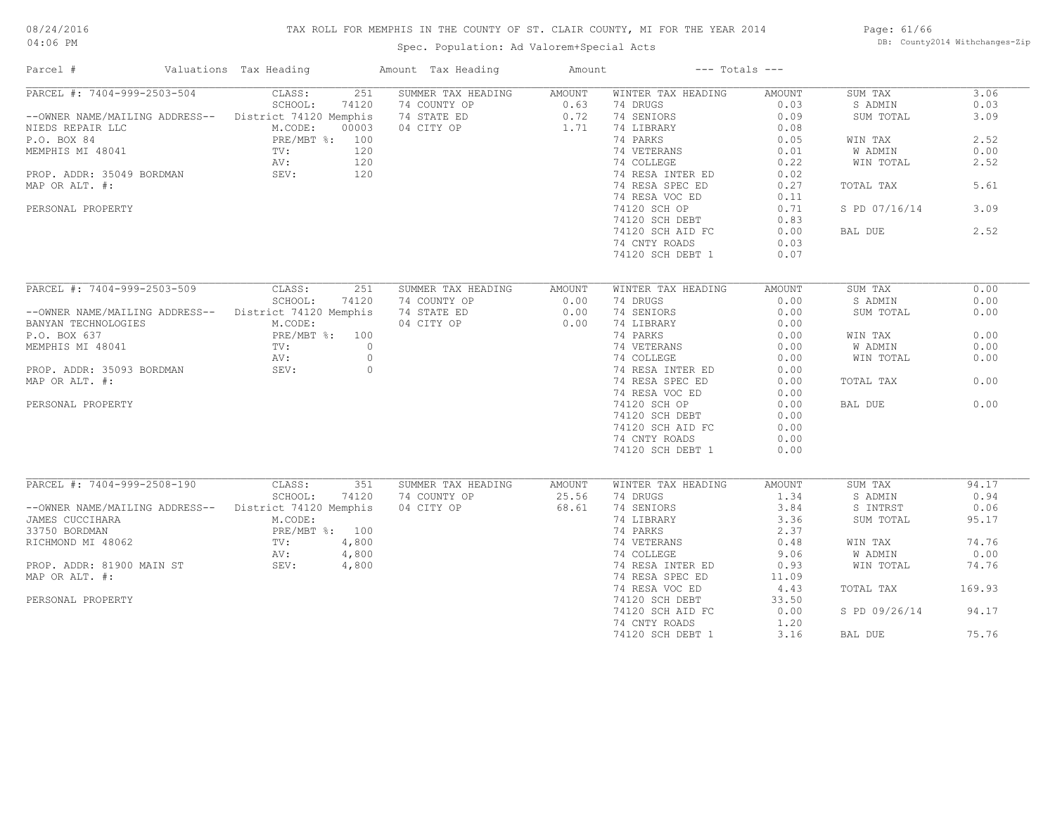# TAX ROLL FOR MEMPHIS IN THE COUNTY OF ST. CLAIR COUNTY, MI FOR THE YEAR 2014

Spec. Population: Ad Valorem+Special Acts

08/24/2016
04:06 PM

DB: County2014 Withchanges-Zip

| Parcel # | Valuations | Tax Heading | Amount | Tax Heading | Amount | --- Totals --- | |
|---|---|---|---|---|---|---|---|
| **PARCEL #: 7404-999-2503-504** | CLASS: 251 | SUMMER TAX HEADING | AMOUNT | WINTER TAX HEADING | AMOUNT | SUM TAX | 3.06 |
| | SCHOOL: 74120 | 74 COUNTY OP | 0.63 | 74 DRUGS | 0.03 | S ADMIN | 0.03 |
| --OWNER NAME/MAILING ADDRESS-- | District 74120 Memphis | 74 STATE ED | 0.72 | 74 SENIORS | 0.09 | SUM TOTAL | 3.09 |
| NIEDS REPAIR LLC | M.CODE: 00003 | 04 CITY OP | 1.71 | 74 LIBRARY | 0.08 | | |
| P.O. BOX 84 | PRE/MBT %: 100 | | | 74 PARKS | 0.05 | WIN TAX | 2.52 |
| MEMPHIS MI 48041 | TV: 120 | | | 74 VETERANS | 0.01 | W ADMIN | 0.00 |
| | AV: 120 | | | 74 COLLEGE | 0.22 | WIN TOTAL | 2.52 |
| PROP. ADDR: 35049 BORDMAN | SEV: 120 | | | 74 RESA INTER ED | 0.02 | | |
| MAP OR ALT. #: | | | | 74 RESA SPEC ED | 0.27 | TOTAL TAX | 5.61 |
| | | | | 74 RESA VOC ED | 0.11 | | |
| PERSONAL PROPERTY | | | | 74120 SCH OP | 0.71 | S PD 07/16/14 | 3.09 |
| | | | | 74120 SCH DEBT | 0.83 | | |
| | | | | 74120 SCH AID FC | 0.00 | BAL DUE | 2.52 |
| | | | | 74 CNTY ROADS | 0.03 | | |
| | | | | 74120 SCH DEBT 1 | 0.07 | | |
| **PARCEL #: 7404-999-2503-509** | CLASS: 251 | SUMMER TAX HEADING | AMOUNT | WINTER TAX HEADING | AMOUNT | SUM TAX | 0.00 |
| | SCHOOL: 74120 | 74 COUNTY OP | 0.00 | 74 DRUGS | 0.00 | S ADMIN | 0.00 |
| --OWNER NAME/MAILING ADDRESS-- | District 74120 Memphis | 74 STATE ED | 0.00 | 74 SENIORS | 0.00 | SUM TOTAL | 0.00 |
| BANYAN TECHNOLOGIES | M.CODE: | 04 CITY OP | 0.00 | 74 LIBRARY | 0.00 | | |
| P.O. BOX 637 | PRE/MBT %: 100 | | | 74 PARKS | 0.00 | WIN TAX | 0.00 |
| MEMPHIS MI 48041 | TV: 0 | | | 74 VETERANS | 0.00 | W ADMIN | 0.00 |
| | AV: 0 | | | 74 COLLEGE | 0.00 | WIN TOTAL | 0.00 |
| PROP. ADDR: 35093 BORDMAN | SEV: 0 | | | 74 RESA INTER ED | 0.00 | | |
| MAP OR ALT. #: | | | | 74 RESA SPEC ED | 0.00 | TOTAL TAX | 0.00 |
| | | | | 74 RESA VOC ED | 0.00 | | |
| PERSONAL PROPERTY | | | | 74120 SCH OP | 0.00 | BAL DUE | 0.00 |
| | | | | 74120 SCH DEBT | 0.00 | | |
| | | | | 74120 SCH AID FC | 0.00 | | |
| | | | | 74 CNTY ROADS | 0.00 | | |
| | | | | 74120 SCH DEBT 1 | 0.00 | | |
| **PARCEL #: 7404-999-2508-190** | CLASS: 351 | SUMMER TAX HEADING | AMOUNT | WINTER TAX HEADING | AMOUNT | SUM TAX | 94.17 |
| | SCHOOL: 74120 | 74 COUNTY OP | 25.56 | 74 DRUGS | 1.34 | S ADMIN | 0.94 |
| --OWNER NAME/MAILING ADDRESS-- | District 74120 Memphis | 04 CITY OP | 68.61 | 74 SENIORS | 3.84 | S INTRST | 0.06 |
| JAMES CUCCIHARA | M.CODE: | | | 74 LIBRARY | 3.36 | SUM TOTAL | 95.17 |
| 33750 BORDMAN | PRE/MBT %: 100 | | | 74 PARKS | 2.37 | | |
| RICHMOND MI 48062 | TV: 4,800 | | | 74 VETERANS | 0.48 | WIN TAX | 74.76 |
| | AV: 4,800 | | | 74 COLLEGE | 9.06 | W ADMIN | 0.00 |
| PROP. ADDR: 81900 MAIN ST | SEV: 4,800 | | | 74 RESA INTER ED | 0.93 | WIN TOTAL | 74.76 |
| MAP OR ALT. #: | | | | 74 RESA SPEC ED | 11.09 | | |
| | | | | 74 RESA VOC ED | 4.43 | TOTAL TAX | 169.93 |
| PERSONAL PROPERTY | | | | 74120 SCH DEBT | 33.50 | | |
| | | | | 74120 SCH AID FC | 0.00 | S PD 09/26/14 | 94.17 |
| | | | | 74 CNTY ROADS | 1.20 | | |
| | | | | 74120 SCH DEBT 1 | 3.16 | BAL DUE | 75.76 |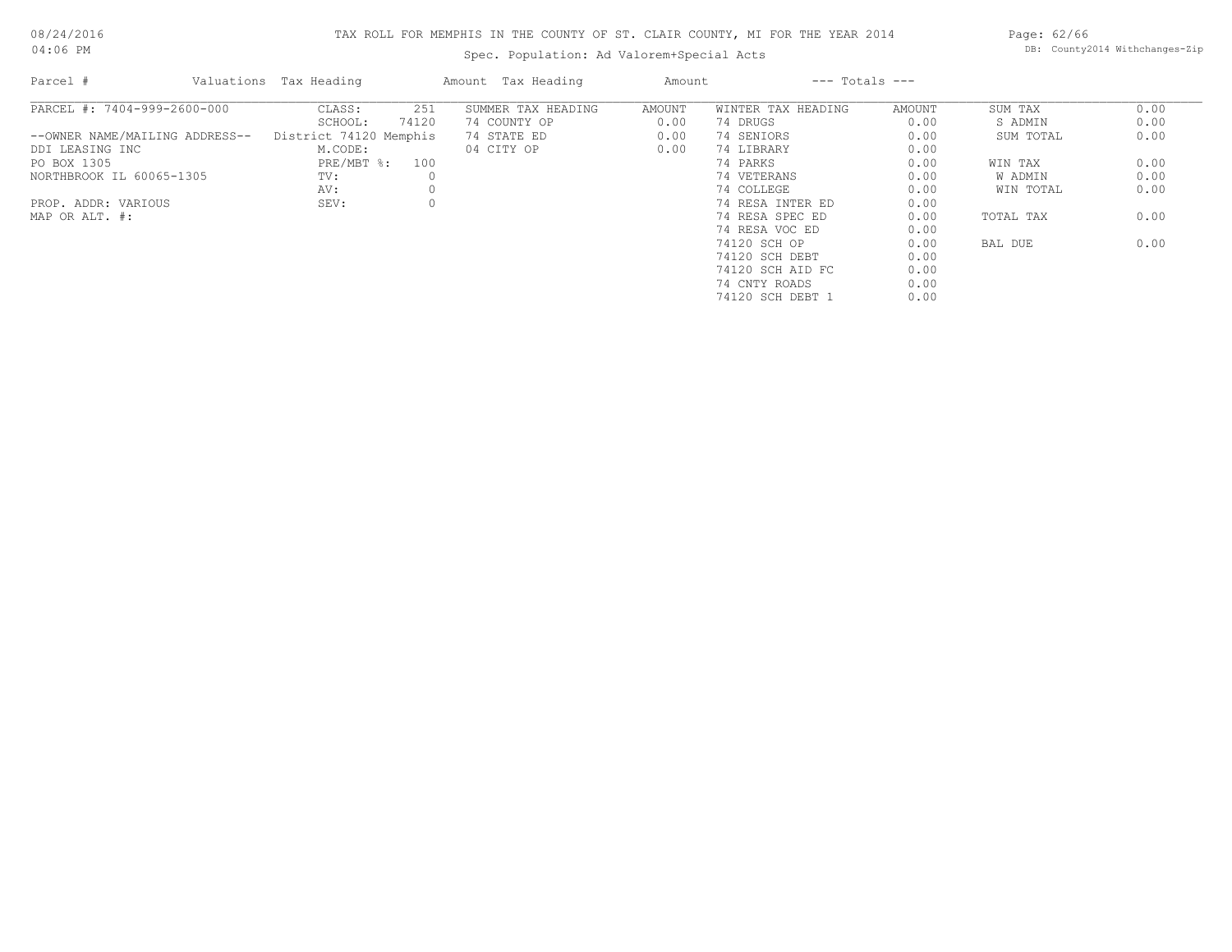TAX ROLL FOR MEMPHIS IN THE COUNTY OF ST. CLAIR COUNTY, MI FOR THE YEAR 2014

Spec. Population: Ad Valorem+Special Acts

08/24/2016
04:06 PM

DB: County2014 Withchanges-Zip

| Parcel # | Valuations | Tax Heading | Amount | Tax Heading | Amount | --- Totals --- | | | |
|---|---|---|---|---|---|---|---|---|---|
| PARCEL #: 7404-999-2600-000 | CLASS: | 251 | SUMMER TAX HEADING | AMOUNT | WINTER TAX HEADING | AMOUNT | SUM TAX | 0.00 |
| | SCHOOL: | 74120 | 74 COUNTY OP | 0.00 | 74 DRUGS | 0.00 | S ADMIN | 0.00 |
| --OWNER NAME/MAILING ADDRESS-- | District 74120 Memphis | | 74 STATE ED | 0.00 | 74 SENIORS | 0.00 | SUM TOTAL | 0.00 |
| DDI LEASING INC | M.CODE: | | 04 CITY OP | 0.00 | 74 LIBRARY | 0.00 | | |
| PO BOX 1305 | PRE/MBT %: | 100 | | | 74 PARKS | 0.00 | WIN TAX | 0.00 |
| NORTHBROOK IL 60065-1305 | TV: | 0 | | | 74 VETERANS | 0.00 | W ADMIN | 0.00 |
| | AV: | 0 | | | 74 COLLEGE | 0.00 | WIN TOTAL | 0.00 |
| PROP. ADDR: VARIOUS | SEV: | 0 | | | 74 RESA INTER ED | 0.00 | | |
| MAP OR ALT. #: | | | | | 74 RESA SPEC ED | 0.00 | TOTAL TAX | 0.00 |
| | | | | | 74 RESA VOC ED | 0.00 | | |
| | | | | | 74120 SCH OP | 0.00 | BAL DUE | 0.00 |
| | | | | | 74120 SCH DEBT | 0.00 | | |
| | | | | | 74120 SCH AID FC | 0.00 | | |
| | | | | | 74 CNTY ROADS | 0.00 | | |
| | | | | | 74120 SCH DEBT 1 | 0.00 | | |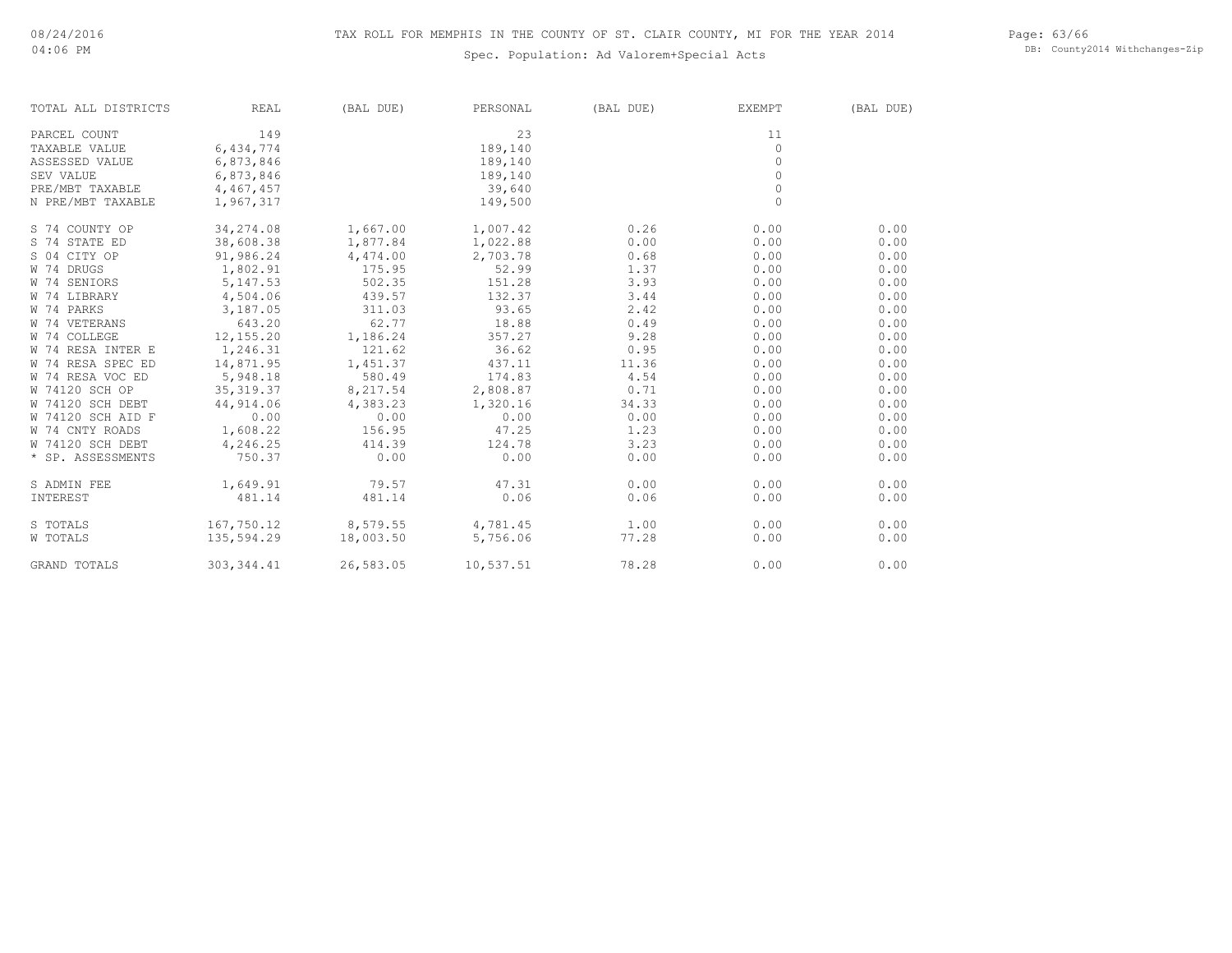TAX ROLL FOR MEMPHIS IN THE COUNTY OF ST. CLAIR COUNTY, MI FOR THE YEAR 2014

Spec. Population: Ad Valorem+Special Acts

| TOTAL ALL DISTRICTS | REAL | (BAL DUE) | PERSONAL | (BAL DUE) | EXEMPT | (BAL DUE) |
|---|---|---|---|---|---|---|
| PARCEL COUNT | 149 | | 23 | | 11 | |
| TAXABLE VALUE | 6,434,774 | | 189,140 | | 0 | |
| ASSESSED VALUE | 6,873,846 | | 189,140 | | 0 | |
| SEV VALUE | 6,873,846 | | 189,140 | | 0 | |
| PRE/MBT TAXABLE | 4,467,457 | | 39,640 | | 0 | |
| N PRE/MBT TAXABLE | 1,967,317 | | 149,500 | | 0 | |
| S 74 COUNTY OP | 34,274.08 | 1,667.00 | 1,007.42 | 0.26 | 0.00 | 0.00 |
| S 74 STATE ED | 38,608.38 | 1,877.84 | 1,022.88 | 0.00 | 0.00 | 0.00 |
| S 04 CITY OP | 91,986.24 | 4,474.00 | 2,703.78 | 0.68 | 0.00 | 0.00 |
| W 74 DRUGS | 1,802.91 | 175.95 | 52.99 | 1.37 | 0.00 | 0.00 |
| W 74 SENIORS | 5,147.53 | 502.35 | 151.28 | 3.93 | 0.00 | 0.00 |
| W 74 LIBRARY | 4,504.06 | 439.57 | 132.37 | 3.44 | 0.00 | 0.00 |
| W 74 PARKS | 3,187.05 | 311.03 | 93.65 | 2.42 | 0.00 | 0.00 |
| W 74 VETERANS | 643.20 | 62.77 | 18.88 | 0.49 | 0.00 | 0.00 |
| W 74 COLLEGE | 12,155.20 | 1,186.24 | 357.27 | 9.28 | 0.00 | 0.00 |
| W 74 RESA INTER E | 1,246.31 | 121.62 | 36.62 | 0.95 | 0.00 | 0.00 |
| W 74 RESA SPEC ED | 14,871.95 | 1,451.37 | 437.11 | 11.36 | 0.00 | 0.00 |
| W 74 RESA VOC ED | 5,948.18 | 580.49 | 174.83 | 4.54 | 0.00 | 0.00 |
| W 74120 SCH OP | 35,319.37 | 8,217.54 | 2,808.87 | 0.71 | 0.00 | 0.00 |
| W 74120 SCH DEBT | 44,914.06 | 4,383.23 | 1,320.16 | 34.33 | 0.00 | 0.00 |
| W 74120 SCH AID F | 0.00 | 0.00 | 0.00 | 0.00 | 0.00 | 0.00 |
| W 74 CNTY ROADS | 1,608.22 | 156.95 | 47.25 | 1.23 | 0.00 | 0.00 |
| W 74120 SCH DEBT | 4,246.25 | 414.39 | 124.78 | 3.23 | 0.00 | 0.00 |
| * SP. ASSESSMENTS | 750.37 | 0.00 | 0.00 | 0.00 | 0.00 | 0.00 |
| S ADMIN FEE | 1,649.91 | 79.57 | 47.31 | 0.00 | 0.00 | 0.00 |
| INTEREST | 481.14 | 481.14 | 0.06 | 0.06 | 0.00 | 0.00 |
| S TOTALS | 167,750.12 | 8,579.55 | 4,781.45 | 1.00 | 0.00 | 0.00 |
| W TOTALS | 135,594.29 | 18,003.50 | 5,756.06 | 77.28 | 0.00 | 0.00 |
| GRAND TOTALS | 303,344.41 | 26,583.05 | 10,537.51 | 78.28 | 0.00 | 0.00 |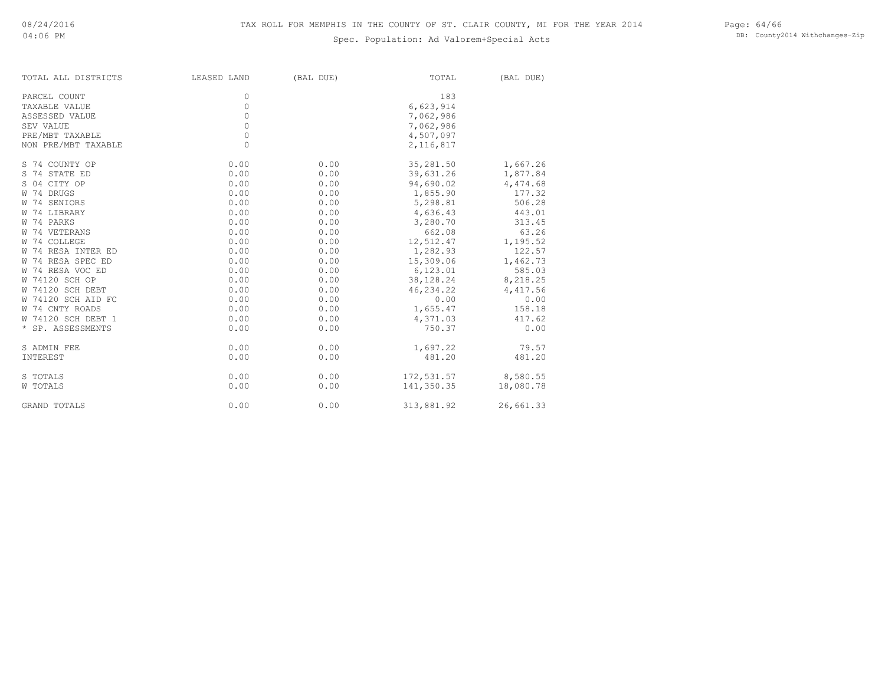TAX ROLL FOR MEMPHIS IN THE COUNTY OF ST. CLAIR COUNTY, MI FOR THE YEAR 2014

Spec. Population: Ad Valorem+Special Acts

| TOTAL ALL DISTRICTS | LEASED LAND | (BAL DUE) | TOTAL | (BAL DUE) |
|---|---|---|---|---|
| PARCEL COUNT | 0 | | 183 | |
| TAXABLE VALUE | 0 | | 6,623,914 | |
| ASSESSED VALUE | 0 | | 7,062,986 | |
| SEV VALUE | 0 | | 7,062,986 | |
| PRE/MBT TAXABLE | 0 | | 4,507,097 | |
| NON PRE/MBT TAXABLE | 0 | | 2,116,817 | |
| S 74 COUNTY OP | 0.00 | 0.00 | 35,281.50 | 1,667.26 |
| S 74 STATE ED | 0.00 | 0.00 | 39,631.26 | 1,877.84 |
| S 04 CITY OP | 0.00 | 0.00 | 94,690.02 | 4,474.68 |
| W 74 DRUGS | 0.00 | 0.00 | 1,855.90 | 177.32 |
| W 74 SENIORS | 0.00 | 0.00 | 5,298.81 | 506.28 |
| W 74 LIBRARY | 0.00 | 0.00 | 4,636.43 | 443.01 |
| W 74 PARKS | 0.00 | 0.00 | 3,280.70 | 313.45 |
| W 74 VETERANS | 0.00 | 0.00 | 662.08 | 63.26 |
| W 74 COLLEGE | 0.00 | 0.00 | 12,512.47 | 1,195.52 |
| W 74 RESA INTER ED | 0.00 | 0.00 | 1,282.93 | 122.57 |
| W 74 RESA SPEC ED | 0.00 | 0.00 | 15,309.06 | 1,462.73 |
| W 74 RESA VOC ED | 0.00 | 0.00 | 6,123.01 | 585.03 |
| W 74120 SCH OP | 0.00 | 0.00 | 38,128.24 | 8,218.25 |
| W 74120 SCH DEBT | 0.00 | 0.00 | 46,234.22 | 4,417.56 |
| W 74120 SCH AID FC | 0.00 | 0.00 | 0.00 | 0.00 |
| W 74 CNTY ROADS | 0.00 | 0.00 | 1,655.47 | 158.18 |
| W 74120 SCH DEBT 1 | 0.00 | 0.00 | 4,371.03 | 417.62 |
| * SP. ASSESSMENTS | 0.00 | 0.00 | 750.37 | 0.00 |
| S ADMIN FEE | 0.00 | 0.00 | 1,697.22 | 79.57 |
| INTEREST | 0.00 | 0.00 | 481.20 | 481.20 |
| S TOTALS | 0.00 | 0.00 | 172,531.57 | 8,580.55 |
| W TOTALS | 0.00 | 0.00 | 141,350.35 | 18,080.78 |
| GRAND TOTALS | 0.00 | 0.00 | 313,881.92 | 26,661.33 |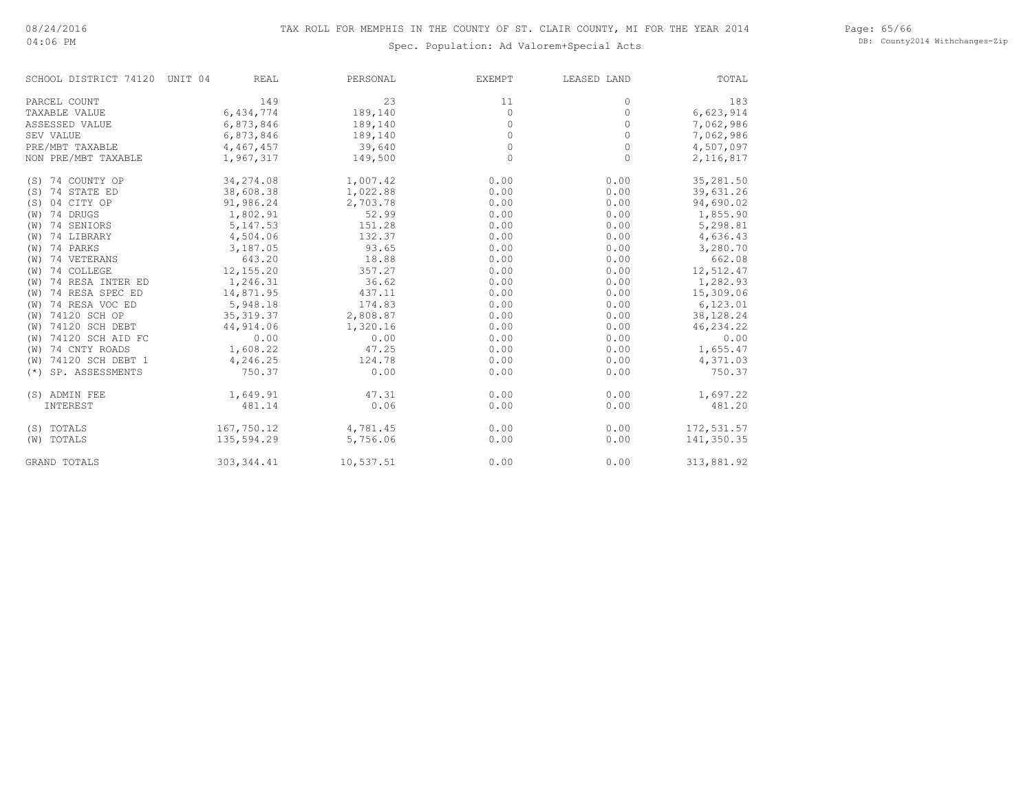# TAX ROLL FOR MEMPHIS IN THE COUNTY OF ST. CLAIR COUNTY, MI FOR THE YEAR 2014

Spec. Population: Ad Valorem+Special Acts

| SCHOOL DISTRICT 74120 UNIT 04 | REAL | PERSONAL | EXEMPT | LEASED LAND | TOTAL |
|---|---|---|---|---|---|
| PARCEL COUNT | 149 | 23 | 11 | 0 | 183 |
| TAXABLE VALUE | 6,434,774 | 189,140 | 0 | 0 | 6,623,914 |
| ASSESSED VALUE | 6,873,846 | 189,140 | 0 | 0 | 7,062,986 |
| SEV VALUE | 6,873,846 | 189,140 | 0 | 0 | 7,062,986 |
| PRE/MBT TAXABLE | 4,467,457 | 39,640 | 0 | 0 | 4,507,097 |
| NON PRE/MBT TAXABLE | 1,967,317 | 149,500 | 0 | 0 | 2,116,817 |
| (S) 74 COUNTY OP | 34,274.08 | 1,007.42 | 0.00 | 0.00 | 35,281.50 |
| (S) 74 STATE ED | 38,608.38 | 1,022.88 | 0.00 | 0.00 | 39,631.26 |
| (S) 04 CITY OP | 91,986.24 | 2,703.78 | 0.00 | 0.00 | 94,690.02 |
| (W) 74 DRUGS | 1,802.91 | 52.99 | 0.00 | 0.00 | 1,855.90 |
| (W) 74 SENIORS | 5,147.53 | 151.28 | 0.00 | 0.00 | 5,298.81 |
| (W) 74 LIBRARY | 4,504.06 | 132.37 | 0.00 | 0.00 | 4,636.43 |
| (W) 74 PARKS | 3,187.05 | 93.65 | 0.00 | 0.00 | 3,280.70 |
| (W) 74 VETERANS | 643.20 | 18.88 | 0.00 | 0.00 | 662.08 |
| (W) 74 COLLEGE | 12,155.20 | 357.27 | 0.00 | 0.00 | 12,512.47 |
| (W) 74 RESA INTER ED | 1,246.31 | 36.62 | 0.00 | 0.00 | 1,282.93 |
| (W) 74 RESA SPEC ED | 14,871.95 | 437.11 | 0.00 | 0.00 | 15,309.06 |
| (W) 74 RESA VOC ED | 5,948.18 | 174.83 | 0.00 | 0.00 | 6,123.01 |
| (W) 74120 SCH OP | 35,319.37 | 2,808.87 | 0.00 | 0.00 | 38,128.24 |
| (W) 74120 SCH DEBT | 44,914.06 | 1,320.16 | 0.00 | 0.00 | 46,234.22 |
| (W) 74120 SCH AID FC | 0.00 | 0.00 | 0.00 | 0.00 | 0.00 |
| (W) 74 CNTY ROADS | 1,608.22 | 47.25 | 0.00 | 0.00 | 1,655.47 |
| (W) 74120 SCH DEBT 1 | 4,246.25 | 124.78 | 0.00 | 0.00 | 4,371.03 |
| (*) SP. ASSESSMENTS | 750.37 | 0.00 | 0.00 | 0.00 | 750.37 |
| (S) ADMIN FEE | 1,649.91 | 47.31 | 0.00 | 0.00 | 1,697.22 |
| INTEREST | 481.14 | 0.06 | 0.00 | 0.00 | 481.20 |
| (S) TOTALS | 167,750.12 | 4,781.45 | 0.00 | 0.00 | 172,531.57 |
| (W) TOTALS | 135,594.29 | 5,756.06 | 0.00 | 0.00 | 141,350.35 |
| GRAND TOTALS | 303,344.41 | 10,537.51 | 0.00 | 0.00 | 313,881.92 |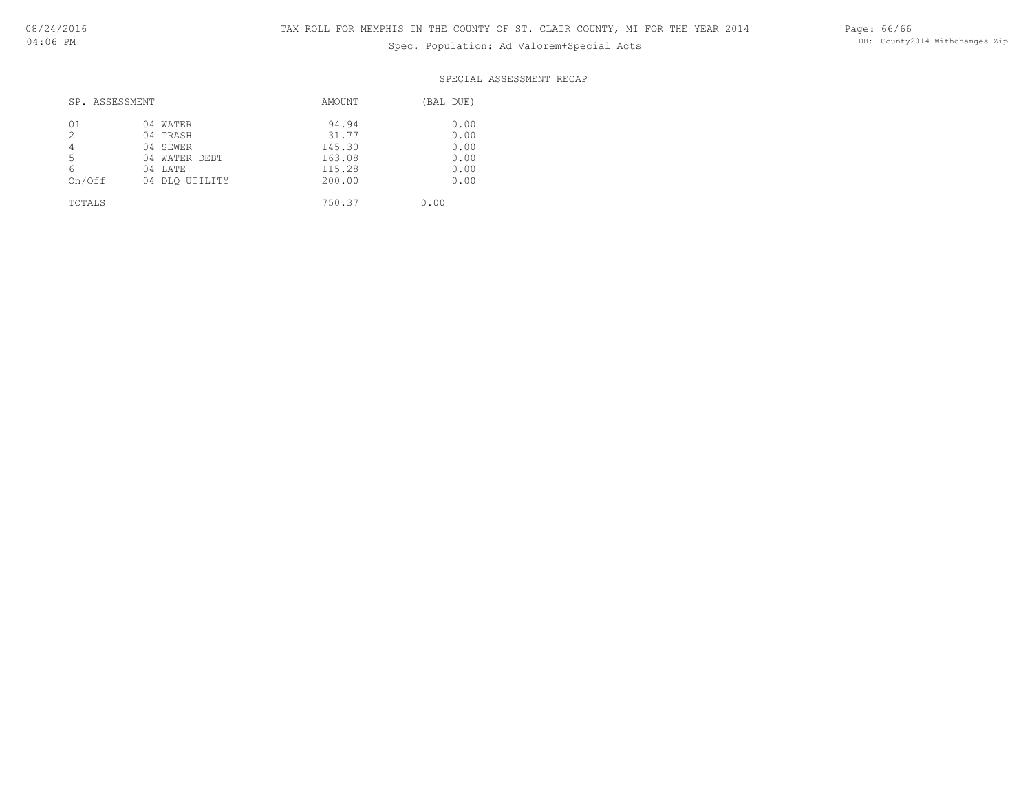TAX ROLL FOR MEMPHIS IN THE COUNTY OF ST. CLAIR COUNTY, MI FOR THE YEAR 2014

Spec. Population: Ad Valorem+Special Acts

SPECIAL ASSESSMENT RECAP

| SP. ASSESSMENT | | AMOUNT | (BAL DUE) |
|---|---|---|---|
| 01 | 04 WATER | 94.94 | 0.00 |
| 2 | 04 TRASH | 31.77 | 0.00 |
| 4 | 04 SEWER | 145.30 | 0.00 |
| 5 | 04 WATER DEBT | 163.08 | 0.00 |
| 6 | 04 LATE | 115.28 | 0.00 |
| On/Off | 04 DLQ UTILITY | 200.00 | 0.00 |
| TOTALS | | 750.37 | 0.00 |